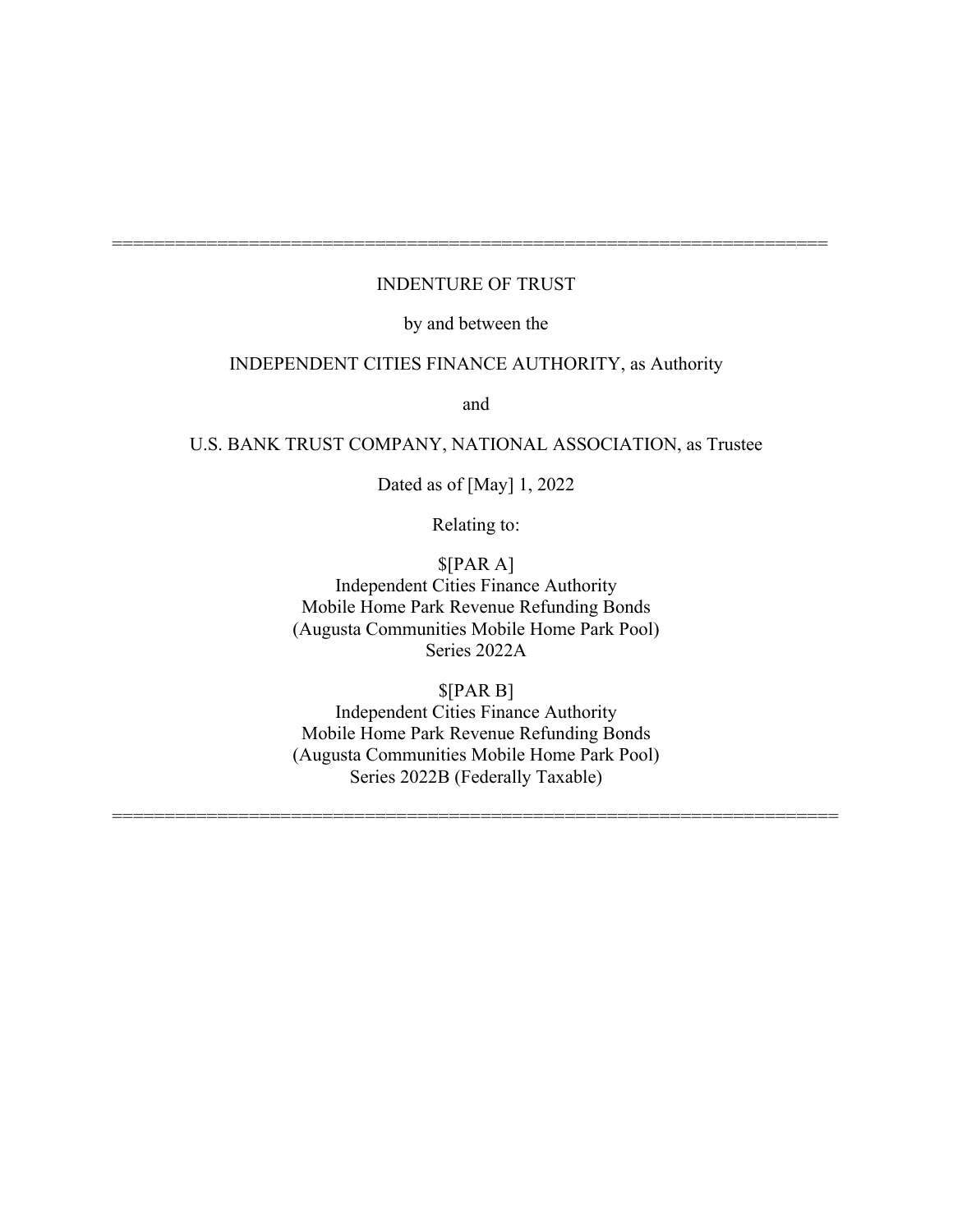===================================================================

# INDENTURE OF TRUST

by and between the

INDEPENDENT CITIES FINANCE AUTHORITY, as Authority

and

U.S. BANK TRUST COMPANY, NATIONAL ASSOCIATION, as Trustee

Dated as of [May] 1, 2022

Relating to:

$[PAR A]
Independent Cities Finance Authority
Mobile Home Park Revenue Refunding Bonds
(Augusta Communities Mobile Home Park Pool)
Series 2022A

$[PAR B]
Independent Cities Finance Authority
Mobile Home Park Revenue Refunding Bonds
(Augusta Communities Mobile Home Park Pool)
Series 2022B (Federally Taxable)

===================================================================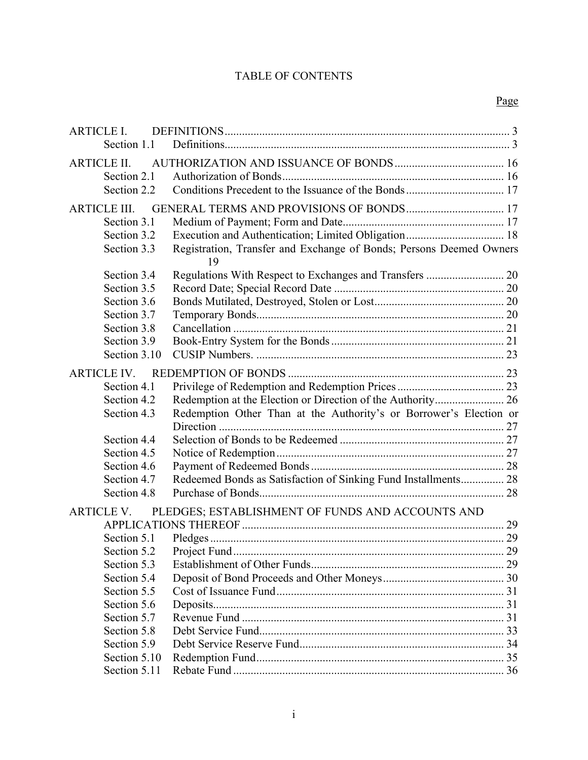# TABLE OF CONTENTS

| | | Page |
|---|---|---|
| ARTICLE I. | DEFINITIONS | 3 |
| Section 1.1 | Definitions | 3 |
| ARTICLE II. | AUTHORIZATION AND ISSUANCE OF BONDS | 16 |
| Section 2.1 | Authorization of Bonds | 16 |
| Section 2.2 | Conditions Precedent to the Issuance of the Bonds | 17 |
| ARTICLE III. | GENERAL TERMS AND PROVISIONS OF BONDS | 17 |
| Section 3.1 | Medium of Payment; Form and Date | 17 |
| Section 3.2 | Execution and Authentication; Limited Obligation | 18 |
| Section 3.3 | Registration, Transfer and Exchange of Bonds; Persons Deemed Owners | 19 |
| Section 3.4 | Regulations With Respect to Exchanges and Transfers | 20 |
| Section 3.5 | Record Date; Special Record Date | 20 |
| Section 3.6 | Bonds Mutilated, Destroyed, Stolen or Lost | 20 |
| Section 3.7 | Temporary Bonds | 20 |
| Section 3.8 | Cancellation | 21 |
| Section 3.9 | Book-Entry System for the Bonds | 21 |
| Section 3.10 | CUSIP Numbers. | 23 |
| ARTICLE IV. | REDEMPTION OF BONDS | 23 |
| Section 4.1 | Privilege of Redemption and Redemption Prices | 23 |
| Section 4.2 | Redemption at the Election or Direction of the Authority | 26 |
| Section 4.3 | Redemption Other Than at the Authority's or Borrower's Election or Direction | 27 |
| Section 4.4 | Selection of Bonds to be Redeemed | 27 |
| Section 4.5 | Notice of Redemption | 27 |
| Section 4.6 | Payment of Redeemed Bonds | 28 |
| Section 4.7 | Redeemed Bonds as Satisfaction of Sinking Fund Installments | 28 |
| Section 4.8 | Purchase of Bonds | 28 |
| ARTICLE V. | PLEDGES; ESTABLISHMENT OF FUNDS AND ACCOUNTS AND APPLICATIONS THEREOF | 29 |
| Section 5.1 | Pledges | 29 |
| Section 5.2 | Project Fund | 29 |
| Section 5.3 | Establishment of Other Funds | 29 |
| Section 5.4 | Deposit of Bond Proceeds and Other Moneys | 30 |
| Section 5.5 | Cost of Issuance Fund | 31 |
| Section 5.6 | Deposits | 31 |
| Section 5.7 | Revenue Fund | 31 |
| Section 5.8 | Debt Service Fund | 33 |
| Section 5.9 | Debt Service Reserve Fund | 34 |
| Section 5.10 | Redemption Fund | 35 |
| Section 5.11 | Rebate Fund | 36 |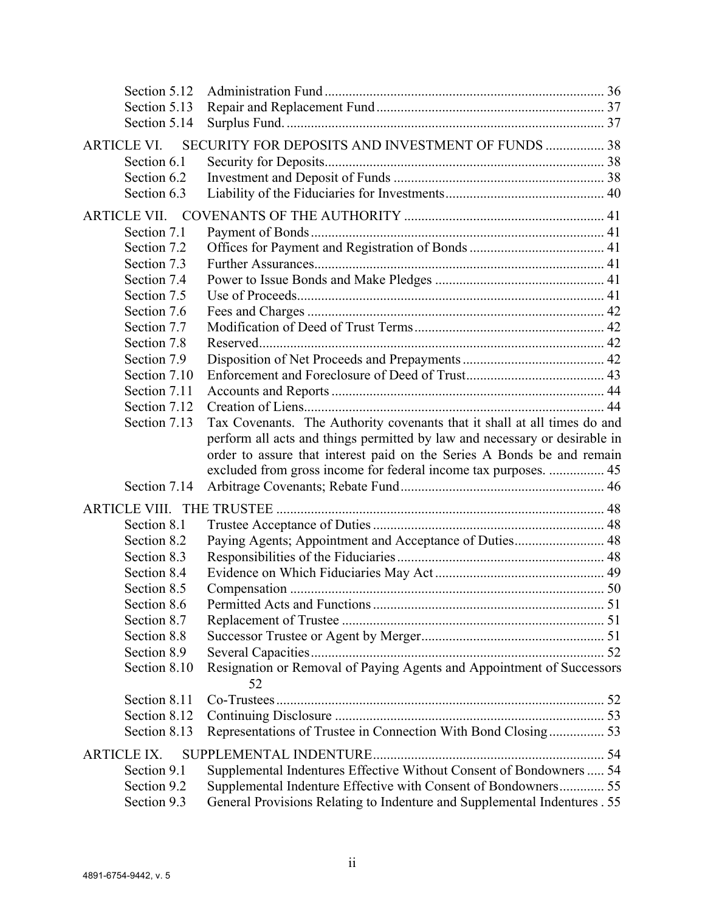| | | |
|---|---|---|
| Section 5.12 | Administration Fund | 36 |
| Section 5.13 | Repair and Replacement Fund | 37 |
| Section 5.14 | Surplus Fund. | 37 |
| **ARTICLE VI.** | **SECURITY FOR DEPOSITS AND INVESTMENT OF FUNDS** | **38** |
| Section 6.1 | Security for Deposits | 38 |
| Section 6.2 | Investment and Deposit of Funds | 38 |
| Section 6.3 | Liability of the Fiduciaries for Investments | 40 |
| **ARTICLE VII.** | **COVENANTS OF THE AUTHORITY** | **41** |
| Section 7.1 | Payment of Bonds | 41 |
| Section 7.2 | Offices for Payment and Registration of Bonds | 41 |
| Section 7.3 | Further Assurances | 41 |
| Section 7.4 | Power to Issue Bonds and Make Pledges | 41 |
| Section 7.5 | Use of Proceeds | 41 |
| Section 7.6 | Fees and Charges | 42 |
| Section 7.7 | Modification of Deed of Trust Terms | 42 |
| Section 7.8 | Reserved | 42 |
| Section 7.9 | Disposition of Net Proceeds and Prepayments | 42 |
| Section 7.10 | Enforcement and Foreclosure of Deed of Trust | 43 |
| Section 7.11 | Accounts and Reports | 44 |
| Section 7.12 | Creation of Liens | 44 |
| Section 7.13 | Tax Covenants. The Authority covenants that it shall at all times do and perform all acts and things permitted by law and necessary or desirable in order to assure that interest paid on the Series A Bonds be and remain excluded from gross income for federal income tax purposes. | 45 |
| Section 7.14 | Arbitrage Covenants; Rebate Fund | 46 |
| **ARTICLE VIII.** | **THE TRUSTEE** | **48** |
| Section 8.1 | Trustee Acceptance of Duties | 48 |
| Section 8.2 | Paying Agents; Appointment and Acceptance of Duties | 48 |
| Section 8.3 | Responsibilities of the Fiduciaries | 48 |
| Section 8.4 | Evidence on Which Fiduciaries May Act | 49 |
| Section 8.5 | Compensation | 50 |
| Section 8.6 | Permitted Acts and Functions | 51 |
| Section 8.7 | Replacement of Trustee | 51 |
| Section 8.8 | Successor Trustee or Agent by Merger | 51 |
| Section 8.9 | Several Capacities | 52 |
| Section 8.10 | Resignation or Removal of Paying Agents and Appointment of Successors | 52 |
| Section 8.11 | Co-Trustees | 52 |
| Section 8.12 | Continuing Disclosure | 53 |
| Section 8.13 | Representations of Trustee in Connection With Bond Closing | 53 |
| **ARTICLE IX.** | **SUPPLEMENTAL INDENTURE** | **54** |
| Section 9.1 | Supplemental Indentures Effective Without Consent of Bondowners | 54 |
| Section 9.2 | Supplemental Indenture Effective with Consent of Bondowners | 55 |
| Section 9.3 | General Provisions Relating to Indenture and Supplemental Indentures | 55 |

4891-6754-9442, v. 5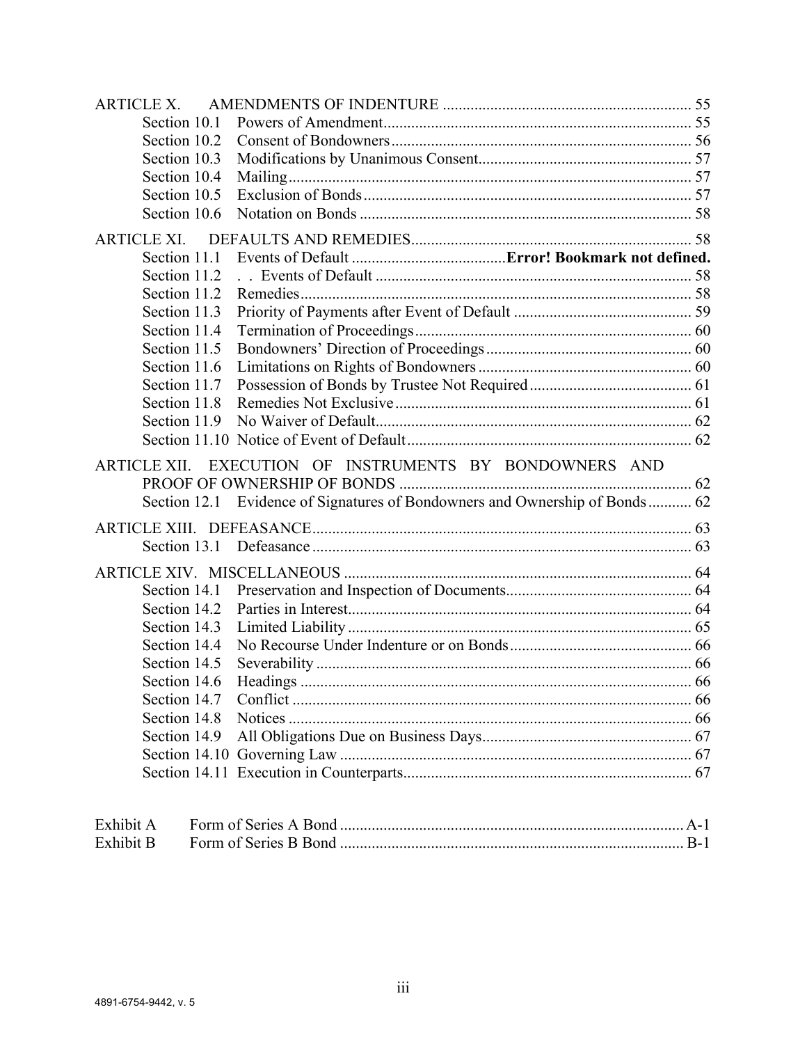ARTICLE X. AMENDMENTS OF INDENTURE .............................................................. 55

- Section 10.1 Powers of Amendment............................................................................. 55
- Section 10.2 Consent of Bondowners............................................................................ 56
- Section 10.3 Modifications by Unanimous Consent...................................................... 57
- Section 10.4 Mailing...................................................................................................... 57
- Section 10.5 Exclusion of Bonds................................................................................... 57
- Section 10.6 Notation on Bonds.................................................................................... 58

ARTICLE XI. DEFAULTS AND REMEDIES........................................................................ 58

- Section 11.1 Events of Default ......................................**Error! Bookmark not defined.**
- Section 11.2 . . Events of Default ................................................................................ 58
- Section 11.2 Remedies................................................................................................... 58
- Section 11.3 Priority of Payments after Event of Default ............................................. 59
- Section 11.4 Termination of Proceedings...................................................................... 60
- Section 11.5 Bondowners' Direction of Proceedings.................................................... 60
- Section 11.6 Limitations on Rights of Bondowners...................................................... 60
- Section 11.7 Possession of Bonds by Trustee Not Required......................................... 61
- Section 11.8 Remedies Not Exclusive........................................................................... 61
- Section 11.9 No Waiver of Default................................................................................ 62
- Section 11.10 Notice of Event of Default...................................................................... 62

ARTICLE XII. EXECUTION OF INSTRUMENTS BY BONDOWNERS AND PROOF OF OWNERSHIP OF BONDS .......................................................................... 62

- Section 12.1 Evidence of Signatures of Bondowners and Ownership of Bonds........... 62

ARTICLE XIII. DEFEASANCE............................................................................................... 63

- Section 13.1 Defeasance................................................................................................ 63

ARTICLE XIV. MISCELLANEOUS ....................................................................................... 64

- Section 14.1 Preservation and Inspection of Documents.............................................. 64
- Section 14.2 Parties in Interest....................................................................................... 64
- Section 14.3 Limited Liability....................................................................................... 65
- Section 14.4 No Recourse Under Indenture or on Bonds.............................................. 66
- Section 14.5 Severability.............................................................................................. 66
- Section 14.6 Headings.................................................................................................. 66
- Section 14.7 Conflict.................................................................................................... 66
- Section 14.8 Notices..................................................................................................... 66
- Section 14.9 All Obligations Due on Business Days..................................................... 67
- Section 14.10 Governing Law........................................................................................ 67
- Section 14.11 Execution in Counterparts........................................................................ 67

Exhibit A Form of Series A Bond ....................................................................................... A-1
Exhibit B Form of Series B Bond ....................................................................................... B-1

4891-6754-9442, v. 5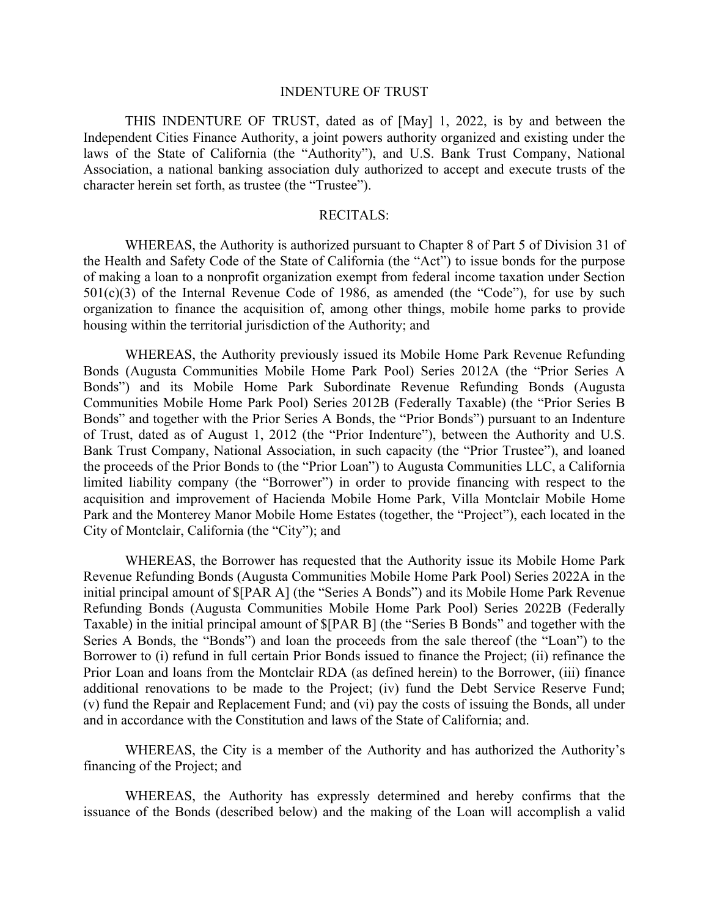# INDENTURE OF TRUST

THIS INDENTURE OF TRUST, dated as of [May] 1, 2022, is by and between the Independent Cities Finance Authority, a joint powers authority organized and existing under the laws of the State of California (the "Authority"), and U.S. Bank Trust Company, National Association, a national banking association duly authorized to accept and execute trusts of the character herein set forth, as trustee (the "Trustee").

## RECITALS:

WHEREAS, the Authority is authorized pursuant to Chapter 8 of Part 5 of Division 31 of the Health and Safety Code of the State of California (the "Act") to issue bonds for the purpose of making a loan to a nonprofit organization exempt from federal income taxation under Section 501(c)(3) of the Internal Revenue Code of 1986, as amended (the "Code"), for use by such organization to finance the acquisition of, among other things, mobile home parks to provide housing within the territorial jurisdiction of the Authority; and

WHEREAS, the Authority previously issued its Mobile Home Park Revenue Refunding Bonds (Augusta Communities Mobile Home Park Pool) Series 2012A (the "Prior Series A Bonds") and its Mobile Home Park Subordinate Revenue Refunding Bonds (Augusta Communities Mobile Home Park Pool) Series 2012B (Federally Taxable) (the "Prior Series B Bonds" and together with the Prior Series A Bonds, the "Prior Bonds") pursuant to an Indenture of Trust, dated as of August 1, 2012 (the "Prior Indenture"), between the Authority and U.S. Bank Trust Company, National Association, in such capacity (the "Prior Trustee"), and loaned the proceeds of the Prior Bonds to (the "Prior Loan") to Augusta Communities LLC, a California limited liability company (the "Borrower") in order to provide financing with respect to the acquisition and improvement of Hacienda Mobile Home Park, Villa Montclair Mobile Home Park and the Monterey Manor Mobile Home Estates (together, the "Project"), each located in the City of Montclair, California (the "City"); and

WHEREAS, the Borrower has requested that the Authority issue its Mobile Home Park Revenue Refunding Bonds (Augusta Communities Mobile Home Park Pool) Series 2022A in the initial principal amount of $[PAR A] (the "Series A Bonds") and its Mobile Home Park Revenue Refunding Bonds (Augusta Communities Mobile Home Park Pool) Series 2022B (Federally Taxable) in the initial principal amount of $[PAR B] (the "Series B Bonds" and together with the Series A Bonds, the "Bonds") and loan the proceeds from the sale thereof (the "Loan") to the Borrower to (i) refund in full certain Prior Bonds issued to finance the Project; (ii) refinance the Prior Loan and loans from the Montclair RDA (as defined herein) to the Borrower, (iii) finance additional renovations to be made to the Project; (iv) fund the Debt Service Reserve Fund; (v) fund the Repair and Replacement Fund; and (vi) pay the costs of issuing the Bonds, all under and in accordance with the Constitution and laws of the State of California; and.

WHEREAS, the City is a member of the Authority and has authorized the Authority's financing of the Project; and

WHEREAS, the Authority has expressly determined and hereby confirms that the issuance of the Bonds (described below) and the making of the Loan will accomplish a valid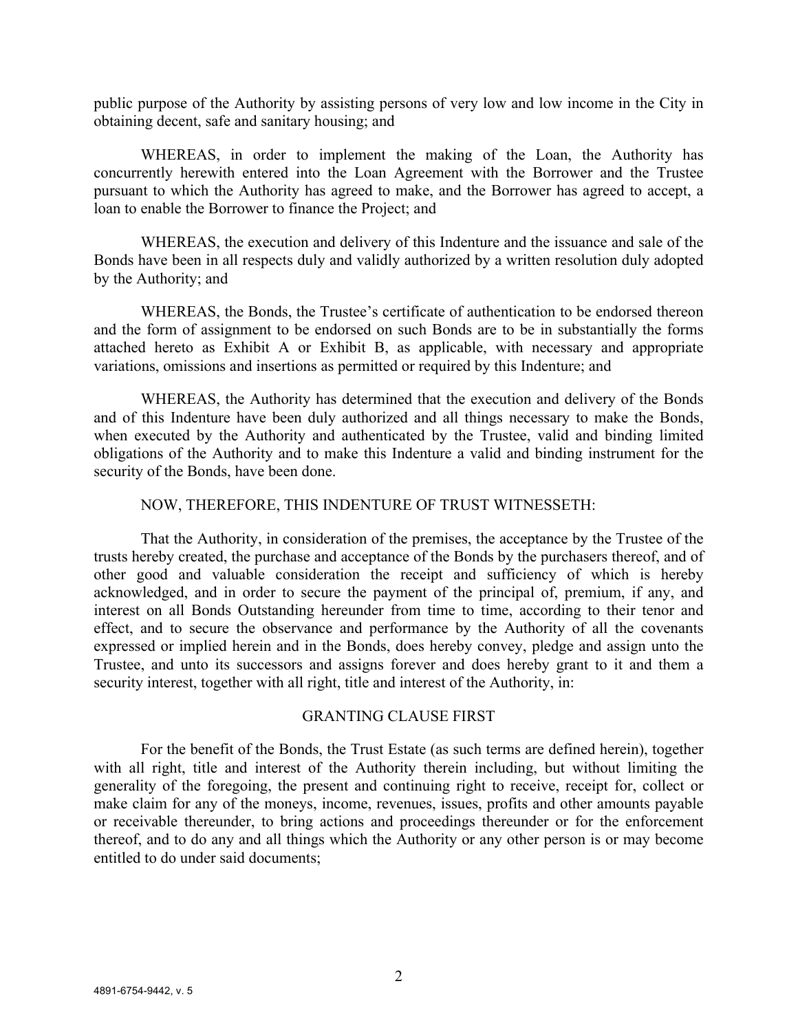public purpose of the Authority by assisting persons of very low and low income in the City in obtaining decent, safe and sanitary housing; and

WHEREAS, in order to implement the making of the Loan, the Authority has concurrently herewith entered into the Loan Agreement with the Borrower and the Trustee pursuant to which the Authority has agreed to make, and the Borrower has agreed to accept, a loan to enable the Borrower to finance the Project; and

WHEREAS, the execution and delivery of this Indenture and the issuance and sale of the Bonds have been in all respects duly and validly authorized by a written resolution duly adopted by the Authority; and

WHEREAS, the Bonds, the Trustee's certificate of authentication to be endorsed thereon and the form of assignment to be endorsed on such Bonds are to be in substantially the forms attached hereto as Exhibit A or Exhibit B, as applicable, with necessary and appropriate variations, omissions and insertions as permitted or required by this Indenture; and

WHEREAS, the Authority has determined that the execution and delivery of the Bonds and of this Indenture have been duly authorized and all things necessary to make the Bonds, when executed by the Authority and authenticated by the Trustee, valid and binding limited obligations of the Authority and to make this Indenture a valid and binding instrument for the security of the Bonds, have been done.

NOW, THEREFORE, THIS INDENTURE OF TRUST WITNESSETH:

That the Authority, in consideration of the premises, the acceptance by the Trustee of the trusts hereby created, the purchase and acceptance of the Bonds by the purchasers thereof, and of other good and valuable consideration the receipt and sufficiency of which is hereby acknowledged, and in order to secure the payment of the principal of, premium, if any, and interest on all Bonds Outstanding hereunder from time to time, according to their tenor and effect, and to secure the observance and performance by the Authority of all the covenants expressed or implied herein and in the Bonds, does hereby convey, pledge and assign unto the Trustee, and unto its successors and assigns forever and does hereby grant to it and them a security interest, together with all right, title and interest of the Authority, in:

## GRANTING CLAUSE FIRST

For the benefit of the Bonds, the Trust Estate (as such terms are defined herein), together with all right, title and interest of the Authority therein including, but without limiting the generality of the foregoing, the present and continuing right to receive, receipt for, collect or make claim for any of the moneys, income, revenues, issues, profits and other amounts payable or receivable thereunder, to bring actions and proceedings thereunder or for the enforcement thereof, and to do any and all things which the Authority or any other person is or may become entitled to do under said documents;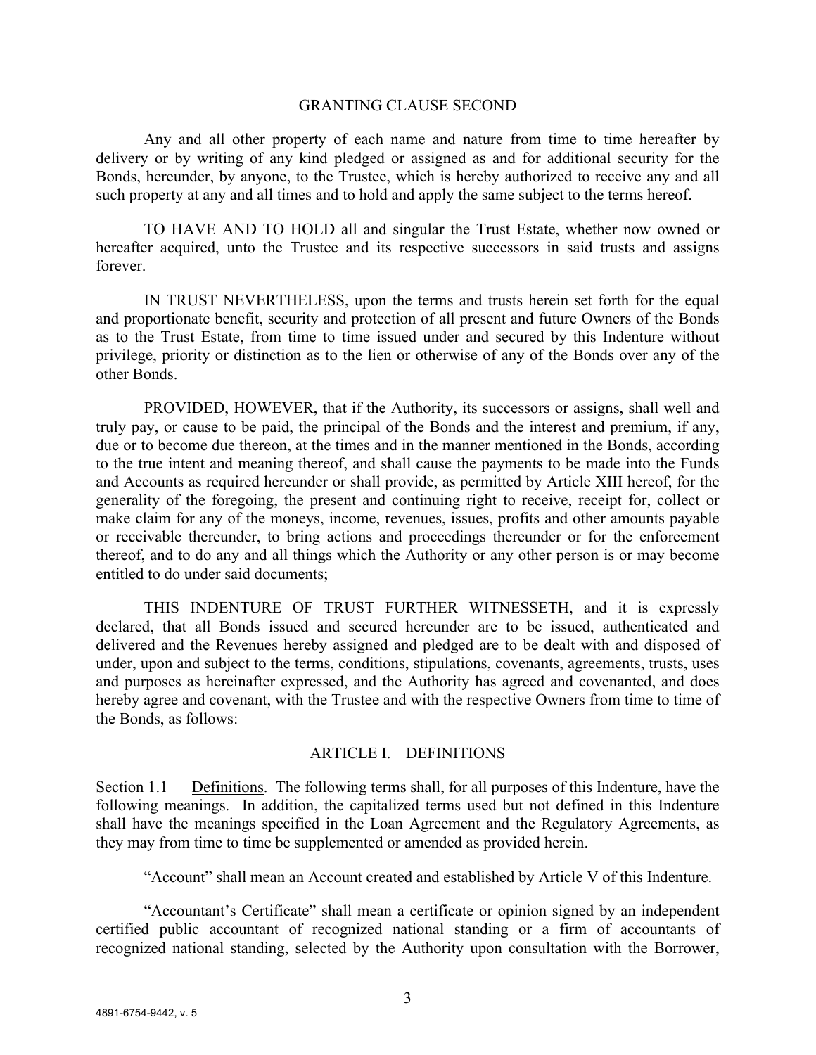## GRANTING CLAUSE SECOND

Any and all other property of each name and nature from time to time hereafter by delivery or by writing of any kind pledged or assigned as and for additional security for the Bonds, hereunder, by anyone, to the Trustee, which is hereby authorized to receive any and all such property at any and all times and to hold and apply the same subject to the terms hereof.

TO HAVE AND TO HOLD all and singular the Trust Estate, whether now owned or hereafter acquired, unto the Trustee and its respective successors in said trusts and assigns forever.

IN TRUST NEVERTHELESS, upon the terms and trusts herein set forth for the equal and proportionate benefit, security and protection of all present and future Owners of the Bonds as to the Trust Estate, from time to time issued under and secured by this Indenture without privilege, priority or distinction as to the lien or otherwise of any of the Bonds over any of the other Bonds.

PROVIDED, HOWEVER, that if the Authority, its successors or assigns, shall well and truly pay, or cause to be paid, the principal of the Bonds and the interest and premium, if any, due or to become due thereon, at the times and in the manner mentioned in the Bonds, according to the true intent and meaning thereof, and shall cause the payments to be made into the Funds and Accounts as required hereunder or shall provide, as permitted by Article XIII hereof, for the generality of the foregoing, the present and continuing right to receive, receipt for, collect or make claim for any of the moneys, income, revenues, issues, profits and other amounts payable or receivable thereunder, to bring actions and proceedings thereunder or for the enforcement thereof, and to do any and all things which the Authority or any other person is or may become entitled to do under said documents;

THIS INDENTURE OF TRUST FURTHER WITNESSETH, and it is expressly declared, that all Bonds issued and secured hereunder are to be issued, authenticated and delivered and the Revenues hereby assigned and pledged are to be dealt with and disposed of under, upon and subject to the terms, conditions, stipulations, covenants, agreements, trusts, uses and purposes as hereinafter expressed, and the Authority has agreed and covenanted, and does hereby agree and covenant, with the Trustee and with the respective Owners from time to time of the Bonds, as follows:

## ARTICLE I. DEFINITIONS

Section 1.1 Definitions. The following terms shall, for all purposes of this Indenture, have the following meanings. In addition, the capitalized terms used but not defined in this Indenture shall have the meanings specified in the Loan Agreement and the Regulatory Agreements, as they may from time to time be supplemented or amended as provided herein.

"Account" shall mean an Account created and established by Article V of this Indenture.

"Accountant's Certificate" shall mean a certificate or opinion signed by an independent certified public accountant of recognized national standing or a firm of accountants of recognized national standing, selected by the Authority upon consultation with the Borrower,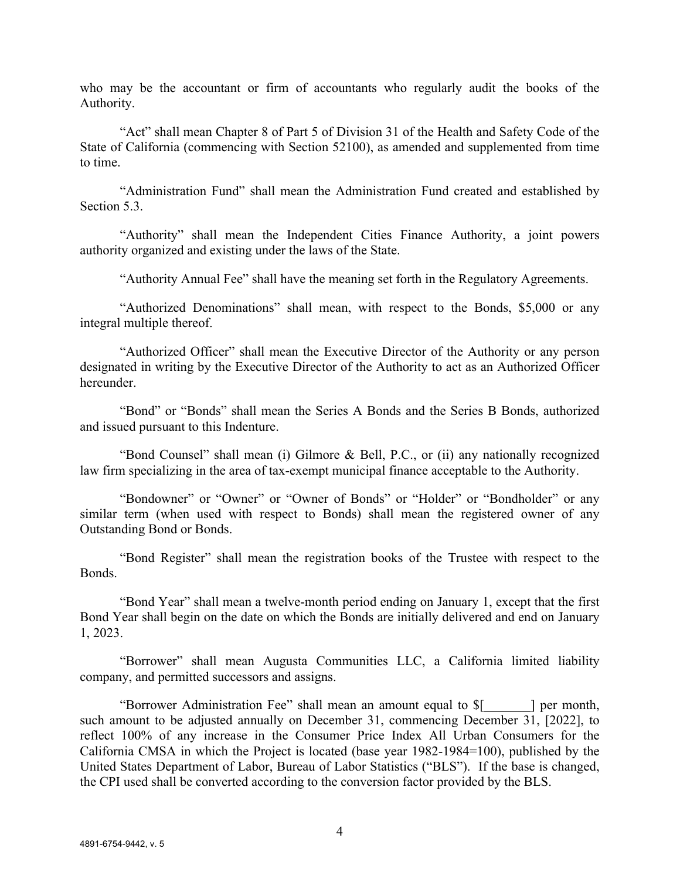who may be the accountant or firm of accountants who regularly audit the books of the Authority.

"Act" shall mean Chapter 8 of Part 5 of Division 31 of the Health and Safety Code of the State of California (commencing with Section 52100), as amended and supplemented from time to time.

"Administration Fund" shall mean the Administration Fund created and established by Section 5.3.

"Authority" shall mean the Independent Cities Finance Authority, a joint powers authority organized and existing under the laws of the State.

"Authority Annual Fee" shall have the meaning set forth in the Regulatory Agreements.

"Authorized Denominations" shall mean, with respect to the Bonds, $5,000 or any integral multiple thereof.

"Authorized Officer" shall mean the Executive Director of the Authority or any person designated in writing by the Executive Director of the Authority to act as an Authorized Officer hereunder.

"Bond" or "Bonds" shall mean the Series A Bonds and the Series B Bonds, authorized and issued pursuant to this Indenture.

"Bond Counsel" shall mean (i) Gilmore & Bell, P.C., or (ii) any nationally recognized law firm specializing in the area of tax-exempt municipal finance acceptable to the Authority.

"Bondowner" or "Owner" or "Owner of Bonds" or "Holder" or "Bondholder" or any similar term (when used with respect to Bonds) shall mean the registered owner of any Outstanding Bond or Bonds.

"Bond Register" shall mean the registration books of the Trustee with respect to the Bonds.

"Bond Year" shall mean a twelve-month period ending on January 1, except that the first Bond Year shall begin on the date on which the Bonds are initially delivered and end on January 1, 2023.

"Borrower" shall mean Augusta Communities LLC, a California limited liability company, and permitted successors and assigns.

"Borrower Administration Fee" shall mean an amount equal to $[_______] per month, such amount to be adjusted annually on December 31, commencing December 31, [2022], to reflect 100% of any increase in the Consumer Price Index All Urban Consumers for the California CMSA in which the Project is located (base year 1982-1984=100), published by the United States Department of Labor, Bureau of Labor Statistics ("BLS"). If the base is changed, the CPI used shall be converted according to the conversion factor provided by the BLS.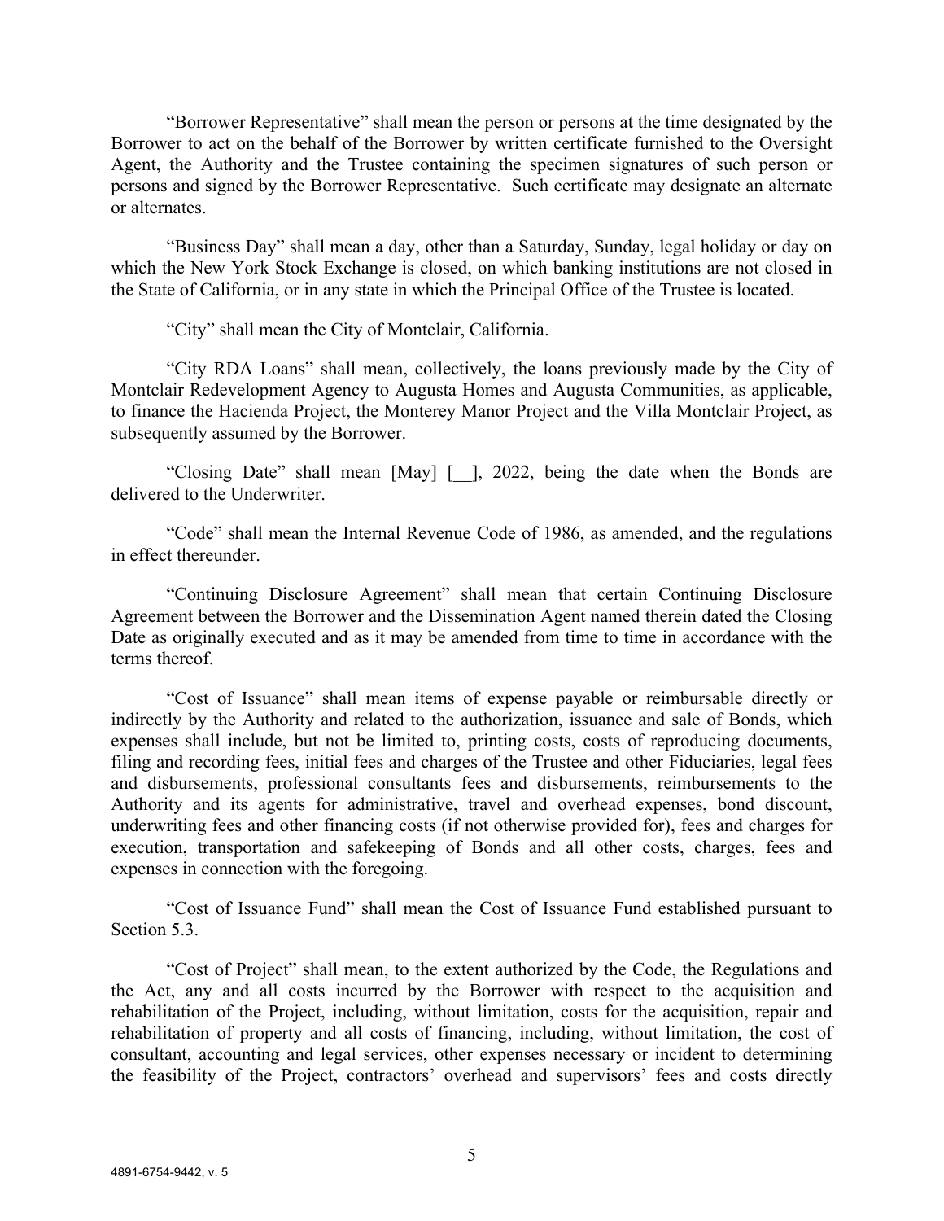"Borrower Representative" shall mean the person or persons at the time designated by the Borrower to act on the behalf of the Borrower by written certificate furnished to the Oversight Agent, the Authority and the Trustee containing the specimen signatures of such person or persons and signed by the Borrower Representative. Such certificate may designate an alternate or alternates.

"Business Day" shall mean a day, other than a Saturday, Sunday, legal holiday or day on which the New York Stock Exchange is closed, on which banking institutions are not closed in the State of California, or in any state in which the Principal Office of the Trustee is located.

"City" shall mean the City of Montclair, California.

"City RDA Loans" shall mean, collectively, the loans previously made by the City of Montclair Redevelopment Agency to Augusta Homes and Augusta Communities, as applicable, to finance the Hacienda Project, the Monterey Manor Project and the Villa Montclair Project, as subsequently assumed by the Borrower.

"Closing Date" shall mean [May] [__], 2022, being the date when the Bonds are delivered to the Underwriter.

"Code" shall mean the Internal Revenue Code of 1986, as amended, and the regulations in effect thereunder.

"Continuing Disclosure Agreement" shall mean that certain Continuing Disclosure Agreement between the Borrower and the Dissemination Agent named therein dated the Closing Date as originally executed and as it may be amended from time to time in accordance with the terms thereof.

"Cost of Issuance" shall mean items of expense payable or reimbursable directly or indirectly by the Authority and related to the authorization, issuance and sale of Bonds, which expenses shall include, but not be limited to, printing costs, costs of reproducing documents, filing and recording fees, initial fees and charges of the Trustee and other Fiduciaries, legal fees and disbursements, professional consultants fees and disbursements, reimbursements to the Authority and its agents for administrative, travel and overhead expenses, bond discount, underwriting fees and other financing costs (if not otherwise provided for), fees and charges for execution, transportation and safekeeping of Bonds and all other costs, charges, fees and expenses in connection with the foregoing.

"Cost of Issuance Fund" shall mean the Cost of Issuance Fund established pursuant to Section 5.3.

"Cost of Project" shall mean, to the extent authorized by the Code, the Regulations and the Act, any and all costs incurred by the Borrower with respect to the acquisition and rehabilitation of the Project, including, without limitation, costs for the acquisition, repair and rehabilitation of property and all costs of financing, including, without limitation, the cost of consultant, accounting and legal services, other expenses necessary or incident to determining the feasibility of the Project, contractors' overhead and supervisors' fees and costs directly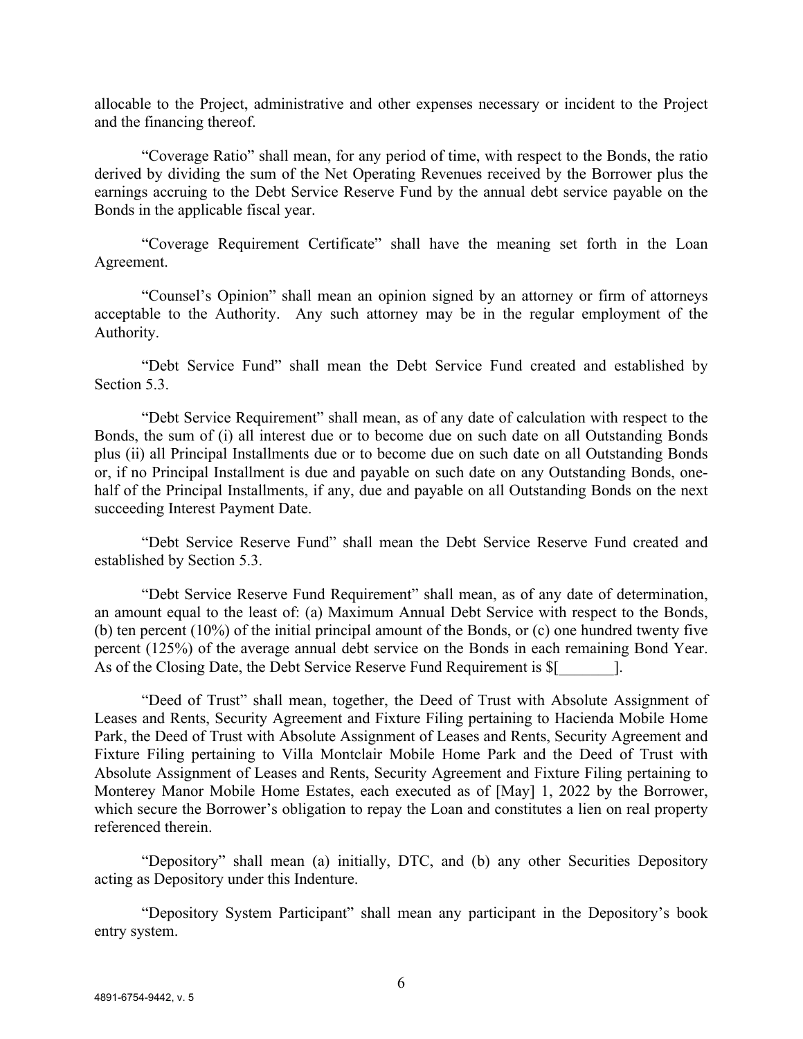allocable to the Project, administrative and other expenses necessary or incident to the Project and the financing thereof.

"Coverage Ratio" shall mean, for any period of time, with respect to the Bonds, the ratio derived by dividing the sum of the Net Operating Revenues received by the Borrower plus the earnings accruing to the Debt Service Reserve Fund by the annual debt service payable on the Bonds in the applicable fiscal year.

"Coverage Requirement Certificate" shall have the meaning set forth in the Loan Agreement.

"Counsel's Opinion" shall mean an opinion signed by an attorney or firm of attorneys acceptable to the Authority. Any such attorney may be in the regular employment of the Authority.

"Debt Service Fund" shall mean the Debt Service Fund created and established by Section 5.3.

"Debt Service Requirement" shall mean, as of any date of calculation with respect to the Bonds, the sum of (i) all interest due or to become due on such date on all Outstanding Bonds plus (ii) all Principal Installments due or to become due on such date on all Outstanding Bonds or, if no Principal Installment is due and payable on such date on any Outstanding Bonds, one-half of the Principal Installments, if any, due and payable on all Outstanding Bonds on the next succeeding Interest Payment Date.

"Debt Service Reserve Fund" shall mean the Debt Service Reserve Fund created and established by Section 5.3.

"Debt Service Reserve Fund Requirement" shall mean, as of any date of determination, an amount equal to the least of: (a) Maximum Annual Debt Service with respect to the Bonds, (b) ten percent (10%) of the initial principal amount of the Bonds, or (c) one hundred twenty five percent (125%) of the average annual debt service on the Bonds in each remaining Bond Year. As of the Closing Date, the Debt Service Reserve Fund Requirement is $[_______].

"Deed of Trust" shall mean, together, the Deed of Trust with Absolute Assignment of Leases and Rents, Security Agreement and Fixture Filing pertaining to Hacienda Mobile Home Park, the Deed of Trust with Absolute Assignment of Leases and Rents, Security Agreement and Fixture Filing pertaining to Villa Montclair Mobile Home Park and the Deed of Trust with Absolute Assignment of Leases and Rents, Security Agreement and Fixture Filing pertaining to Monterey Manor Mobile Home Estates, each executed as of [May] 1, 2022 by the Borrower, which secure the Borrower's obligation to repay the Loan and constitutes a lien on real property referenced therein.

"Depository" shall mean (a) initially, DTC, and (b) any other Securities Depository acting as Depository under this Indenture.

"Depository System Participant" shall mean any participant in the Depository's book entry system.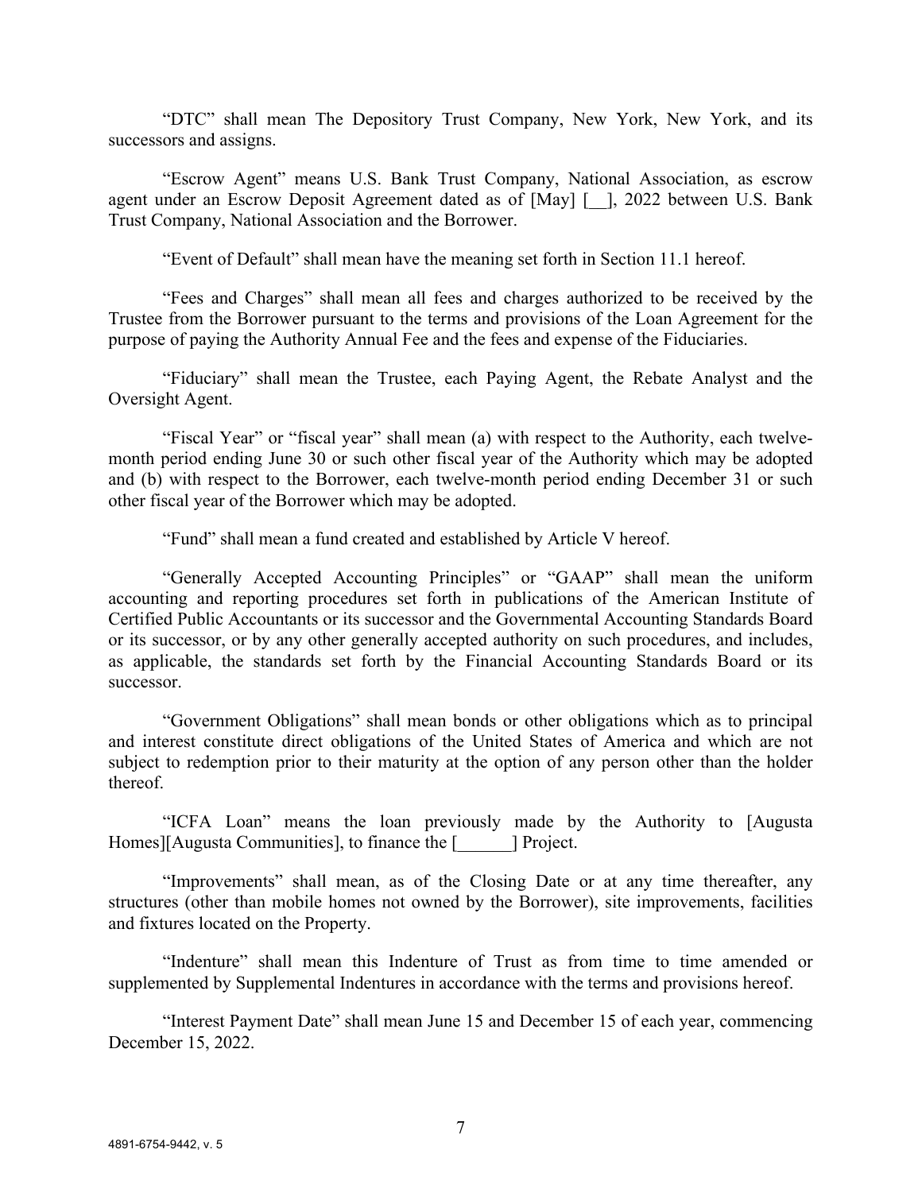"DTC" shall mean The Depository Trust Company, New York, New York, and its successors and assigns.

"Escrow Agent" means U.S. Bank Trust Company, National Association, as escrow agent under an Escrow Deposit Agreement dated as of [May] [__], 2022 between U.S. Bank Trust Company, National Association and the Borrower.

"Event of Default" shall mean have the meaning set forth in Section 11.1 hereof.

"Fees and Charges" shall mean all fees and charges authorized to be received by the Trustee from the Borrower pursuant to the terms and provisions of the Loan Agreement for the purpose of paying the Authority Annual Fee and the fees and expense of the Fiduciaries.

"Fiduciary" shall mean the Trustee, each Paying Agent, the Rebate Analyst and the Oversight Agent.

"Fiscal Year" or "fiscal year" shall mean (a) with respect to the Authority, each twelve-month period ending June 30 or such other fiscal year of the Authority which may be adopted and (b) with respect to the Borrower, each twelve-month period ending December 31 or such other fiscal year of the Borrower which may be adopted.

"Fund" shall mean a fund created and established by Article V hereof.

"Generally Accepted Accounting Principles" or "GAAP" shall mean the uniform accounting and reporting procedures set forth in publications of the American Institute of Certified Public Accountants or its successor and the Governmental Accounting Standards Board or its successor, or by any other generally accepted authority on such procedures, and includes, as applicable, the standards set forth by the Financial Accounting Standards Board or its successor.

"Government Obligations" shall mean bonds or other obligations which as to principal and interest constitute direct obligations of the United States of America and which are not subject to redemption prior to their maturity at the option of any person other than the holder thereof.

"ICFA Loan" means the loan previously made by the Authority to [Augusta Homes][Augusta Communities], to finance the [______] Project.

"Improvements" shall mean, as of the Closing Date or at any time thereafter, any structures (other than mobile homes not owned by the Borrower), site improvements, facilities and fixtures located on the Property.

"Indenture" shall mean this Indenture of Trust as from time to time amended or supplemented by Supplemental Indentures in accordance with the terms and provisions hereof.

"Interest Payment Date" shall mean June 15 and December 15 of each year, commencing December 15, 2022.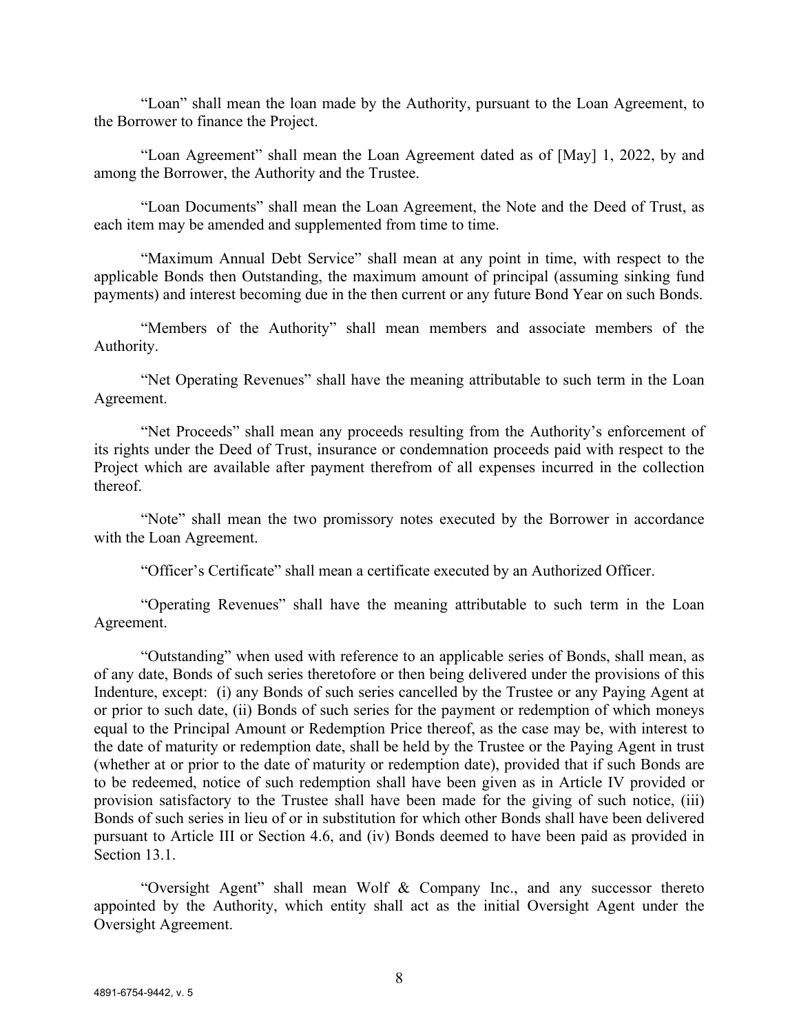"Loan" shall mean the loan made by the Authority, pursuant to the Loan Agreement, to the Borrower to finance the Project.

"Loan Agreement" shall mean the Loan Agreement dated as of [May] 1, 2022, by and among the Borrower, the Authority and the Trustee.

"Loan Documents" shall mean the Loan Agreement, the Note and the Deed of Trust, as each item may be amended and supplemented from time to time.

"Maximum Annual Debt Service" shall mean at any point in time, with respect to the applicable Bonds then Outstanding, the maximum amount of principal (assuming sinking fund payments) and interest becoming due in the then current or any future Bond Year on such Bonds.

"Members of the Authority" shall mean members and associate members of the Authority.

"Net Operating Revenues" shall have the meaning attributable to such term in the Loan Agreement.

"Net Proceeds" shall mean any proceeds resulting from the Authority's enforcement of its rights under the Deed of Trust, insurance or condemnation proceeds paid with respect to the Project which are available after payment therefrom of all expenses incurred in the collection thereof.

"Note" shall mean the two promissory notes executed by the Borrower in accordance with the Loan Agreement.

"Officer's Certificate" shall mean a certificate executed by an Authorized Officer.

"Operating Revenues" shall have the meaning attributable to such term in the Loan Agreement.

"Outstanding" when used with reference to an applicable series of Bonds, shall mean, as of any date, Bonds of such series theretofore or then being delivered under the provisions of this Indenture, except: (i) any Bonds of such series cancelled by the Trustee or any Paying Agent at or prior to such date, (ii) Bonds of such series for the payment or redemption of which moneys equal to the Principal Amount or Redemption Price thereof, as the case may be, with interest to the date of maturity or redemption date, shall be held by the Trustee or the Paying Agent in trust (whether at or prior to the date of maturity or redemption date), provided that if such Bonds are to be redeemed, notice of such redemption shall have been given as in Article IV provided or provision satisfactory to the Trustee shall have been made for the giving of such notice, (iii) Bonds of such series in lieu of or in substitution for which other Bonds shall have been delivered pursuant to Article III or Section 4.6, and (iv) Bonds deemed to have been paid as provided in Section 13.1.

"Oversight Agent" shall mean Wolf & Company Inc., and any successor thereto appointed by the Authority, which entity shall act as the initial Oversight Agent under the Oversight Agreement.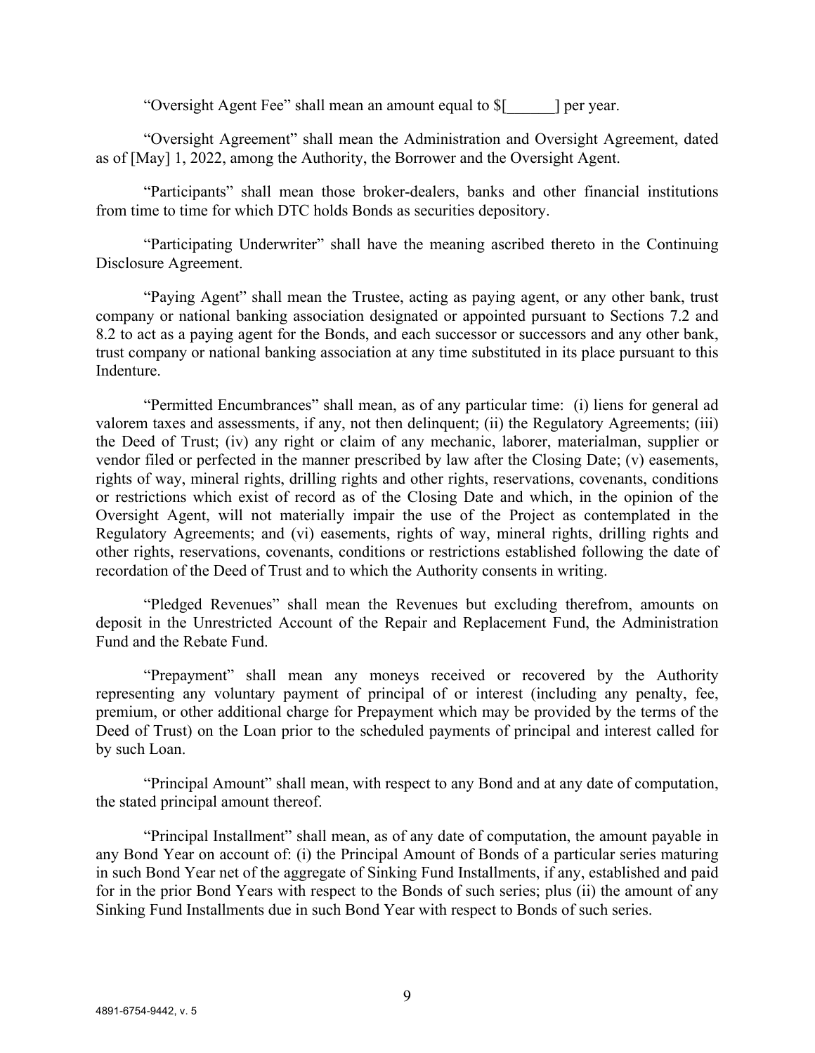"Oversight Agent Fee" shall mean an amount equal to $[______] per year.

"Oversight Agreement" shall mean the Administration and Oversight Agreement, dated as of [May] 1, 2022, among the Authority, the Borrower and the Oversight Agent.

"Participants" shall mean those broker-dealers, banks and other financial institutions from time to time for which DTC holds Bonds as securities depository.

"Participating Underwriter" shall have the meaning ascribed thereto in the Continuing Disclosure Agreement.

"Paying Agent" shall mean the Trustee, acting as paying agent, or any other bank, trust company or national banking association designated or appointed pursuant to Sections 7.2 and 8.2 to act as a paying agent for the Bonds, and each successor or successors and any other bank, trust company or national banking association at any time substituted in its place pursuant to this Indenture.

"Permitted Encumbrances" shall mean, as of any particular time: (i) liens for general ad valorem taxes and assessments, if any, not then delinquent; (ii) the Regulatory Agreements; (iii) the Deed of Trust; (iv) any right or claim of any mechanic, laborer, materialman, supplier or vendor filed or perfected in the manner prescribed by law after the Closing Date; (v) easements, rights of way, mineral rights, drilling rights and other rights, reservations, covenants, conditions or restrictions which exist of record as of the Closing Date and which, in the opinion of the Oversight Agent, will not materially impair the use of the Project as contemplated in the Regulatory Agreements; and (vi) easements, rights of way, mineral rights, drilling rights and other rights, reservations, covenants, conditions or restrictions established following the date of recordation of the Deed of Trust and to which the Authority consents in writing.

"Pledged Revenues" shall mean the Revenues but excluding therefrom, amounts on deposit in the Unrestricted Account of the Repair and Replacement Fund, the Administration Fund and the Rebate Fund.

"Prepayment" shall mean any moneys received or recovered by the Authority representing any voluntary payment of principal of or interest (including any penalty, fee, premium, or other additional charge for Prepayment which may be provided by the terms of the Deed of Trust) on the Loan prior to the scheduled payments of principal and interest called for by such Loan.

"Principal Amount" shall mean, with respect to any Bond and at any date of computation, the stated principal amount thereof.

"Principal Installment" shall mean, as of any date of computation, the amount payable in any Bond Year on account of: (i) the Principal Amount of Bonds of a particular series maturing in such Bond Year net of the aggregate of Sinking Fund Installments, if any, established and paid for in the prior Bond Years with respect to the Bonds of such series; plus (ii) the amount of any Sinking Fund Installments due in such Bond Year with respect to Bonds of such series.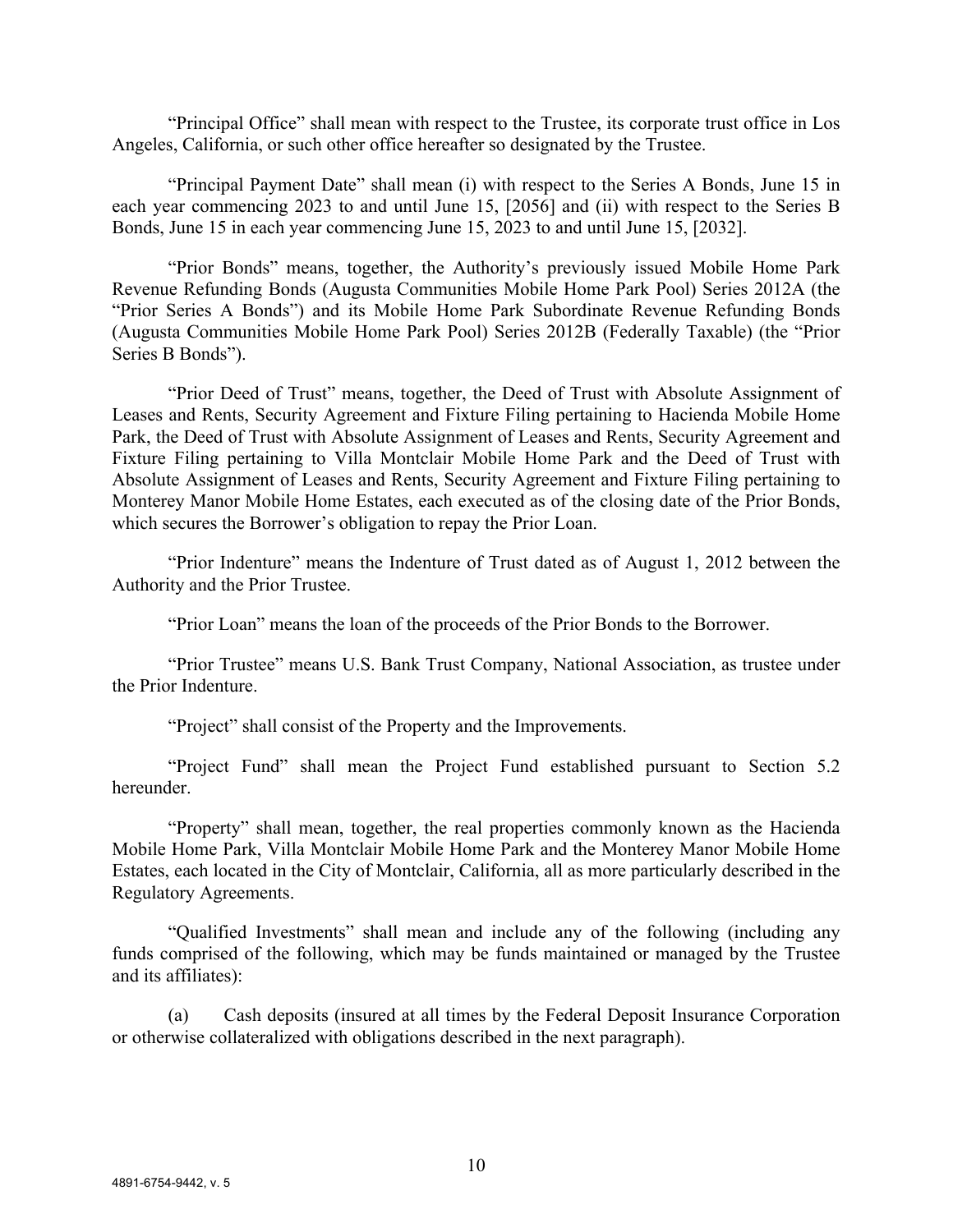"Principal Office" shall mean with respect to the Trustee, its corporate trust office in Los Angeles, California, or such other office hereafter so designated by the Trustee.

"Principal Payment Date" shall mean (i) with respect to the Series A Bonds, June 15 in each year commencing 2023 to and until June 15, [2056] and (ii) with respect to the Series B Bonds, June 15 in each year commencing June 15, 2023 to and until June 15, [2032].

"Prior Bonds" means, together, the Authority's previously issued Mobile Home Park Revenue Refunding Bonds (Augusta Communities Mobile Home Park Pool) Series 2012A (the "Prior Series A Bonds") and its Mobile Home Park Subordinate Revenue Refunding Bonds (Augusta Communities Mobile Home Park Pool) Series 2012B (Federally Taxable) (the "Prior Series B Bonds").

"Prior Deed of Trust" means, together, the Deed of Trust with Absolute Assignment of Leases and Rents, Security Agreement and Fixture Filing pertaining to Hacienda Mobile Home Park, the Deed of Trust with Absolute Assignment of Leases and Rents, Security Agreement and Fixture Filing pertaining to Villa Montclair Mobile Home Park and the Deed of Trust with Absolute Assignment of Leases and Rents, Security Agreement and Fixture Filing pertaining to Monterey Manor Mobile Home Estates, each executed as of the closing date of the Prior Bonds, which secures the Borrower's obligation to repay the Prior Loan.

"Prior Indenture" means the Indenture of Trust dated as of August 1, 2012 between the Authority and the Prior Trustee.

"Prior Loan" means the loan of the proceeds of the Prior Bonds to the Borrower.

"Prior Trustee" means U.S. Bank Trust Company, National Association, as trustee under the Prior Indenture.

"Project" shall consist of the Property and the Improvements.

"Project Fund" shall mean the Project Fund established pursuant to Section 5.2 hereunder.

"Property" shall mean, together, the real properties commonly known as the Hacienda Mobile Home Park, Villa Montclair Mobile Home Park and the Monterey Manor Mobile Home Estates, each located in the City of Montclair, California, all as more particularly described in the Regulatory Agreements.

"Qualified Investments" shall mean and include any of the following (including any funds comprised of the following, which may be funds maintained or managed by the Trustee and its affiliates):

(a) Cash deposits (insured at all times by the Federal Deposit Insurance Corporation or otherwise collateralized with obligations described in the next paragraph).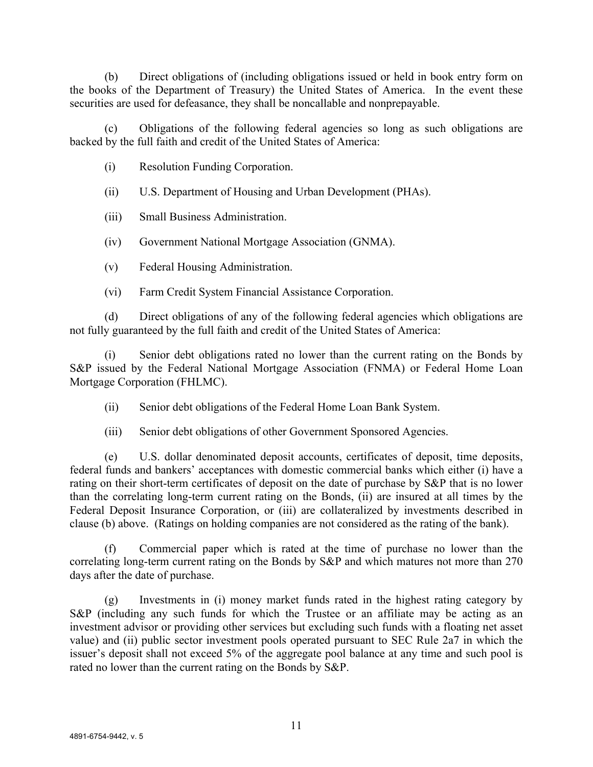(b) Direct obligations of (including obligations issued or held in book entry form on the books of the Department of Treasury) the United States of America. In the event these securities are used for defeasance, they shall be noncallable and nonprepayable.

(c) Obligations of the following federal agencies so long as such obligations are backed by the full faith and credit of the United States of America:

(i) Resolution Funding Corporation.

(ii) U.S. Department of Housing and Urban Development (PHAs).

(iii) Small Business Administration.

(iv) Government National Mortgage Association (GNMA).

(v) Federal Housing Administration.

(vi) Farm Credit System Financial Assistance Corporation.

(d) Direct obligations of any of the following federal agencies which obligations are not fully guaranteed by the full faith and credit of the United States of America:

(i) Senior debt obligations rated no lower than the current rating on the Bonds by S&P issued by the Federal National Mortgage Association (FNMA) or Federal Home Loan Mortgage Corporation (FHLMC).

(ii) Senior debt obligations of the Federal Home Loan Bank System.

(iii) Senior debt obligations of other Government Sponsored Agencies.

(e) U.S. dollar denominated deposit accounts, certificates of deposit, time deposits, federal funds and bankers' acceptances with domestic commercial banks which either (i) have a rating on their short-term certificates of deposit on the date of purchase by S&P that is no lower than the correlating long-term current rating on the Bonds, (ii) are insured at all times by the Federal Deposit Insurance Corporation, or (iii) are collateralized by investments described in clause (b) above. (Ratings on holding companies are not considered as the rating of the bank).

(f) Commercial paper which is rated at the time of purchase no lower than the correlating long-term current rating on the Bonds by S&P and which matures not more than 270 days after the date of purchase.

(g) Investments in (i) money market funds rated in the highest rating category by S&P (including any such funds for which the Trustee or an affiliate may be acting as an investment advisor or providing other services but excluding such funds with a floating net asset value) and (ii) public sector investment pools operated pursuant to SEC Rule 2a7 in which the issuer's deposit shall not exceed 5% of the aggregate pool balance at any time and such pool is rated no lower than the current rating on the Bonds by S&P.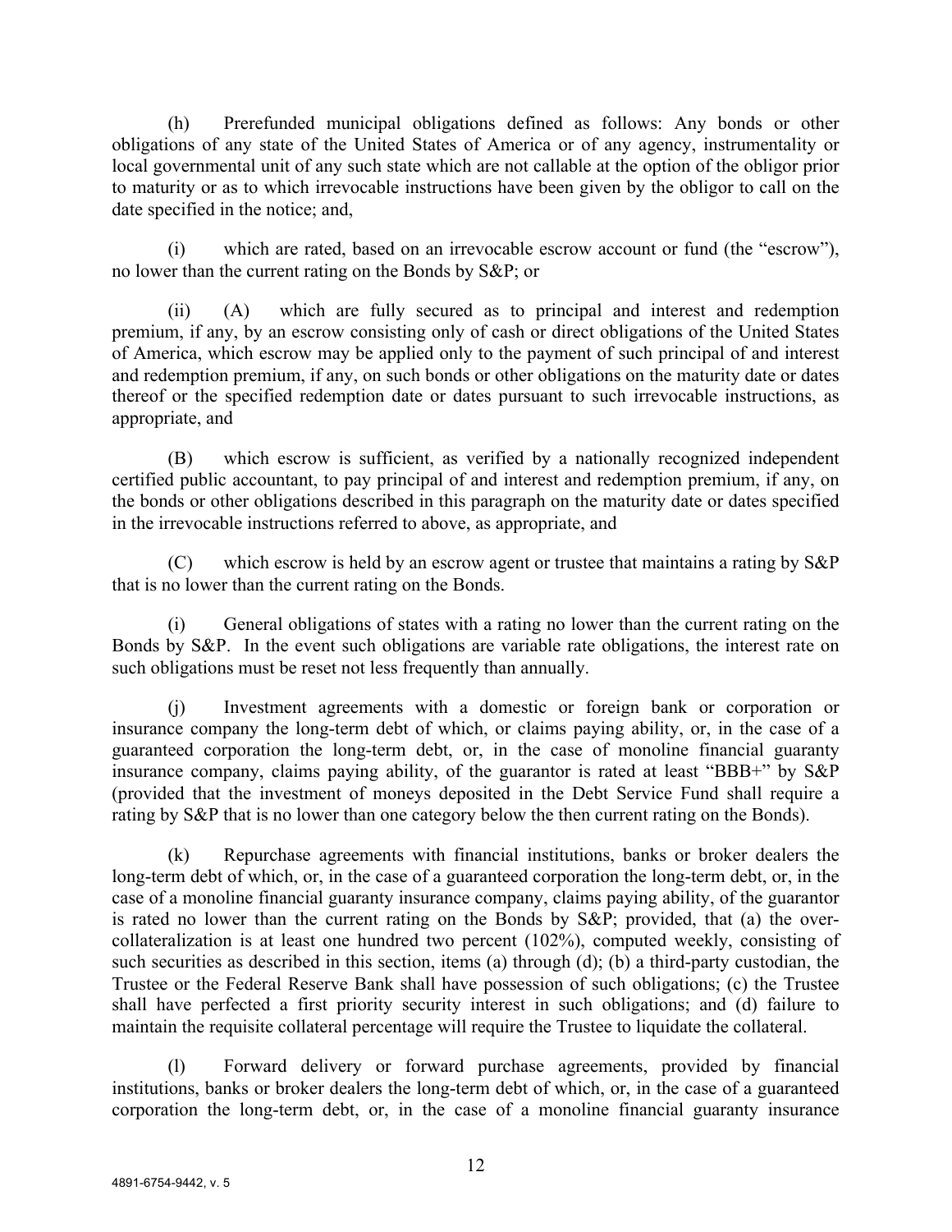(h) Prerefunded municipal obligations defined as follows: Any bonds or other obligations of any state of the United States of America or of any agency, instrumentality or local governmental unit of any such state which are not callable at the option of the obligor prior to maturity or as to which irrevocable instructions have been given by the obligor to call on the date specified in the notice; and,

(i) which are rated, based on an irrevocable escrow account or fund (the "escrow"), no lower than the current rating on the Bonds by S&P; or

(ii) (A) which are fully secured as to principal and interest and redemption premium, if any, by an escrow consisting only of cash or direct obligations of the United States of America, which escrow may be applied only to the payment of such principal of and interest and redemption premium, if any, on such bonds or other obligations on the maturity date or dates thereof or the specified redemption date or dates pursuant to such irrevocable instructions, as appropriate, and

(B) which escrow is sufficient, as verified by a nationally recognized independent certified public accountant, to pay principal of and interest and redemption premium, if any, on the bonds or other obligations described in this paragraph on the maturity date or dates specified in the irrevocable instructions referred to above, as appropriate, and

(C) which escrow is held by an escrow agent or trustee that maintains a rating by S&P that is no lower than the current rating on the Bonds.

(i) General obligations of states with a rating no lower than the current rating on the Bonds by S&P. In the event such obligations are variable rate obligations, the interest rate on such obligations must be reset not less frequently than annually.

(j) Investment agreements with a domestic or foreign bank or corporation or insurance company the long-term debt of which, or claims paying ability, or, in the case of a guaranteed corporation the long-term debt, or, in the case of monoline financial guaranty insurance company, claims paying ability, of the guarantor is rated at least "BBB+" by S&P (provided that the investment of moneys deposited in the Debt Service Fund shall require a rating by S&P that is no lower than one category below the then current rating on the Bonds).

(k) Repurchase agreements with financial institutions, banks or broker dealers the long-term debt of which, or, in the case of a guaranteed corporation the long-term debt, or, in the case of a monoline financial guaranty insurance company, claims paying ability, of the guarantor is rated no lower than the current rating on the Bonds by S&P; provided, that (a) the over-collateralization is at least one hundred two percent (102%), computed weekly, consisting of such securities as described in this section, items (a) through (d); (b) a third-party custodian, the Trustee or the Federal Reserve Bank shall have possession of such obligations; (c) the Trustee shall have perfected a first priority security interest in such obligations; and (d) failure to maintain the requisite collateral percentage will require the Trustee to liquidate the collateral.

(l) Forward delivery or forward purchase agreements, provided by financial institutions, banks or broker dealers the long-term debt of which, or, in the case of a guaranteed corporation the long-term debt, or, in the case of a monoline financial guaranty insurance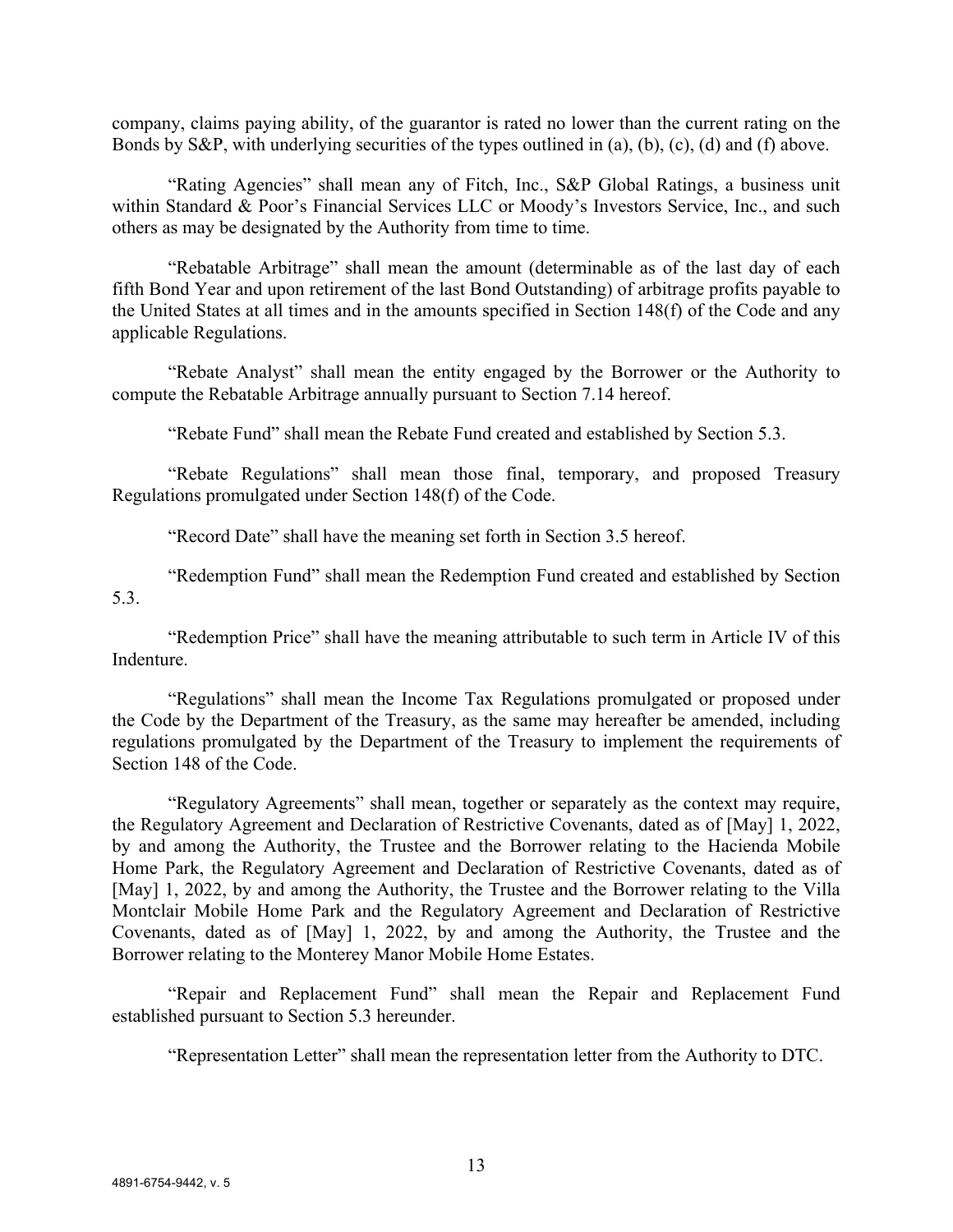company, claims paying ability, of the guarantor is rated no lower than the current rating on the Bonds by S&P, with underlying securities of the types outlined in (a), (b), (c), (d) and (f) above.

"Rating Agencies" shall mean any of Fitch, Inc., S&P Global Ratings, a business unit within Standard & Poor's Financial Services LLC or Moody's Investors Service, Inc., and such others as may be designated by the Authority from time to time.

"Rebatable Arbitrage" shall mean the amount (determinable as of the last day of each fifth Bond Year and upon retirement of the last Bond Outstanding) of arbitrage profits payable to the United States at all times and in the amounts specified in Section 148(f) of the Code and any applicable Regulations.

"Rebate Analyst" shall mean the entity engaged by the Borrower or the Authority to compute the Rebatable Arbitrage annually pursuant to Section 7.14 hereof.

"Rebate Fund" shall mean the Rebate Fund created and established by Section 5.3.

"Rebate Regulations" shall mean those final, temporary, and proposed Treasury Regulations promulgated under Section 148(f) of the Code.

"Record Date" shall have the meaning set forth in Section 3.5 hereof.

"Redemption Fund" shall mean the Redemption Fund created and established by Section 5.3.

"Redemption Price" shall have the meaning attributable to such term in Article IV of this Indenture.

"Regulations" shall mean the Income Tax Regulations promulgated or proposed under the Code by the Department of the Treasury, as the same may hereafter be amended, including regulations promulgated by the Department of the Treasury to implement the requirements of Section 148 of the Code.

"Regulatory Agreements" shall mean, together or separately as the context may require, the Regulatory Agreement and Declaration of Restrictive Covenants, dated as of [May] 1, 2022, by and among the Authority, the Trustee and the Borrower relating to the Hacienda Mobile Home Park, the Regulatory Agreement and Declaration of Restrictive Covenants, dated as of [May] 1, 2022, by and among the Authority, the Trustee and the Borrower relating to the Villa Montclair Mobile Home Park and the Regulatory Agreement and Declaration of Restrictive Covenants, dated as of [May] 1, 2022, by and among the Authority, the Trustee and the Borrower relating to the Monterey Manor Mobile Home Estates.

"Repair and Replacement Fund" shall mean the Repair and Replacement Fund established pursuant to Section 5.3 hereunder.

"Representation Letter" shall mean the representation letter from the Authority to DTC.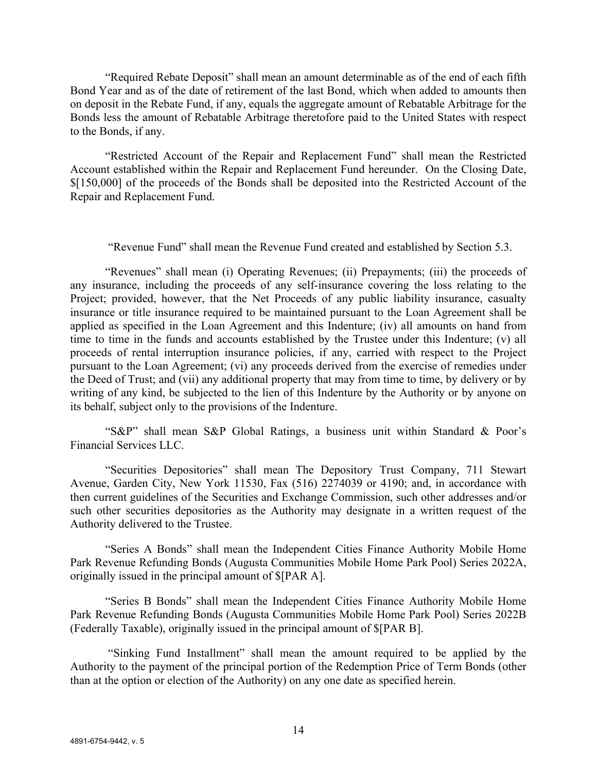"Required Rebate Deposit" shall mean an amount determinable as of the end of each fifth Bond Year and as of the date of retirement of the last Bond, which when added to amounts then on deposit in the Rebate Fund, if any, equals the aggregate amount of Rebatable Arbitrage for the Bonds less the amount of Rebatable Arbitrage theretofore paid to the United States with respect to the Bonds, if any.

"Restricted Account of the Repair and Replacement Fund" shall mean the Restricted Account established within the Repair and Replacement Fund hereunder. On the Closing Date, $[150,000] of the proceeds of the Bonds shall be deposited into the Restricted Account of the Repair and Replacement Fund.

"Revenue Fund" shall mean the Revenue Fund created and established by Section 5.3.

"Revenues" shall mean (i) Operating Revenues; (ii) Prepayments; (iii) the proceeds of any insurance, including the proceeds of any self-insurance covering the loss relating to the Project; provided, however, that the Net Proceeds of any public liability insurance, casualty insurance or title insurance required to be maintained pursuant to the Loan Agreement shall be applied as specified in the Loan Agreement and this Indenture; (iv) all amounts on hand from time to time in the funds and accounts established by the Trustee under this Indenture; (v) all proceeds of rental interruption insurance policies, if any, carried with respect to the Project pursuant to the Loan Agreement; (vi) any proceeds derived from the exercise of remedies under the Deed of Trust; and (vii) any additional property that may from time to time, by delivery or by writing of any kind, be subjected to the lien of this Indenture by the Authority or by anyone on its behalf, subject only to the provisions of the Indenture.

"S&P" shall mean S&P Global Ratings, a business unit within Standard & Poor's Financial Services LLC.

"Securities Depositories" shall mean The Depository Trust Company, 711 Stewart Avenue, Garden City, New York 11530, Fax (516) 2274039 or 4190; and, in accordance with then current guidelines of the Securities and Exchange Commission, such other addresses and/or such other securities depositories as the Authority may designate in a written request of the Authority delivered to the Trustee.

"Series A Bonds" shall mean the Independent Cities Finance Authority Mobile Home Park Revenue Refunding Bonds (Augusta Communities Mobile Home Park Pool) Series 2022A, originally issued in the principal amount of $[PAR A].

"Series B Bonds" shall mean the Independent Cities Finance Authority Mobile Home Park Revenue Refunding Bonds (Augusta Communities Mobile Home Park Pool) Series 2022B (Federally Taxable), originally issued in the principal amount of $[PAR B].

"Sinking Fund Installment" shall mean the amount required to be applied by the Authority to the payment of the principal portion of the Redemption Price of Term Bonds (other than at the option or election of the Authority) on any one date as specified herein.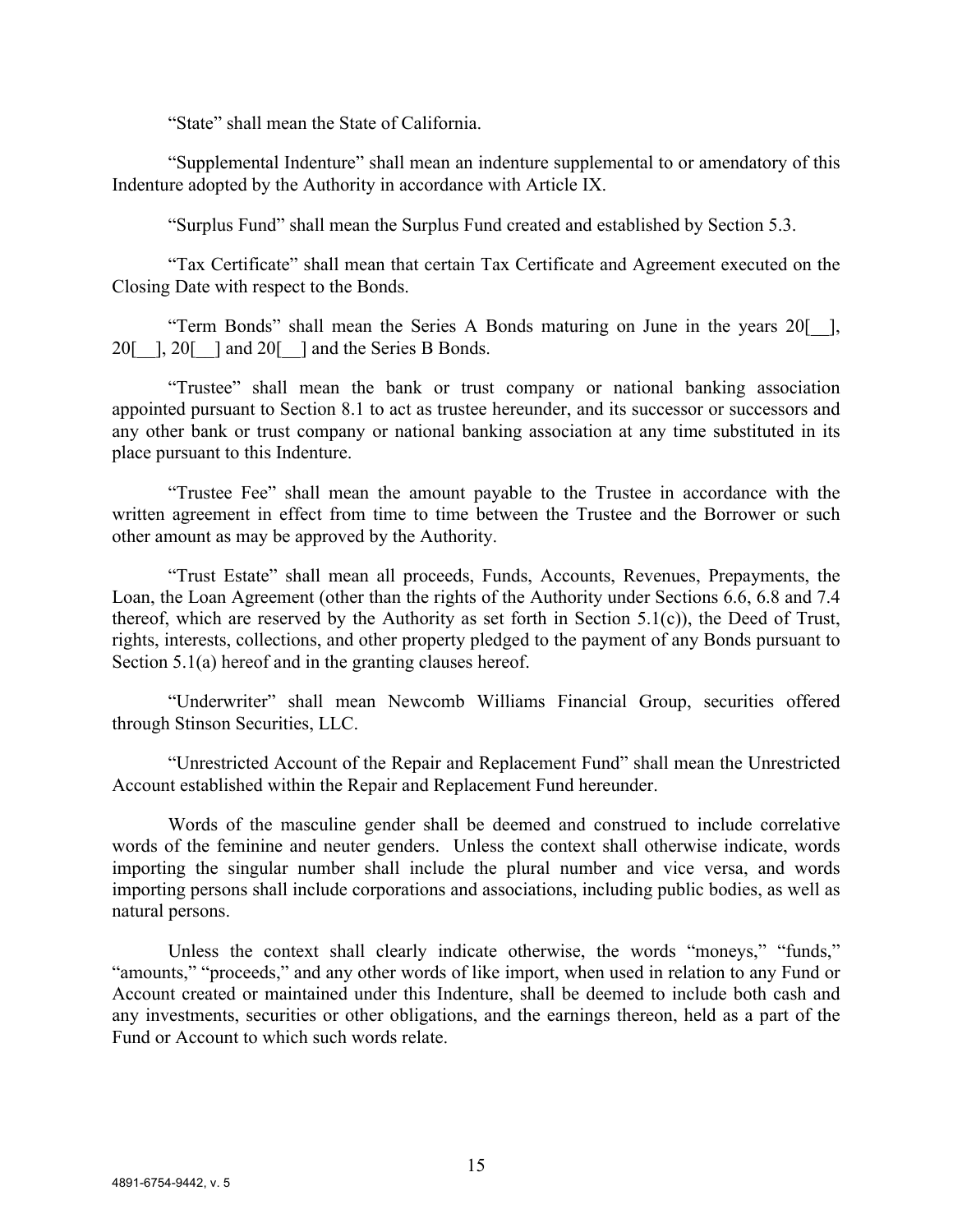"State" shall mean the State of California.

"Supplemental Indenture" shall mean an indenture supplemental to or amendatory of this Indenture adopted by the Authority in accordance with Article IX.

"Surplus Fund" shall mean the Surplus Fund created and established by Section 5.3.

"Tax Certificate" shall mean that certain Tax Certificate and Agreement executed on the Closing Date with respect to the Bonds.

"Term Bonds" shall mean the Series A Bonds maturing on June in the years 20[__], 20[__], 20[__] and 20[__] and the Series B Bonds.

"Trustee" shall mean the bank or trust company or national banking association appointed pursuant to Section 8.1 to act as trustee hereunder, and its successor or successors and any other bank or trust company or national banking association at any time substituted in its place pursuant to this Indenture.

"Trustee Fee" shall mean the amount payable to the Trustee in accordance with the written agreement in effect from time to time between the Trustee and the Borrower or such other amount as may be approved by the Authority.

"Trust Estate" shall mean all proceeds, Funds, Accounts, Revenues, Prepayments, the Loan, the Loan Agreement (other than the rights of the Authority under Sections 6.6, 6.8 and 7.4 thereof, which are reserved by the Authority as set forth in Section 5.1(c)), the Deed of Trust, rights, interests, collections, and other property pledged to the payment of any Bonds pursuant to Section 5.1(a) hereof and in the granting clauses hereof.

"Underwriter" shall mean Newcomb Williams Financial Group, securities offered through Stinson Securities, LLC.

"Unrestricted Account of the Repair and Replacement Fund" shall mean the Unrestricted Account established within the Repair and Replacement Fund hereunder.

Words of the masculine gender shall be deemed and construed to include correlative words of the feminine and neuter genders. Unless the context shall otherwise indicate, words importing the singular number shall include the plural number and vice versa, and words importing persons shall include corporations and associations, including public bodies, as well as natural persons.

Unless the context shall clearly indicate otherwise, the words "moneys," "funds," "amounts," "proceeds," and any other words of like import, when used in relation to any Fund or Account created or maintained under this Indenture, shall be deemed to include both cash and any investments, securities or other obligations, and the earnings thereon, held as a part of the Fund or Account to which such words relate.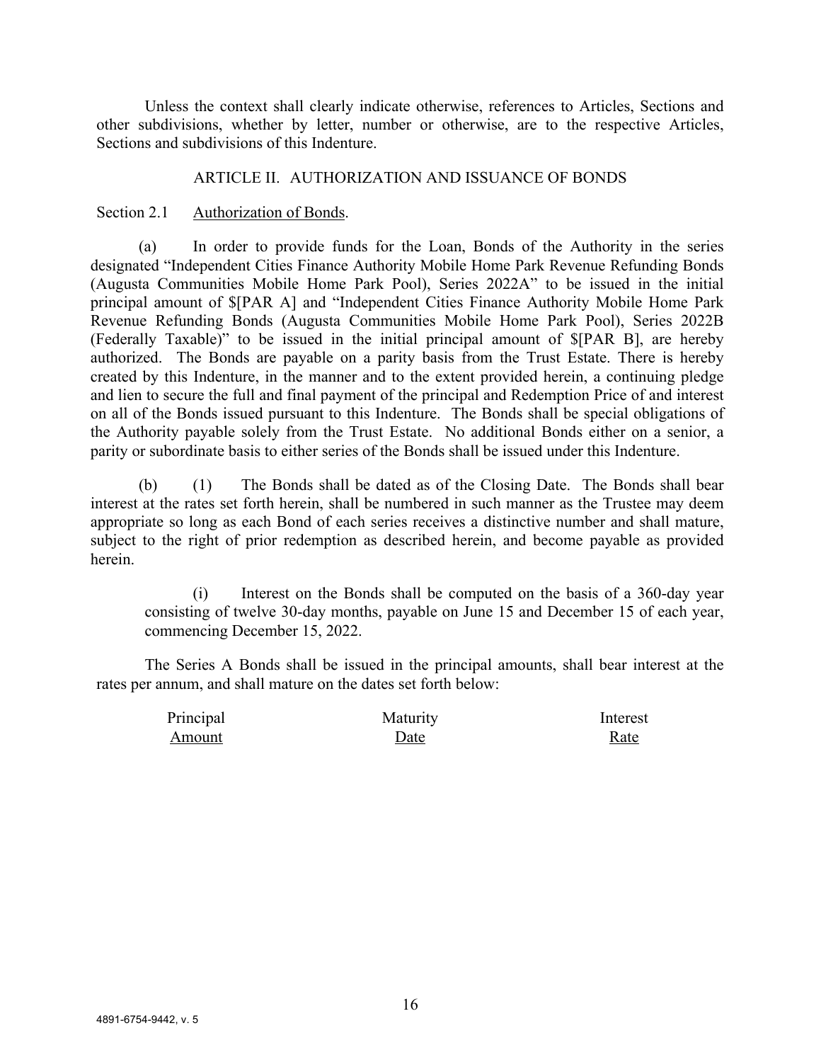Unless the context shall clearly indicate otherwise, references to Articles, Sections and other subdivisions, whether by letter, number or otherwise, are to the respective Articles, Sections and subdivisions of this Indenture.

## ARTICLE II. AUTHORIZATION AND ISSUANCE OF BONDS

Section 2.1 Authorization of Bonds.

(a) In order to provide funds for the Loan, Bonds of the Authority in the series designated "Independent Cities Finance Authority Mobile Home Park Revenue Refunding Bonds (Augusta Communities Mobile Home Park Pool), Series 2022A" to be issued in the initial principal amount of $[PAR A] and "Independent Cities Finance Authority Mobile Home Park Revenue Refunding Bonds (Augusta Communities Mobile Home Park Pool), Series 2022B (Federally Taxable)" to be issued in the initial principal amount of $[PAR B], are hereby authorized. The Bonds are payable on a parity basis from the Trust Estate. There is hereby created by this Indenture, in the manner and to the extent provided herein, a continuing pledge and lien to secure the full and final payment of the principal and Redemption Price of and interest on all of the Bonds issued pursuant to this Indenture. The Bonds shall be special obligations of the Authority payable solely from the Trust Estate. No additional Bonds either on a senior, a parity or subordinate basis to either series of the Bonds shall be issued under this Indenture.

(b) (1) The Bonds shall be dated as of the Closing Date. The Bonds shall bear interest at the rates set forth herein, shall be numbered in such manner as the Trustee may deem appropriate so long as each Bond of each series receives a distinctive number and shall mature, subject to the right of prior redemption as described herein, and become payable as provided herein.

(i) Interest on the Bonds shall be computed on the basis of a 360-day year consisting of twelve 30-day months, payable on June 15 and December 15 of each year, commencing December 15, 2022.

The Series A Bonds shall be issued in the principal amounts, shall bear interest at the rates per annum, and shall mature on the dates set forth below:

| Principal Amount | Maturity Date | Interest Rate |
|---|---|---|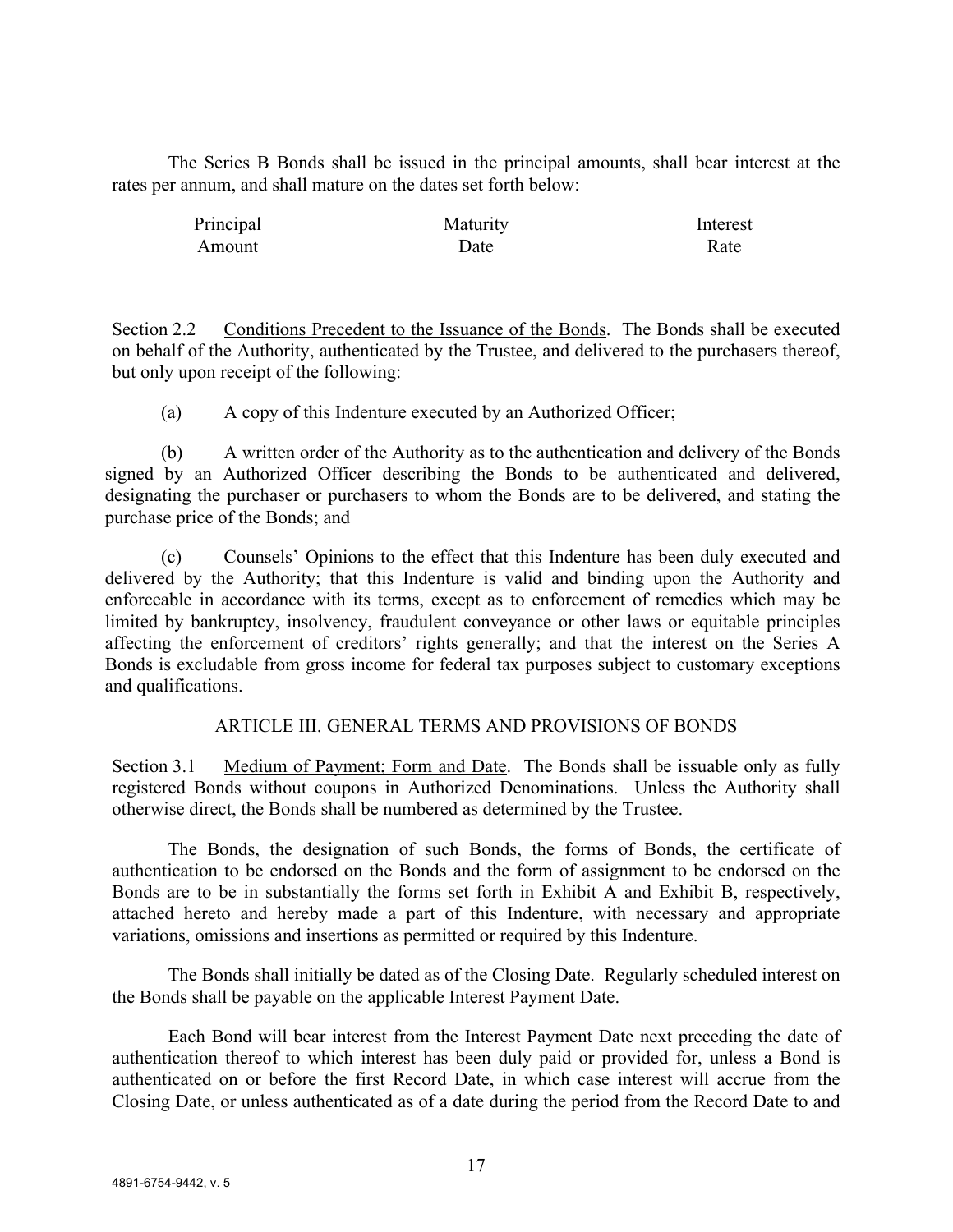The Series B Bonds shall be issued in the principal amounts, shall bear interest at the rates per annum, and shall mature on the dates set forth below:

| Principal Amount | Maturity Date | Interest Rate |
| --- | --- | --- |

Section 2.2 Conditions Precedent to the Issuance of the Bonds. The Bonds shall be executed on behalf of the Authority, authenticated by the Trustee, and delivered to the purchasers thereof, but only upon receipt of the following:

(a) A copy of this Indenture executed by an Authorized Officer;

(b) A written order of the Authority as to the authentication and delivery of the Bonds signed by an Authorized Officer describing the Bonds to be authenticated and delivered, designating the purchaser or purchasers to whom the Bonds are to be delivered, and stating the purchase price of the Bonds; and

(c) Counsels' Opinions to the effect that this Indenture has been duly executed and delivered by the Authority; that this Indenture is valid and binding upon the Authority and enforceable in accordance with its terms, except as to enforcement of remedies which may be limited by bankruptcy, insolvency, fraudulent conveyance or other laws or equitable principles affecting the enforcement of creditors' rights generally; and that the interest on the Series A Bonds is excludable from gross income for federal tax purposes subject to customary exceptions and qualifications.

## ARTICLE III. GENERAL TERMS AND PROVISIONS OF BONDS

Section 3.1 Medium of Payment; Form and Date. The Bonds shall be issuable only as fully registered Bonds without coupons in Authorized Denominations. Unless the Authority shall otherwise direct, the Bonds shall be numbered as determined by the Trustee.

The Bonds, the designation of such Bonds, the forms of Bonds, the certificate of authentication to be endorsed on the Bonds and the form of assignment to be endorsed on the Bonds are to be in substantially the forms set forth in Exhibit A and Exhibit B, respectively, attached hereto and hereby made a part of this Indenture, with necessary and appropriate variations, omissions and insertions as permitted or required by this Indenture.

The Bonds shall initially be dated as of the Closing Date. Regularly scheduled interest on the Bonds shall be payable on the applicable Interest Payment Date.

Each Bond will bear interest from the Interest Payment Date next preceding the date of authentication thereof to which interest has been duly paid or provided for, unless a Bond is authenticated on or before the first Record Date, in which case interest will accrue from the Closing Date, or unless authenticated as of a date during the period from the Record Date to and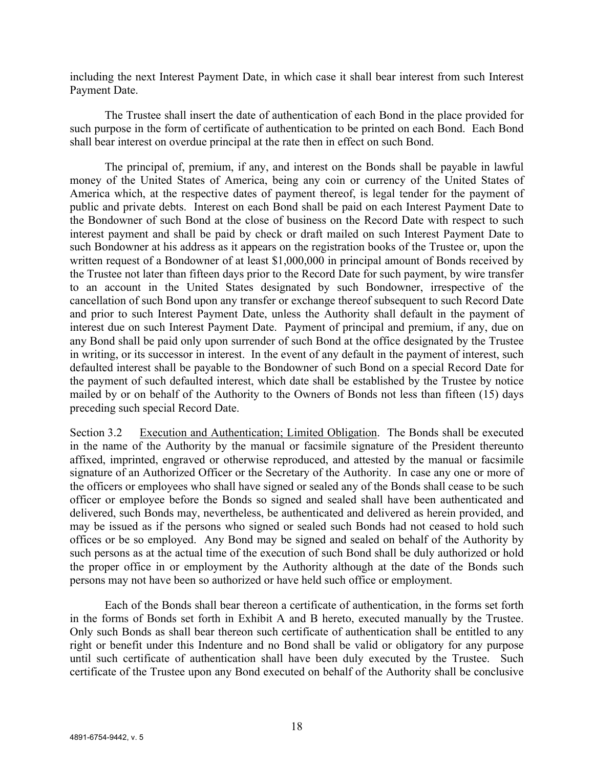including the next Interest Payment Date, in which case it shall bear interest from such Interest Payment Date.

The Trustee shall insert the date of authentication of each Bond in the place provided for such purpose in the form of certificate of authentication to be printed on each Bond. Each Bond shall bear interest on overdue principal at the rate then in effect on such Bond.

The principal of, premium, if any, and interest on the Bonds shall be payable in lawful money of the United States of America, being any coin or currency of the United States of America which, at the respective dates of payment thereof, is legal tender for the payment of public and private debts. Interest on each Bond shall be paid on each Interest Payment Date to the Bondowner of such Bond at the close of business on the Record Date with respect to such interest payment and shall be paid by check or draft mailed on such Interest Payment Date to such Bondowner at his address as it appears on the registration books of the Trustee or, upon the written request of a Bondowner of at least $1,000,000 in principal amount of Bonds received by the Trustee not later than fifteen days prior to the Record Date for such payment, by wire transfer to an account in the United States designated by such Bondowner, irrespective of the cancellation of such Bond upon any transfer or exchange thereof subsequent to such Record Date and prior to such Interest Payment Date, unless the Authority shall default in the payment of interest due on such Interest Payment Date. Payment of principal and premium, if any, due on any Bond shall be paid only upon surrender of such Bond at the office designated by the Trustee in writing, or its successor in interest. In the event of any default in the payment of interest, such defaulted interest shall be payable to the Bondowner of such Bond on a special Record Date for the payment of such defaulted interest, which date shall be established by the Trustee by notice mailed by or on behalf of the Authority to the Owners of Bonds not less than fifteen (15) days preceding such special Record Date.

Section 3.2 Execution and Authentication; Limited Obligation. The Bonds shall be executed in the name of the Authority by the manual or facsimile signature of the President thereunto affixed, imprinted, engraved or otherwise reproduced, and attested by the manual or facsimile signature of an Authorized Officer or the Secretary of the Authority. In case any one or more of the officers or employees who shall have signed or sealed any of the Bonds shall cease to be such officer or employee before the Bonds so signed and sealed shall have been authenticated and delivered, such Bonds may, nevertheless, be authenticated and delivered as herein provided, and may be issued as if the persons who signed or sealed such Bonds had not ceased to hold such offices or be so employed. Any Bond may be signed and sealed on behalf of the Authority by such persons as at the actual time of the execution of such Bond shall be duly authorized or hold the proper office in or employment by the Authority although at the date of the Bonds such persons may not have been so authorized or have held such office or employment.

Each of the Bonds shall bear thereon a certificate of authentication, in the forms set forth in the forms of Bonds set forth in Exhibit A and B hereto, executed manually by the Trustee. Only such Bonds as shall bear thereon such certificate of authentication shall be entitled to any right or benefit under this Indenture and no Bond shall be valid or obligatory for any purpose until such certificate of authentication shall have been duly executed by the Trustee. Such certificate of the Trustee upon any Bond executed on behalf of the Authority shall be conclusive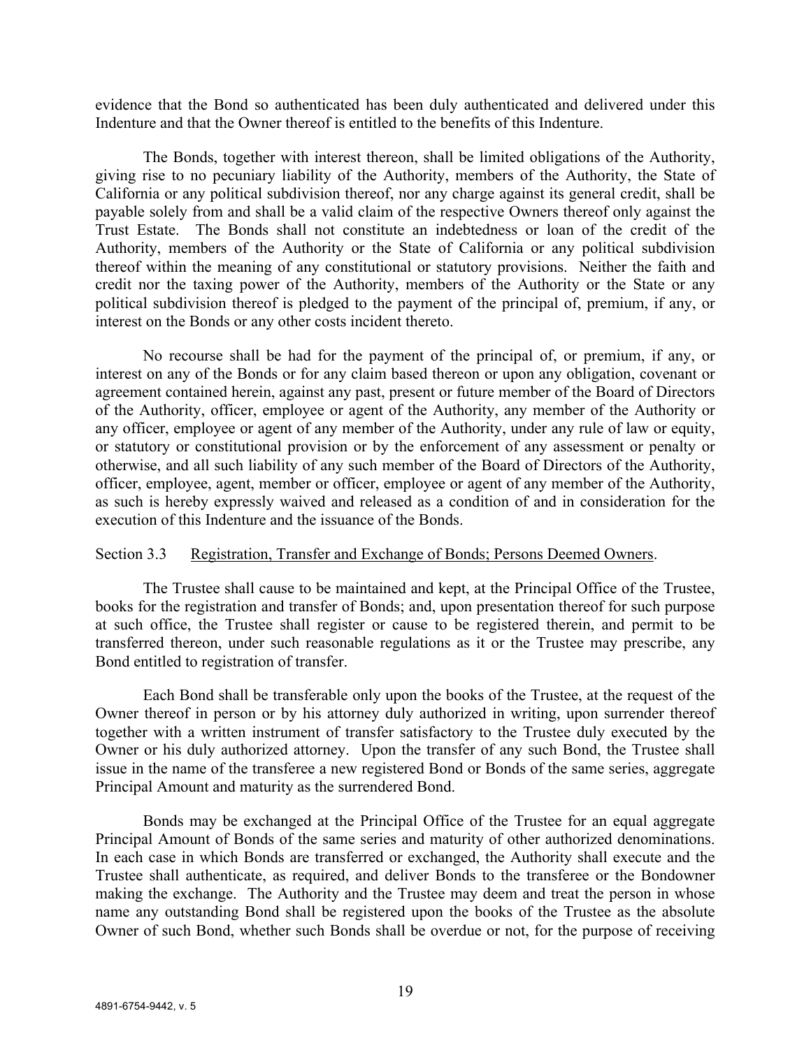evidence that the Bond so authenticated has been duly authenticated and delivered under this Indenture and that the Owner thereof is entitled to the benefits of this Indenture.

The Bonds, together with interest thereon, shall be limited obligations of the Authority, giving rise to no pecuniary liability of the Authority, members of the Authority, the State of California or any political subdivision thereof, nor any charge against its general credit, shall be payable solely from and shall be a valid claim of the respective Owners thereof only against the Trust Estate. The Bonds shall not constitute an indebtedness or loan of the credit of the Authority, members of the Authority or the State of California or any political subdivision thereof within the meaning of any constitutional or statutory provisions. Neither the faith and credit nor the taxing power of the Authority, members of the Authority or the State or any political subdivision thereof is pledged to the payment of the principal of, premium, if any, or interest on the Bonds or any other costs incident thereto.

No recourse shall be had for the payment of the principal of, or premium, if any, or interest on any of the Bonds or for any claim based thereon or upon any obligation, covenant or agreement contained herein, against any past, present or future member of the Board of Directors of the Authority, officer, employee or agent of the Authority, any member of the Authority or any officer, employee or agent of any member of the Authority, under any rule of law or equity, or statutory or constitutional provision or by the enforcement of any assessment or penalty or otherwise, and all such liability of any such member of the Board of Directors of the Authority, officer, employee, agent, member or officer, employee or agent of any member of the Authority, as such is hereby expressly waived and released as a condition of and in consideration for the execution of this Indenture and the issuance of the Bonds.

Section 3.3 Registration, Transfer and Exchange of Bonds; Persons Deemed Owners.

The Trustee shall cause to be maintained and kept, at the Principal Office of the Trustee, books for the registration and transfer of Bonds; and, upon presentation thereof for such purpose at such office, the Trustee shall register or cause to be registered therein, and permit to be transferred thereon, under such reasonable regulations as it or the Trustee may prescribe, any Bond entitled to registration of transfer.

Each Bond shall be transferable only upon the books of the Trustee, at the request of the Owner thereof in person or by his attorney duly authorized in writing, upon surrender thereof together with a written instrument of transfer satisfactory to the Trustee duly executed by the Owner or his duly authorized attorney. Upon the transfer of any such Bond, the Trustee shall issue in the name of the transferee a new registered Bond or Bonds of the same series, aggregate Principal Amount and maturity as the surrendered Bond.

Bonds may be exchanged at the Principal Office of the Trustee for an equal aggregate Principal Amount of Bonds of the same series and maturity of other authorized denominations. In each case in which Bonds are transferred or exchanged, the Authority shall execute and the Trustee shall authenticate, as required, and deliver Bonds to the transferee or the Bondowner making the exchange. The Authority and the Trustee may deem and treat the person in whose name any outstanding Bond shall be registered upon the books of the Trustee as the absolute Owner of such Bond, whether such Bonds shall be overdue or not, for the purpose of receiving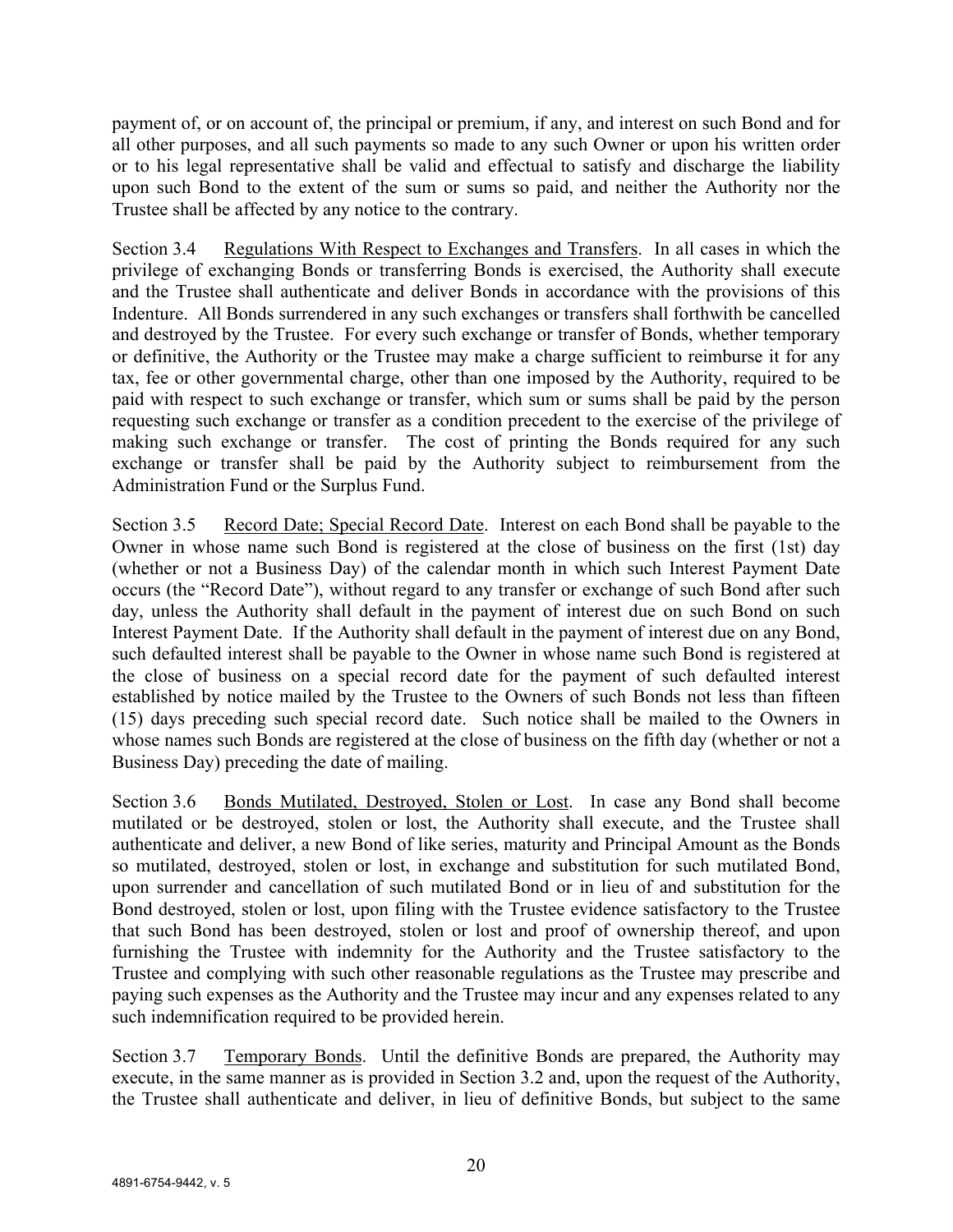payment of, or on account of, the principal or premium, if any, and interest on such Bond and for all other purposes, and all such payments so made to any such Owner or upon his written order or to his legal representative shall be valid and effectual to satisfy and discharge the liability upon such Bond to the extent of the sum or sums so paid, and neither the Authority nor the Trustee shall be affected by any notice to the contrary.

Section 3.4 Regulations With Respect to Exchanges and Transfers. In all cases in which the privilege of exchanging Bonds or transferring Bonds is exercised, the Authority shall execute and the Trustee shall authenticate and deliver Bonds in accordance with the provisions of this Indenture. All Bonds surrendered in any such exchanges or transfers shall forthwith be cancelled and destroyed by the Trustee. For every such exchange or transfer of Bonds, whether temporary or definitive, the Authority or the Trustee may make a charge sufficient to reimburse it for any tax, fee or other governmental charge, other than one imposed by the Authority, required to be paid with respect to such exchange or transfer, which sum or sums shall be paid by the person requesting such exchange or transfer as a condition precedent to the exercise of the privilege of making such exchange or transfer. The cost of printing the Bonds required for any such exchange or transfer shall be paid by the Authority subject to reimbursement from the Administration Fund or the Surplus Fund.

Section 3.5 Record Date; Special Record Date. Interest on each Bond shall be payable to the Owner in whose name such Bond is registered at the close of business on the first (1st) day (whether or not a Business Day) of the calendar month in which such Interest Payment Date occurs (the "Record Date"), without regard to any transfer or exchange of such Bond after such day, unless the Authority shall default in the payment of interest due on such Bond on such Interest Payment Date. If the Authority shall default in the payment of interest due on any Bond, such defaulted interest shall be payable to the Owner in whose name such Bond is registered at the close of business on a special record date for the payment of such defaulted interest established by notice mailed by the Trustee to the Owners of such Bonds not less than fifteen (15) days preceding such special record date. Such notice shall be mailed to the Owners in whose names such Bonds are registered at the close of business on the fifth day (whether or not a Business Day) preceding the date of mailing.

Section 3.6 Bonds Mutilated, Destroyed, Stolen or Lost. In case any Bond shall become mutilated or be destroyed, stolen or lost, the Authority shall execute, and the Trustee shall authenticate and deliver, a new Bond of like series, maturity and Principal Amount as the Bonds so mutilated, destroyed, stolen or lost, in exchange and substitution for such mutilated Bond, upon surrender and cancellation of such mutilated Bond or in lieu of and substitution for the Bond destroyed, stolen or lost, upon filing with the Trustee evidence satisfactory to the Trustee that such Bond has been destroyed, stolen or lost and proof of ownership thereof, and upon furnishing the Trustee with indemnity for the Authority and the Trustee satisfactory to the Trustee and complying with such other reasonable regulations as the Trustee may prescribe and paying such expenses as the Authority and the Trustee may incur and any expenses related to any such indemnification required to be provided herein.

Section 3.7 Temporary Bonds. Until the definitive Bonds are prepared, the Authority may execute, in the same manner as is provided in Section 3.2 and, upon the request of the Authority, the Trustee shall authenticate and deliver, in lieu of definitive Bonds, but subject to the same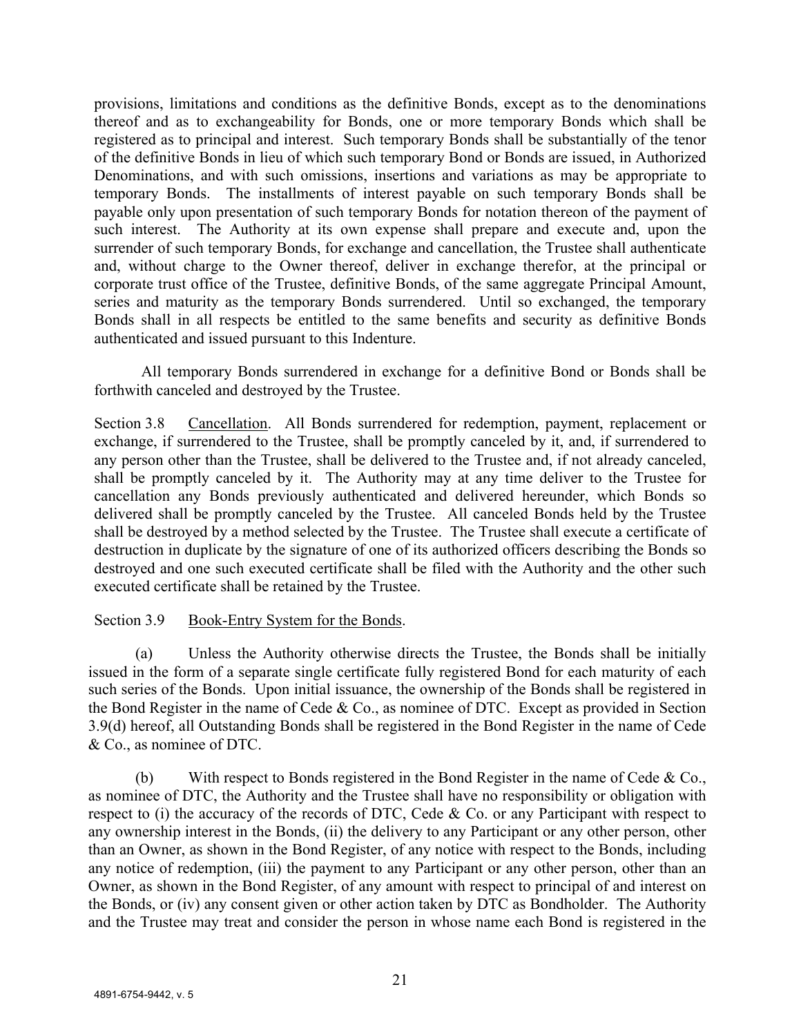provisions, limitations and conditions as the definitive Bonds, except as to the denominations thereof and as to exchangeability for Bonds, one or more temporary Bonds which shall be registered as to principal and interest. Such temporary Bonds shall be substantially of the tenor of the definitive Bonds in lieu of which such temporary Bond or Bonds are issued, in Authorized Denominations, and with such omissions, insertions and variations as may be appropriate to temporary Bonds. The installments of interest payable on such temporary Bonds shall be payable only upon presentation of such temporary Bonds for notation thereon of the payment of such interest. The Authority at its own expense shall prepare and execute and, upon the surrender of such temporary Bonds, for exchange and cancellation, the Trustee shall authenticate and, without charge to the Owner thereof, deliver in exchange therefor, at the principal or corporate trust office of the Trustee, definitive Bonds, of the same aggregate Principal Amount, series and maturity as the temporary Bonds surrendered. Until so exchanged, the temporary Bonds shall in all respects be entitled to the same benefits and security as definitive Bonds authenticated and issued pursuant to this Indenture.

All temporary Bonds surrendered in exchange for a definitive Bond or Bonds shall be forthwith canceled and destroyed by the Trustee.

Section 3.8 Cancellation. All Bonds surrendered for redemption, payment, replacement or exchange, if surrendered to the Trustee, shall be promptly canceled by it, and, if surrendered to any person other than the Trustee, shall be delivered to the Trustee and, if not already canceled, shall be promptly canceled by it. The Authority may at any time deliver to the Trustee for cancellation any Bonds previously authenticated and delivered hereunder, which Bonds so delivered shall be promptly canceled by the Trustee. All canceled Bonds held by the Trustee shall be destroyed by a method selected by the Trustee. The Trustee shall execute a certificate of destruction in duplicate by the signature of one of its authorized officers describing the Bonds so destroyed and one such executed certificate shall be filed with the Authority and the other such executed certificate shall be retained by the Trustee.

Section 3.9 Book-Entry System for the Bonds.

(a) Unless the Authority otherwise directs the Trustee, the Bonds shall be initially issued in the form of a separate single certificate fully registered Bond for each maturity of each such series of the Bonds. Upon initial issuance, the ownership of the Bonds shall be registered in the Bond Register in the name of Cede & Co., as nominee of DTC. Except as provided in Section 3.9(d) hereof, all Outstanding Bonds shall be registered in the Bond Register in the name of Cede & Co., as nominee of DTC.

(b) With respect to Bonds registered in the Bond Register in the name of Cede & Co., as nominee of DTC, the Authority and the Trustee shall have no responsibility or obligation with respect to (i) the accuracy of the records of DTC, Cede & Co. or any Participant with respect to any ownership interest in the Bonds, (ii) the delivery to any Participant or any other person, other than an Owner, as shown in the Bond Register, of any notice with respect to the Bonds, including any notice of redemption, (iii) the payment to any Participant or any other person, other than an Owner, as shown in the Bond Register, of any amount with respect to principal of and interest on the Bonds, or (iv) any consent given or other action taken by DTC as Bondholder. The Authority and the Trustee may treat and consider the person in whose name each Bond is registered in the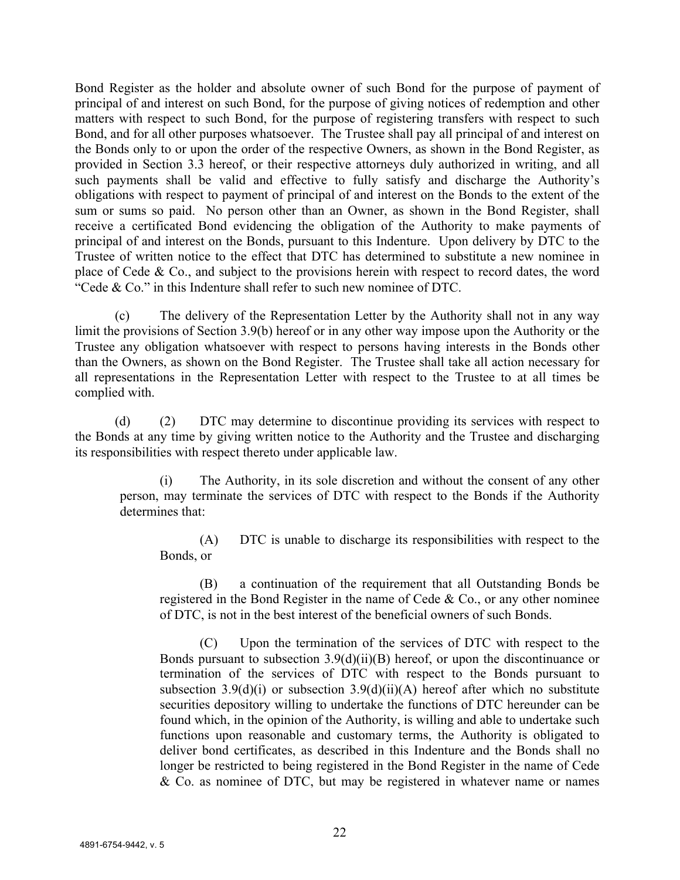Bond Register as the holder and absolute owner of such Bond for the purpose of payment of principal of and interest on such Bond, for the purpose of giving notices of redemption and other matters with respect to such Bond, for the purpose of registering transfers with respect to such Bond, and for all other purposes whatsoever. The Trustee shall pay all principal of and interest on the Bonds only to or upon the order of the respective Owners, as shown in the Bond Register, as provided in Section 3.3 hereof, or their respective attorneys duly authorized in writing, and all such payments shall be valid and effective to fully satisfy and discharge the Authority's obligations with respect to payment of principal of and interest on the Bonds to the extent of the sum or sums so paid. No person other than an Owner, as shown in the Bond Register, shall receive a certificated Bond evidencing the obligation of the Authority to make payments of principal of and interest on the Bonds, pursuant to this Indenture. Upon delivery by DTC to the Trustee of written notice to the effect that DTC has determined to substitute a new nominee in place of Cede & Co., and subject to the provisions herein with respect to record dates, the word "Cede & Co." in this Indenture shall refer to such new nominee of DTC.

(c) The delivery of the Representation Letter by the Authority shall not in any way limit the provisions of Section 3.9(b) hereof or in any other way impose upon the Authority or the Trustee any obligation whatsoever with respect to persons having interests in the Bonds other than the Owners, as shown on the Bond Register. The Trustee shall take all action necessary for all representations in the Representation Letter with respect to the Trustee to at all times be complied with.

(d) (2) DTC may determine to discontinue providing its services with respect to the Bonds at any time by giving written notice to the Authority and the Trustee and discharging its responsibilities with respect thereto under applicable law.

(i) The Authority, in its sole discretion and without the consent of any other person, may terminate the services of DTC with respect to the Bonds if the Authority determines that:

(A) DTC is unable to discharge its responsibilities with respect to the Bonds, or

(B) a continuation of the requirement that all Outstanding Bonds be registered in the Bond Register in the name of Cede & Co., or any other nominee of DTC, is not in the best interest of the beneficial owners of such Bonds.

(C) Upon the termination of the services of DTC with respect to the Bonds pursuant to subsection 3.9(d)(ii)(B) hereof, or upon the discontinuance or termination of the services of DTC with respect to the Bonds pursuant to subsection 3.9(d)(i) or subsection 3.9(d)(ii)(A) hereof after which no substitute securities depository willing to undertake the functions of DTC hereunder can be found which, in the opinion of the Authority, is willing and able to undertake such functions upon reasonable and customary terms, the Authority is obligated to deliver bond certificates, as described in this Indenture and the Bonds shall no longer be restricted to being registered in the Bond Register in the name of Cede & Co. as nominee of DTC, but may be registered in whatever name or names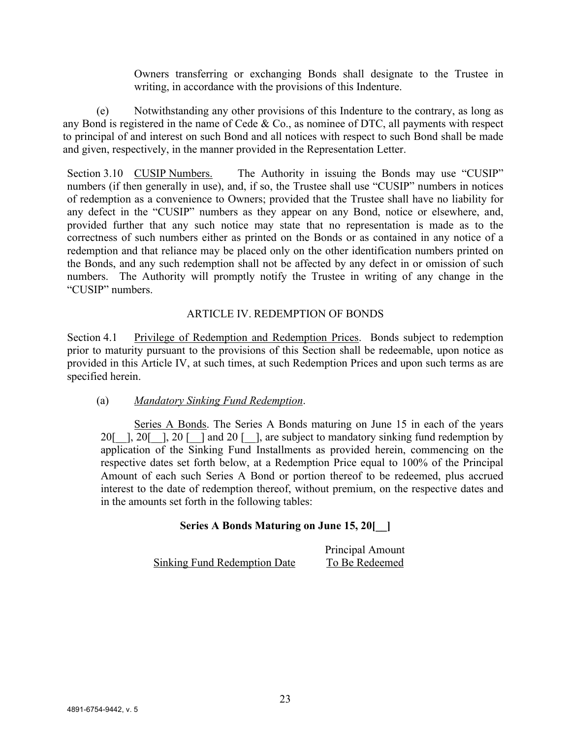Owners transferring or exchanging Bonds shall designate to the Trustee in writing, in accordance with the provisions of this Indenture.

(e) Notwithstanding any other provisions of this Indenture to the contrary, as long as any Bond is registered in the name of Cede & Co., as nominee of DTC, all payments with respect to principal of and interest on such Bond and all notices with respect to such Bond shall be made and given, respectively, in the manner provided in the Representation Letter.

Section 3.10 CUSIP Numbers. The Authority in issuing the Bonds may use "CUSIP" numbers (if then generally in use), and, if so, the Trustee shall use "CUSIP" numbers in notices of redemption as a convenience to Owners; provided that the Trustee shall have no liability for any defect in the "CUSIP" numbers as they appear on any Bond, notice or elsewhere, and, provided further that any such notice may state that no representation is made as to the correctness of such numbers either as printed on the Bonds or as contained in any notice of a redemption and that reliance may be placed only on the other identification numbers printed on the Bonds, and any such redemption shall not be affected by any defect in or omission of such numbers. The Authority will promptly notify the Trustee in writing of any change in the "CUSIP" numbers.

## ARTICLE IV. REDEMPTION OF BONDS

Section 4.1 Privilege of Redemption and Redemption Prices. Bonds subject to redemption prior to maturity pursuant to the provisions of this Section shall be redeemable, upon notice as provided in this Article IV, at such times, at such Redemption Prices and upon such terms as are specified herein.

(a) *Mandatory Sinking Fund Redemption*.

Series A Bonds. The Series A Bonds maturing on June 15 in each of the years 20[__], 20[__], 20 [__] and 20 [__], are subject to mandatory sinking fund redemption by application of the Sinking Fund Installments as provided herein, commencing on the respective dates set forth below, at a Redemption Price equal to 100% of the Principal Amount of each such Series A Bond or portion thereof to be redeemed, plus accrued interest to the date of redemption thereof, without premium, on the respective dates and in the amounts set forth in the following tables:

**Series A Bonds Maturing on June 15, 20[__]**

| Sinking Fund Redemption Date | Principal Amount To Be Redeemed |
|---|---|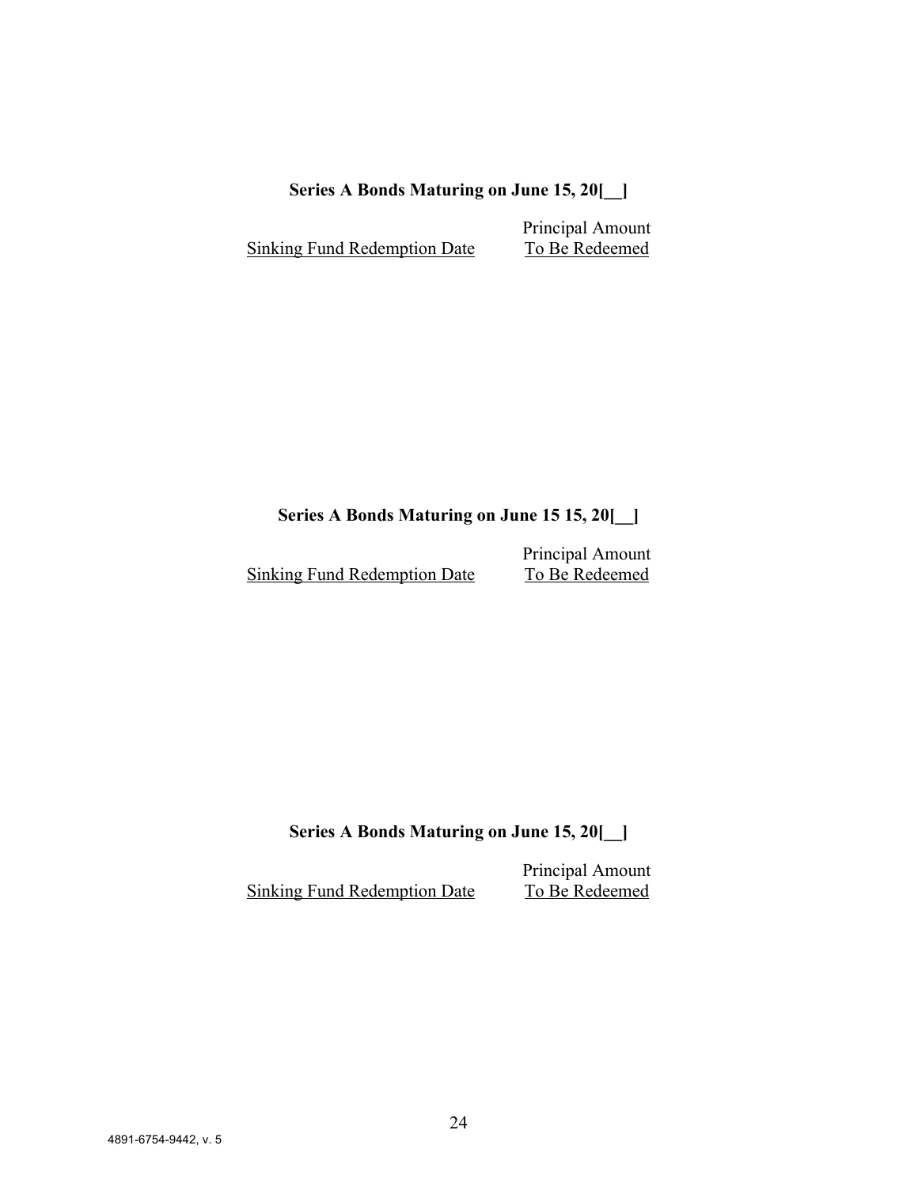**Series A Bonds Maturing on June 15, 20[__]**

| Sinking Fund Redemption Date | Principal Amount To Be Redeemed |
|---|---|

**Series A Bonds Maturing on June 15 15, 20[__]**

| Sinking Fund Redemption Date | Principal Amount To Be Redeemed |
|---|---|

**Series A Bonds Maturing on June 15, 20[__]**

| Sinking Fund Redemption Date | Principal Amount To Be Redeemed |
|---|---|

4891-6754-9442, v. 5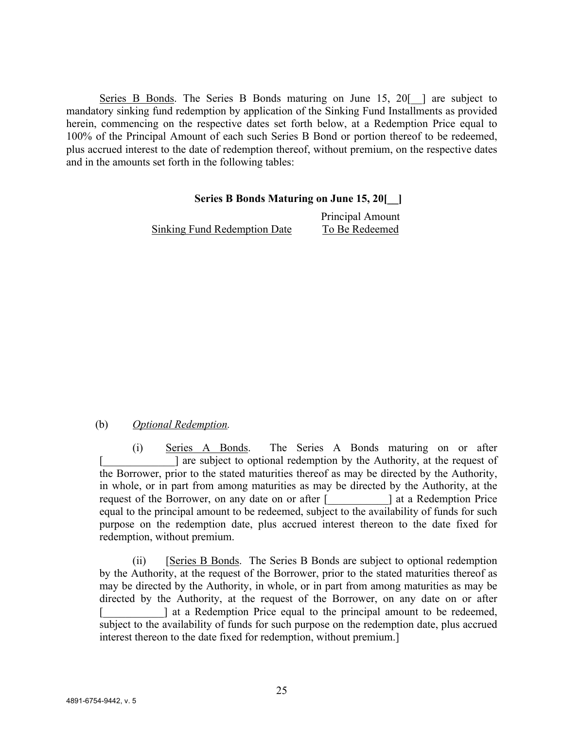Series B Bonds. The Series B Bonds maturing on June 15, 20[__] are subject to mandatory sinking fund redemption by application of the Sinking Fund Installments as provided herein, commencing on the respective dates set forth below, at a Redemption Price equal to 100% of the Principal Amount of each such Series B Bond or portion thereof to be redeemed, plus accrued interest to the date of redemption thereof, without premium, on the respective dates and in the amounts set forth in the following tables:

**Series B Bonds Maturing on June 15, 20[__]**

| Sinking Fund Redemption Date | Principal Amount To Be Redeemed |
|---|---|
| | |

(b) *Optional Redemption.*

(i) Series A Bonds. The Series A Bonds maturing on or after [_____________] are subject to optional redemption by the Authority, at the request of the Borrower, prior to the stated maturities thereof as may be directed by the Authority, in whole, or in part from among maturities as may be directed by the Authority, at the request of the Borrower, on any date on or after [___________] at a Redemption Price equal to the principal amount to be redeemed, subject to the availability of funds for such purpose on the redemption date, plus accrued interest thereon to the date fixed for redemption, without premium.

(ii) [Series B Bonds. The Series B Bonds are subject to optional redemption by the Authority, at the request of the Borrower, prior to the stated maturities thereof as may be directed by the Authority, in whole, or in part from among maturities as may be directed by the Authority, at the request of the Borrower, on any date on or after [___________] at a Redemption Price equal to the principal amount to be redeemed, subject to the availability of funds for such purpose on the redemption date, plus accrued interest thereon to the date fixed for redemption, without premium.]

4891-6754-9442, v. 5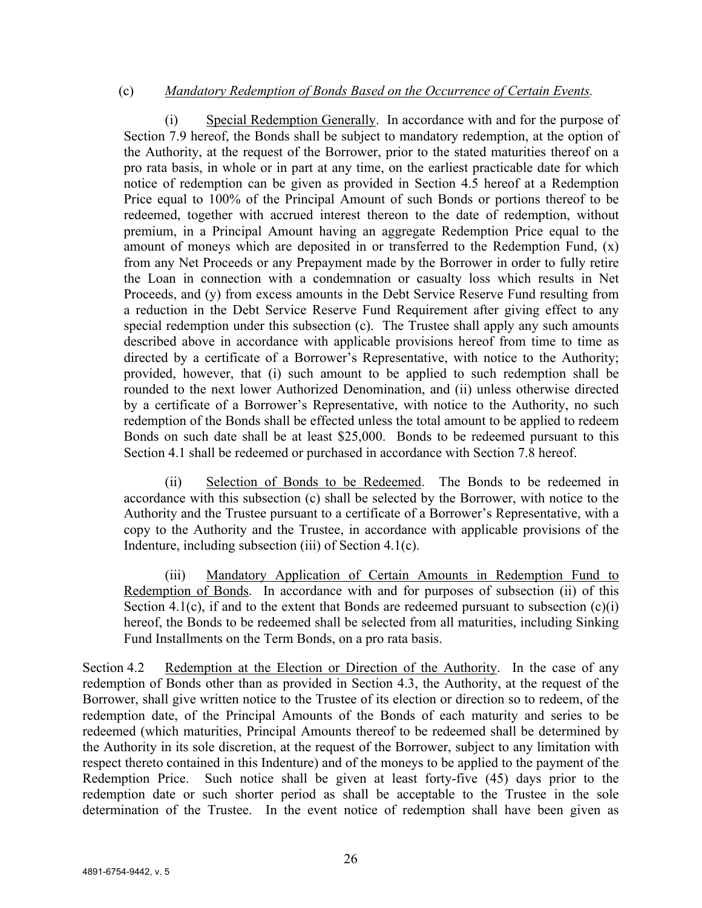(c) *Mandatory Redemption of Bonds Based on the Occurrence of Certain Events.*

(i) Special Redemption Generally. In accordance with and for the purpose of Section 7.9 hereof, the Bonds shall be subject to mandatory redemption, at the option of the Authority, at the request of the Borrower, prior to the stated maturities thereof on a pro rata basis, in whole or in part at any time, on the earliest practicable date for which notice of redemption can be given as provided in Section 4.5 hereof at a Redemption Price equal to 100% of the Principal Amount of such Bonds or portions thereof to be redeemed, together with accrued interest thereon to the date of redemption, without premium, in a Principal Amount having an aggregate Redemption Price equal to the amount of moneys which are deposited in or transferred to the Redemption Fund, (x) from any Net Proceeds or any Prepayment made by the Borrower in order to fully retire the Loan in connection with a condemnation or casualty loss which results in Net Proceeds, and (y) from excess amounts in the Debt Service Reserve Fund resulting from a reduction in the Debt Service Reserve Fund Requirement after giving effect to any special redemption under this subsection (c). The Trustee shall apply any such amounts described above in accordance with applicable provisions hereof from time to time as directed by a certificate of a Borrower's Representative, with notice to the Authority; provided, however, that (i) such amount to be applied to such redemption shall be rounded to the next lower Authorized Denomination, and (ii) unless otherwise directed by a certificate of a Borrower's Representative, with notice to the Authority, no such redemption of the Bonds shall be effected unless the total amount to be applied to redeem Bonds on such date shall be at least $25,000. Bonds to be redeemed pursuant to this Section 4.1 shall be redeemed or purchased in accordance with Section 7.8 hereof.

(ii) Selection of Bonds to be Redeemed. The Bonds to be redeemed in accordance with this subsection (c) shall be selected by the Borrower, with notice to the Authority and the Trustee pursuant to a certificate of a Borrower's Representative, with a copy to the Authority and the Trustee, in accordance with applicable provisions of the Indenture, including subsection (iii) of Section 4.1(c).

(iii) Mandatory Application of Certain Amounts in Redemption Fund to Redemption of Bonds. In accordance with and for purposes of subsection (ii) of this Section 4.1(c), if and to the extent that Bonds are redeemed pursuant to subsection (c)(i) hereof, the Bonds to be redeemed shall be selected from all maturities, including Sinking Fund Installments on the Term Bonds, on a pro rata basis.

Section 4.2 Redemption at the Election or Direction of the Authority. In the case of any redemption of Bonds other than as provided in Section 4.3, the Authority, at the request of the Borrower, shall give written notice to the Trustee of its election or direction so to redeem, of the redemption date, of the Principal Amounts of the Bonds of each maturity and series to be redeemed (which maturities, Principal Amounts thereof to be redeemed shall be determined by the Authority in its sole discretion, at the request of the Borrower, subject to any limitation with respect thereto contained in this Indenture) and of the moneys to be applied to the payment of the Redemption Price. Such notice shall be given at least forty-five (45) days prior to the redemption date or such shorter period as shall be acceptable to the Trustee in the sole determination of the Trustee. In the event notice of redemption shall have been given as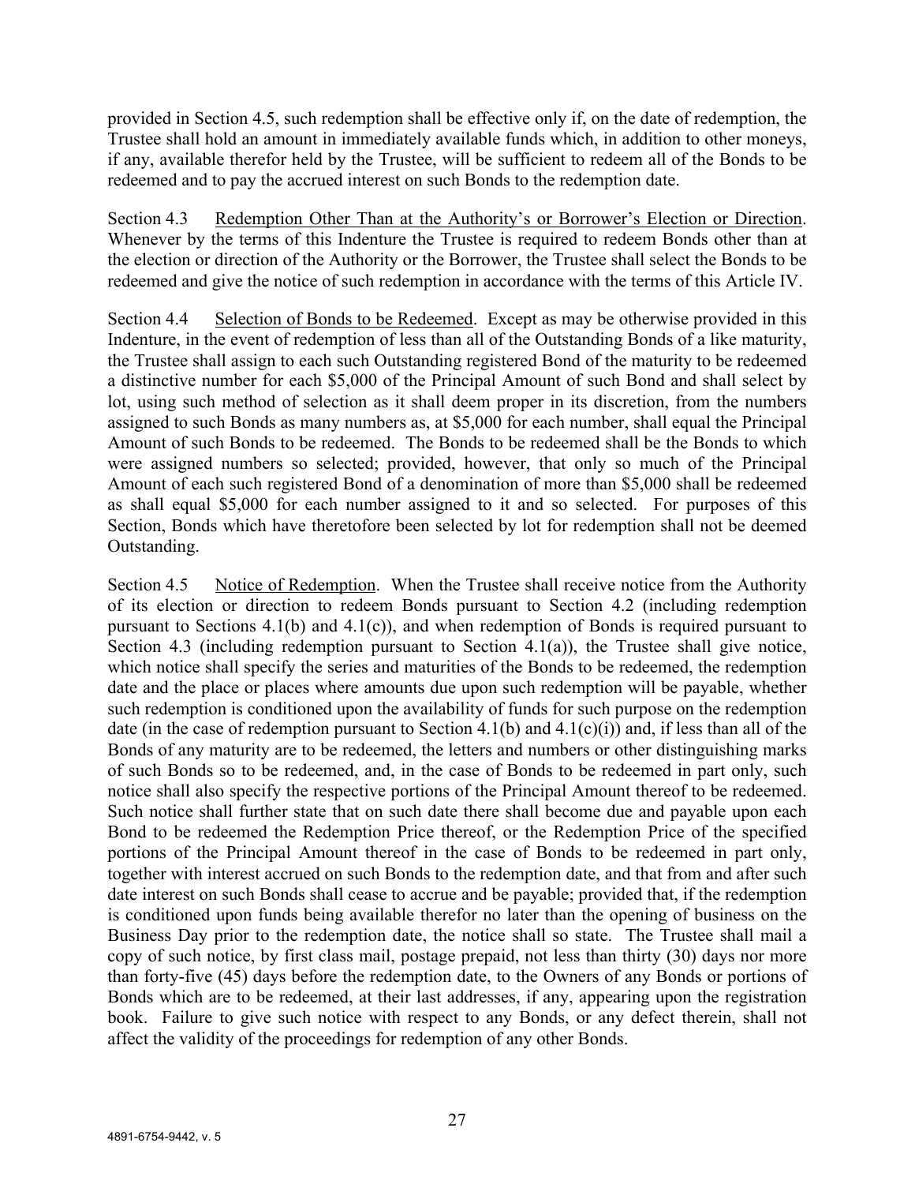provided in Section 4.5, such redemption shall be effective only if, on the date of redemption, the Trustee shall hold an amount in immediately available funds which, in addition to other moneys, if any, available therefor held by the Trustee, will be sufficient to redeem all of the Bonds to be redeemed and to pay the accrued interest on such Bonds to the redemption date.

Section 4.3 Redemption Other Than at the Authority's or Borrower's Election or Direction. Whenever by the terms of this Indenture the Trustee is required to redeem Bonds other than at the election or direction of the Authority or the Borrower, the Trustee shall select the Bonds to be redeemed and give the notice of such redemption in accordance with the terms of this Article IV.

Section 4.4 Selection of Bonds to be Redeemed. Except as may be otherwise provided in this Indenture, in the event of redemption of less than all of the Outstanding Bonds of a like maturity, the Trustee shall assign to each such Outstanding registered Bond of the maturity to be redeemed a distinctive number for each $5,000 of the Principal Amount of such Bond and shall select by lot, using such method of selection as it shall deem proper in its discretion, from the numbers assigned to such Bonds as many numbers as, at $5,000 for each number, shall equal the Principal Amount of such Bonds to be redeemed. The Bonds to be redeemed shall be the Bonds to which were assigned numbers so selected; provided, however, that only so much of the Principal Amount of each such registered Bond of a denomination of more than $5,000 shall be redeemed as shall equal $5,000 for each number assigned to it and so selected. For purposes of this Section, Bonds which have theretofore been selected by lot for redemption shall not be deemed Outstanding.

Section 4.5 Notice of Redemption. When the Trustee shall receive notice from the Authority of its election or direction to redeem Bonds pursuant to Section 4.2 (including redemption pursuant to Sections 4.1(b) and 4.1(c)), and when redemption of Bonds is required pursuant to Section 4.3 (including redemption pursuant to Section 4.1(a)), the Trustee shall give notice, which notice shall specify the series and maturities of the Bonds to be redeemed, the redemption date and the place or places where amounts due upon such redemption will be payable, whether such redemption is conditioned upon the availability of funds for such purpose on the redemption date (in the case of redemption pursuant to Section 4.1(b) and 4.1(c)(i)) and, if less than all of the Bonds of any maturity are to be redeemed, the letters and numbers or other distinguishing marks of such Bonds so to be redeemed, and, in the case of Bonds to be redeemed in part only, such notice shall also specify the respective portions of the Principal Amount thereof to be redeemed. Such notice shall further state that on such date there shall become due and payable upon each Bond to be redeemed the Redemption Price thereof, or the Redemption Price of the specified portions of the Principal Amount thereof in the case of Bonds to be redeemed in part only, together with interest accrued on such Bonds to the redemption date, and that from and after such date interest on such Bonds shall cease to accrue and be payable; provided that, if the redemption is conditioned upon funds being available therefor no later than the opening of business on the Business Day prior to the redemption date, the notice shall so state. The Trustee shall mail a copy of such notice, by first class mail, postage prepaid, not less than thirty (30) days nor more than forty-five (45) days before the redemption date, to the Owners of any Bonds or portions of Bonds which are to be redeemed, at their last addresses, if any, appearing upon the registration book. Failure to give such notice with respect to any Bonds, or any defect therein, shall not affect the validity of the proceedings for redemption of any other Bonds.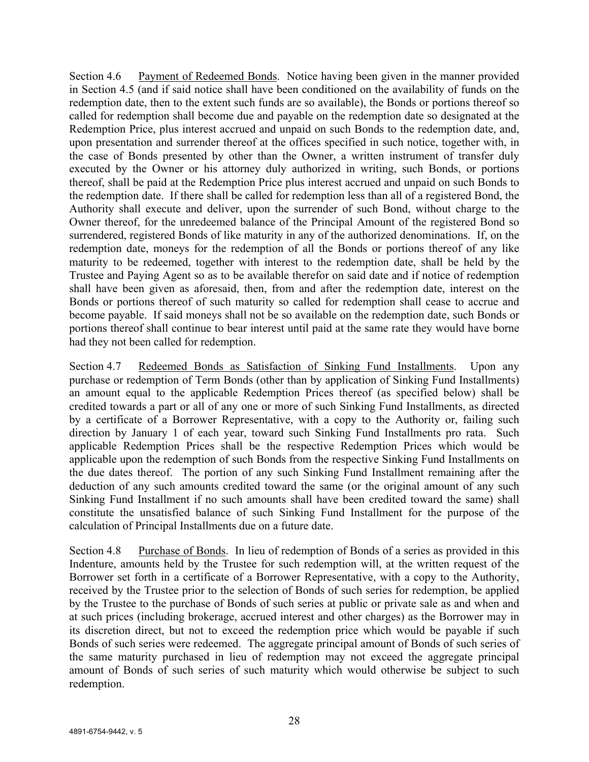Section 4.6 Payment of Redeemed Bonds. Notice having been given in the manner provided in Section 4.5 (and if said notice shall have been conditioned on the availability of funds on the redemption date, then to the extent such funds are so available), the Bonds or portions thereof so called for redemption shall become due and payable on the redemption date so designated at the Redemption Price, plus interest accrued and unpaid on such Bonds to the redemption date, and, upon presentation and surrender thereof at the offices specified in such notice, together with, in the case of Bonds presented by other than the Owner, a written instrument of transfer duly executed by the Owner or his attorney duly authorized in writing, such Bonds, or portions thereof, shall be paid at the Redemption Price plus interest accrued and unpaid on such Bonds to the redemption date. If there shall be called for redemption less than all of a registered Bond, the Authority shall execute and deliver, upon the surrender of such Bond, without charge to the Owner thereof, for the unredeemed balance of the Principal Amount of the registered Bond so surrendered, registered Bonds of like maturity in any of the authorized denominations. If, on the redemption date, moneys for the redemption of all the Bonds or portions thereof of any like maturity to be redeemed, together with interest to the redemption date, shall be held by the Trustee and Paying Agent so as to be available therefor on said date and if notice of redemption shall have been given as aforesaid, then, from and after the redemption date, interest on the Bonds or portions thereof of such maturity so called for redemption shall cease to accrue and become payable. If said moneys shall not be so available on the redemption date, such Bonds or portions thereof shall continue to bear interest until paid at the same rate they would have borne had they not been called for redemption.

Section 4.7 Redeemed Bonds as Satisfaction of Sinking Fund Installments. Upon any purchase or redemption of Term Bonds (other than by application of Sinking Fund Installments) an amount equal to the applicable Redemption Prices thereof (as specified below) shall be credited towards a part or all of any one or more of such Sinking Fund Installments, as directed by a certificate of a Borrower Representative, with a copy to the Authority or, failing such direction by January 1 of each year, toward such Sinking Fund Installments pro rata. Such applicable Redemption Prices shall be the respective Redemption Prices which would be applicable upon the redemption of such Bonds from the respective Sinking Fund Installments on the due dates thereof. The portion of any such Sinking Fund Installment remaining after the deduction of any such amounts credited toward the same (or the original amount of any such Sinking Fund Installment if no such amounts shall have been credited toward the same) shall constitute the unsatisfied balance of such Sinking Fund Installment for the purpose of the calculation of Principal Installments due on a future date.

Section 4.8 Purchase of Bonds. In lieu of redemption of Bonds of a series as provided in this Indenture, amounts held by the Trustee for such redemption will, at the written request of the Borrower set forth in a certificate of a Borrower Representative, with a copy to the Authority, received by the Trustee prior to the selection of Bonds of such series for redemption, be applied by the Trustee to the purchase of Bonds of such series at public or private sale as and when and at such prices (including brokerage, accrued interest and other charges) as the Borrower may in its discretion direct, but not to exceed the redemption price which would be payable if such Bonds of such series were redeemed. The aggregate principal amount of Bonds of such series of the same maturity purchased in lieu of redemption may not exceed the aggregate principal amount of Bonds of such series of such maturity which would otherwise be subject to such redemption.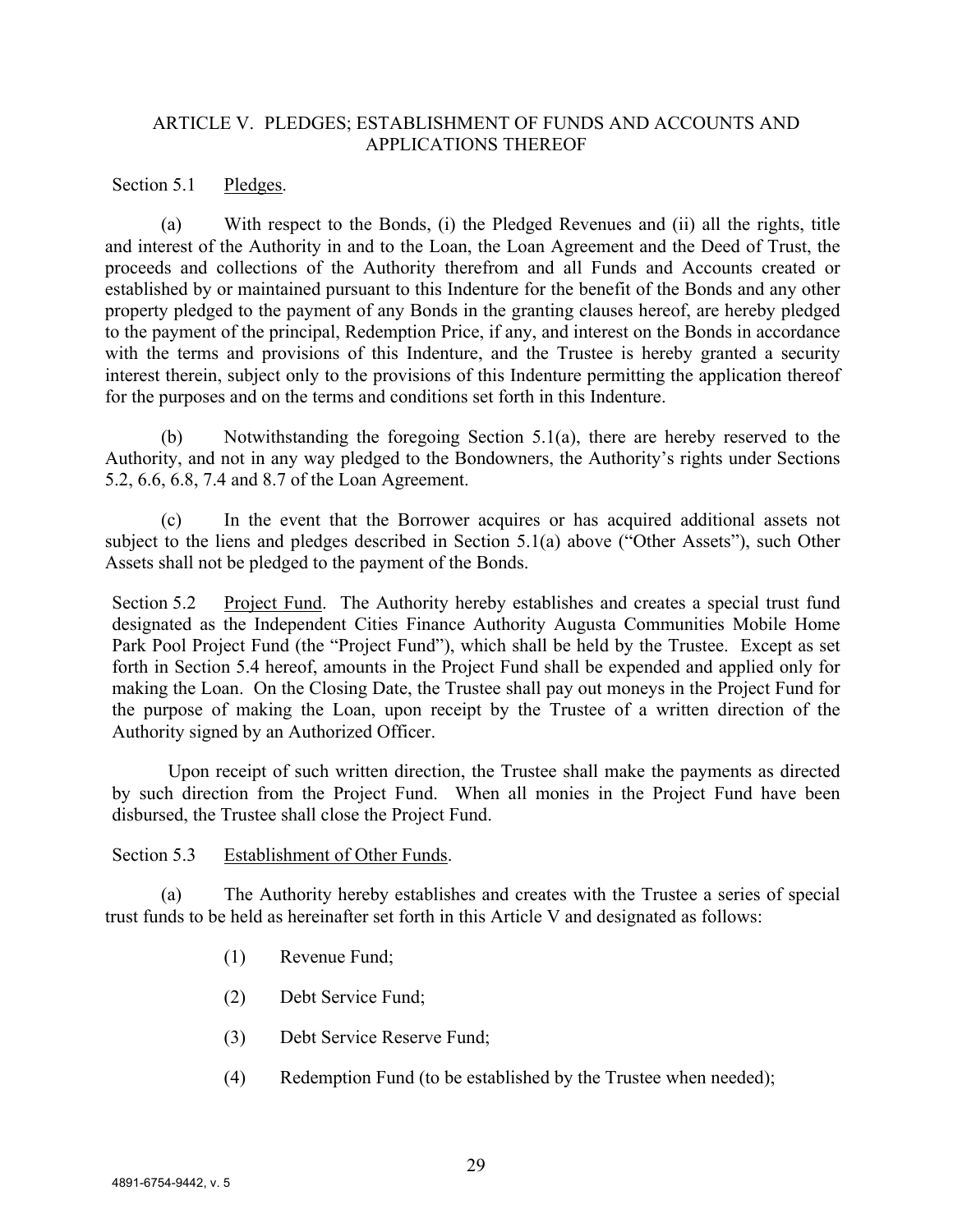## ARTICLE V. PLEDGES; ESTABLISHMENT OF FUNDS AND ACCOUNTS AND APPLICATIONS THEREOF

Section 5.1 Pledges.

(a) With respect to the Bonds, (i) the Pledged Revenues and (ii) all the rights, title and interest of the Authority in and to the Loan, the Loan Agreement and the Deed of Trust, the proceeds and collections of the Authority therefrom and all Funds and Accounts created or established by or maintained pursuant to this Indenture for the benefit of the Bonds and any other property pledged to the payment of any Bonds in the granting clauses hereof, are hereby pledged to the payment of the principal, Redemption Price, if any, and interest on the Bonds in accordance with the terms and provisions of this Indenture, and the Trustee is hereby granted a security interest therein, subject only to the provisions of this Indenture permitting the application thereof for the purposes and on the terms and conditions set forth in this Indenture.

(b) Notwithstanding the foregoing Section 5.1(a), there are hereby reserved to the Authority, and not in any way pledged to the Bondowners, the Authority's rights under Sections 5.2, 6.6, 6.8, 7.4 and 8.7 of the Loan Agreement.

(c) In the event that the Borrower acquires or has acquired additional assets not subject to the liens and pledges described in Section 5.1(a) above ("Other Assets"), such Other Assets shall not be pledged to the payment of the Bonds.

Section 5.2 Project Fund. The Authority hereby establishes and creates a special trust fund designated as the Independent Cities Finance Authority Augusta Communities Mobile Home Park Pool Project Fund (the "Project Fund"), which shall be held by the Trustee. Except as set forth in Section 5.4 hereof, amounts in the Project Fund shall be expended and applied only for making the Loan. On the Closing Date, the Trustee shall pay out moneys in the Project Fund for the purpose of making the Loan, upon receipt by the Trustee of a written direction of the Authority signed by an Authorized Officer.

Upon receipt of such written direction, the Trustee shall make the payments as directed by such direction from the Project Fund. When all monies in the Project Fund have been disbursed, the Trustee shall close the Project Fund.

Section 5.3 Establishment of Other Funds.

(a) The Authority hereby establishes and creates with the Trustee a series of special trust funds to be held as hereinafter set forth in this Article V and designated as follows:

(1) Revenue Fund;

(2) Debt Service Fund;

(3) Debt Service Reserve Fund;

(4) Redemption Fund (to be established by the Trustee when needed);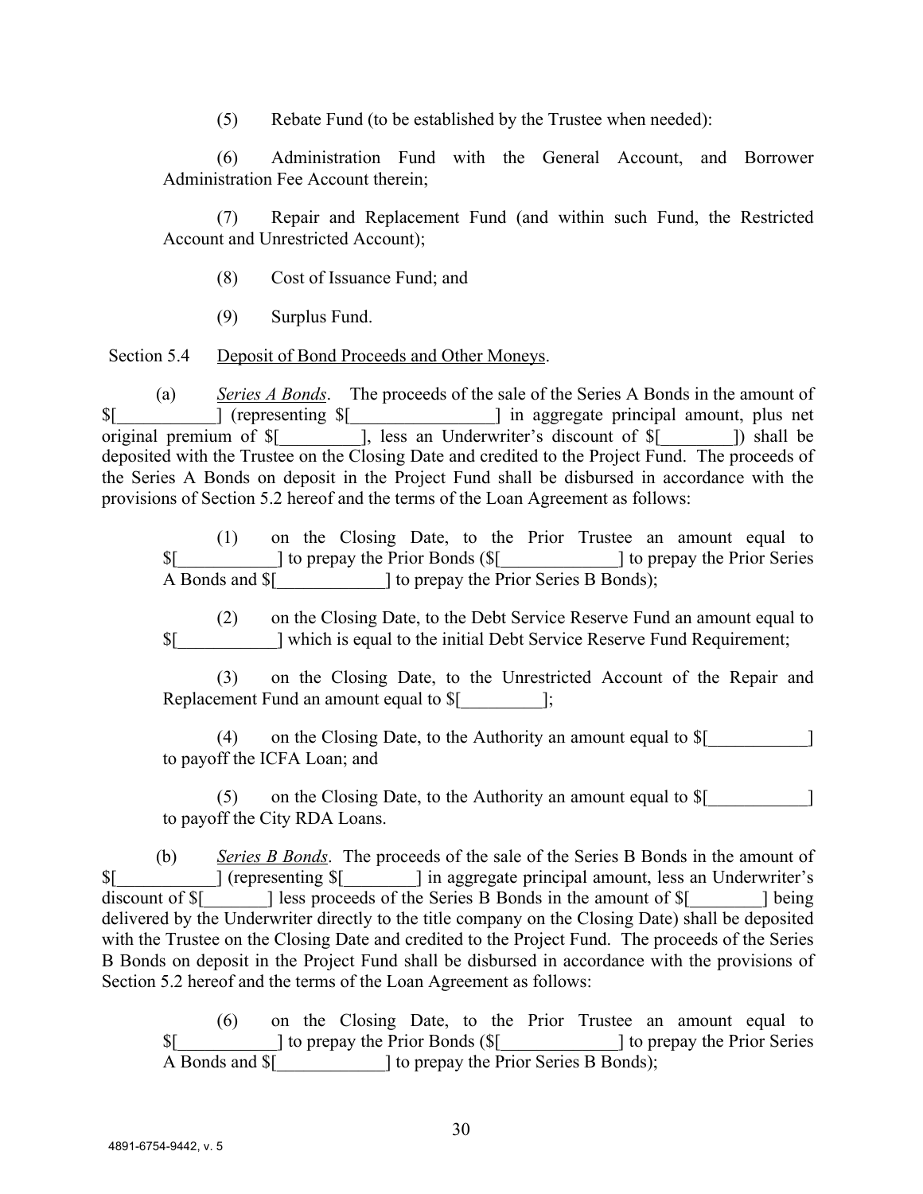(5) Rebate Fund (to be established by the Trustee when needed):

(6) Administration Fund with the General Account, and Borrower Administration Fee Account therein;

(7) Repair and Replacement Fund (and within such Fund, the Restricted Account and Unrestricted Account);

(8) Cost of Issuance Fund; and

(9) Surplus Fund.

Section 5.4 Deposit of Bond Proceeds and Other Moneys.

(a) *Series A Bonds*. The proceeds of the sale of the Series A Bonds in the amount of $[___________] (representing $[________________] in aggregate principal amount, plus net original premium of $[_________], less an Underwriter's discount of $[________]) shall be deposited with the Trustee on the Closing Date and credited to the Project Fund. The proceeds of the Series A Bonds on deposit in the Project Fund shall be disbursed in accordance with the provisions of Section 5.2 hereof and the terms of the Loan Agreement as follows:

(1) on the Closing Date, to the Prior Trustee an amount equal to $[___________] to prepay the Prior Bonds ($[_____________] to prepay the Prior Series A Bonds and $[____________] to prepay the Prior Series B Bonds);

(2) on the Closing Date, to the Debt Service Reserve Fund an amount equal to $[___________] which is equal to the initial Debt Service Reserve Fund Requirement;

(3) on the Closing Date, to the Unrestricted Account of the Repair and Replacement Fund an amount equal to $[_________];

(4) on the Closing Date, to the Authority an amount equal to $[___________] to payoff the ICFA Loan; and

(5) on the Closing Date, to the Authority an amount equal to $[___________] to payoff the City RDA Loans.

(b) *Series B Bonds*. The proceeds of the sale of the Series B Bonds in the amount of $[___________] (representing $[________] in aggregate principal amount, less an Underwriter's discount of $[_______] less proceeds of the Series B Bonds in the amount of $[________] being delivered by the Underwriter directly to the title company on the Closing Date) shall be deposited with the Trustee on the Closing Date and credited to the Project Fund. The proceeds of the Series B Bonds on deposit in the Project Fund shall be disbursed in accordance with the provisions of Section 5.2 hereof and the terms of the Loan Agreement as follows:

(6) on the Closing Date, to the Prior Trustee an amount equal to $[___________] to prepay the Prior Bonds ($[_____________] to prepay the Prior Series A Bonds and $[____________] to prepay the Prior Series B Bonds);

4891-6754-9442, v. 5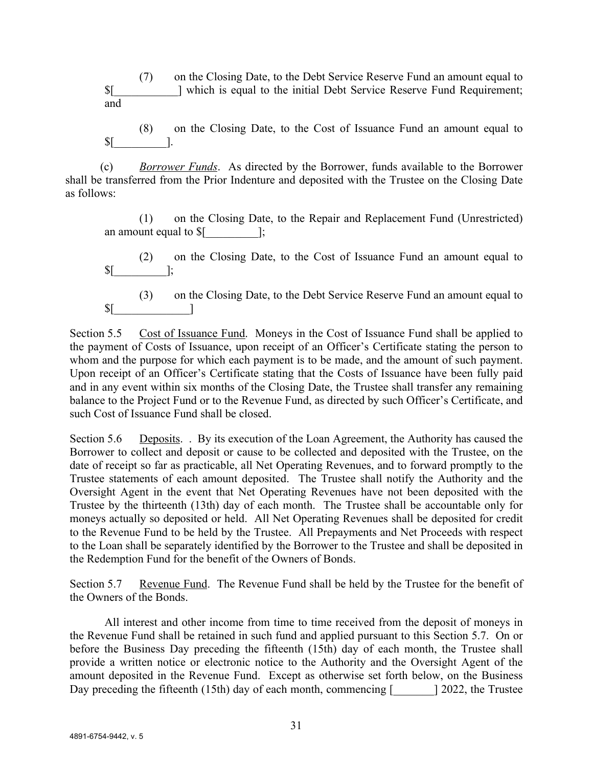(7) on the Closing Date, to the Debt Service Reserve Fund an amount equal to $[___________] which is equal to the initial Debt Service Reserve Fund Requirement; and

(8) on the Closing Date, to the Cost of Issuance Fund an amount equal to $[_________].

(c) *Borrower Funds*. As directed by the Borrower, funds available to the Borrower shall be transferred from the Prior Indenture and deposited with the Trustee on the Closing Date as follows:

(1) on the Closing Date, to the Repair and Replacement Fund (Unrestricted) an amount equal to $[_________];

(2) on the Closing Date, to the Cost of Issuance Fund an amount equal to $[_________];

(3) on the Closing Date, to the Debt Service Reserve Fund an amount equal to $[_____________]

Section 5.5 Cost of Issuance Fund. Moneys in the Cost of Issuance Fund shall be applied to the payment of Costs of Issuance, upon receipt of an Officer's Certificate stating the person to whom and the purpose for which each payment is to be made, and the amount of such payment. Upon receipt of an Officer's Certificate stating that the Costs of Issuance have been fully paid and in any event within six months of the Closing Date, the Trustee shall transfer any remaining balance to the Project Fund or to the Revenue Fund, as directed by such Officer's Certificate, and such Cost of Issuance Fund shall be closed.

Section 5.6 Deposits. . By its execution of the Loan Agreement, the Authority has caused the Borrower to collect and deposit or cause to be collected and deposited with the Trustee, on the date of receipt so far as practicable, all Net Operating Revenues, and to forward promptly to the Trustee statements of each amount deposited. The Trustee shall notify the Authority and the Oversight Agent in the event that Net Operating Revenues have not been deposited with the Trustee by the thirteenth (13th) day of each month. The Trustee shall be accountable only for moneys actually so deposited or held. All Net Operating Revenues shall be deposited for credit to the Revenue Fund to be held by the Trustee. All Prepayments and Net Proceeds with respect to the Loan shall be separately identified by the Borrower to the Trustee and shall be deposited in the Redemption Fund for the benefit of the Owners of Bonds.

Section 5.7 Revenue Fund. The Revenue Fund shall be held by the Trustee for the benefit of the Owners of the Bonds.

All interest and other income from time to time received from the deposit of moneys in the Revenue Fund shall be retained in such fund and applied pursuant to this Section 5.7. On or before the Business Day preceding the fifteenth (15th) day of each month, the Trustee shall provide a written notice or electronic notice to the Authority and the Oversight Agent of the amount deposited in the Revenue Fund. Except as otherwise set forth below, on the Business Day preceding the fifteenth (15th) day of each month, commencing [_______] 2022, the Trustee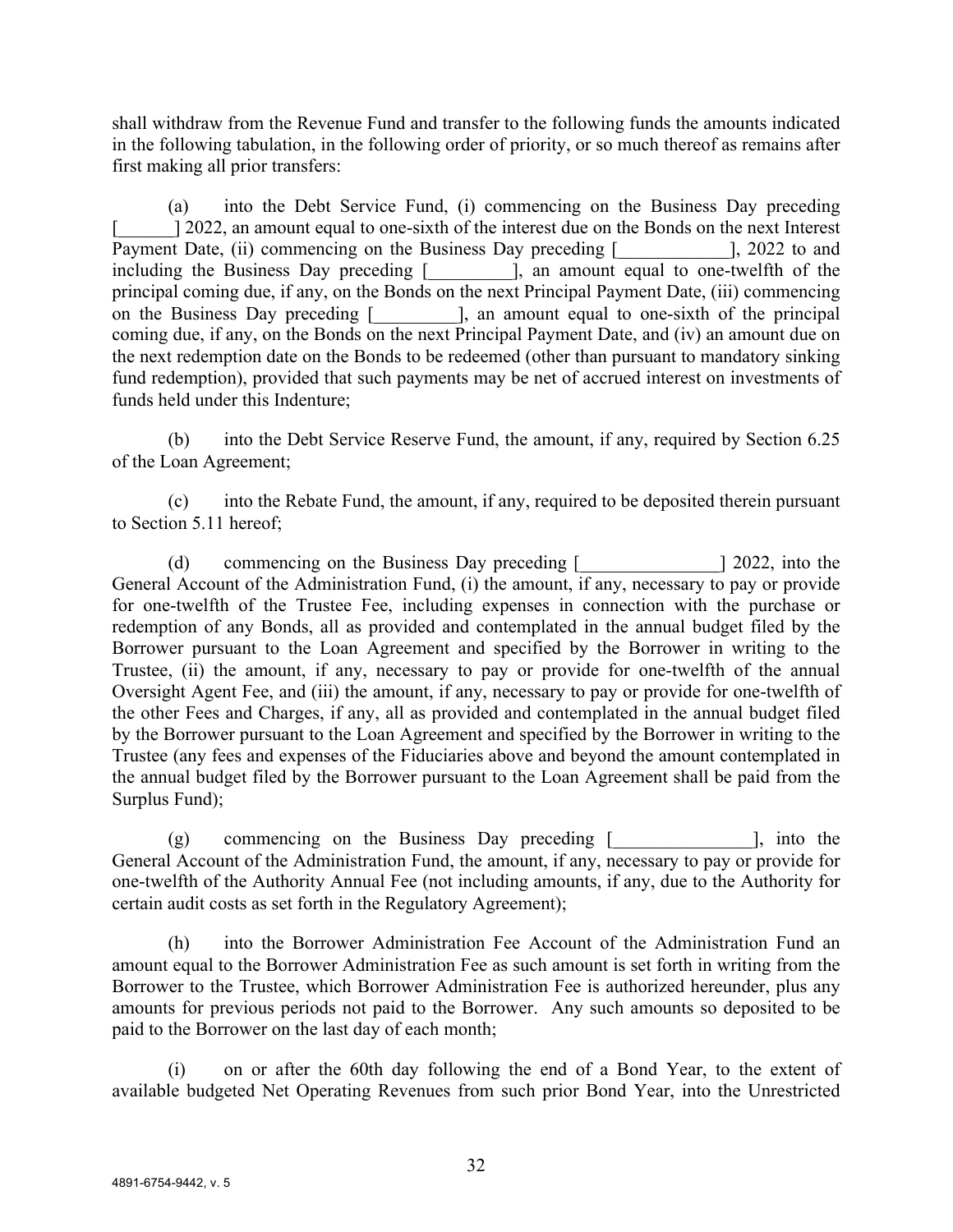shall withdraw from the Revenue Fund and transfer to the following funds the amounts indicated in the following tabulation, in the following order of priority, or so much thereof as remains after first making all prior transfers:

(a) into the Debt Service Fund, (i) commencing on the Business Day preceding [______] 2022, an amount equal to one-sixth of the interest due on the Bonds on the next Interest Payment Date, (ii) commencing on the Business Day preceding [____________], 2022 to and including the Business Day preceding [_________], an amount equal to one-twelfth of the principal coming due, if any, on the Bonds on the next Principal Payment Date, (iii) commencing on the Business Day preceding [_________], an amount equal to one-sixth of the principal coming due, if any, on the Bonds on the next Principal Payment Date, and (iv) an amount due on the next redemption date on the Bonds to be redeemed (other than pursuant to mandatory sinking fund redemption), provided that such payments may be net of accrued interest on investments of funds held under this Indenture;

(b) into the Debt Service Reserve Fund, the amount, if any, required by Section 6.25 of the Loan Agreement;

(c) into the Rebate Fund, the amount, if any, required to be deposited therein pursuant to Section 5.11 hereof;

(d) commencing on the Business Day preceding [_______________] 2022, into the General Account of the Administration Fund, (i) the amount, if any, necessary to pay or provide for one-twelfth of the Trustee Fee, including expenses in connection with the purchase or redemption of any Bonds, all as provided and contemplated in the annual budget filed by the Borrower pursuant to the Loan Agreement and specified by the Borrower in writing to the Trustee, (ii) the amount, if any, necessary to pay or provide for one-twelfth of the annual Oversight Agent Fee, and (iii) the amount, if any, necessary to pay or provide for one-twelfth of the other Fees and Charges, if any, all as provided and contemplated in the annual budget filed by the Borrower pursuant to the Loan Agreement and specified by the Borrower in writing to the Trustee (any fees and expenses of the Fiduciaries above and beyond the amount contemplated in the annual budget filed by the Borrower pursuant to the Loan Agreement shall be paid from the Surplus Fund);

(g) commencing on the Business Day preceding [_______________], into the General Account of the Administration Fund, the amount, if any, necessary to pay or provide for one-twelfth of the Authority Annual Fee (not including amounts, if any, due to the Authority for certain audit costs as set forth in the Regulatory Agreement);

(h) into the Borrower Administration Fee Account of the Administration Fund an amount equal to the Borrower Administration Fee as such amount is set forth in writing from the Borrower to the Trustee, which Borrower Administration Fee is authorized hereunder, plus any amounts for previous periods not paid to the Borrower. Any such amounts so deposited to be paid to the Borrower on the last day of each month;

(i) on or after the 60th day following the end of a Bond Year, to the extent of available budgeted Net Operating Revenues from such prior Bond Year, into the Unrestricted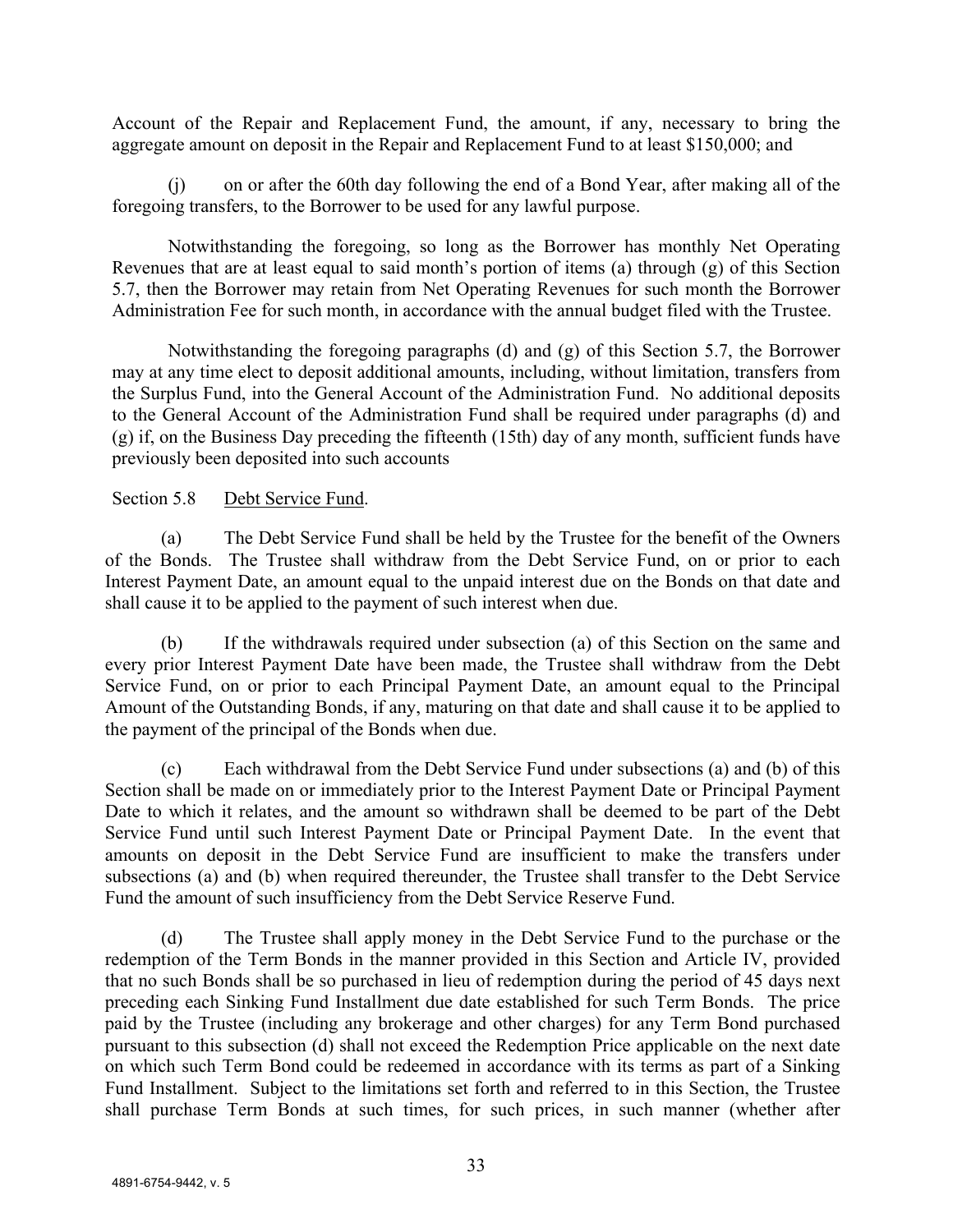Account of the Repair and Replacement Fund, the amount, if any, necessary to bring the aggregate amount on deposit in the Repair and Replacement Fund to at least $150,000; and

(j) on or after the 60th day following the end of a Bond Year, after making all of the foregoing transfers, to the Borrower to be used for any lawful purpose.

Notwithstanding the foregoing, so long as the Borrower has monthly Net Operating Revenues that are at least equal to said month's portion of items (a) through (g) of this Section 5.7, then the Borrower may retain from Net Operating Revenues for such month the Borrower Administration Fee for such month, in accordance with the annual budget filed with the Trustee.

Notwithstanding the foregoing paragraphs (d) and (g) of this Section 5.7, the Borrower may at any time elect to deposit additional amounts, including, without limitation, transfers from the Surplus Fund, into the General Account of the Administration Fund. No additional deposits to the General Account of the Administration Fund shall be required under paragraphs (d) and (g) if, on the Business Day preceding the fifteenth (15th) day of any month, sufficient funds have previously been deposited into such accounts

Section 5.8 Debt Service Fund.

(a) The Debt Service Fund shall be held by the Trustee for the benefit of the Owners of the Bonds. The Trustee shall withdraw from the Debt Service Fund, on or prior to each Interest Payment Date, an amount equal to the unpaid interest due on the Bonds on that date and shall cause it to be applied to the payment of such interest when due.

(b) If the withdrawals required under subsection (a) of this Section on the same and every prior Interest Payment Date have been made, the Trustee shall withdraw from the Debt Service Fund, on or prior to each Principal Payment Date, an amount equal to the Principal Amount of the Outstanding Bonds, if any, maturing on that date and shall cause it to be applied to the payment of the principal of the Bonds when due.

(c) Each withdrawal from the Debt Service Fund under subsections (a) and (b) of this Section shall be made on or immediately prior to the Interest Payment Date or Principal Payment Date to which it relates, and the amount so withdrawn shall be deemed to be part of the Debt Service Fund until such Interest Payment Date or Principal Payment Date. In the event that amounts on deposit in the Debt Service Fund are insufficient to make the transfers under subsections (a) and (b) when required thereunder, the Trustee shall transfer to the Debt Service Fund the amount of such insufficiency from the Debt Service Reserve Fund.

(d) The Trustee shall apply money in the Debt Service Fund to the purchase or the redemption of the Term Bonds in the manner provided in this Section and Article IV, provided that no such Bonds shall be so purchased in lieu of redemption during the period of 45 days next preceding each Sinking Fund Installment due date established for such Term Bonds. The price paid by the Trustee (including any brokerage and other charges) for any Term Bond purchased pursuant to this subsection (d) shall not exceed the Redemption Price applicable on the next date on which such Term Bond could be redeemed in accordance with its terms as part of a Sinking Fund Installment. Subject to the limitations set forth and referred to in this Section, the Trustee shall purchase Term Bonds at such times, for such prices, in such manner (whether after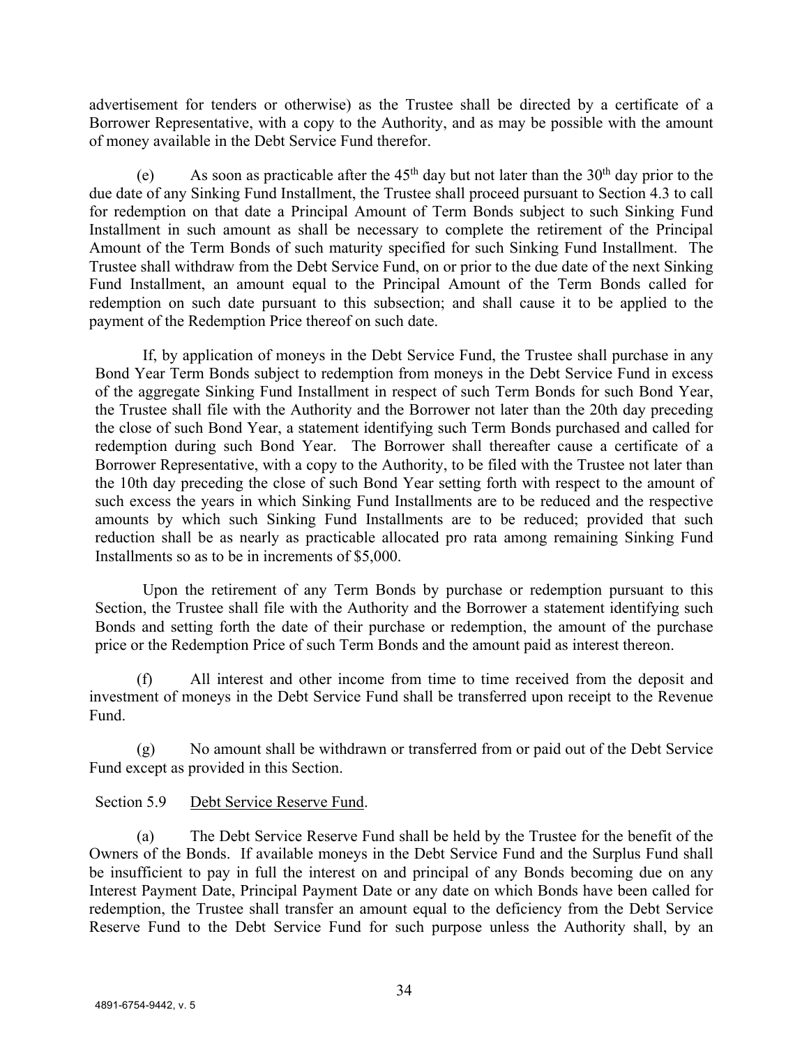advertisement for tenders or otherwise) as the Trustee shall be directed by a certificate of a Borrower Representative, with a copy to the Authority, and as may be possible with the amount of money available in the Debt Service Fund therefor.

(e) As soon as practicable after the 45th day but not later than the 30th day prior to the due date of any Sinking Fund Installment, the Trustee shall proceed pursuant to Section 4.3 to call for redemption on that date a Principal Amount of Term Bonds subject to such Sinking Fund Installment in such amount as shall be necessary to complete the retirement of the Principal Amount of the Term Bonds of such maturity specified for such Sinking Fund Installment. The Trustee shall withdraw from the Debt Service Fund, on or prior to the due date of the next Sinking Fund Installment, an amount equal to the Principal Amount of the Term Bonds called for redemption on such date pursuant to this subsection; and shall cause it to be applied to the payment of the Redemption Price thereof on such date.

If, by application of moneys in the Debt Service Fund, the Trustee shall purchase in any Bond Year Term Bonds subject to redemption from moneys in the Debt Service Fund in excess of the aggregate Sinking Fund Installment in respect of such Term Bonds for such Bond Year, the Trustee shall file with the Authority and the Borrower not later than the 20th day preceding the close of such Bond Year, a statement identifying such Term Bonds purchased and called for redemption during such Bond Year. The Borrower shall thereafter cause a certificate of a Borrower Representative, with a copy to the Authority, to be filed with the Trustee not later than the 10th day preceding the close of such Bond Year setting forth with respect to the amount of such excess the years in which Sinking Fund Installments are to be reduced and the respective amounts by which such Sinking Fund Installments are to be reduced; provided that such reduction shall be as nearly as practicable allocated pro rata among remaining Sinking Fund Installments so as to be in increments of $5,000.

Upon the retirement of any Term Bonds by purchase or redemption pursuant to this Section, the Trustee shall file with the Authority and the Borrower a statement identifying such Bonds and setting forth the date of their purchase or redemption, the amount of the purchase price or the Redemption Price of such Term Bonds and the amount paid as interest thereon.

(f) All interest and other income from time to time received from the deposit and investment of moneys in the Debt Service Fund shall be transferred upon receipt to the Revenue Fund.

(g) No amount shall be withdrawn or transferred from or paid out of the Debt Service Fund except as provided in this Section.

Section 5.9 Debt Service Reserve Fund.

(a) The Debt Service Reserve Fund shall be held by the Trustee for the benefit of the Owners of the Bonds. If available moneys in the Debt Service Fund and the Surplus Fund shall be insufficient to pay in full the interest on and principal of any Bonds becoming due on any Interest Payment Date, Principal Payment Date or any date on which Bonds have been called for redemption, the Trustee shall transfer an amount equal to the deficiency from the Debt Service Reserve Fund to the Debt Service Fund for such purpose unless the Authority shall, by an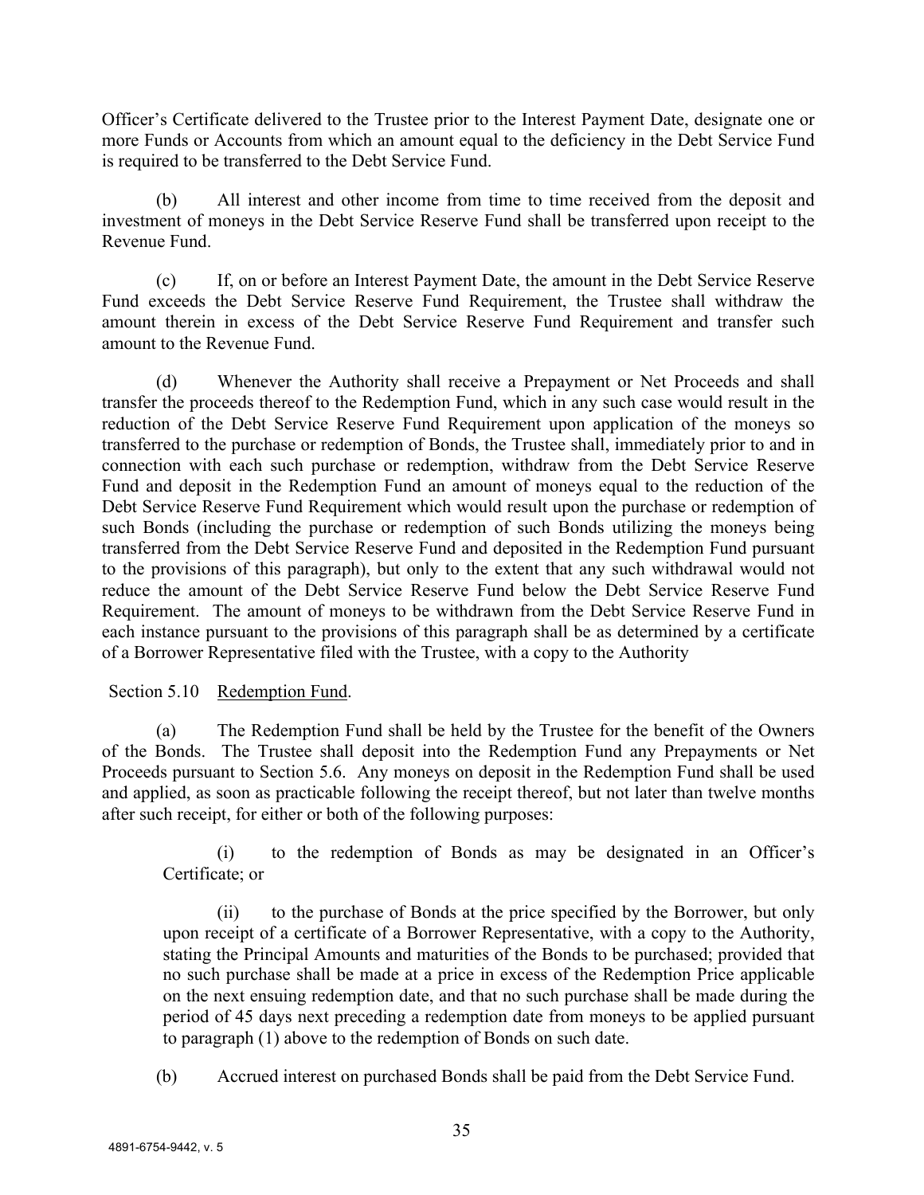Officer's Certificate delivered to the Trustee prior to the Interest Payment Date, designate one or more Funds or Accounts from which an amount equal to the deficiency in the Debt Service Fund is required to be transferred to the Debt Service Fund.

(b) All interest and other income from time to time received from the deposit and investment of moneys in the Debt Service Reserve Fund shall be transferred upon receipt to the Revenue Fund.

(c) If, on or before an Interest Payment Date, the amount in the Debt Service Reserve Fund exceeds the Debt Service Reserve Fund Requirement, the Trustee shall withdraw the amount therein in excess of the Debt Service Reserve Fund Requirement and transfer such amount to the Revenue Fund.

(d) Whenever the Authority shall receive a Prepayment or Net Proceeds and shall transfer the proceeds thereof to the Redemption Fund, which in any such case would result in the reduction of the Debt Service Reserve Fund Requirement upon application of the moneys so transferred to the purchase or redemption of Bonds, the Trustee shall, immediately prior to and in connection with each such purchase or redemption, withdraw from the Debt Service Reserve Fund and deposit in the Redemption Fund an amount of moneys equal to the reduction of the Debt Service Reserve Fund Requirement which would result upon the purchase or redemption of such Bonds (including the purchase or redemption of such Bonds utilizing the moneys being transferred from the Debt Service Reserve Fund and deposited in the Redemption Fund pursuant to the provisions of this paragraph), but only to the extent that any such withdrawal would not reduce the amount of the Debt Service Reserve Fund below the Debt Service Reserve Fund Requirement. The amount of moneys to be withdrawn from the Debt Service Reserve Fund in each instance pursuant to the provisions of this paragraph shall be as determined by a certificate of a Borrower Representative filed with the Trustee, with a copy to the Authority

Section 5.10 Redemption Fund.

(a) The Redemption Fund shall be held by the Trustee for the benefit of the Owners of the Bonds. The Trustee shall deposit into the Redemption Fund any Prepayments or Net Proceeds pursuant to Section 5.6. Any moneys on deposit in the Redemption Fund shall be used and applied, as soon as practicable following the receipt thereof, but not later than twelve months after such receipt, for either or both of the following purposes:

(i) to the redemption of Bonds as may be designated in an Officer's Certificate; or

(ii) to the purchase of Bonds at the price specified by the Borrower, but only upon receipt of a certificate of a Borrower Representative, with a copy to the Authority, stating the Principal Amounts and maturities of the Bonds to be purchased; provided that no such purchase shall be made at a price in excess of the Redemption Price applicable on the next ensuing redemption date, and that no such purchase shall be made during the period of 45 days next preceding a redemption date from moneys to be applied pursuant to paragraph (1) above to the redemption of Bonds on such date.

(b) Accrued interest on purchased Bonds shall be paid from the Debt Service Fund.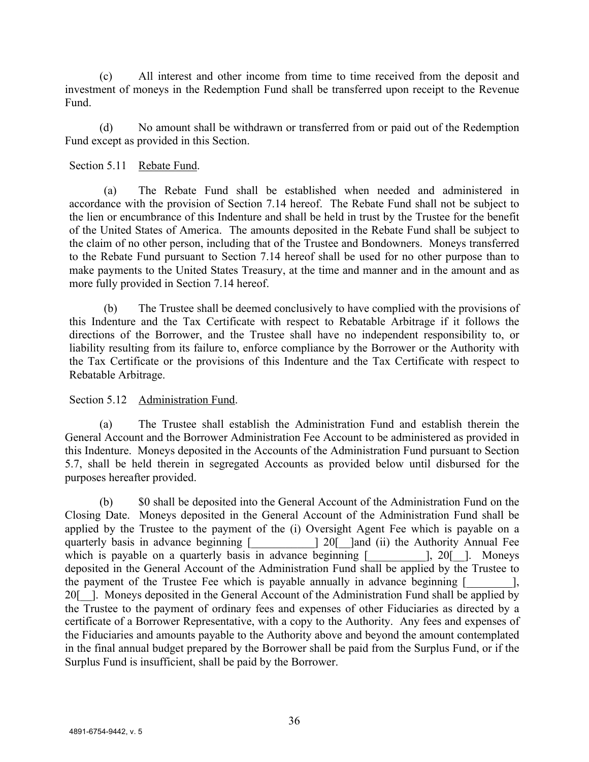(c) All interest and other income from time to time received from the deposit and investment of moneys in the Redemption Fund shall be transferred upon receipt to the Revenue Fund.

(d) No amount shall be withdrawn or transferred from or paid out of the Redemption Fund except as provided in this Section.

Section 5.11 Rebate Fund.

(a) The Rebate Fund shall be established when needed and administered in accordance with the provision of Section 7.14 hereof. The Rebate Fund shall not be subject to the lien or encumbrance of this Indenture and shall be held in trust by the Trustee for the benefit of the United States of America. The amounts deposited in the Rebate Fund shall be subject to the claim of no other person, including that of the Trustee and Bondowners. Moneys transferred to the Rebate Fund pursuant to Section 7.14 hereof shall be used for no other purpose than to make payments to the United States Treasury, at the time and manner and in the amount and as more fully provided in Section 7.14 hereof.

(b) The Trustee shall be deemed conclusively to have complied with the provisions of this Indenture and the Tax Certificate with respect to Rebatable Arbitrage if it follows the directions of the Borrower, and the Trustee shall have no independent responsibility to, or liability resulting from its failure to, enforce compliance by the Borrower or the Authority with the Tax Certificate or the provisions of this Indenture and the Tax Certificate with respect to Rebatable Arbitrage.

Section 5.12 Administration Fund.

(a) The Trustee shall establish the Administration Fund and establish therein the General Account and the Borrower Administration Fee Account to be administered as provided in this Indenture. Moneys deposited in the Accounts of the Administration Fund pursuant to Section 5.7, shall be held therein in segregated Accounts as provided below until disbursed for the purposes hereafter provided.

(b) $0 shall be deposited into the General Account of the Administration Fund on the Closing Date. Moneys deposited in the General Account of the Administration Fund shall be applied by the Trustee to the payment of the (i) Oversight Agent Fee which is payable on a quarterly basis in advance beginning [___________] 20[__]and (ii) the Authority Annual Fee which is payable on a quarterly basis in advance beginning [__________], 20[__]. Moneys deposited in the General Account of the Administration Fund shall be applied by the Trustee to the payment of the Trustee Fee which is payable annually in advance beginning [________], 20[__]. Moneys deposited in the General Account of the Administration Fund shall be applied by the Trustee to the payment of ordinary fees and expenses of other Fiduciaries as directed by a certificate of a Borrower Representative, with a copy to the Authority. Any fees and expenses of the Fiduciaries and amounts payable to the Authority above and beyond the amount contemplated in the final annual budget prepared by the Borrower shall be paid from the Surplus Fund, or if the Surplus Fund is insufficient, shall be paid by the Borrower.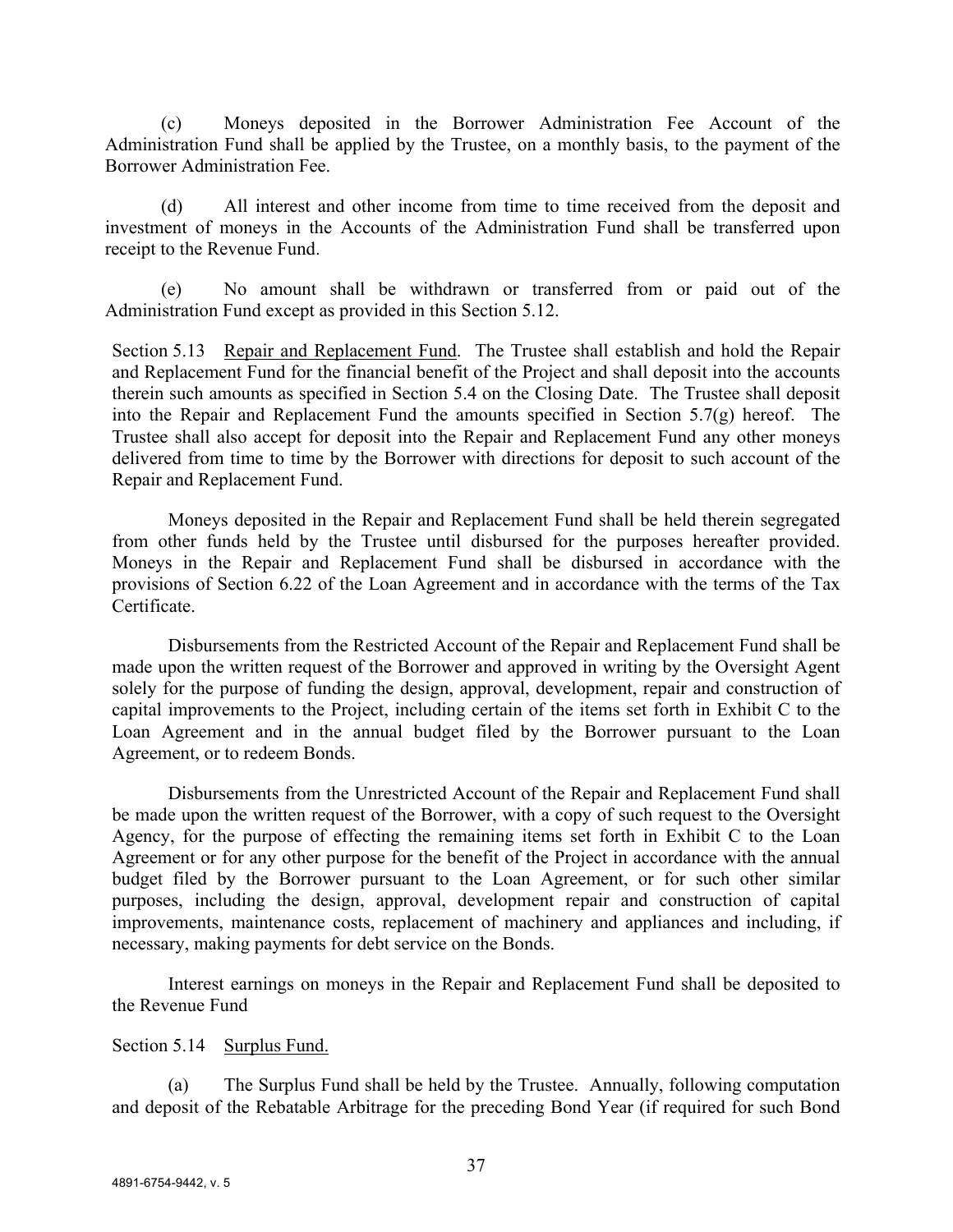(c) Moneys deposited in the Borrower Administration Fee Account of the Administration Fund shall be applied by the Trustee, on a monthly basis, to the payment of the Borrower Administration Fee.

(d) All interest and other income from time to time received from the deposit and investment of moneys in the Accounts of the Administration Fund shall be transferred upon receipt to the Revenue Fund.

(e) No amount shall be withdrawn or transferred from or paid out of the Administration Fund except as provided in this Section 5.12.

Section 5.13 Repair and Replacement Fund. The Trustee shall establish and hold the Repair and Replacement Fund for the financial benefit of the Project and shall deposit into the accounts therein such amounts as specified in Section 5.4 on the Closing Date. The Trustee shall deposit into the Repair and Replacement Fund the amounts specified in Section 5.7(g) hereof. The Trustee shall also accept for deposit into the Repair and Replacement Fund any other moneys delivered from time to time by the Borrower with directions for deposit to such account of the Repair and Replacement Fund.

Moneys deposited in the Repair and Replacement Fund shall be held therein segregated from other funds held by the Trustee until disbursed for the purposes hereafter provided. Moneys in the Repair and Replacement Fund shall be disbursed in accordance with the provisions of Section 6.22 of the Loan Agreement and in accordance with the terms of the Tax Certificate.

Disbursements from the Restricted Account of the Repair and Replacement Fund shall be made upon the written request of the Borrower and approved in writing by the Oversight Agent solely for the purpose of funding the design, approval, development, repair and construction of capital improvements to the Project, including certain of the items set forth in Exhibit C to the Loan Agreement and in the annual budget filed by the Borrower pursuant to the Loan Agreement, or to redeem Bonds.

Disbursements from the Unrestricted Account of the Repair and Replacement Fund shall be made upon the written request of the Borrower, with a copy of such request to the Oversight Agency, for the purpose of effecting the remaining items set forth in Exhibit C to the Loan Agreement or for any other purpose for the benefit of the Project in accordance with the annual budget filed by the Borrower pursuant to the Loan Agreement, or for such other similar purposes, including the design, approval, development repair and construction of capital improvements, maintenance costs, replacement of machinery and appliances and including, if necessary, making payments for debt service on the Bonds.

Interest earnings on moneys in the Repair and Replacement Fund shall be deposited to the Revenue Fund

Section 5.14 Surplus Fund.

(a) The Surplus Fund shall be held by the Trustee. Annually, following computation and deposit of the Rebatable Arbitrage for the preceding Bond Year (if required for such Bond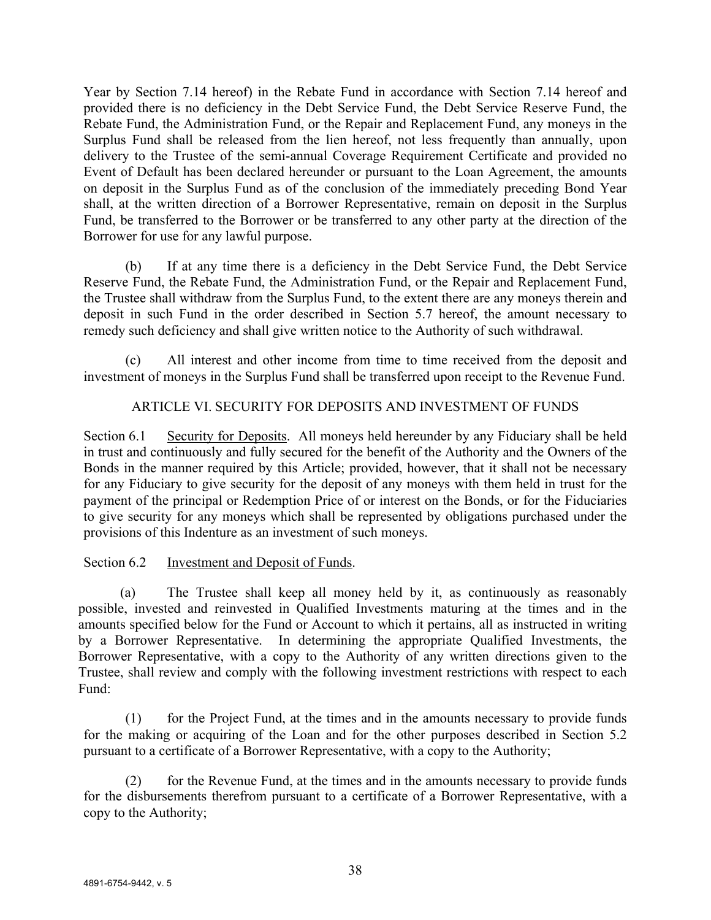Year by Section 7.14 hereof) in the Rebate Fund in accordance with Section 7.14 hereof and provided there is no deficiency in the Debt Service Fund, the Debt Service Reserve Fund, the Rebate Fund, the Administration Fund, or the Repair and Replacement Fund, any moneys in the Surplus Fund shall be released from the lien hereof, not less frequently than annually, upon delivery to the Trustee of the semi-annual Coverage Requirement Certificate and provided no Event of Default has been declared hereunder or pursuant to the Loan Agreement, the amounts on deposit in the Surplus Fund as of the conclusion of the immediately preceding Bond Year shall, at the written direction of a Borrower Representative, remain on deposit in the Surplus Fund, be transferred to the Borrower or be transferred to any other party at the direction of the Borrower for use for any lawful purpose.

(b) If at any time there is a deficiency in the Debt Service Fund, the Debt Service Reserve Fund, the Rebate Fund, the Administration Fund, or the Repair and Replacement Fund, the Trustee shall withdraw from the Surplus Fund, to the extent there are any moneys therein and deposit in such Fund in the order described in Section 5.7 hereof, the amount necessary to remedy such deficiency and shall give written notice to the Authority of such withdrawal.

(c) All interest and other income from time to time received from the deposit and investment of moneys in the Surplus Fund shall be transferred upon receipt to the Revenue Fund.

## ARTICLE VI. SECURITY FOR DEPOSITS AND INVESTMENT OF FUNDS

Section 6.1 Security for Deposits. All moneys held hereunder by any Fiduciary shall be held in trust and continuously and fully secured for the benefit of the Authority and the Owners of the Bonds in the manner required by this Article; provided, however, that it shall not be necessary for any Fiduciary to give security for the deposit of any moneys with them held in trust for the payment of the principal or Redemption Price of or interest on the Bonds, or for the Fiduciaries to give security for any moneys which shall be represented by obligations purchased under the provisions of this Indenture as an investment of such moneys.

Section 6.2 Investment and Deposit of Funds.

(a) The Trustee shall keep all money held by it, as continuously as reasonably possible, invested and reinvested in Qualified Investments maturing at the times and in the amounts specified below for the Fund or Account to which it pertains, all as instructed in writing by a Borrower Representative. In determining the appropriate Qualified Investments, the Borrower Representative, with a copy to the Authority of any written directions given to the Trustee, shall review and comply with the following investment restrictions with respect to each Fund:

(1) for the Project Fund, at the times and in the amounts necessary to provide funds for the making or acquiring of the Loan and for the other purposes described in Section 5.2 pursuant to a certificate of a Borrower Representative, with a copy to the Authority;

(2) for the Revenue Fund, at the times and in the amounts necessary to provide funds for the disbursements therefrom pursuant to a certificate of a Borrower Representative, with a copy to the Authority;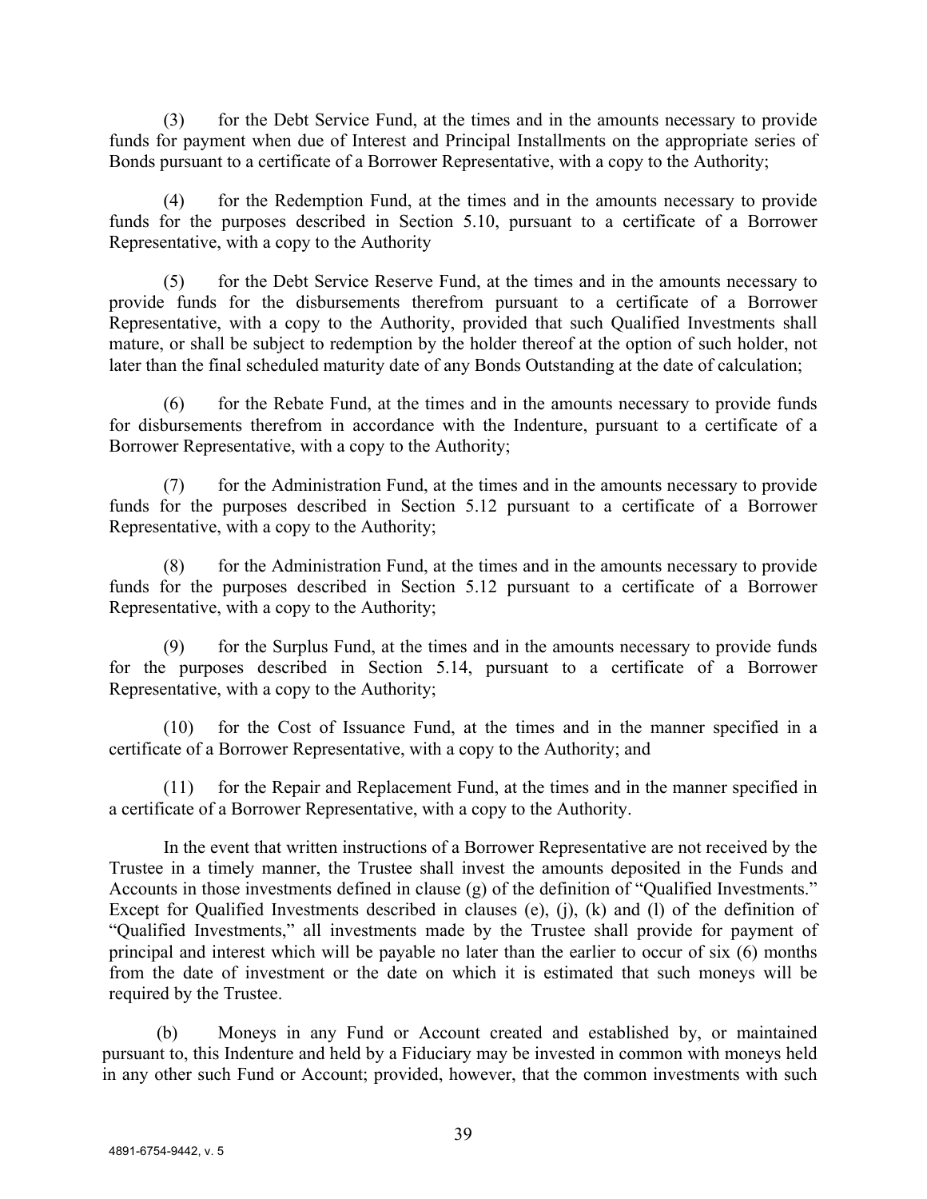(3) for the Debt Service Fund, at the times and in the amounts necessary to provide funds for payment when due of Interest and Principal Installments on the appropriate series of Bonds pursuant to a certificate of a Borrower Representative, with a copy to the Authority;

(4) for the Redemption Fund, at the times and in the amounts necessary to provide funds for the purposes described in Section 5.10, pursuant to a certificate of a Borrower Representative, with a copy to the Authority

(5) for the Debt Service Reserve Fund, at the times and in the amounts necessary to provide funds for the disbursements therefrom pursuant to a certificate of a Borrower Representative, with a copy to the Authority, provided that such Qualified Investments shall mature, or shall be subject to redemption by the holder thereof at the option of such holder, not later than the final scheduled maturity date of any Bonds Outstanding at the date of calculation;

(6) for the Rebate Fund, at the times and in the amounts necessary to provide funds for disbursements therefrom in accordance with the Indenture, pursuant to a certificate of a Borrower Representative, with a copy to the Authority;

(7) for the Administration Fund, at the times and in the amounts necessary to provide funds for the purposes described in Section 5.12 pursuant to a certificate of a Borrower Representative, with a copy to the Authority;

(8) for the Administration Fund, at the times and in the amounts necessary to provide funds for the purposes described in Section 5.12 pursuant to a certificate of a Borrower Representative, with a copy to the Authority;

(9) for the Surplus Fund, at the times and in the amounts necessary to provide funds for the purposes described in Section 5.14, pursuant to a certificate of a Borrower Representative, with a copy to the Authority;

(10) for the Cost of Issuance Fund, at the times and in the manner specified in a certificate of a Borrower Representative, with a copy to the Authority; and

(11) for the Repair and Replacement Fund, at the times and in the manner specified in a certificate of a Borrower Representative, with a copy to the Authority.

In the event that written instructions of a Borrower Representative are not received by the Trustee in a timely manner, the Trustee shall invest the amounts deposited in the Funds and Accounts in those investments defined in clause (g) of the definition of "Qualified Investments." Except for Qualified Investments described in clauses (e), (j), (k) and (l) of the definition of "Qualified Investments," all investments made by the Trustee shall provide for payment of principal and interest which will be payable no later than the earlier to occur of six (6) months from the date of investment or the date on which it is estimated that such moneys will be required by the Trustee.

(b) Moneys in any Fund or Account created and established by, or maintained pursuant to, this Indenture and held by a Fiduciary may be invested in common with moneys held in any other such Fund or Account; provided, however, that the common investments with such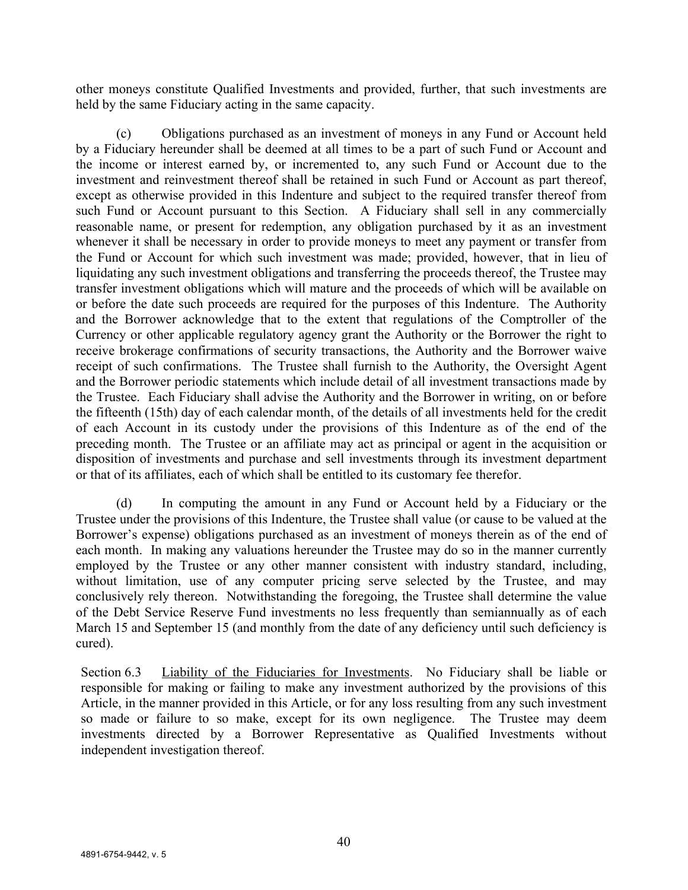other moneys constitute Qualified Investments and provided, further, that such investments are held by the same Fiduciary acting in the same capacity.

(c) Obligations purchased as an investment of moneys in any Fund or Account held by a Fiduciary hereunder shall be deemed at all times to be a part of such Fund or Account and the income or interest earned by, or incremented to, any such Fund or Account due to the investment and reinvestment thereof shall be retained in such Fund or Account as part thereof, except as otherwise provided in this Indenture and subject to the required transfer thereof from such Fund or Account pursuant to this Section. A Fiduciary shall sell in any commercially reasonable name, or present for redemption, any obligation purchased by it as an investment whenever it shall be necessary in order to provide moneys to meet any payment or transfer from the Fund or Account for which such investment was made; provided, however, that in lieu of liquidating any such investment obligations and transferring the proceeds thereof, the Trustee may transfer investment obligations which will mature and the proceeds of which will be available on or before the date such proceeds are required for the purposes of this Indenture. The Authority and the Borrower acknowledge that to the extent that regulations of the Comptroller of the Currency or other applicable regulatory agency grant the Authority or the Borrower the right to receive brokerage confirmations of security transactions, the Authority and the Borrower waive receipt of such confirmations. The Trustee shall furnish to the Authority, the Oversight Agent and the Borrower periodic statements which include detail of all investment transactions made by the Trustee. Each Fiduciary shall advise the Authority and the Borrower in writing, on or before the fifteenth (15th) day of each calendar month, of the details of all investments held for the credit of each Account in its custody under the provisions of this Indenture as of the end of the preceding month. The Trustee or an affiliate may act as principal or agent in the acquisition or disposition of investments and purchase and sell investments through its investment department or that of its affiliates, each of which shall be entitled to its customary fee therefor.

(d) In computing the amount in any Fund or Account held by a Fiduciary or the Trustee under the provisions of this Indenture, the Trustee shall value (or cause to be valued at the Borrower's expense) obligations purchased as an investment of moneys therein as of the end of each month. In making any valuations hereunder the Trustee may do so in the manner currently employed by the Trustee or any other manner consistent with industry standard, including, without limitation, use of any computer pricing serve selected by the Trustee, and may conclusively rely thereon. Notwithstanding the foregoing, the Trustee shall determine the value of the Debt Service Reserve Fund investments no less frequently than semiannually as of each March 15 and September 15 (and monthly from the date of any deficiency until such deficiency is cured).

Section 6.3 Liability of the Fiduciaries for Investments. No Fiduciary shall be liable or responsible for making or failing to make any investment authorized by the provisions of this Article, in the manner provided in this Article, or for any loss resulting from any such investment so made or failure to so make, except for its own negligence. The Trustee may deem investments directed by a Borrower Representative as Qualified Investments without independent investigation thereof.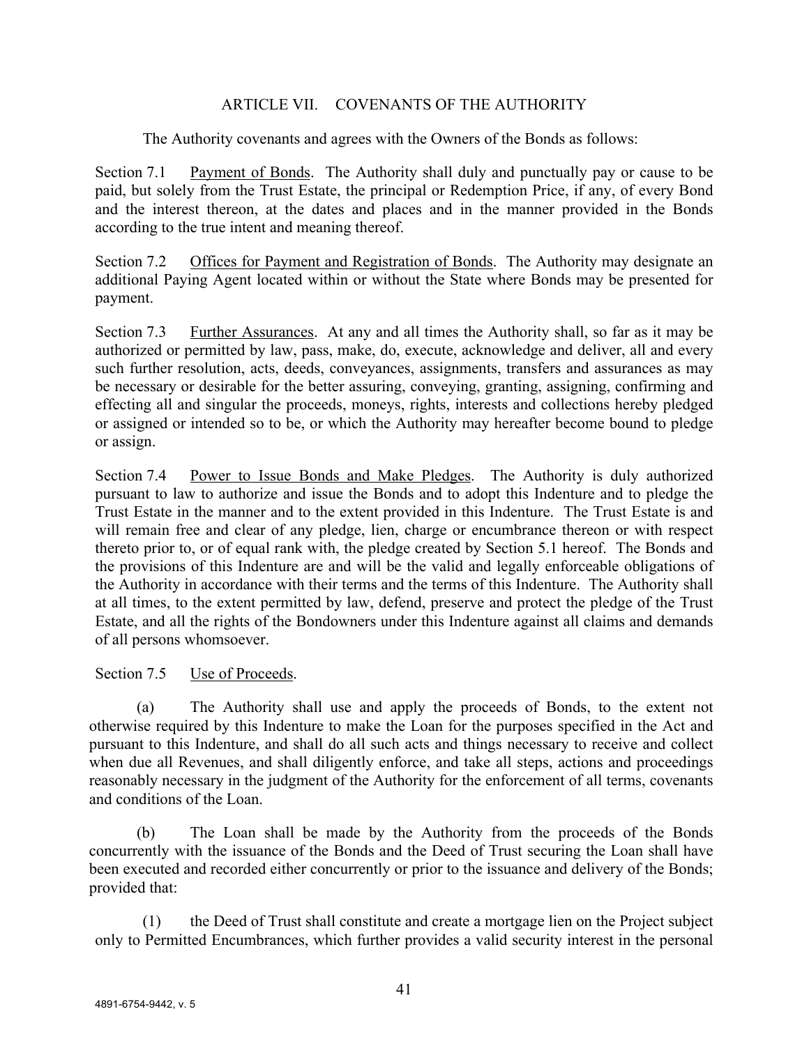## ARTICLE VII. COVENANTS OF THE AUTHORITY

The Authority covenants and agrees with the Owners of the Bonds as follows:

Section 7.1 Payment of Bonds. The Authority shall duly and punctually pay or cause to be paid, but solely from the Trust Estate, the principal or Redemption Price, if any, of every Bond and the interest thereon, at the dates and places and in the manner provided in the Bonds according to the true intent and meaning thereof.

Section 7.2 Offices for Payment and Registration of Bonds. The Authority may designate an additional Paying Agent located within or without the State where Bonds may be presented for payment.

Section 7.3 Further Assurances. At any and all times the Authority shall, so far as it may be authorized or permitted by law, pass, make, do, execute, acknowledge and deliver, all and every such further resolution, acts, deeds, conveyances, assignments, transfers and assurances as may be necessary or desirable for the better assuring, conveying, granting, assigning, confirming and effecting all and singular the proceeds, moneys, rights, interests and collections hereby pledged or assigned or intended so to be, or which the Authority may hereafter become bound to pledge or assign.

Section 7.4 Power to Issue Bonds and Make Pledges. The Authority is duly authorized pursuant to law to authorize and issue the Bonds and to adopt this Indenture and to pledge the Trust Estate in the manner and to the extent provided in this Indenture. The Trust Estate is and will remain free and clear of any pledge, lien, charge or encumbrance thereon or with respect thereto prior to, or of equal rank with, the pledge created by Section 5.1 hereof. The Bonds and the provisions of this Indenture are and will be the valid and legally enforceable obligations of the Authority in accordance with their terms and the terms of this Indenture. The Authority shall at all times, to the extent permitted by law, defend, preserve and protect the pledge of the Trust Estate, and all the rights of the Bondowners under this Indenture against all claims and demands of all persons whomsoever.

Section 7.5 Use of Proceeds.

(a) The Authority shall use and apply the proceeds of Bonds, to the extent not otherwise required by this Indenture to make the Loan for the purposes specified in the Act and pursuant to this Indenture, and shall do all such acts and things necessary to receive and collect when due all Revenues, and shall diligently enforce, and take all steps, actions and proceedings reasonably necessary in the judgment of the Authority for the enforcement of all terms, covenants and conditions of the Loan.

(b) The Loan shall be made by the Authority from the proceeds of the Bonds concurrently with the issuance of the Bonds and the Deed of Trust securing the Loan shall have been executed and recorded either concurrently or prior to the issuance and delivery of the Bonds; provided that:

(1) the Deed of Trust shall constitute and create a mortgage lien on the Project subject only to Permitted Encumbrances, which further provides a valid security interest in the personal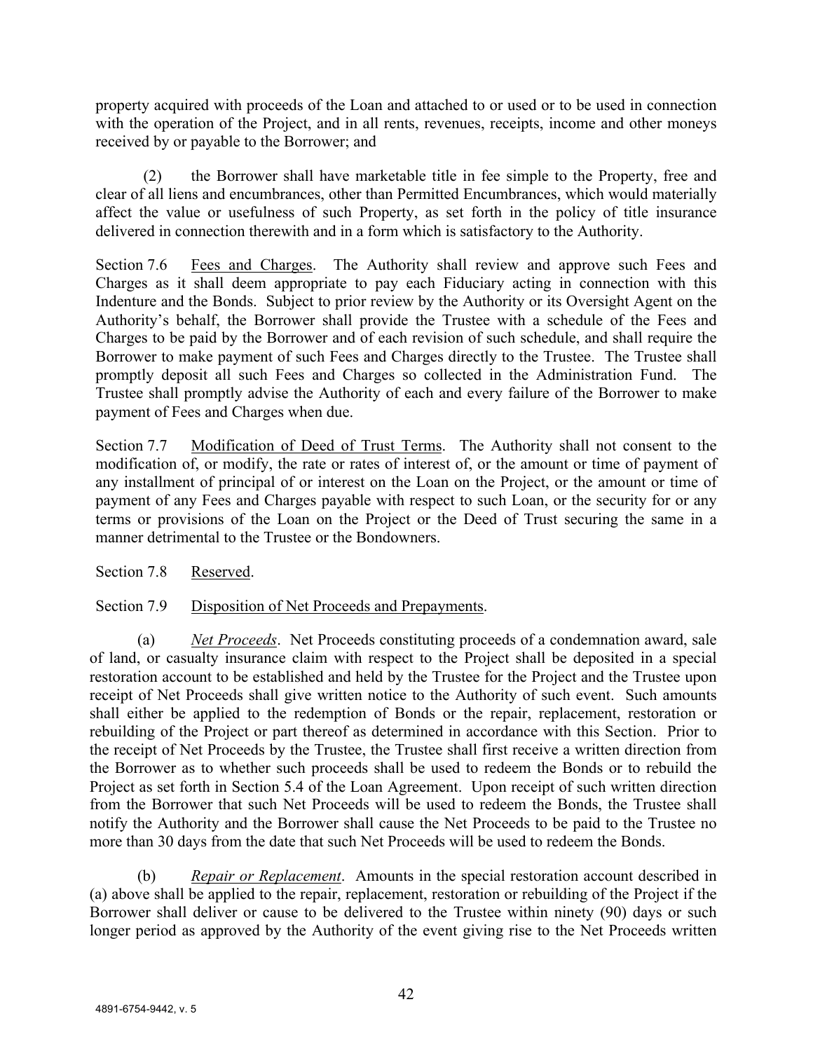property acquired with proceeds of the Loan and attached to or used or to be used in connection with the operation of the Project, and in all rents, revenues, receipts, income and other moneys received by or payable to the Borrower; and

(2) the Borrower shall have marketable title in fee simple to the Property, free and clear of all liens and encumbrances, other than Permitted Encumbrances, which would materially affect the value or usefulness of such Property, as set forth in the policy of title insurance delivered in connection therewith and in a form which is satisfactory to the Authority.

Section 7.6 Fees and Charges. The Authority shall review and approve such Fees and Charges as it shall deem appropriate to pay each Fiduciary acting in connection with this Indenture and the Bonds. Subject to prior review by the Authority or its Oversight Agent on the Authority's behalf, the Borrower shall provide the Trustee with a schedule of the Fees and Charges to be paid by the Borrower and of each revision of such schedule, and shall require the Borrower to make payment of such Fees and Charges directly to the Trustee. The Trustee shall promptly deposit all such Fees and Charges so collected in the Administration Fund. The Trustee shall promptly advise the Authority of each and every failure of the Borrower to make payment of Fees and Charges when due.

Section 7.7 Modification of Deed of Trust Terms. The Authority shall not consent to the modification of, or modify, the rate or rates of interest of, or the amount or time of payment of any installment of principal of or interest on the Loan on the Project, or the amount or time of payment of any Fees and Charges payable with respect to such Loan, or the security for or any terms or provisions of the Loan on the Project or the Deed of Trust securing the same in a manner detrimental to the Trustee or the Bondowners.

Section 7.8 Reserved.

Section 7.9 Disposition of Net Proceeds and Prepayments.

(a) *Net Proceeds*. Net Proceeds constituting proceeds of a condemnation award, sale of land, or casualty insurance claim with respect to the Project shall be deposited in a special restoration account to be established and held by the Trustee for the Project and the Trustee upon receipt of Net Proceeds shall give written notice to the Authority of such event. Such amounts shall either be applied to the redemption of Bonds or the repair, replacement, restoration or rebuilding of the Project or part thereof as determined in accordance with this Section. Prior to the receipt of Net Proceeds by the Trustee, the Trustee shall first receive a written direction from the Borrower as to whether such proceeds shall be used to redeem the Bonds or to rebuild the Project as set forth in Section 5.4 of the Loan Agreement. Upon receipt of such written direction from the Borrower that such Net Proceeds will be used to redeem the Bonds, the Trustee shall notify the Authority and the Borrower shall cause the Net Proceeds to be paid to the Trustee no more than 30 days from the date that such Net Proceeds will be used to redeem the Bonds.

(b) *Repair or Replacement*. Amounts in the special restoration account described in (a) above shall be applied to the repair, replacement, restoration or rebuilding of the Project if the Borrower shall deliver or cause to be delivered to the Trustee within ninety (90) days or such longer period as approved by the Authority of the event giving rise to the Net Proceeds written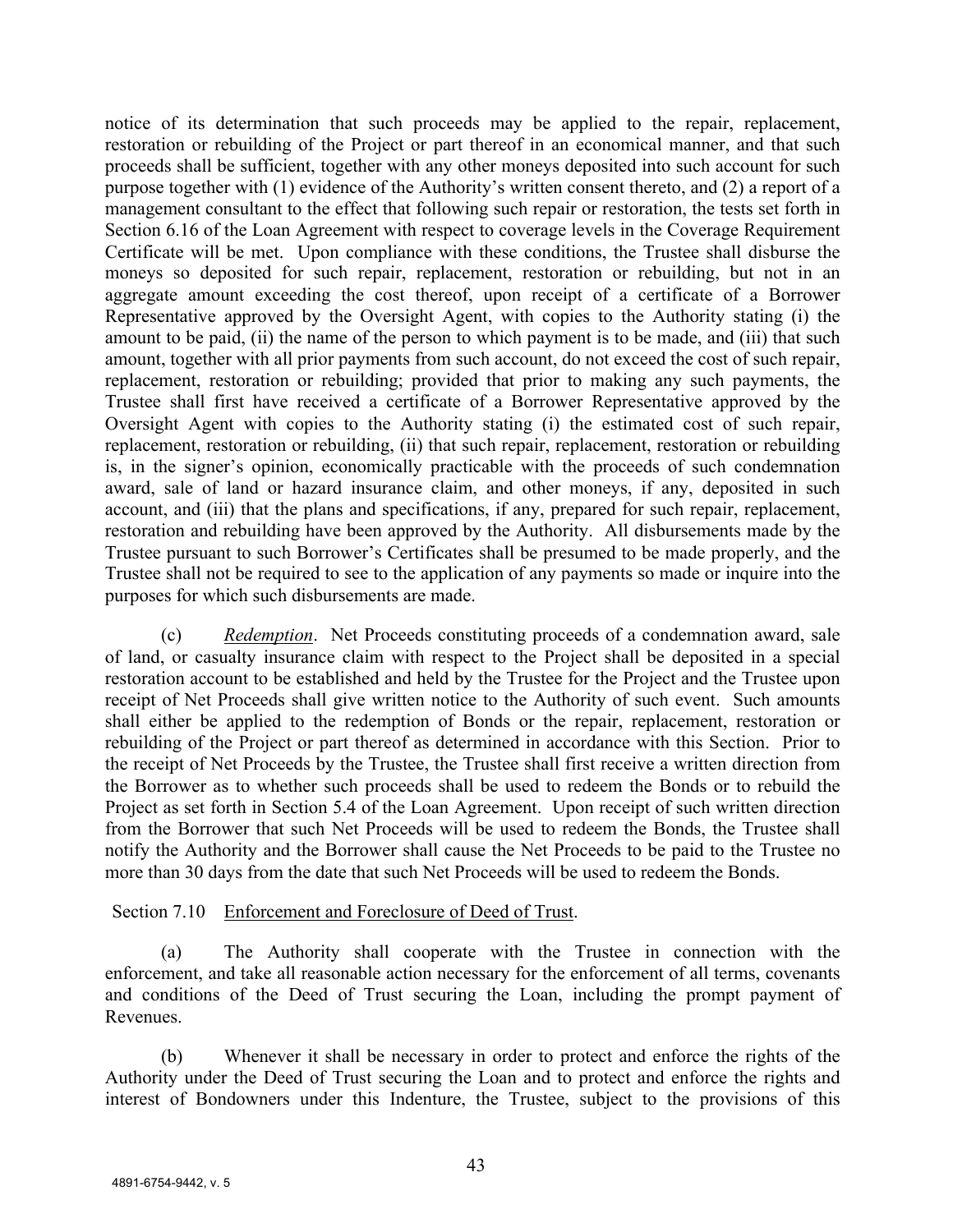notice of its determination that such proceeds may be applied to the repair, replacement, restoration or rebuilding of the Project or part thereof in an economical manner, and that such proceeds shall be sufficient, together with any other moneys deposited into such account for such purpose together with (1) evidence of the Authority's written consent thereto, and (2) a report of a management consultant to the effect that following such repair or restoration, the tests set forth in Section 6.16 of the Loan Agreement with respect to coverage levels in the Coverage Requirement Certificate will be met. Upon compliance with these conditions, the Trustee shall disburse the moneys so deposited for such repair, replacement, restoration or rebuilding, but not in an aggregate amount exceeding the cost thereof, upon receipt of a certificate of a Borrower Representative approved by the Oversight Agent, with copies to the Authority stating (i) the amount to be paid, (ii) the name of the person to which payment is to be made, and (iii) that such amount, together with all prior payments from such account, do not exceed the cost of such repair, replacement, restoration or rebuilding; provided that prior to making any such payments, the Trustee shall first have received a certificate of a Borrower Representative approved by the Oversight Agent with copies to the Authority stating (i) the estimated cost of such repair, replacement, restoration or rebuilding, (ii) that such repair, replacement, restoration or rebuilding is, in the signer's opinion, economically practicable with the proceeds of such condemnation award, sale of land or hazard insurance claim, and other moneys, if any, deposited in such account, and (iii) that the plans and specifications, if any, prepared for such repair, replacement, restoration and rebuilding have been approved by the Authority. All disbursements made by the Trustee pursuant to such Borrower's Certificates shall be presumed to be made properly, and the Trustee shall not be required to see to the application of any payments so made or inquire into the purposes for which such disbursements are made.

(c) *Redemption*. Net Proceeds constituting proceeds of a condemnation award, sale of land, or casualty insurance claim with respect to the Project shall be deposited in a special restoration account to be established and held by the Trustee for the Project and the Trustee upon receipt of Net Proceeds shall give written notice to the Authority of such event. Such amounts shall either be applied to the redemption of Bonds or the repair, replacement, restoration or rebuilding of the Project or part thereof as determined in accordance with this Section. Prior to the receipt of Net Proceeds by the Trustee, the Trustee shall first receive a written direction from the Borrower as to whether such proceeds shall be used to redeem the Bonds or to rebuild the Project as set forth in Section 5.4 of the Loan Agreement. Upon receipt of such written direction from the Borrower that such Net Proceeds will be used to redeem the Bonds, the Trustee shall notify the Authority and the Borrower shall cause the Net Proceeds to be paid to the Trustee no more than 30 days from the date that such Net Proceeds will be used to redeem the Bonds.

Section 7.10 Enforcement and Foreclosure of Deed of Trust.

(a) The Authority shall cooperate with the Trustee in connection with the enforcement, and take all reasonable action necessary for the enforcement of all terms, covenants and conditions of the Deed of Trust securing the Loan, including the prompt payment of Revenues.

(b) Whenever it shall be necessary in order to protect and enforce the rights of the Authority under the Deed of Trust securing the Loan and to protect and enforce the rights and interest of Bondowners under this Indenture, the Trustee, subject to the provisions of this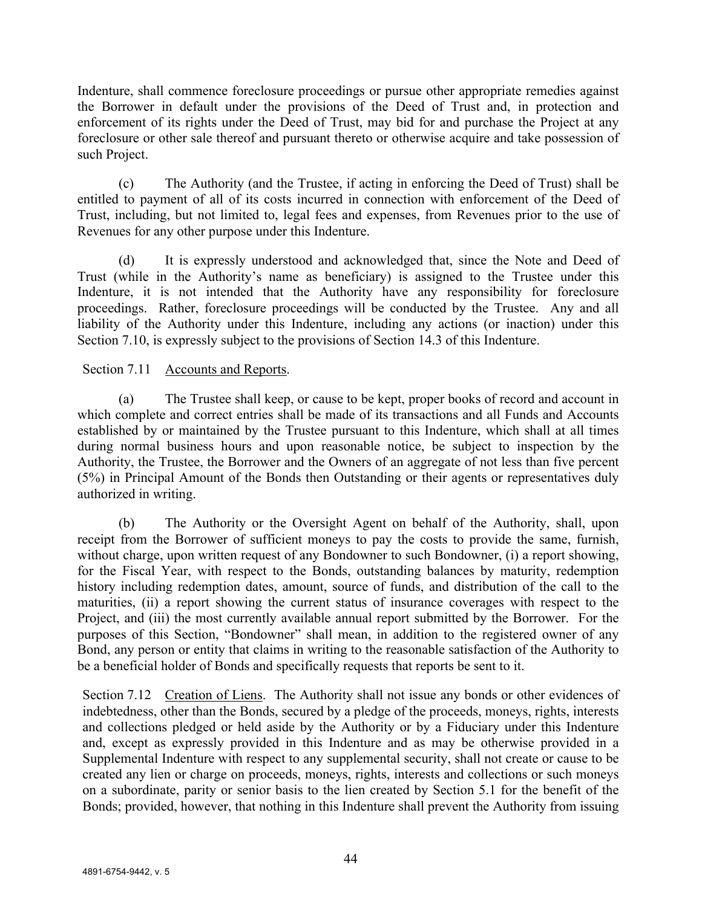Indenture, shall commence foreclosure proceedings or pursue other appropriate remedies against the Borrower in default under the provisions of the Deed of Trust and, in protection and enforcement of its rights under the Deed of Trust, may bid for and purchase the Project at any foreclosure or other sale thereof and pursuant thereto or otherwise acquire and take possession of such Project.

(c) The Authority (and the Trustee, if acting in enforcing the Deed of Trust) shall be entitled to payment of all of its costs incurred in connection with enforcement of the Deed of Trust, including, but not limited to, legal fees and expenses, from Revenues prior to the use of Revenues for any other purpose under this Indenture.

(d) It is expressly understood and acknowledged that, since the Note and Deed of Trust (while in the Authority's name as beneficiary) is assigned to the Trustee under this Indenture, it is not intended that the Authority have any responsibility for foreclosure proceedings. Rather, foreclosure proceedings will be conducted by the Trustee. Any and all liability of the Authority under this Indenture, including any actions (or inaction) under this Section 7.10, is expressly subject to the provisions of Section 14.3 of this Indenture.

Section 7.11 Accounts and Reports.

(a) The Trustee shall keep, or cause to be kept, proper books of record and account in which complete and correct entries shall be made of its transactions and all Funds and Accounts established by or maintained by the Trustee pursuant to this Indenture, which shall at all times during normal business hours and upon reasonable notice, be subject to inspection by the Authority, the Trustee, the Borrower and the Owners of an aggregate of not less than five percent (5%) in Principal Amount of the Bonds then Outstanding or their agents or representatives duly authorized in writing.

(b) The Authority or the Oversight Agent on behalf of the Authority, shall, upon receipt from the Borrower of sufficient moneys to pay the costs to provide the same, furnish, without charge, upon written request of any Bondowner to such Bondowner, (i) a report showing, for the Fiscal Year, with respect to the Bonds, outstanding balances by maturity, redemption history including redemption dates, amount, source of funds, and distribution of the call to the maturities, (ii) a report showing the current status of insurance coverages with respect to the Project, and (iii) the most currently available annual report submitted by the Borrower. For the purposes of this Section, "Bondowner" shall mean, in addition to the registered owner of any Bond, any person or entity that claims in writing to the reasonable satisfaction of the Authority to be a beneficial holder of Bonds and specifically requests that reports be sent to it.

Section 7.12 Creation of Liens. The Authority shall not issue any bonds or other evidences of indebtedness, other than the Bonds, secured by a pledge of the proceeds, moneys, rights, interests and collections pledged or held aside by the Authority or by a Fiduciary under this Indenture and, except as expressly provided in this Indenture and as may be otherwise provided in a Supplemental Indenture with respect to any supplemental security, shall not create or cause to be created any lien or charge on proceeds, moneys, rights, interests and collections or such moneys on a subordinate, parity or senior basis to the lien created by Section 5.1 for the benefit of the Bonds; provided, however, that nothing in this Indenture shall prevent the Authority from issuing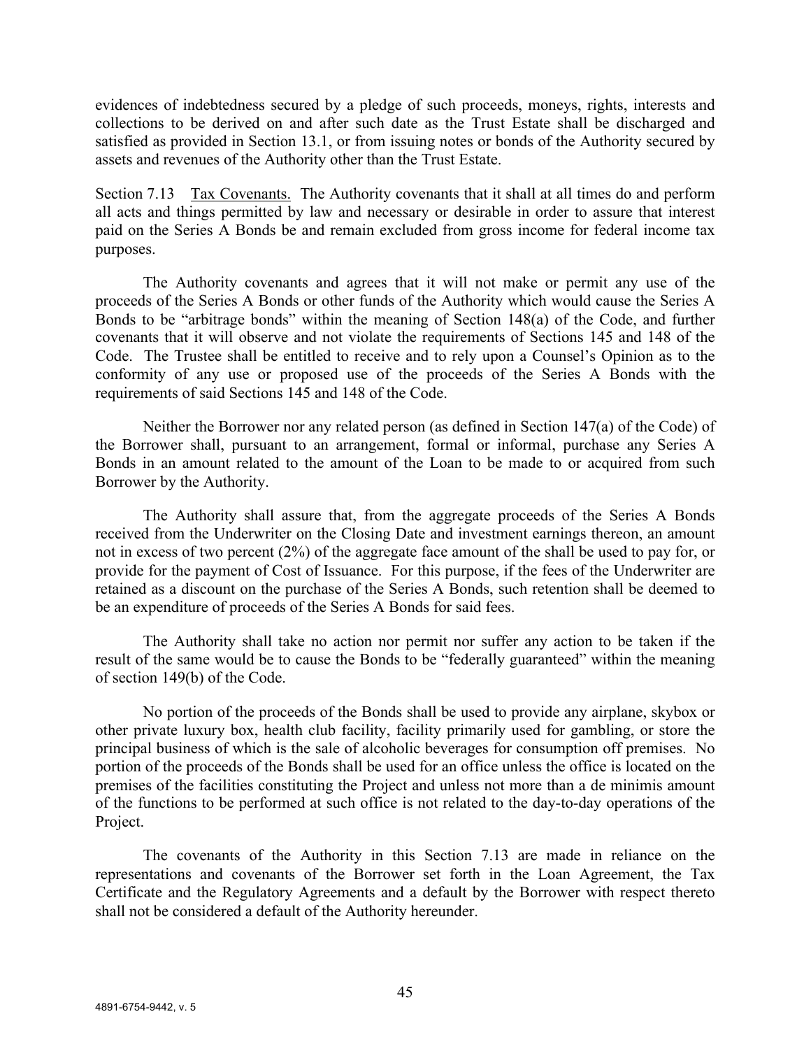evidences of indebtedness secured by a pledge of such proceeds, moneys, rights, interests and collections to be derived on and after such date as the Trust Estate shall be discharged and satisfied as provided in Section 13.1, or from issuing notes or bonds of the Authority secured by assets and revenues of the Authority other than the Trust Estate.

Section 7.13 Tax Covenants. The Authority covenants that it shall at all times do and perform all acts and things permitted by law and necessary or desirable in order to assure that interest paid on the Series A Bonds be and remain excluded from gross income for federal income tax purposes.

The Authority covenants and agrees that it will not make or permit any use of the proceeds of the Series A Bonds or other funds of the Authority which would cause the Series A Bonds to be "arbitrage bonds" within the meaning of Section 148(a) of the Code, and further covenants that it will observe and not violate the requirements of Sections 145 and 148 of the Code. The Trustee shall be entitled to receive and to rely upon a Counsel's Opinion as to the conformity of any use or proposed use of the proceeds of the Series A Bonds with the requirements of said Sections 145 and 148 of the Code.

Neither the Borrower nor any related person (as defined in Section 147(a) of the Code) of the Borrower shall, pursuant to an arrangement, formal or informal, purchase any Series A Bonds in an amount related to the amount of the Loan to be made to or acquired from such Borrower by the Authority.

The Authority shall assure that, from the aggregate proceeds of the Series A Bonds received from the Underwriter on the Closing Date and investment earnings thereon, an amount not in excess of two percent (2%) of the aggregate face amount of the shall be used to pay for, or provide for the payment of Cost of Issuance. For this purpose, if the fees of the Underwriter are retained as a discount on the purchase of the Series A Bonds, such retention shall be deemed to be an expenditure of proceeds of the Series A Bonds for said fees.

The Authority shall take no action nor permit nor suffer any action to be taken if the result of the same would be to cause the Bonds to be "federally guaranteed" within the meaning of section 149(b) of the Code.

No portion of the proceeds of the Bonds shall be used to provide any airplane, skybox or other private luxury box, health club facility, facility primarily used for gambling, or store the principal business of which is the sale of alcoholic beverages for consumption off premises. No portion of the proceeds of the Bonds shall be used for an office unless the office is located on the premises of the facilities constituting the Project and unless not more than a de minimis amount of the functions to be performed at such office is not related to the day-to-day operations of the Project.

The covenants of the Authority in this Section 7.13 are made in reliance on the representations and covenants of the Borrower set forth in the Loan Agreement, the Tax Certificate and the Regulatory Agreements and a default by the Borrower with respect thereto shall not be considered a default of the Authority hereunder.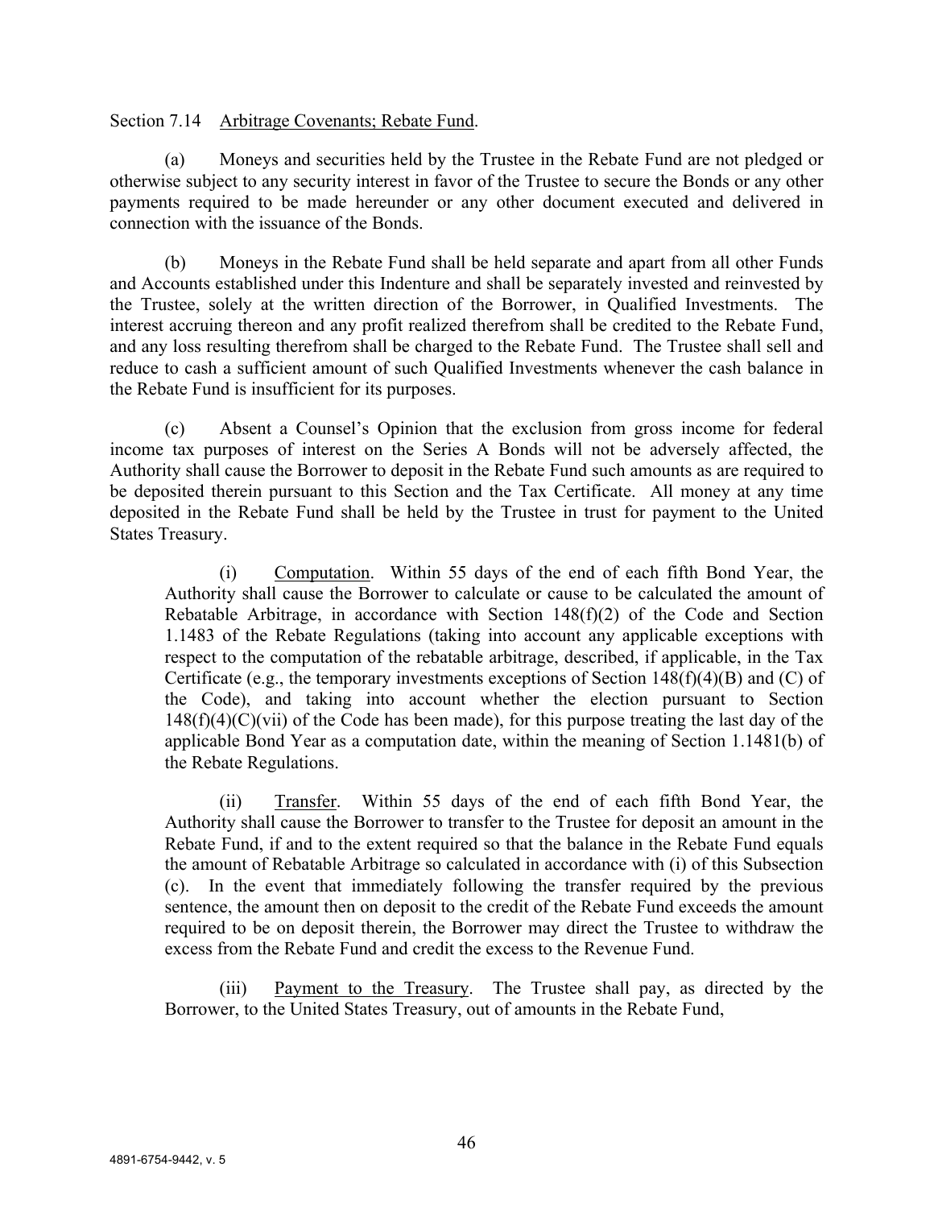Section 7.14 Arbitrage Covenants; Rebate Fund.

(a) Moneys and securities held by the Trustee in the Rebate Fund are not pledged or otherwise subject to any security interest in favor of the Trustee to secure the Bonds or any other payments required to be made hereunder or any other document executed and delivered in connection with the issuance of the Bonds.

(b) Moneys in the Rebate Fund shall be held separate and apart from all other Funds and Accounts established under this Indenture and shall be separately invested and reinvested by the Trustee, solely at the written direction of the Borrower, in Qualified Investments. The interest accruing thereon and any profit realized therefrom shall be credited to the Rebate Fund, and any loss resulting therefrom shall be charged to the Rebate Fund. The Trustee shall sell and reduce to cash a sufficient amount of such Qualified Investments whenever the cash balance in the Rebate Fund is insufficient for its purposes.

(c) Absent a Counsel's Opinion that the exclusion from gross income for federal income tax purposes of interest on the Series A Bonds will not be adversely affected, the Authority shall cause the Borrower to deposit in the Rebate Fund such amounts as are required to be deposited therein pursuant to this Section and the Tax Certificate. All money at any time deposited in the Rebate Fund shall be held by the Trustee in trust for payment to the United States Treasury.

(i) Computation. Within 55 days of the end of each fifth Bond Year, the Authority shall cause the Borrower to calculate or cause to be calculated the amount of Rebatable Arbitrage, in accordance with Section 148(f)(2) of the Code and Section 1.1483 of the Rebate Regulations (taking into account any applicable exceptions with respect to the computation of the rebatable arbitrage, described, if applicable, in the Tax Certificate (e.g., the temporary investments exceptions of Section 148(f)(4)(B) and (C) of the Code), and taking into account whether the election pursuant to Section 148(f)(4)(C)(vii) of the Code has been made), for this purpose treating the last day of the applicable Bond Year as a computation date, within the meaning of Section 1.1481(b) of the Rebate Regulations.

(ii) Transfer. Within 55 days of the end of each fifth Bond Year, the Authority shall cause the Borrower to transfer to the Trustee for deposit an amount in the Rebate Fund, if and to the extent required so that the balance in the Rebate Fund equals the amount of Rebatable Arbitrage so calculated in accordance with (i) of this Subsection (c). In the event that immediately following the transfer required by the previous sentence, the amount then on deposit to the credit of the Rebate Fund exceeds the amount required to be on deposit therein, the Borrower may direct the Trustee to withdraw the excess from the Rebate Fund and credit the excess to the Revenue Fund.

(iii) Payment to the Treasury. The Trustee shall pay, as directed by the Borrower, to the United States Treasury, out of amounts in the Rebate Fund,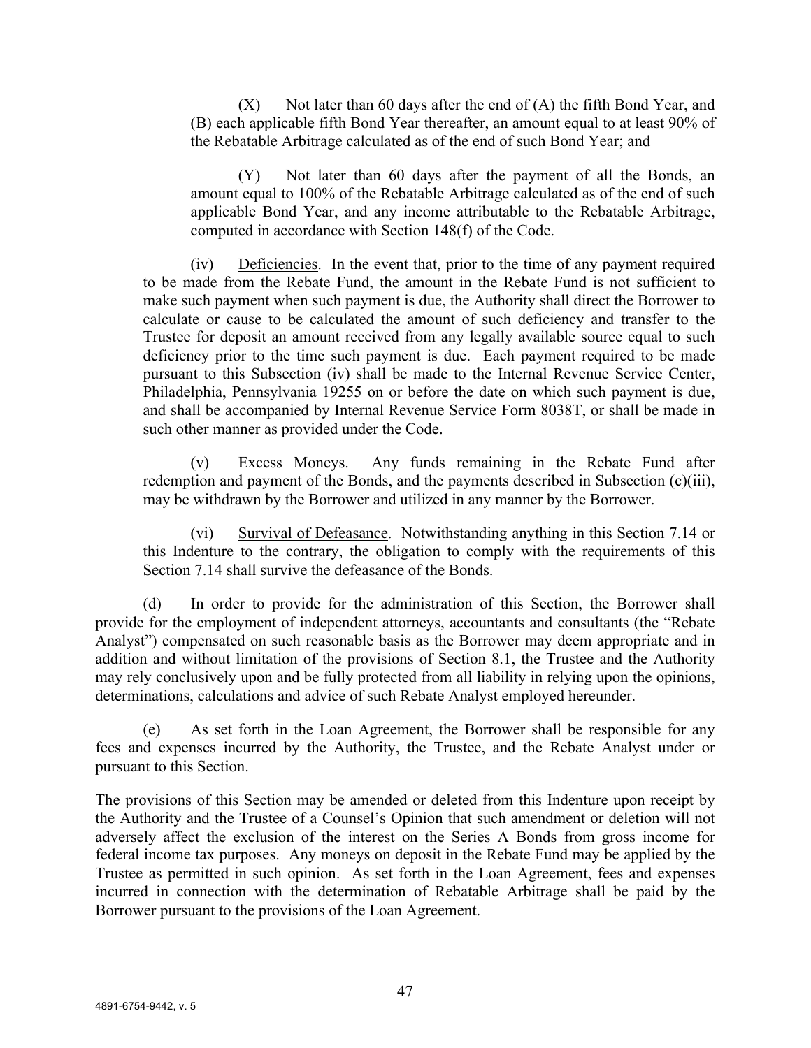(X) Not later than 60 days after the end of (A) the fifth Bond Year, and (B) each applicable fifth Bond Year thereafter, an amount equal to at least 90% of the Rebatable Arbitrage calculated as of the end of such Bond Year; and

(Y) Not later than 60 days after the payment of all the Bonds, an amount equal to 100% of the Rebatable Arbitrage calculated as of the end of such applicable Bond Year, and any income attributable to the Rebatable Arbitrage, computed in accordance with Section 148(f) of the Code.

(iv) Deficiencies. In the event that, prior to the time of any payment required to be made from the Rebate Fund, the amount in the Rebate Fund is not sufficient to make such payment when such payment is due, the Authority shall direct the Borrower to calculate or cause to be calculated the amount of such deficiency and transfer to the Trustee for deposit an amount received from any legally available source equal to such deficiency prior to the time such payment is due. Each payment required to be made pursuant to this Subsection (iv) shall be made to the Internal Revenue Service Center, Philadelphia, Pennsylvania 19255 on or before the date on which such payment is due, and shall be accompanied by Internal Revenue Service Form 8038T, or shall be made in such other manner as provided under the Code.

(v) Excess Moneys. Any funds remaining in the Rebate Fund after redemption and payment of the Bonds, and the payments described in Subsection (c)(iii), may be withdrawn by the Borrower and utilized in any manner by the Borrower.

(vi) Survival of Defeasance. Notwithstanding anything in this Section 7.14 or this Indenture to the contrary, the obligation to comply with the requirements of this Section 7.14 shall survive the defeasance of the Bonds.

(d) In order to provide for the administration of this Section, the Borrower shall provide for the employment of independent attorneys, accountants and consultants (the "Rebate Analyst") compensated on such reasonable basis as the Borrower may deem appropriate and in addition and without limitation of the provisions of Section 8.1, the Trustee and the Authority may rely conclusively upon and be fully protected from all liability in relying upon the opinions, determinations, calculations and advice of such Rebate Analyst employed hereunder.

(e) As set forth in the Loan Agreement, the Borrower shall be responsible for any fees and expenses incurred by the Authority, the Trustee, and the Rebate Analyst under or pursuant to this Section.

The provisions of this Section may be amended or deleted from this Indenture upon receipt by the Authority and the Trustee of a Counsel's Opinion that such amendment or deletion will not adversely affect the exclusion of the interest on the Series A Bonds from gross income for federal income tax purposes. Any moneys on deposit in the Rebate Fund may be applied by the Trustee as permitted in such opinion. As set forth in the Loan Agreement, fees and expenses incurred in connection with the determination of Rebatable Arbitrage shall be paid by the Borrower pursuant to the provisions of the Loan Agreement.

4891-6754-9442, v. 5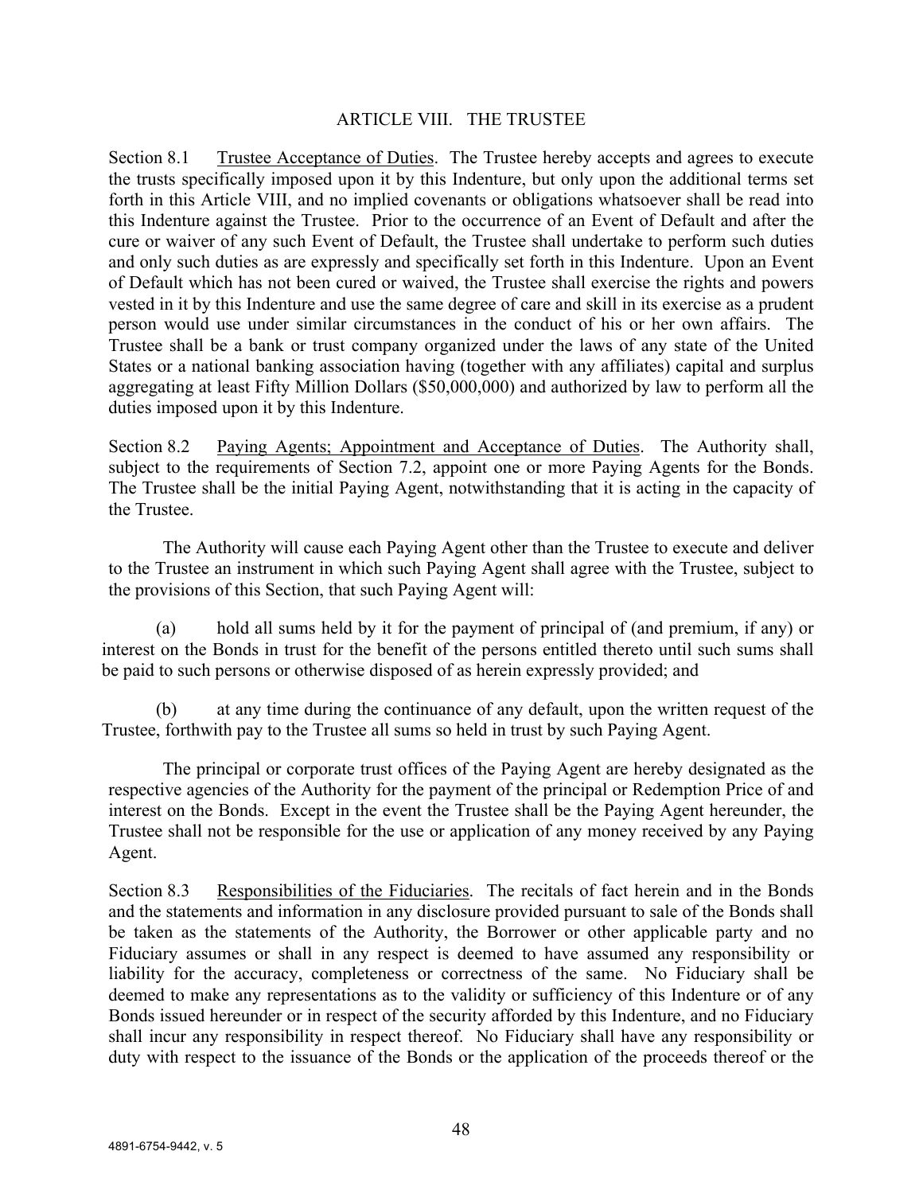## ARTICLE VIII. THE TRUSTEE

Section 8.1 Trustee Acceptance of Duties. The Trustee hereby accepts and agrees to execute the trusts specifically imposed upon it by this Indenture, but only upon the additional terms set forth in this Article VIII, and no implied covenants or obligations whatsoever shall be read into this Indenture against the Trustee. Prior to the occurrence of an Event of Default and after the cure or waiver of any such Event of Default, the Trustee shall undertake to perform such duties and only such duties as are expressly and specifically set forth in this Indenture. Upon an Event of Default which has not been cured or waived, the Trustee shall exercise the rights and powers vested in it by this Indenture and use the same degree of care and skill in its exercise as a prudent person would use under similar circumstances in the conduct of his or her own affairs. The Trustee shall be a bank or trust company organized under the laws of any state of the United States or a national banking association having (together with any affiliates) capital and surplus aggregating at least Fifty Million Dollars ($50,000,000) and authorized by law to perform all the duties imposed upon it by this Indenture.

Section 8.2 Paying Agents; Appointment and Acceptance of Duties. The Authority shall, subject to the requirements of Section 7.2, appoint one or more Paying Agents for the Bonds. The Trustee shall be the initial Paying Agent, notwithstanding that it is acting in the capacity of the Trustee.

The Authority will cause each Paying Agent other than the Trustee to execute and deliver to the Trustee an instrument in which such Paying Agent shall agree with the Trustee, subject to the provisions of this Section, that such Paying Agent will:

(a) hold all sums held by it for the payment of principal of (and premium, if any) or interest on the Bonds in trust for the benefit of the persons entitled thereto until such sums shall be paid to such persons or otherwise disposed of as herein expressly provided; and

(b) at any time during the continuance of any default, upon the written request of the Trustee, forthwith pay to the Trustee all sums so held in trust by such Paying Agent.

The principal or corporate trust offices of the Paying Agent are hereby designated as the respective agencies of the Authority for the payment of the principal or Redemption Price of and interest on the Bonds. Except in the event the Trustee shall be the Paying Agent hereunder, the Trustee shall not be responsible for the use or application of any money received by any Paying Agent.

Section 8.3 Responsibilities of the Fiduciaries. The recitals of fact herein and in the Bonds and the statements and information in any disclosure provided pursuant to sale of the Bonds shall be taken as the statements of the Authority, the Borrower or other applicable party and no Fiduciary assumes or shall in any respect is deemed to have assumed any responsibility or liability for the accuracy, completeness or correctness of the same. No Fiduciary shall be deemed to make any representations as to the validity or sufficiency of this Indenture or of any Bonds issued hereunder or in respect of the security afforded by this Indenture, and no Fiduciary shall incur any responsibility in respect thereof. No Fiduciary shall have any responsibility or duty with respect to the issuance of the Bonds or the application of the proceeds thereof or the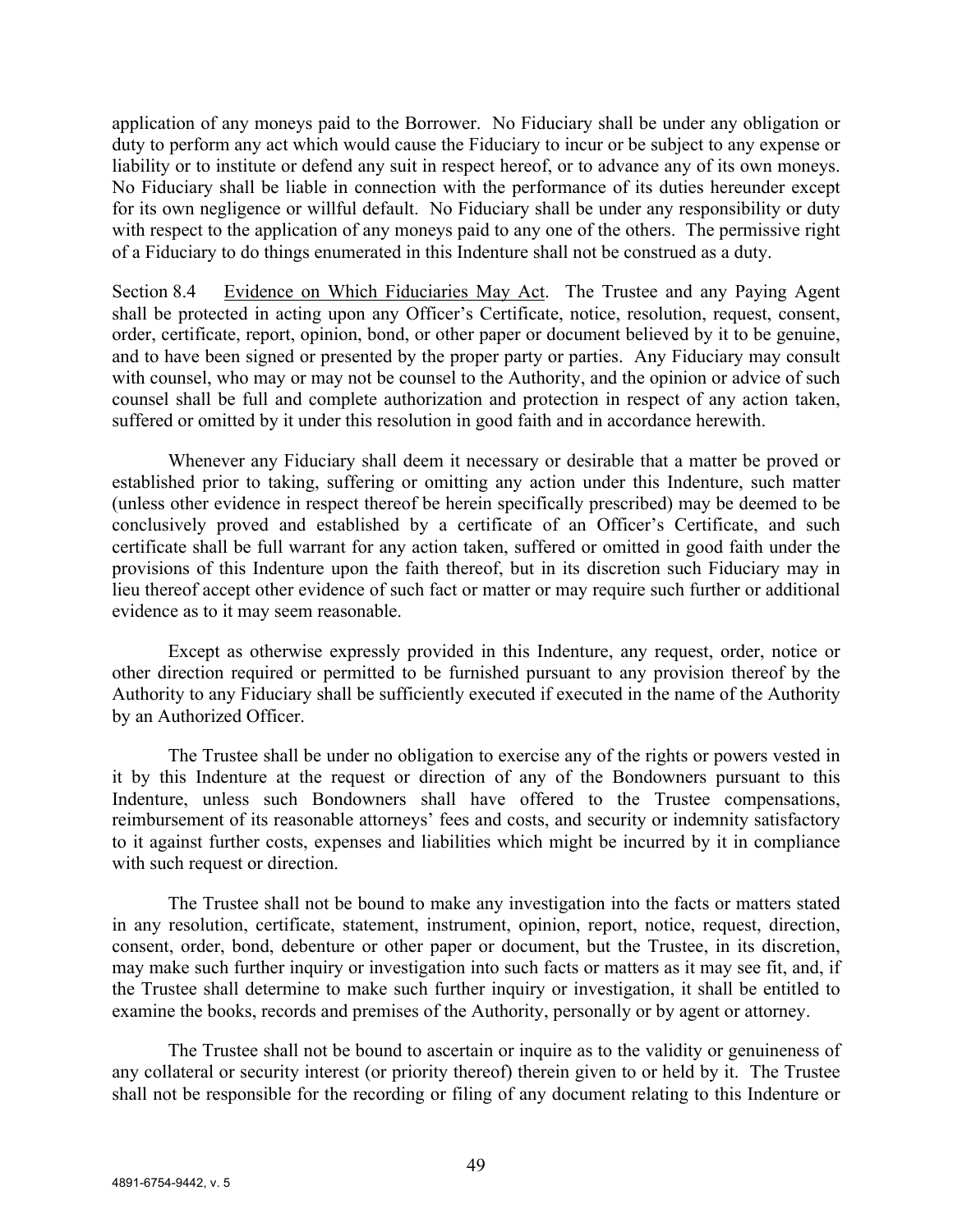application of any moneys paid to the Borrower. No Fiduciary shall be under any obligation or duty to perform any act which would cause the Fiduciary to incur or be subject to any expense or liability or to institute or defend any suit in respect hereof, or to advance any of its own moneys. No Fiduciary shall be liable in connection with the performance of its duties hereunder except for its own negligence or willful default. No Fiduciary shall be under any responsibility or duty with respect to the application of any moneys paid to any one of the others. The permissive right of a Fiduciary to do things enumerated in this Indenture shall not be construed as a duty.

Section 8.4 Evidence on Which Fiduciaries May Act. The Trustee and any Paying Agent shall be protected in acting upon any Officer's Certificate, notice, resolution, request, consent, order, certificate, report, opinion, bond, or other paper or document believed by it to be genuine, and to have been signed or presented by the proper party or parties. Any Fiduciary may consult with counsel, who may or may not be counsel to the Authority, and the opinion or advice of such counsel shall be full and complete authorization and protection in respect of any action taken, suffered or omitted by it under this resolution in good faith and in accordance herewith.

Whenever any Fiduciary shall deem it necessary or desirable that a matter be proved or established prior to taking, suffering or omitting any action under this Indenture, such matter (unless other evidence in respect thereof be herein specifically prescribed) may be deemed to be conclusively proved and established by a certificate of an Officer's Certificate, and such certificate shall be full warrant for any action taken, suffered or omitted in good faith under the provisions of this Indenture upon the faith thereof, but in its discretion such Fiduciary may in lieu thereof accept other evidence of such fact or matter or may require such further or additional evidence as to it may seem reasonable.

Except as otherwise expressly provided in this Indenture, any request, order, notice or other direction required or permitted to be furnished pursuant to any provision thereof by the Authority to any Fiduciary shall be sufficiently executed if executed in the name of the Authority by an Authorized Officer.

The Trustee shall be under no obligation to exercise any of the rights or powers vested in it by this Indenture at the request or direction of any of the Bondowners pursuant to this Indenture, unless such Bondowners shall have offered to the Trustee compensations, reimbursement of its reasonable attorneys' fees and costs, and security or indemnity satisfactory to it against further costs, expenses and liabilities which might be incurred by it in compliance with such request or direction.

The Trustee shall not be bound to make any investigation into the facts or matters stated in any resolution, certificate, statement, instrument, opinion, report, notice, request, direction, consent, order, bond, debenture or other paper or document, but the Trustee, in its discretion, may make such further inquiry or investigation into such facts or matters as it may see fit, and, if the Trustee shall determine to make such further inquiry or investigation, it shall be entitled to examine the books, records and premises of the Authority, personally or by agent or attorney.

The Trustee shall not be bound to ascertain or inquire as to the validity or genuineness of any collateral or security interest (or priority thereof) therein given to or held by it. The Trustee shall not be responsible for the recording or filing of any document relating to this Indenture or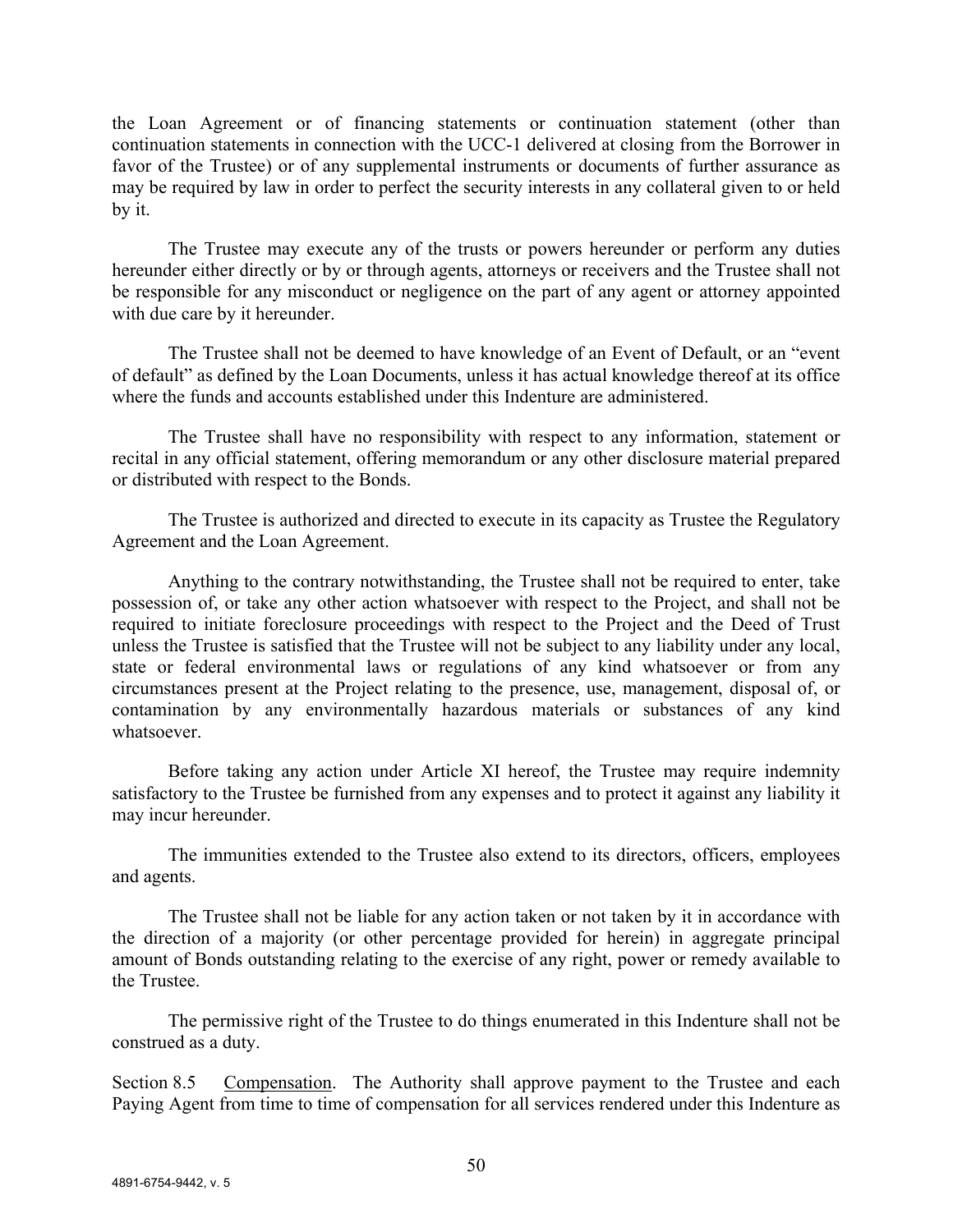the Loan Agreement or of financing statements or continuation statement (other than continuation statements in connection with the UCC-1 delivered at closing from the Borrower in favor of the Trustee) or of any supplemental instruments or documents of further assurance as may be required by law in order to perfect the security interests in any collateral given to or held by it.

The Trustee may execute any of the trusts or powers hereunder or perform any duties hereunder either directly or by or through agents, attorneys or receivers and the Trustee shall not be responsible for any misconduct or negligence on the part of any agent or attorney appointed with due care by it hereunder.

The Trustee shall not be deemed to have knowledge of an Event of Default, or an "event of default" as defined by the Loan Documents, unless it has actual knowledge thereof at its office where the funds and accounts established under this Indenture are administered.

The Trustee shall have no responsibility with respect to any information, statement or recital in any official statement, offering memorandum or any other disclosure material prepared or distributed with respect to the Bonds.

The Trustee is authorized and directed to execute in its capacity as Trustee the Regulatory Agreement and the Loan Agreement.

Anything to the contrary notwithstanding, the Trustee shall not be required to enter, take possession of, or take any other action whatsoever with respect to the Project, and shall not be required to initiate foreclosure proceedings with respect to the Project and the Deed of Trust unless the Trustee is satisfied that the Trustee will not be subject to any liability under any local, state or federal environmental laws or regulations of any kind whatsoever or from any circumstances present at the Project relating to the presence, use, management, disposal of, or contamination by any environmentally hazardous materials or substances of any kind whatsoever.

Before taking any action under Article XI hereof, the Trustee may require indemnity satisfactory to the Trustee be furnished from any expenses and to protect it against any liability it may incur hereunder.

The immunities extended to the Trustee also extend to its directors, officers, employees and agents.

The Trustee shall not be liable for any action taken or not taken by it in accordance with the direction of a majority (or other percentage provided for herein) in aggregate principal amount of Bonds outstanding relating to the exercise of any right, power or remedy available to the Trustee.

The permissive right of the Trustee to do things enumerated in this Indenture shall not be construed as a duty.

Section 8.5 Compensation. The Authority shall approve payment to the Trustee and each Paying Agent from time to time of compensation for all services rendered under this Indenture as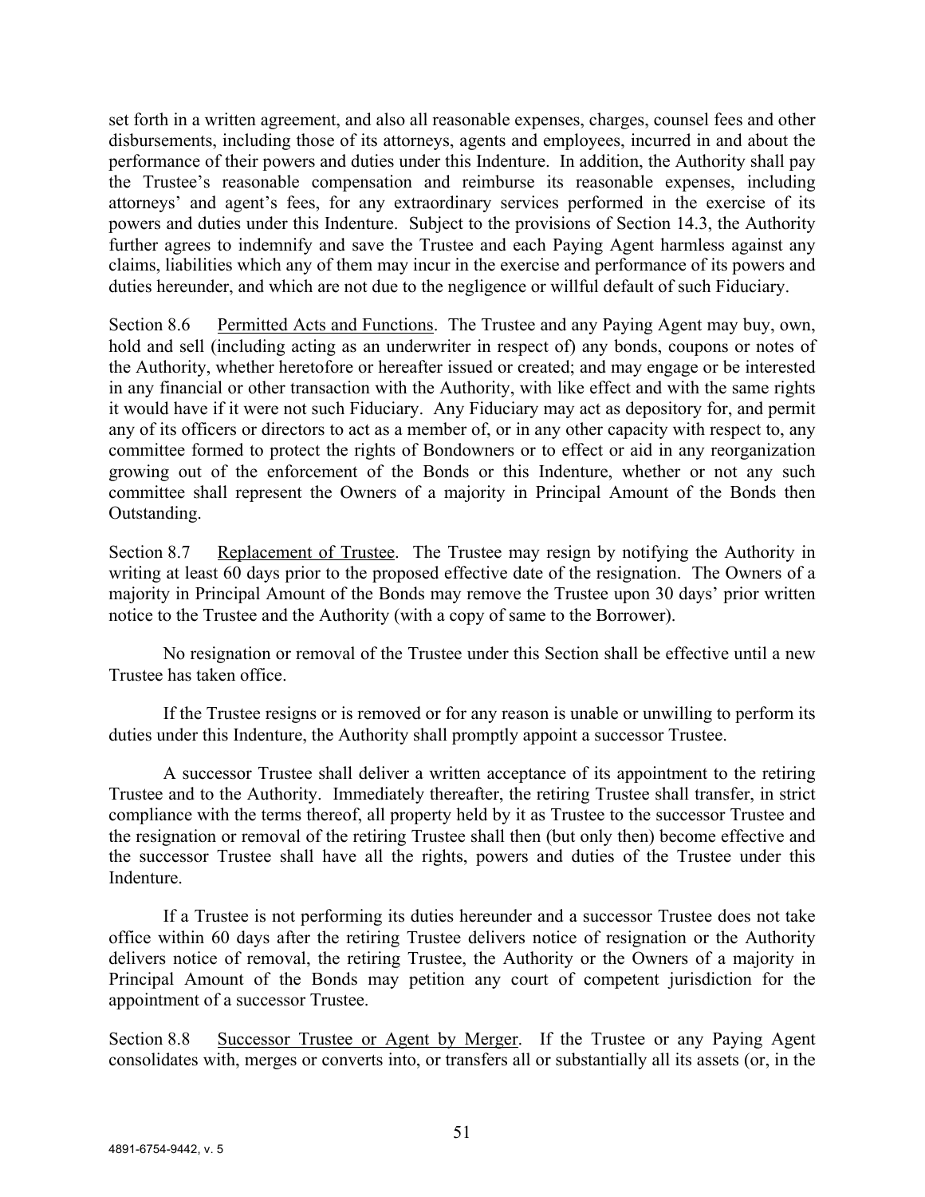set forth in a written agreement, and also all reasonable expenses, charges, counsel fees and other disbursements, including those of its attorneys, agents and employees, incurred in and about the performance of their powers and duties under this Indenture. In addition, the Authority shall pay the Trustee's reasonable compensation and reimburse its reasonable expenses, including attorneys' and agent's fees, for any extraordinary services performed in the exercise of its powers and duties under this Indenture. Subject to the provisions of Section 14.3, the Authority further agrees to indemnify and save the Trustee and each Paying Agent harmless against any claims, liabilities which any of them may incur in the exercise and performance of its powers and duties hereunder, and which are not due to the negligence or willful default of such Fiduciary.

Section 8.6 Permitted Acts and Functions. The Trustee and any Paying Agent may buy, own, hold and sell (including acting as an underwriter in respect of) any bonds, coupons or notes of the Authority, whether heretofore or hereafter issued or created; and may engage or be interested in any financial or other transaction with the Authority, with like effect and with the same rights it would have if it were not such Fiduciary. Any Fiduciary may act as depository for, and permit any of its officers or directors to act as a member of, or in any other capacity with respect to, any committee formed to protect the rights of Bondowners or to effect or aid in any reorganization growing out of the enforcement of the Bonds or this Indenture, whether or not any such committee shall represent the Owners of a majority in Principal Amount of the Bonds then Outstanding.

Section 8.7 Replacement of Trustee. The Trustee may resign by notifying the Authority in writing at least 60 days prior to the proposed effective date of the resignation. The Owners of a majority in Principal Amount of the Bonds may remove the Trustee upon 30 days' prior written notice to the Trustee and the Authority (with a copy of same to the Borrower).

No resignation or removal of the Trustee under this Section shall be effective until a new Trustee has taken office.

If the Trustee resigns or is removed or for any reason is unable or unwilling to perform its duties under this Indenture, the Authority shall promptly appoint a successor Trustee.

A successor Trustee shall deliver a written acceptance of its appointment to the retiring Trustee and to the Authority. Immediately thereafter, the retiring Trustee shall transfer, in strict compliance with the terms thereof, all property held by it as Trustee to the successor Trustee and the resignation or removal of the retiring Trustee shall then (but only then) become effective and the successor Trustee shall have all the rights, powers and duties of the Trustee under this Indenture.

If a Trustee is not performing its duties hereunder and a successor Trustee does not take office within 60 days after the retiring Trustee delivers notice of resignation or the Authority delivers notice of removal, the retiring Trustee, the Authority or the Owners of a majority in Principal Amount of the Bonds may petition any court of competent jurisdiction for the appointment of a successor Trustee.

Section 8.8 Successor Trustee or Agent by Merger. If the Trustee or any Paying Agent consolidates with, merges or converts into, or transfers all or substantially all its assets (or, in the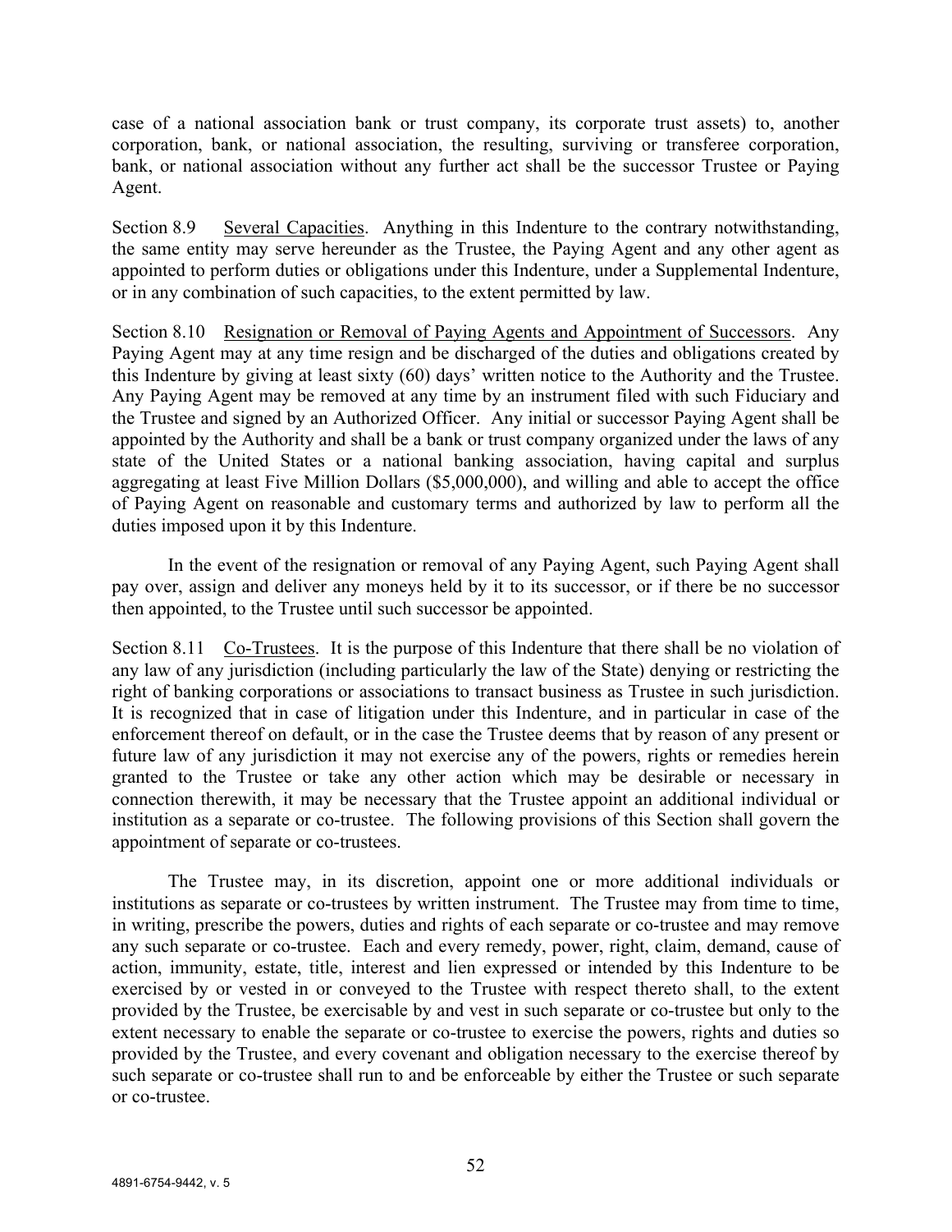case of a national association bank or trust company, its corporate trust assets) to, another corporation, bank, or national association, the resulting, surviving or transferee corporation, bank, or national association without any further act shall be the successor Trustee or Paying Agent.

Section 8.9 Several Capacities. Anything in this Indenture to the contrary notwithstanding, the same entity may serve hereunder as the Trustee, the Paying Agent and any other agent as appointed to perform duties or obligations under this Indenture, under a Supplemental Indenture, or in any combination of such capacities, to the extent permitted by law.

Section 8.10 Resignation or Removal of Paying Agents and Appointment of Successors. Any Paying Agent may at any time resign and be discharged of the duties and obligations created by this Indenture by giving at least sixty (60) days' written notice to the Authority and the Trustee. Any Paying Agent may be removed at any time by an instrument filed with such Fiduciary and the Trustee and signed by an Authorized Officer. Any initial or successor Paying Agent shall be appointed by the Authority and shall be a bank or trust company organized under the laws of any state of the United States or a national banking association, having capital and surplus aggregating at least Five Million Dollars ($5,000,000), and willing and able to accept the office of Paying Agent on reasonable and customary terms and authorized by law to perform all the duties imposed upon it by this Indenture.

In the event of the resignation or removal of any Paying Agent, such Paying Agent shall pay over, assign and deliver any moneys held by it to its successor, or if there be no successor then appointed, to the Trustee until such successor be appointed.

Section 8.11 Co-Trustees. It is the purpose of this Indenture that there shall be no violation of any law of any jurisdiction (including particularly the law of the State) denying or restricting the right of banking corporations or associations to transact business as Trustee in such jurisdiction. It is recognized that in case of litigation under this Indenture, and in particular in case of the enforcement thereof on default, or in the case the Trustee deems that by reason of any present or future law of any jurisdiction it may not exercise any of the powers, rights or remedies herein granted to the Trustee or take any other action which may be desirable or necessary in connection therewith, it may be necessary that the Trustee appoint an additional individual or institution as a separate or co-trustee. The following provisions of this Section shall govern the appointment of separate or co-trustees.

The Trustee may, in its discretion, appoint one or more additional individuals or institutions as separate or co-trustees by written instrument. The Trustee may from time to time, in writing, prescribe the powers, duties and rights of each separate or co-trustee and may remove any such separate or co-trustee. Each and every remedy, power, right, claim, demand, cause of action, immunity, estate, title, interest and lien expressed or intended by this Indenture to be exercised by or vested in or conveyed to the Trustee with respect thereto shall, to the extent provided by the Trustee, be exercisable by and vest in such separate or co-trustee but only to the extent necessary to enable the separate or co-trustee to exercise the powers, rights and duties so provided by the Trustee, and every covenant and obligation necessary to the exercise thereof by such separate or co-trustee shall run to and be enforceable by either the Trustee or such separate or co-trustee.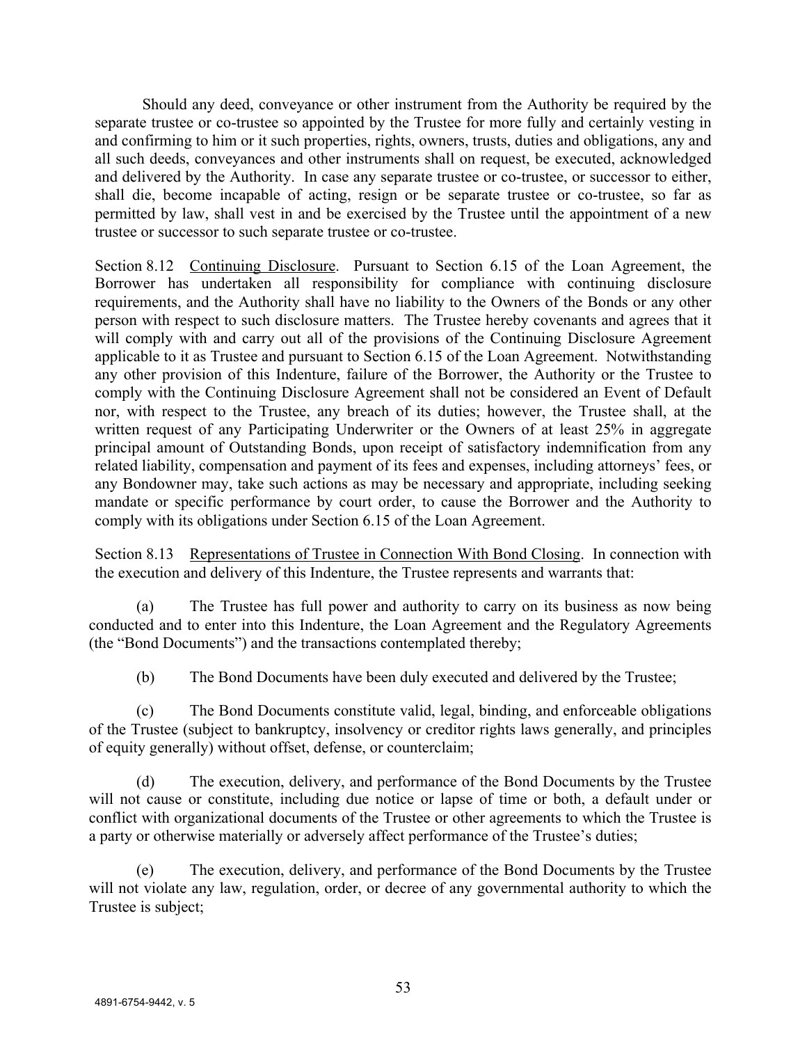Should any deed, conveyance or other instrument from the Authority be required by the separate trustee or co-trustee so appointed by the Trustee for more fully and certainly vesting in and confirming to him or it such properties, rights, owners, trusts, duties and obligations, any and all such deeds, conveyances and other instruments shall on request, be executed, acknowledged and delivered by the Authority. In case any separate trustee or co-trustee, or successor to either, shall die, become incapable of acting, resign or be separate trustee or co-trustee, so far as permitted by law, shall vest in and be exercised by the Trustee until the appointment of a new trustee or successor to such separate trustee or co-trustee.

Section 8.12 Continuing Disclosure. Pursuant to Section 6.15 of the Loan Agreement, the Borrower has undertaken all responsibility for compliance with continuing disclosure requirements, and the Authority shall have no liability to the Owners of the Bonds or any other person with respect to such disclosure matters. The Trustee hereby covenants and agrees that it will comply with and carry out all of the provisions of the Continuing Disclosure Agreement applicable to it as Trustee and pursuant to Section 6.15 of the Loan Agreement. Notwithstanding any other provision of this Indenture, failure of the Borrower, the Authority or the Trustee to comply with the Continuing Disclosure Agreement shall not be considered an Event of Default nor, with respect to the Trustee, any breach of its duties; however, the Trustee shall, at the written request of any Participating Underwriter or the Owners of at least 25% in aggregate principal amount of Outstanding Bonds, upon receipt of satisfactory indemnification from any related liability, compensation and payment of its fees and expenses, including attorneys' fees, or any Bondowner may, take such actions as may be necessary and appropriate, including seeking mandate or specific performance by court order, to cause the Borrower and the Authority to comply with its obligations under Section 6.15 of the Loan Agreement.

Section 8.13 Representations of Trustee in Connection With Bond Closing. In connection with the execution and delivery of this Indenture, the Trustee represents and warrants that:

(a) The Trustee has full power and authority to carry on its business as now being conducted and to enter into this Indenture, the Loan Agreement and the Regulatory Agreements (the "Bond Documents") and the transactions contemplated thereby;

(b) The Bond Documents have been duly executed and delivered by the Trustee;

(c) The Bond Documents constitute valid, legal, binding, and enforceable obligations of the Trustee (subject to bankruptcy, insolvency or creditor rights laws generally, and principles of equity generally) without offset, defense, or counterclaim;

(d) The execution, delivery, and performance of the Bond Documents by the Trustee will not cause or constitute, including due notice or lapse of time or both, a default under or conflict with organizational documents of the Trustee or other agreements to which the Trustee is a party or otherwise materially or adversely affect performance of the Trustee's duties;

(e) The execution, delivery, and performance of the Bond Documents by the Trustee will not violate any law, regulation, order, or decree of any governmental authority to which the Trustee is subject;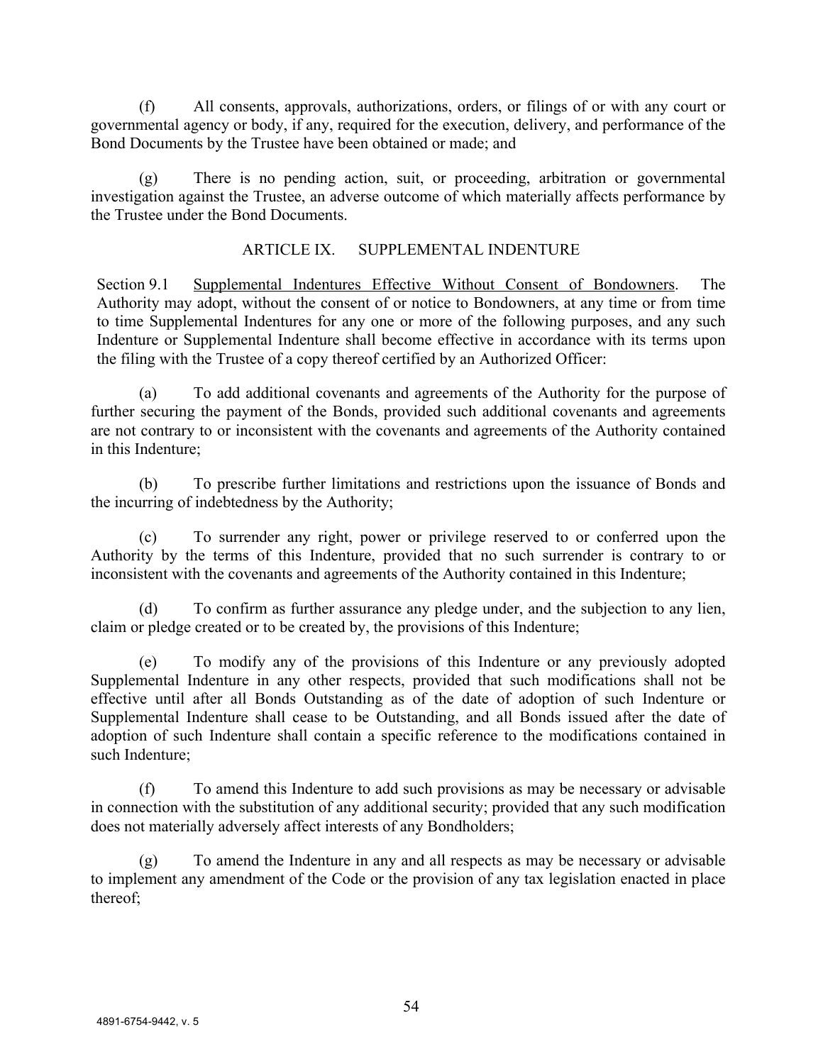(f) All consents, approvals, authorizations, orders, or filings of or with any court or governmental agency or body, if any, required for the execution, delivery, and performance of the Bond Documents by the Trustee have been obtained or made; and

(g) There is no pending action, suit, or proceeding, arbitration or governmental investigation against the Trustee, an adverse outcome of which materially affects performance by the Trustee under the Bond Documents.

## ARTICLE IX. SUPPLEMENTAL INDENTURE

Section 9.1 Supplemental Indentures Effective Without Consent of Bondowners. The Authority may adopt, without the consent of or notice to Bondowners, at any time or from time to time Supplemental Indentures for any one or more of the following purposes, and any such Indenture or Supplemental Indenture shall become effective in accordance with its terms upon the filing with the Trustee of a copy thereof certified by an Authorized Officer:

(a) To add additional covenants and agreements of the Authority for the purpose of further securing the payment of the Bonds, provided such additional covenants and agreements are not contrary to or inconsistent with the covenants and agreements of the Authority contained in this Indenture;

(b) To prescribe further limitations and restrictions upon the issuance of Bonds and the incurring of indebtedness by the Authority;

(c) To surrender any right, power or privilege reserved to or conferred upon the Authority by the terms of this Indenture, provided that no such surrender is contrary to or inconsistent with the covenants and agreements of the Authority contained in this Indenture;

(d) To confirm as further assurance any pledge under, and the subjection to any lien, claim or pledge created or to be created by, the provisions of this Indenture;

(e) To modify any of the provisions of this Indenture or any previously adopted Supplemental Indenture in any other respects, provided that such modifications shall not be effective until after all Bonds Outstanding as of the date of adoption of such Indenture or Supplemental Indenture shall cease to be Outstanding, and all Bonds issued after the date of adoption of such Indenture shall contain a specific reference to the modifications contained in such Indenture;

(f) To amend this Indenture to add such provisions as may be necessary or advisable in connection with the substitution of any additional security; provided that any such modification does not materially adversely affect interests of any Bondholders;

(g) To amend the Indenture in any and all respects as may be necessary or advisable to implement any amendment of the Code or the provision of any tax legislation enacted in place thereof;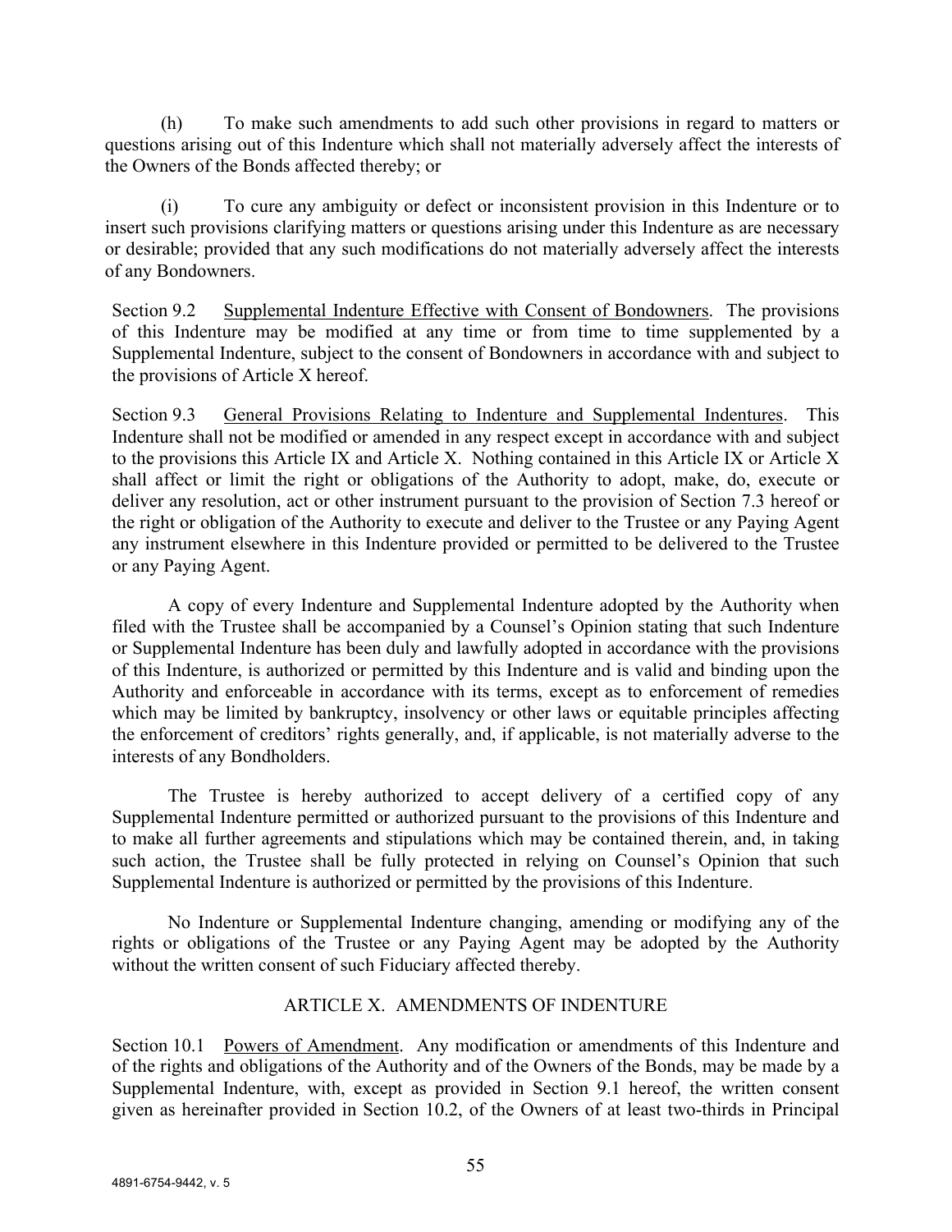(h) To make such amendments to add such other provisions in regard to matters or questions arising out of this Indenture which shall not materially adversely affect the interests of the Owners of the Bonds affected thereby; or

(i) To cure any ambiguity or defect or inconsistent provision in this Indenture or to insert such provisions clarifying matters or questions arising under this Indenture as are necessary or desirable; provided that any such modifications do not materially adversely affect the interests of any Bondowners.

Section 9.2 Supplemental Indenture Effective with Consent of Bondowners. The provisions of this Indenture may be modified at any time or from time to time supplemented by a Supplemental Indenture, subject to the consent of Bondowners in accordance with and subject to the provisions of Article X hereof.

Section 9.3 General Provisions Relating to Indenture and Supplemental Indentures. This Indenture shall not be modified or amended in any respect except in accordance with and subject to the provisions this Article IX and Article X. Nothing contained in this Article IX or Article X shall affect or limit the right or obligations of the Authority to adopt, make, do, execute or deliver any resolution, act or other instrument pursuant to the provision of Section 7.3 hereof or the right or obligation of the Authority to execute and deliver to the Trustee or any Paying Agent any instrument elsewhere in this Indenture provided or permitted to be delivered to the Trustee or any Paying Agent.

A copy of every Indenture and Supplemental Indenture adopted by the Authority when filed with the Trustee shall be accompanied by a Counsel's Opinion stating that such Indenture or Supplemental Indenture has been duly and lawfully adopted in accordance with the provisions of this Indenture, is authorized or permitted by this Indenture and is valid and binding upon the Authority and enforceable in accordance with its terms, except as to enforcement of remedies which may be limited by bankruptcy, insolvency or other laws or equitable principles affecting the enforcement of creditors' rights generally, and, if applicable, is not materially adverse to the interests of any Bondholders.

The Trustee is hereby authorized to accept delivery of a certified copy of any Supplemental Indenture permitted or authorized pursuant to the provisions of this Indenture and to make all further agreements and stipulations which may be contained therein, and, in taking such action, the Trustee shall be fully protected in relying on Counsel's Opinion that such Supplemental Indenture is authorized or permitted by the provisions of this Indenture.

No Indenture or Supplemental Indenture changing, amending or modifying any of the rights or obligations of the Trustee or any Paying Agent may be adopted by the Authority without the written consent of such Fiduciary affected thereby.

## ARTICLE X. AMENDMENTS OF INDENTURE

Section 10.1 Powers of Amendment. Any modification or amendments of this Indenture and of the rights and obligations of the Authority and of the Owners of the Bonds, may be made by a Supplemental Indenture, with, except as provided in Section 9.1 hereof, the written consent given as hereinafter provided in Section 10.2, of the Owners of at least two-thirds in Principal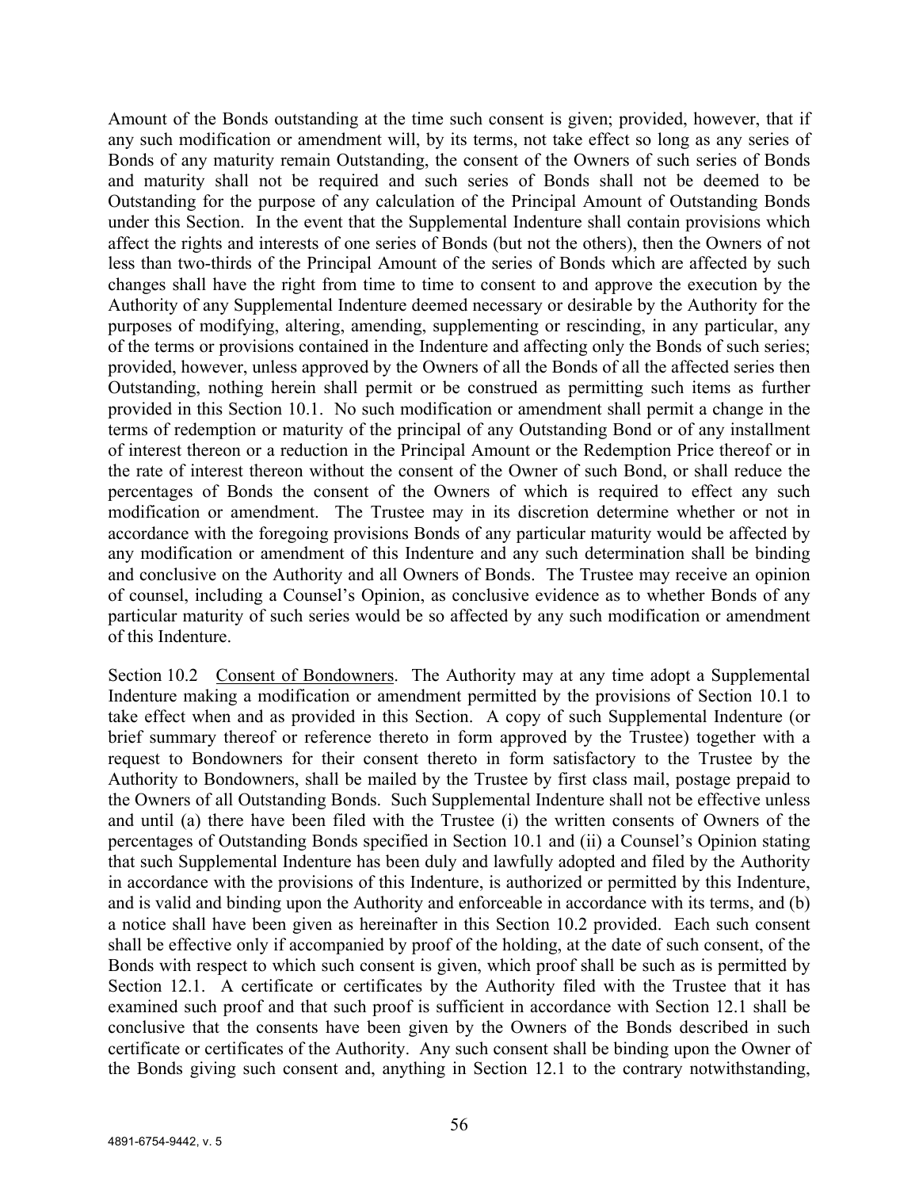Amount of the Bonds outstanding at the time such consent is given; provided, however, that if any such modification or amendment will, by its terms, not take effect so long as any series of Bonds of any maturity remain Outstanding, the consent of the Owners of such series of Bonds and maturity shall not be required and such series of Bonds shall not be deemed to be Outstanding for the purpose of any calculation of the Principal Amount of Outstanding Bonds under this Section. In the event that the Supplemental Indenture shall contain provisions which affect the rights and interests of one series of Bonds (but not the others), then the Owners of not less than two-thirds of the Principal Amount of the series of Bonds which are affected by such changes shall have the right from time to time to consent to and approve the execution by the Authority of any Supplemental Indenture deemed necessary or desirable by the Authority for the purposes of modifying, altering, amending, supplementing or rescinding, in any particular, any of the terms or provisions contained in the Indenture and affecting only the Bonds of such series; provided, however, unless approved by the Owners of all the Bonds of all the affected series then Outstanding, nothing herein shall permit or be construed as permitting such items as further provided in this Section 10.1. No such modification or amendment shall permit a change in the terms of redemption or maturity of the principal of any Outstanding Bond or of any installment of interest thereon or a reduction in the Principal Amount or the Redemption Price thereof or in the rate of interest thereon without the consent of the Owner of such Bond, or shall reduce the percentages of Bonds the consent of the Owners of which is required to effect any such modification or amendment. The Trustee may in its discretion determine whether or not in accordance with the foregoing provisions Bonds of any particular maturity would be affected by any modification or amendment of this Indenture and any such determination shall be binding and conclusive on the Authority and all Owners of Bonds. The Trustee may receive an opinion of counsel, including a Counsel's Opinion, as conclusive evidence as to whether Bonds of any particular maturity of such series would be so affected by any such modification or amendment of this Indenture.

Section 10.2 Consent of Bondowners. The Authority may at any time adopt a Supplemental Indenture making a modification or amendment permitted by the provisions of Section 10.1 to take effect when and as provided in this Section. A copy of such Supplemental Indenture (or brief summary thereof or reference thereto in form approved by the Trustee) together with a request to Bondowners for their consent thereto in form satisfactory to the Trustee by the Authority to Bondowners, shall be mailed by the Trustee by first class mail, postage prepaid to the Owners of all Outstanding Bonds. Such Supplemental Indenture shall not be effective unless and until (a) there have been filed with the Trustee (i) the written consents of Owners of the percentages of Outstanding Bonds specified in Section 10.1 and (ii) a Counsel's Opinion stating that such Supplemental Indenture has been duly and lawfully adopted and filed by the Authority in accordance with the provisions of this Indenture, is authorized or permitted by this Indenture, and is valid and binding upon the Authority and enforceable in accordance with its terms, and (b) a notice shall have been given as hereinafter in this Section 10.2 provided. Each such consent shall be effective only if accompanied by proof of the holding, at the date of such consent, of the Bonds with respect to which such consent is given, which proof shall be such as is permitted by Section 12.1. A certificate or certificates by the Authority filed with the Trustee that it has examined such proof and that such proof is sufficient in accordance with Section 12.1 shall be conclusive that the consents have been given by the Owners of the Bonds described in such certificate or certificates of the Authority. Any such consent shall be binding upon the Owner of the Bonds giving such consent and, anything in Section 12.1 to the contrary notwithstanding,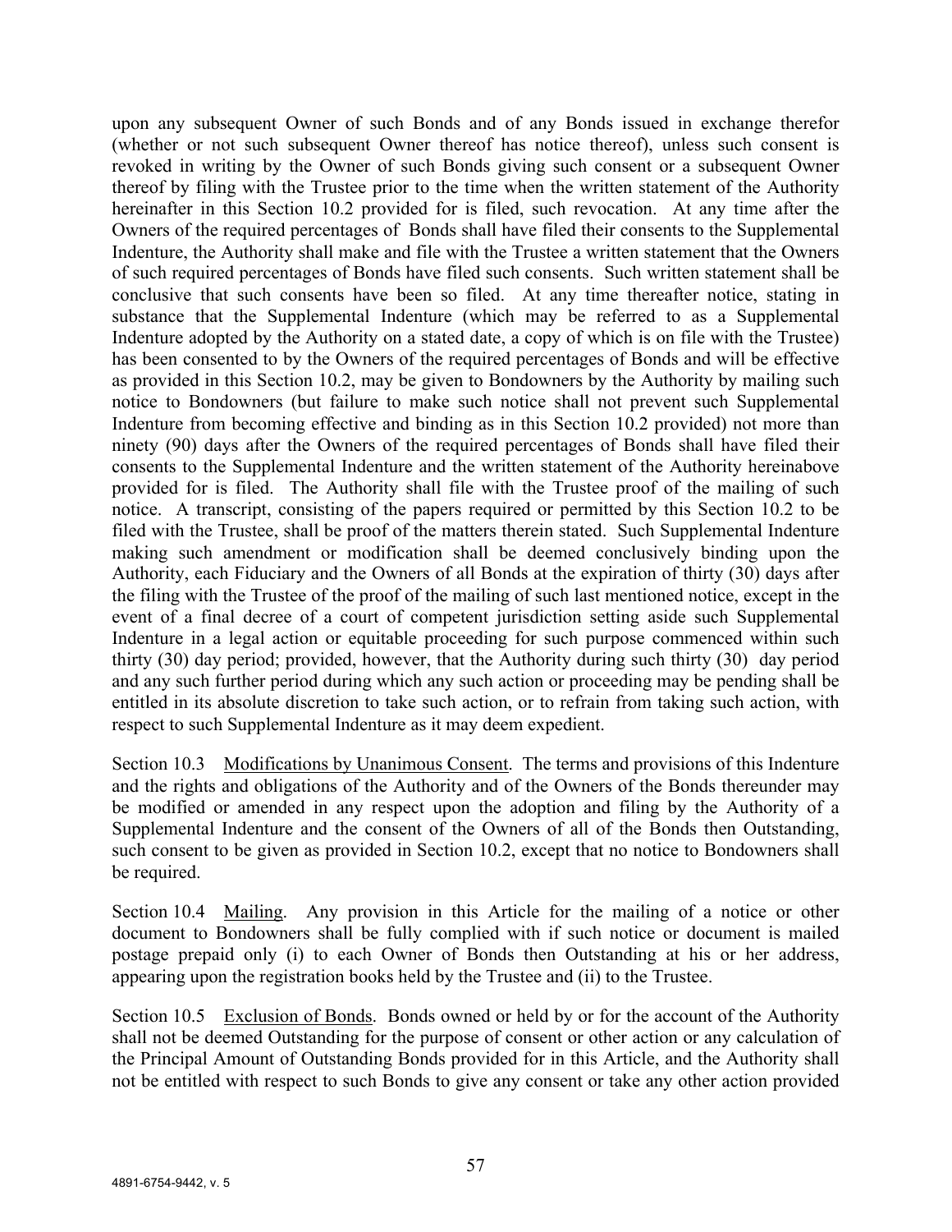upon any subsequent Owner of such Bonds and of any Bonds issued in exchange therefor (whether or not such subsequent Owner thereof has notice thereof), unless such consent is revoked in writing by the Owner of such Bonds giving such consent or a subsequent Owner thereof by filing with the Trustee prior to the time when the written statement of the Authority hereinafter in this Section 10.2 provided for is filed, such revocation. At any time after the Owners of the required percentages of Bonds shall have filed their consents to the Supplemental Indenture, the Authority shall make and file with the Trustee a written statement that the Owners of such required percentages of Bonds have filed such consents. Such written statement shall be conclusive that such consents have been so filed. At any time thereafter notice, stating in substance that the Supplemental Indenture (which may be referred to as a Supplemental Indenture adopted by the Authority on a stated date, a copy of which is on file with the Trustee) has been consented to by the Owners of the required percentages of Bonds and will be effective as provided in this Section 10.2, may be given to Bondowners by the Authority by mailing such notice to Bondowners (but failure to make such notice shall not prevent such Supplemental Indenture from becoming effective and binding as in this Section 10.2 provided) not more than ninety (90) days after the Owners of the required percentages of Bonds shall have filed their consents to the Supplemental Indenture and the written statement of the Authority hereinabove provided for is filed. The Authority shall file with the Trustee proof of the mailing of such notice. A transcript, consisting of the papers required or permitted by this Section 10.2 to be filed with the Trustee, shall be proof of the matters therein stated. Such Supplemental Indenture making such amendment or modification shall be deemed conclusively binding upon the Authority, each Fiduciary and the Owners of all Bonds at the expiration of thirty (30) days after the filing with the Trustee of the proof of the mailing of such last mentioned notice, except in the event of a final decree of a court of competent jurisdiction setting aside such Supplemental Indenture in a legal action or equitable proceeding for such purpose commenced within such thirty (30) day period; provided, however, that the Authority during such thirty (30) day period and any such further period during which any such action or proceeding may be pending shall be entitled in its absolute discretion to take such action, or to refrain from taking such action, with respect to such Supplemental Indenture as it may deem expedient.

Section 10.3 Modifications by Unanimous Consent. The terms and provisions of this Indenture and the rights and obligations of the Authority and of the Owners of the Bonds thereunder may be modified or amended in any respect upon the adoption and filing by the Authority of a Supplemental Indenture and the consent of the Owners of all of the Bonds then Outstanding, such consent to be given as provided in Section 10.2, except that no notice to Bondowners shall be required.

Section 10.4 Mailing. Any provision in this Article for the mailing of a notice or other document to Bondowners shall be fully complied with if such notice or document is mailed postage prepaid only (i) to each Owner of Bonds then Outstanding at his or her address, appearing upon the registration books held by the Trustee and (ii) to the Trustee.

Section 10.5 Exclusion of Bonds. Bonds owned or held by or for the account of the Authority shall not be deemed Outstanding for the purpose of consent or other action or any calculation of the Principal Amount of Outstanding Bonds provided for in this Article, and the Authority shall not be entitled with respect to such Bonds to give any consent or take any other action provided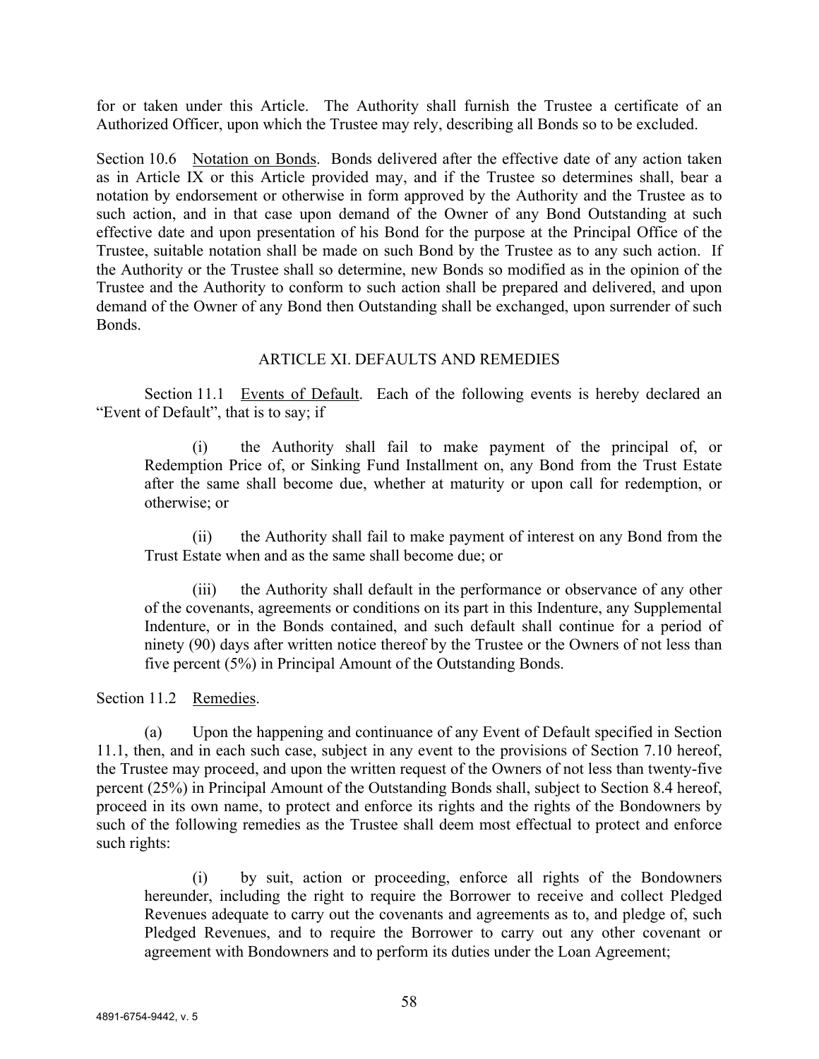for or taken under this Article. The Authority shall furnish the Trustee a certificate of an Authorized Officer, upon which the Trustee may rely, describing all Bonds so to be excluded.

Section 10.6 Notation on Bonds. Bonds delivered after the effective date of any action taken as in Article IX or this Article provided may, and if the Trustee so determines shall, bear a notation by endorsement or otherwise in form approved by the Authority and the Trustee as to such action, and in that case upon demand of the Owner of any Bond Outstanding at such effective date and upon presentation of his Bond for the purpose at the Principal Office of the Trustee, suitable notation shall be made on such Bond by the Trustee as to any such action. If the Authority or the Trustee shall so determine, new Bonds so modified as in the opinion of the Trustee and the Authority to conform to such action shall be prepared and delivered, and upon demand of the Owner of any Bond then Outstanding shall be exchanged, upon surrender of such Bonds.

## ARTICLE XI. DEFAULTS AND REMEDIES

Section 11.1 Events of Default. Each of the following events is hereby declared an "Event of Default", that is to say; if

(i) the Authority shall fail to make payment of the principal of, or Redemption Price of, or Sinking Fund Installment on, any Bond from the Trust Estate after the same shall become due, whether at maturity or upon call for redemption, or otherwise; or

(ii) the Authority shall fail to make payment of interest on any Bond from the Trust Estate when and as the same shall become due; or

(iii) the Authority shall default in the performance or observance of any other of the covenants, agreements or conditions on its part in this Indenture, any Supplemental Indenture, or in the Bonds contained, and such default shall continue for a period of ninety (90) days after written notice thereof by the Trustee or the Owners of not less than five percent (5%) in Principal Amount of the Outstanding Bonds.

Section 11.2 Remedies.

(a) Upon the happening and continuance of any Event of Default specified in Section 11.1, then, and in each such case, subject in any event to the provisions of Section 7.10 hereof, the Trustee may proceed, and upon the written request of the Owners of not less than twenty-five percent (25%) in Principal Amount of the Outstanding Bonds shall, subject to Section 8.4 hereof, proceed in its own name, to protect and enforce its rights and the rights of the Bondowners by such of the following remedies as the Trustee shall deem most effectual to protect and enforce such rights:

(i) by suit, action or proceeding, enforce all rights of the Bondowners hereunder, including the right to require the Borrower to receive and collect Pledged Revenues adequate to carry out the covenants and agreements as to, and pledge of, such Pledged Revenues, and to require the Borrower to carry out any other covenant or agreement with Bondowners and to perform its duties under the Loan Agreement;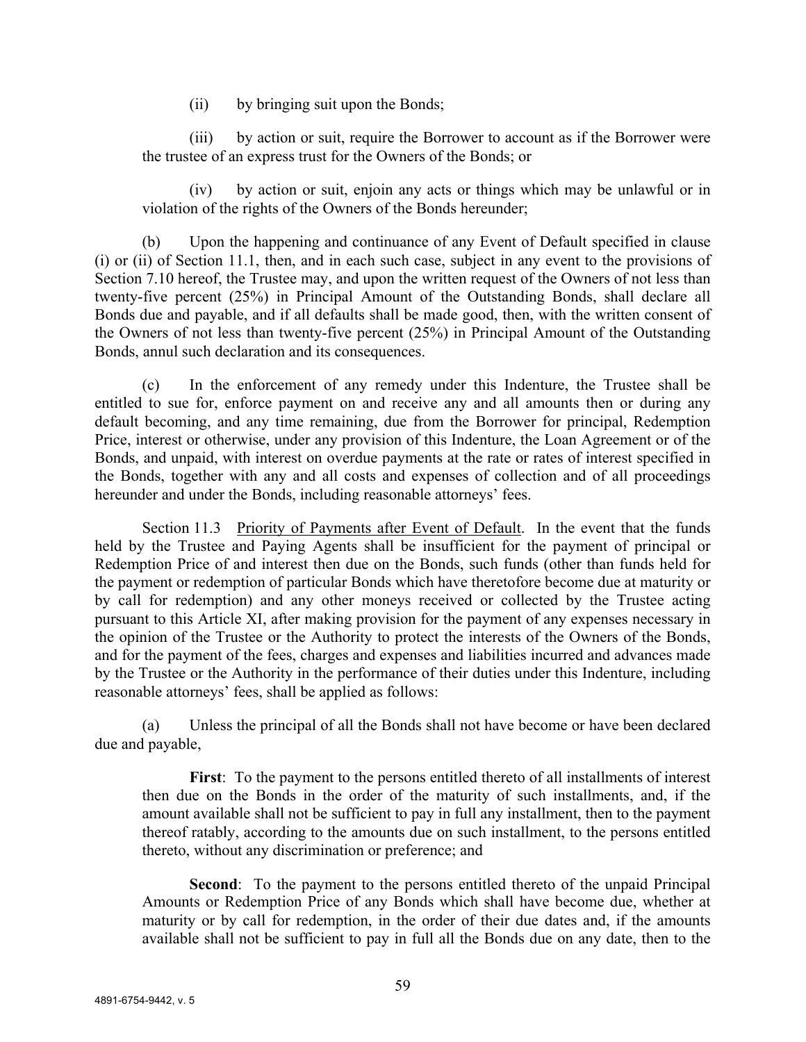(ii) by bringing suit upon the Bonds;

(iii) by action or suit, require the Borrower to account as if the Borrower were the trustee of an express trust for the Owners of the Bonds; or

(iv) by action or suit, enjoin any acts or things which may be unlawful or in violation of the rights of the Owners of the Bonds hereunder;

(b) Upon the happening and continuance of any Event of Default specified in clause (i) or (ii) of Section 11.1, then, and in each such case, subject in any event to the provisions of Section 7.10 hereof, the Trustee may, and upon the written request of the Owners of not less than twenty-five percent (25%) in Principal Amount of the Outstanding Bonds, shall declare all Bonds due and payable, and if all defaults shall be made good, then, with the written consent of the Owners of not less than twenty-five percent (25%) in Principal Amount of the Outstanding Bonds, annul such declaration and its consequences.

(c) In the enforcement of any remedy under this Indenture, the Trustee shall be entitled to sue for, enforce payment on and receive any and all amounts then or during any default becoming, and any time remaining, due from the Borrower for principal, Redemption Price, interest or otherwise, under any provision of this Indenture, the Loan Agreement or of the Bonds, and unpaid, with interest on overdue payments at the rate or rates of interest specified in the Bonds, together with any and all costs and expenses of collection and of all proceedings hereunder and under the Bonds, including reasonable attorneys' fees.

Section 11.3 Priority of Payments after Event of Default. In the event that the funds held by the Trustee and Paying Agents shall be insufficient for the payment of principal or Redemption Price of and interest then due on the Bonds, such funds (other than funds held for the payment or redemption of particular Bonds which have theretofore become due at maturity or by call for redemption) and any other moneys received or collected by the Trustee acting pursuant to this Article XI, after making provision for the payment of any expenses necessary in the opinion of the Trustee or the Authority to protect the interests of the Owners of the Bonds, and for the payment of the fees, charges and expenses and liabilities incurred and advances made by the Trustee or the Authority in the performance of their duties under this Indenture, including reasonable attorneys' fees, shall be applied as follows:

(a) Unless the principal of all the Bonds shall not have become or have been declared due and payable,

**First**: To the payment to the persons entitled thereto of all installments of interest then due on the Bonds in the order of the maturity of such installments, and, if the amount available shall not be sufficient to pay in full any installment, then to the payment thereof ratably, according to the amounts due on such installment, to the persons entitled thereto, without any discrimination or preference; and

**Second**: To the payment to the persons entitled thereto of the unpaid Principal Amounts or Redemption Price of any Bonds which shall have become due, whether at maturity or by call for redemption, in the order of their due dates and, if the amounts available shall not be sufficient to pay in full all the Bonds due on any date, then to the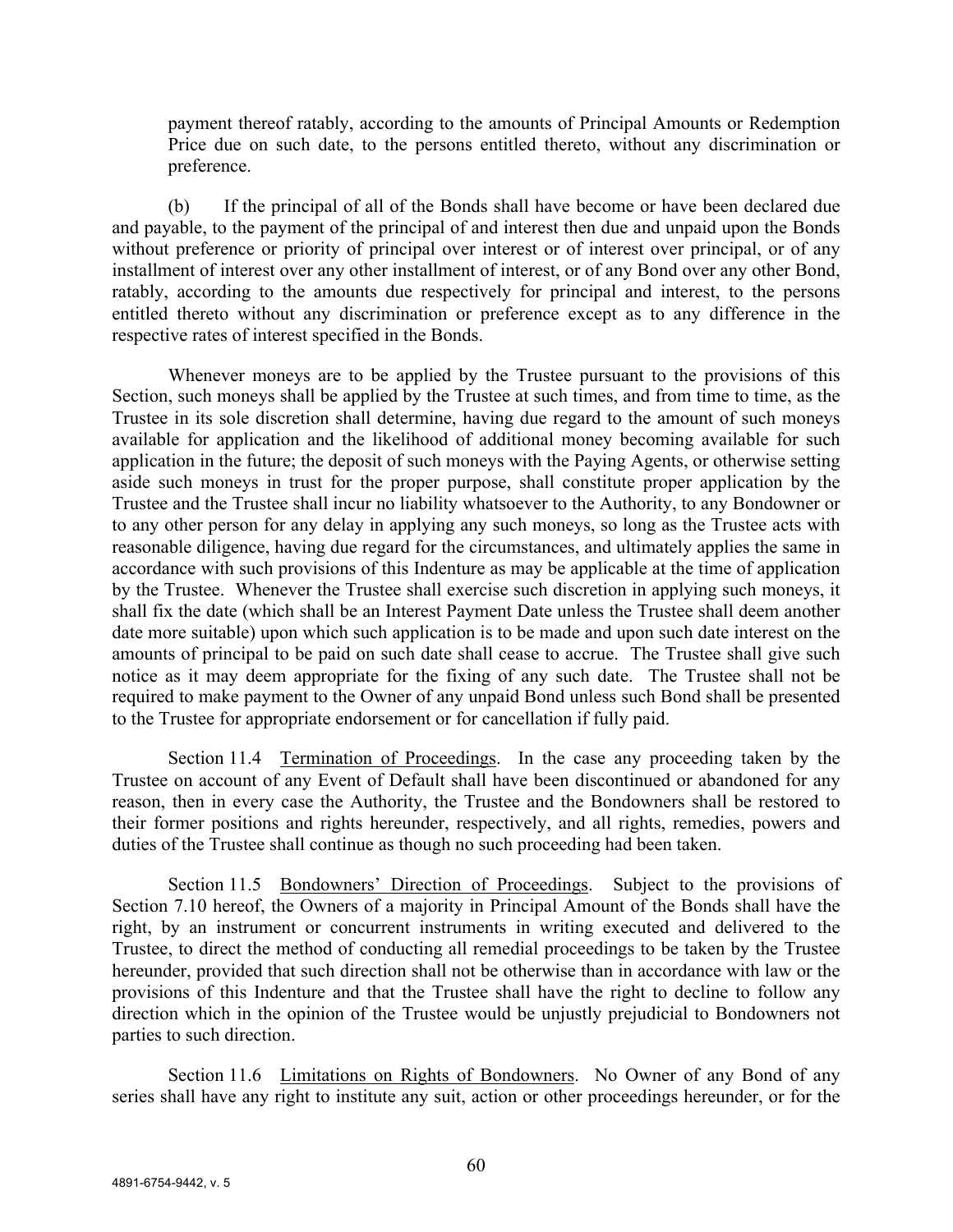payment thereof ratably, according to the amounts of Principal Amounts or Redemption Price due on such date, to the persons entitled thereto, without any discrimination or preference.

(b) If the principal of all of the Bonds shall have become or have been declared due and payable, to the payment of the principal of and interest then due and unpaid upon the Bonds without preference or priority of principal over interest or of interest over principal, or of any installment of interest over any other installment of interest, or of any Bond over any other Bond, ratably, according to the amounts due respectively for principal and interest, to the persons entitled thereto without any discrimination or preference except as to any difference in the respective rates of interest specified in the Bonds.

Whenever moneys are to be applied by the Trustee pursuant to the provisions of this Section, such moneys shall be applied by the Trustee at such times, and from time to time, as the Trustee in its sole discretion shall determine, having due regard to the amount of such moneys available for application and the likelihood of additional money becoming available for such application in the future; the deposit of such moneys with the Paying Agents, or otherwise setting aside such moneys in trust for the proper purpose, shall constitute proper application by the Trustee and the Trustee shall incur no liability whatsoever to the Authority, to any Bondowner or to any other person for any delay in applying any such moneys, so long as the Trustee acts with reasonable diligence, having due regard for the circumstances, and ultimately applies the same in accordance with such provisions of this Indenture as may be applicable at the time of application by the Trustee. Whenever the Trustee shall exercise such discretion in applying such moneys, it shall fix the date (which shall be an Interest Payment Date unless the Trustee shall deem another date more suitable) upon which such application is to be made and upon such date interest on the amounts of principal to be paid on such date shall cease to accrue. The Trustee shall give such notice as it may deem appropriate for the fixing of any such date. The Trustee shall not be required to make payment to the Owner of any unpaid Bond unless such Bond shall be presented to the Trustee for appropriate endorsement or for cancellation if fully paid.

Section 11.4 Termination of Proceedings. In the case any proceeding taken by the Trustee on account of any Event of Default shall have been discontinued or abandoned for any reason, then in every case the Authority, the Trustee and the Bondowners shall be restored to their former positions and rights hereunder, respectively, and all rights, remedies, powers and duties of the Trustee shall continue as though no such proceeding had been taken.

Section 11.5 Bondowners' Direction of Proceedings. Subject to the provisions of Section 7.10 hereof, the Owners of a majority in Principal Amount of the Bonds shall have the right, by an instrument or concurrent instruments in writing executed and delivered to the Trustee, to direct the method of conducting all remedial proceedings to be taken by the Trustee hereunder, provided that such direction shall not be otherwise than in accordance with law or the provisions of this Indenture and that the Trustee shall have the right to decline to follow any direction which in the opinion of the Trustee would be unjustly prejudicial to Bondowners not parties to such direction.

Section 11.6 Limitations on Rights of Bondowners. No Owner of any Bond of any series shall have any right to institute any suit, action or other proceedings hereunder, or for the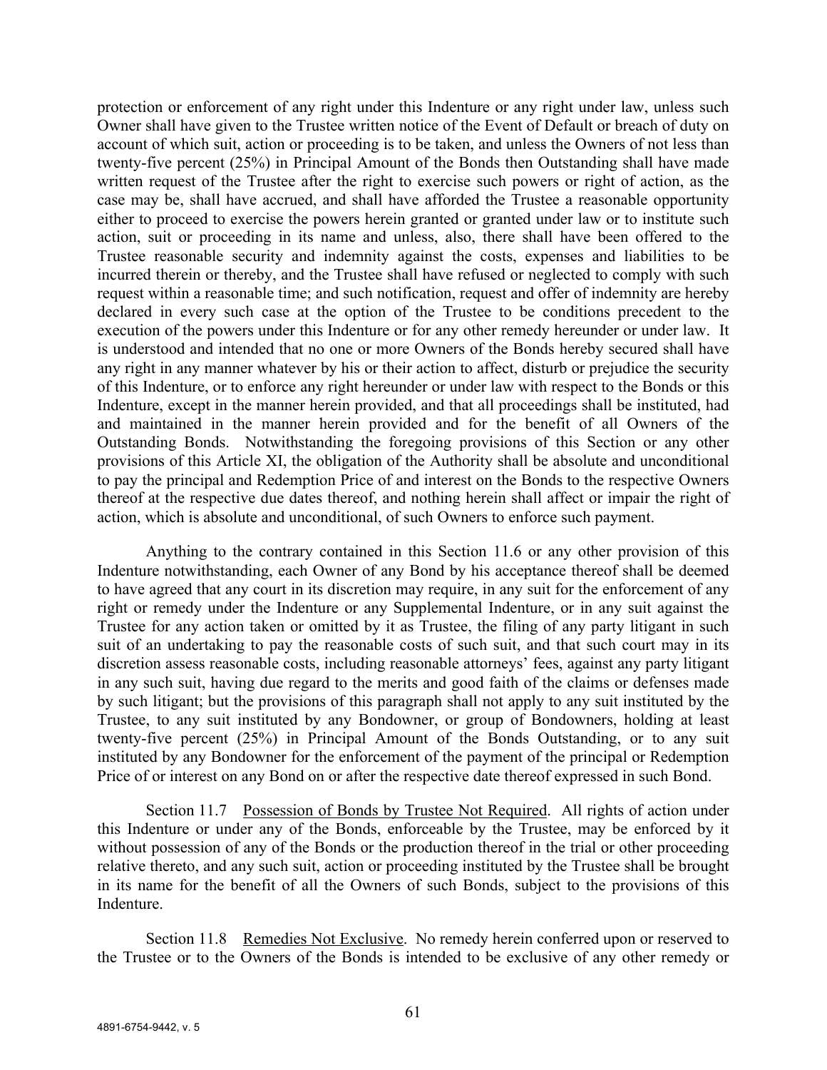protection or enforcement of any right under this Indenture or any right under law, unless such Owner shall have given to the Trustee written notice of the Event of Default or breach of duty on account of which suit, action or proceeding is to be taken, and unless the Owners of not less than twenty-five percent (25%) in Principal Amount of the Bonds then Outstanding shall have made written request of the Trustee after the right to exercise such powers or right of action, as the case may be, shall have accrued, and shall have afforded the Trustee a reasonable opportunity either to proceed to exercise the powers herein granted or granted under law or to institute such action, suit or proceeding in its name and unless, also, there shall have been offered to the Trustee reasonable security and indemnity against the costs, expenses and liabilities to be incurred therein or thereby, and the Trustee shall have refused or neglected to comply with such request within a reasonable time; and such notification, request and offer of indemnity are hereby declared in every such case at the option of the Trustee to be conditions precedent to the execution of the powers under this Indenture or for any other remedy hereunder or under law. It is understood and intended that no one or more Owners of the Bonds hereby secured shall have any right in any manner whatever by his or their action to affect, disturb or prejudice the security of this Indenture, or to enforce any right hereunder or under law with respect to the Bonds or this Indenture, except in the manner herein provided, and that all proceedings shall be instituted, had and maintained in the manner herein provided and for the benefit of all Owners of the Outstanding Bonds. Notwithstanding the foregoing provisions of this Section or any other provisions of this Article XI, the obligation of the Authority shall be absolute and unconditional to pay the principal and Redemption Price of and interest on the Bonds to the respective Owners thereof at the respective due dates thereof, and nothing herein shall affect or impair the right of action, which is absolute and unconditional, of such Owners to enforce such payment.

Anything to the contrary contained in this Section 11.6 or any other provision of this Indenture notwithstanding, each Owner of any Bond by his acceptance thereof shall be deemed to have agreed that any court in its discretion may require, in any suit for the enforcement of any right or remedy under the Indenture or any Supplemental Indenture, or in any suit against the Trustee for any action taken or omitted by it as Trustee, the filing of any party litigant in such suit of an undertaking to pay the reasonable costs of such suit, and that such court may in its discretion assess reasonable costs, including reasonable attorneys' fees, against any party litigant in any such suit, having due regard to the merits and good faith of the claims or defenses made by such litigant; but the provisions of this paragraph shall not apply to any suit instituted by the Trustee, to any suit instituted by any Bondowner, or group of Bondowners, holding at least twenty-five percent (25%) in Principal Amount of the Bonds Outstanding, or to any suit instituted by any Bondowner for the enforcement of the payment of the principal or Redemption Price of or interest on any Bond on or after the respective date thereof expressed in such Bond.

Section 11.7 Possession of Bonds by Trustee Not Required. All rights of action under this Indenture or under any of the Bonds, enforceable by the Trustee, may be enforced by it without possession of any of the Bonds or the production thereof in the trial or other proceeding relative thereto, and any such suit, action or proceeding instituted by the Trustee shall be brought in its name for the benefit of all the Owners of such Bonds, subject to the provisions of this Indenture.

Section 11.8 Remedies Not Exclusive. No remedy herein conferred upon or reserved to the Trustee or to the Owners of the Bonds is intended to be exclusive of any other remedy or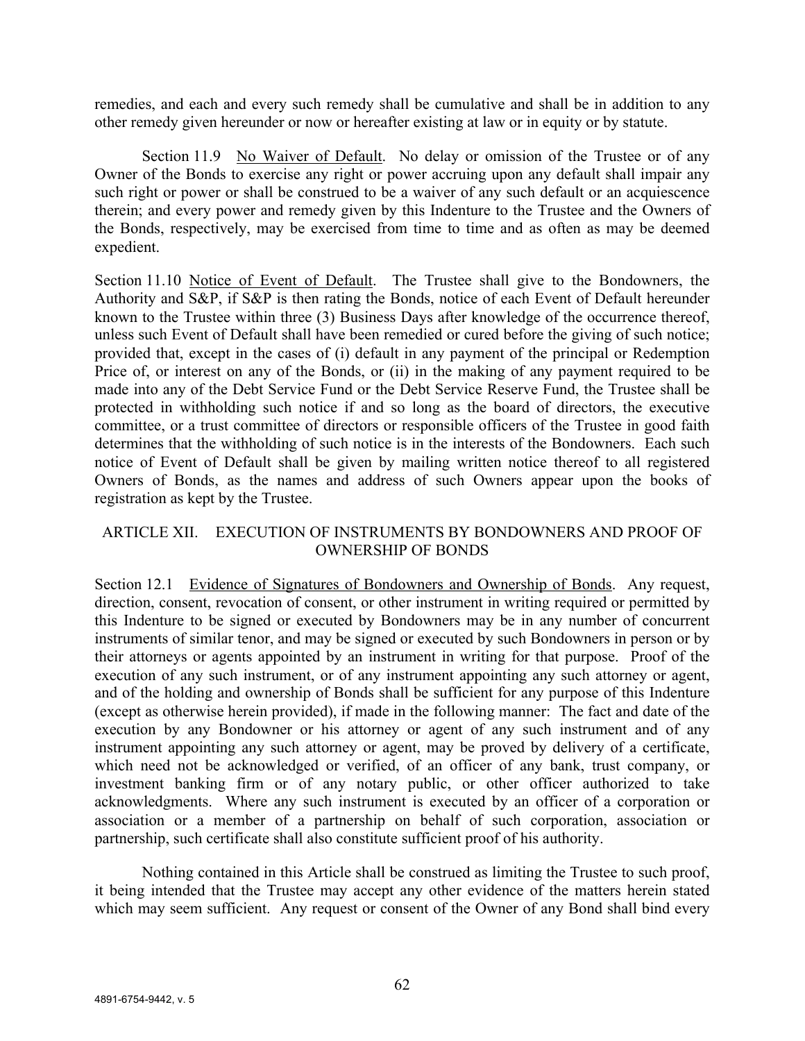remedies, and each and every such remedy shall be cumulative and shall be in addition to any other remedy given hereunder or now or hereafter existing at law or in equity or by statute.

Section 11.9 No Waiver of Default. No delay or omission of the Trustee or of any Owner of the Bonds to exercise any right or power accruing upon any default shall impair any such right or power or shall be construed to be a waiver of any such default or an acquiescence therein; and every power and remedy given by this Indenture to the Trustee and the Owners of the Bonds, respectively, may be exercised from time to time and as often as may be deemed expedient.

Section 11.10 Notice of Event of Default. The Trustee shall give to the Bondowners, the Authority and S&P, if S&P is then rating the Bonds, notice of each Event of Default hereunder known to the Trustee within three (3) Business Days after knowledge of the occurrence thereof, unless such Event of Default shall have been remedied or cured before the giving of such notice; provided that, except in the cases of (i) default in any payment of the principal or Redemption Price of, or interest on any of the Bonds, or (ii) in the making of any payment required to be made into any of the Debt Service Fund or the Debt Service Reserve Fund, the Trustee shall be protected in withholding such notice if and so long as the board of directors, the executive committee, or a trust committee of directors or responsible officers of the Trustee in good faith determines that the withholding of such notice is in the interests of the Bondowners. Each such notice of Event of Default shall be given by mailing written notice thereof to all registered Owners of Bonds, as the names and address of such Owners appear upon the books of registration as kept by the Trustee.

## ARTICLE XII. EXECUTION OF INSTRUMENTS BY BONDOWNERS AND PROOF OF OWNERSHIP OF BONDS

Section 12.1 Evidence of Signatures of Bondowners and Ownership of Bonds. Any request, direction, consent, revocation of consent, or other instrument in writing required or permitted by this Indenture to be signed or executed by Bondowners may be in any number of concurrent instruments of similar tenor, and may be signed or executed by such Bondowners in person or by their attorneys or agents appointed by an instrument in writing for that purpose. Proof of the execution of any such instrument, or of any instrument appointing any such attorney or agent, and of the holding and ownership of Bonds shall be sufficient for any purpose of this Indenture (except as otherwise herein provided), if made in the following manner: The fact and date of the execution by any Bondowner or his attorney or agent of any such instrument and of any instrument appointing any such attorney or agent, may be proved by delivery of a certificate, which need not be acknowledged or verified, of an officer of any bank, trust company, or investment banking firm or of any notary public, or other officer authorized to take acknowledgments. Where any such instrument is executed by an officer of a corporation or association or a member of a partnership on behalf of such corporation, association or partnership, such certificate shall also constitute sufficient proof of his authority.

Nothing contained in this Article shall be construed as limiting the Trustee to such proof, it being intended that the Trustee may accept any other evidence of the matters herein stated which may seem sufficient. Any request or consent of the Owner of any Bond shall bind every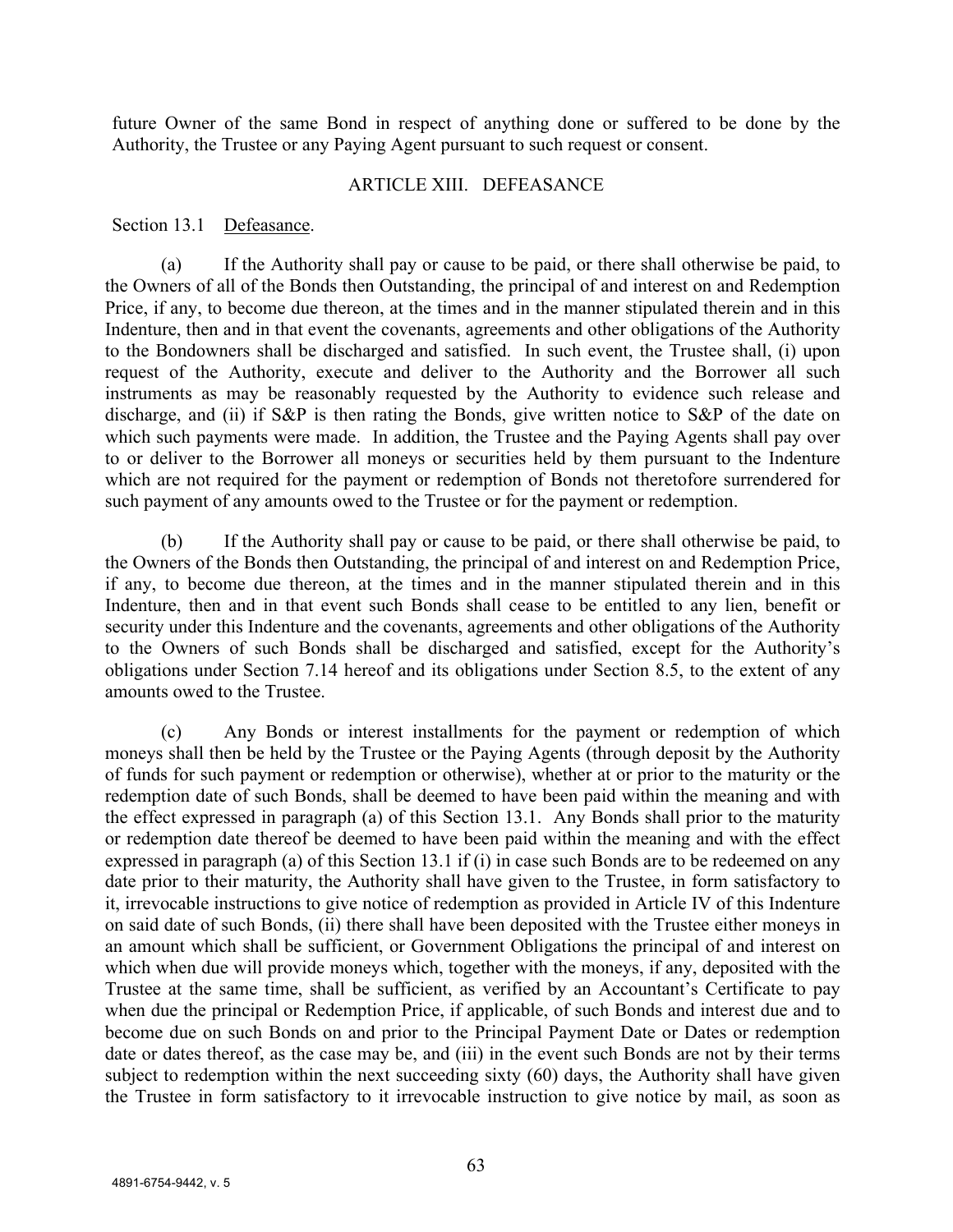future Owner of the same Bond in respect of anything done or suffered to be done by the Authority, the Trustee or any Paying Agent pursuant to such request or consent.

## ARTICLE XIII. DEFEASANCE

Section 13.1 Defeasance.

(a) If the Authority shall pay or cause to be paid, or there shall otherwise be paid, to the Owners of all of the Bonds then Outstanding, the principal of and interest on and Redemption Price, if any, to become due thereon, at the times and in the manner stipulated therein and in this Indenture, then and in that event the covenants, agreements and other obligations of the Authority to the Bondowners shall be discharged and satisfied. In such event, the Trustee shall, (i) upon request of the Authority, execute and deliver to the Authority and the Borrower all such instruments as may be reasonably requested by the Authority to evidence such release and discharge, and (ii) if S&P is then rating the Bonds, give written notice to S&P of the date on which such payments were made. In addition, the Trustee and the Paying Agents shall pay over to or deliver to the Borrower all moneys or securities held by them pursuant to the Indenture which are not required for the payment or redemption of Bonds not theretofore surrendered for such payment of any amounts owed to the Trustee or for the payment or redemption.

(b) If the Authority shall pay or cause to be paid, or there shall otherwise be paid, to the Owners of the Bonds then Outstanding, the principal of and interest on and Redemption Price, if any, to become due thereon, at the times and in the manner stipulated therein and in this Indenture, then and in that event such Bonds shall cease to be entitled to any lien, benefit or security under this Indenture and the covenants, agreements and other obligations of the Authority to the Owners of such Bonds shall be discharged and satisfied, except for the Authority's obligations under Section 7.14 hereof and its obligations under Section 8.5, to the extent of any amounts owed to the Trustee.

(c) Any Bonds or interest installments for the payment or redemption of which moneys shall then be held by the Trustee or the Paying Agents (through deposit by the Authority of funds for such payment or redemption or otherwise), whether at or prior to the maturity or the redemption date of such Bonds, shall be deemed to have been paid within the meaning and with the effect expressed in paragraph (a) of this Section 13.1. Any Bonds shall prior to the maturity or redemption date thereof be deemed to have been paid within the meaning and with the effect expressed in paragraph (a) of this Section 13.1 if (i) in case such Bonds are to be redeemed on any date prior to their maturity, the Authority shall have given to the Trustee, in form satisfactory to it, irrevocable instructions to give notice of redemption as provided in Article IV of this Indenture on said date of such Bonds, (ii) there shall have been deposited with the Trustee either moneys in an amount which shall be sufficient, or Government Obligations the principal of and interest on which when due will provide moneys which, together with the moneys, if any, deposited with the Trustee at the same time, shall be sufficient, as verified by an Accountant's Certificate to pay when due the principal or Redemption Price, if applicable, of such Bonds and interest due and to become due on such Bonds on and prior to the Principal Payment Date or Dates or redemption date or dates thereof, as the case may be, and (iii) in the event such Bonds are not by their terms subject to redemption within the next succeeding sixty (60) days, the Authority shall have given the Trustee in form satisfactory to it irrevocable instruction to give notice by mail, as soon as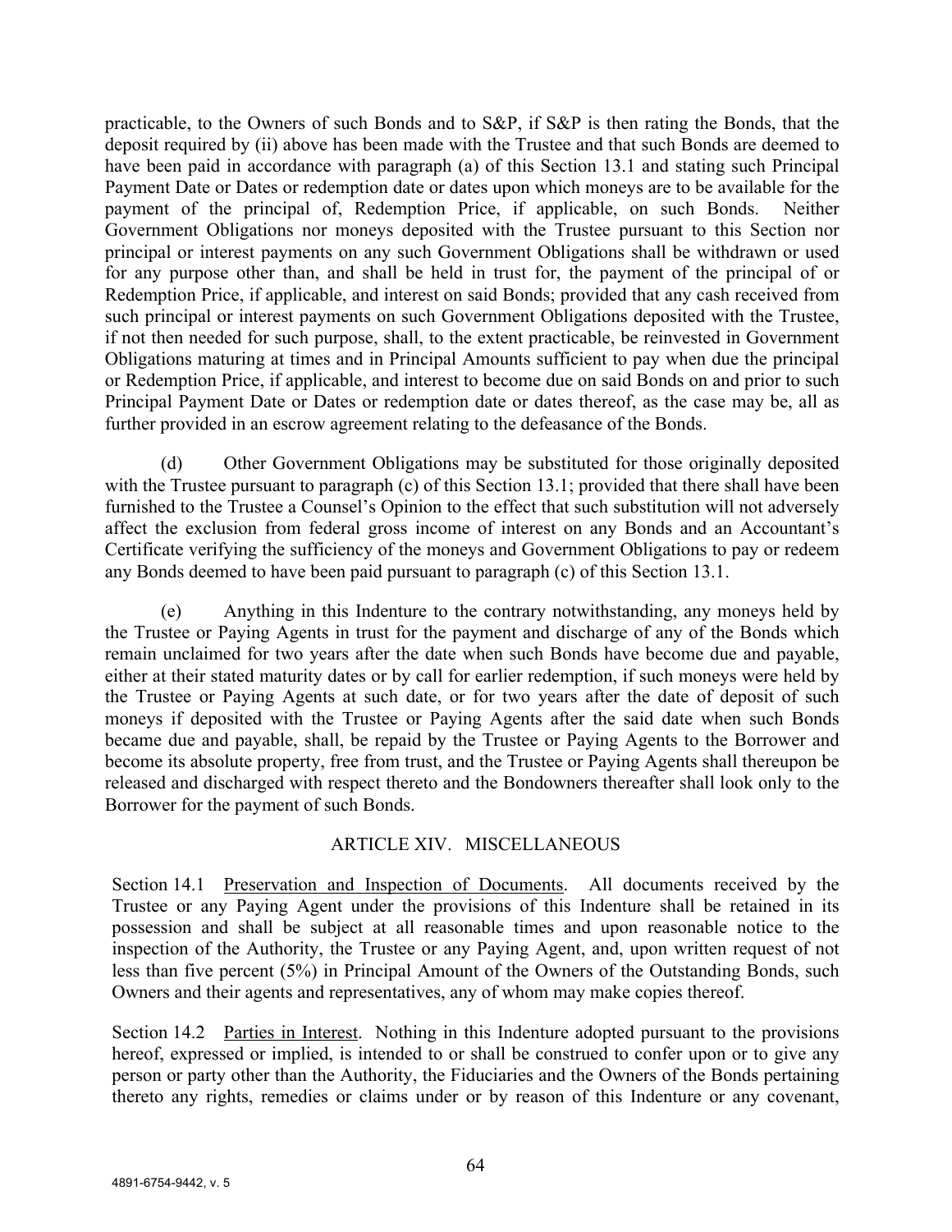practicable, to the Owners of such Bonds and to S&P, if S&P is then rating the Bonds, that the deposit required by (ii) above has been made with the Trustee and that such Bonds are deemed to have been paid in accordance with paragraph (a) of this Section 13.1 and stating such Principal Payment Date or Dates or redemption date or dates upon which moneys are to be available for the payment of the principal of, Redemption Price, if applicable, on such Bonds. Neither Government Obligations nor moneys deposited with the Trustee pursuant to this Section nor principal or interest payments on any such Government Obligations shall be withdrawn or used for any purpose other than, and shall be held in trust for, the payment of the principal of or Redemption Price, if applicable, and interest on said Bonds; provided that any cash received from such principal or interest payments on such Government Obligations deposited with the Trustee, if not then needed for such purpose, shall, to the extent practicable, be reinvested in Government Obligations maturing at times and in Principal Amounts sufficient to pay when due the principal or Redemption Price, if applicable, and interest to become due on said Bonds on and prior to such Principal Payment Date or Dates or redemption date or dates thereof, as the case may be, all as further provided in an escrow agreement relating to the defeasance of the Bonds.

(d) Other Government Obligations may be substituted for those originally deposited with the Trustee pursuant to paragraph (c) of this Section 13.1; provided that there shall have been furnished to the Trustee a Counsel's Opinion to the effect that such substitution will not adversely affect the exclusion from federal gross income of interest on any Bonds and an Accountant's Certificate verifying the sufficiency of the moneys and Government Obligations to pay or redeem any Bonds deemed to have been paid pursuant to paragraph (c) of this Section 13.1.

(e) Anything in this Indenture to the contrary notwithstanding, any moneys held by the Trustee or Paying Agents in trust for the payment and discharge of any of the Bonds which remain unclaimed for two years after the date when such Bonds have become due and payable, either at their stated maturity dates or by call for earlier redemption, if such moneys were held by the Trustee or Paying Agents at such date, or for two years after the date of deposit of such moneys if deposited with the Trustee or Paying Agents after the said date when such Bonds became due and payable, shall, be repaid by the Trustee or Paying Agents to the Borrower and become its absolute property, free from trust, and the Trustee or Paying Agents shall thereupon be released and discharged with respect thereto and the Bondowners thereafter shall look only to the Borrower for the payment of such Bonds.

## ARTICLE XIV. MISCELLANEOUS

Section 14.1 Preservation and Inspection of Documents. All documents received by the Trustee or any Paying Agent under the provisions of this Indenture shall be retained in its possession and shall be subject at all reasonable times and upon reasonable notice to the inspection of the Authority, the Trustee or any Paying Agent, and, upon written request of not less than five percent (5%) in Principal Amount of the Owners of the Outstanding Bonds, such Owners and their agents and representatives, any of whom may make copies thereof.

Section 14.2 Parties in Interest. Nothing in this Indenture adopted pursuant to the provisions hereof, expressed or implied, is intended to or shall be construed to confer upon or to give any person or party other than the Authority, the Fiduciaries and the Owners of the Bonds pertaining thereto any rights, remedies or claims under or by reason of this Indenture or any covenant,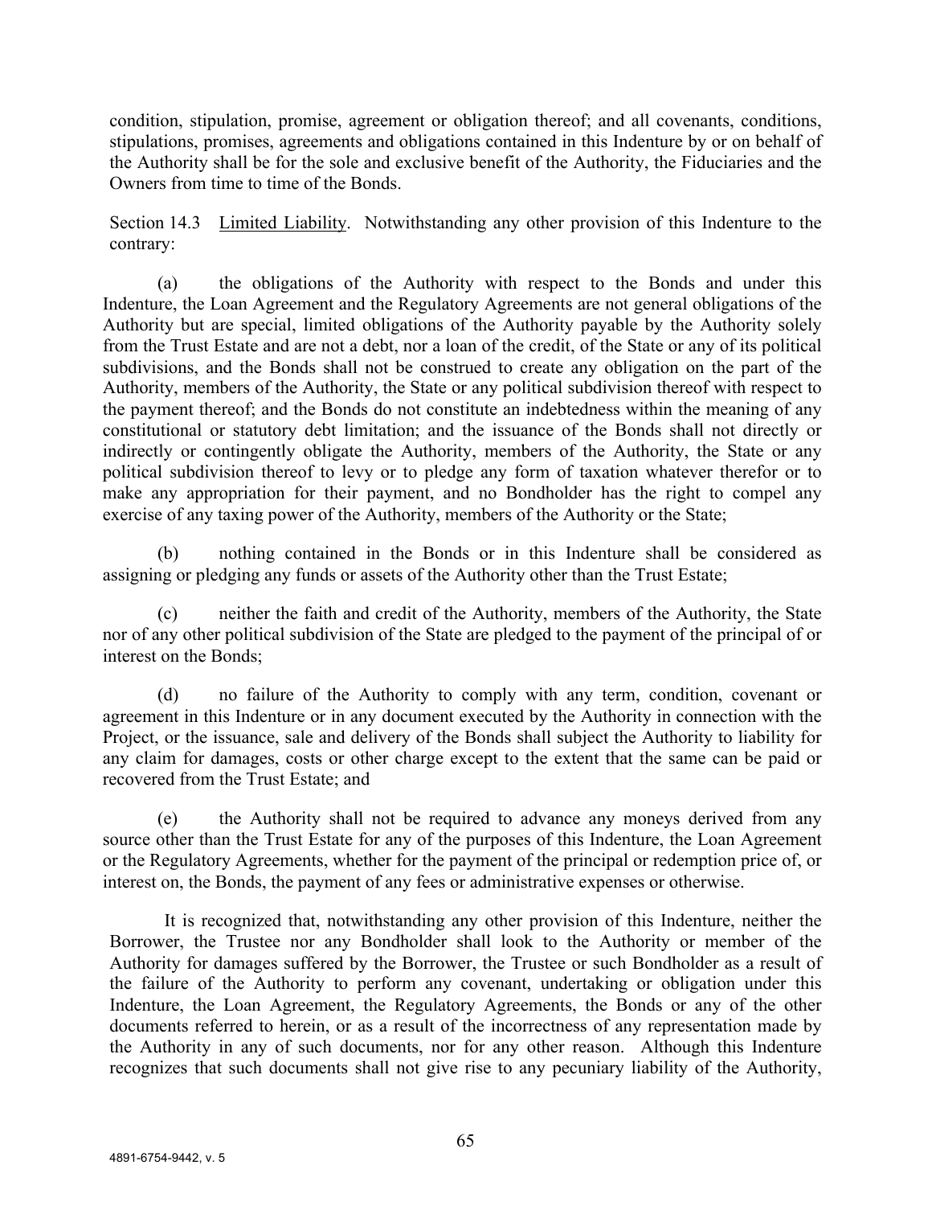condition, stipulation, promise, agreement or obligation thereof; and all covenants, conditions, stipulations, promises, agreements and obligations contained in this Indenture by or on behalf of the Authority shall be for the sole and exclusive benefit of the Authority, the Fiduciaries and the Owners from time to time of the Bonds.

Section 14.3 Limited Liability. Notwithstanding any other provision of this Indenture to the contrary:

(a) the obligations of the Authority with respect to the Bonds and under this Indenture, the Loan Agreement and the Regulatory Agreements are not general obligations of the Authority but are special, limited obligations of the Authority payable by the Authority solely from the Trust Estate and are not a debt, nor a loan of the credit, of the State or any of its political subdivisions, and the Bonds shall not be construed to create any obligation on the part of the Authority, members of the Authority, the State or any political subdivision thereof with respect to the payment thereof; and the Bonds do not constitute an indebtedness within the meaning of any constitutional or statutory debt limitation; and the issuance of the Bonds shall not directly or indirectly or contingently obligate the Authority, members of the Authority, the State or any political subdivision thereof to levy or to pledge any form of taxation whatever therefor or to make any appropriation for their payment, and no Bondholder has the right to compel any exercise of any taxing power of the Authority, members of the Authority or the State;

(b) nothing contained in the Bonds or in this Indenture shall be considered as assigning or pledging any funds or assets of the Authority other than the Trust Estate;

(c) neither the faith and credit of the Authority, members of the Authority, the State nor of any other political subdivision of the State are pledged to the payment of the principal of or interest on the Bonds;

(d) no failure of the Authority to comply with any term, condition, covenant or agreement in this Indenture or in any document executed by the Authority in connection with the Project, or the issuance, sale and delivery of the Bonds shall subject the Authority to liability for any claim for damages, costs or other charge except to the extent that the same can be paid or recovered from the Trust Estate; and

(e) the Authority shall not be required to advance any moneys derived from any source other than the Trust Estate for any of the purposes of this Indenture, the Loan Agreement or the Regulatory Agreements, whether for the payment of the principal or redemption price of, or interest on, the Bonds, the payment of any fees or administrative expenses or otherwise.

It is recognized that, notwithstanding any other provision of this Indenture, neither the Borrower, the Trustee nor any Bondholder shall look to the Authority or member of the Authority for damages suffered by the Borrower, the Trustee or such Bondholder as a result of the failure of the Authority to perform any covenant, undertaking or obligation under this Indenture, the Loan Agreement, the Regulatory Agreements, the Bonds or any of the other documents referred to herein, or as a result of the incorrectness of any representation made by the Authority in any of such documents, nor for any other reason. Although this Indenture recognizes that such documents shall not give rise to any pecuniary liability of the Authority,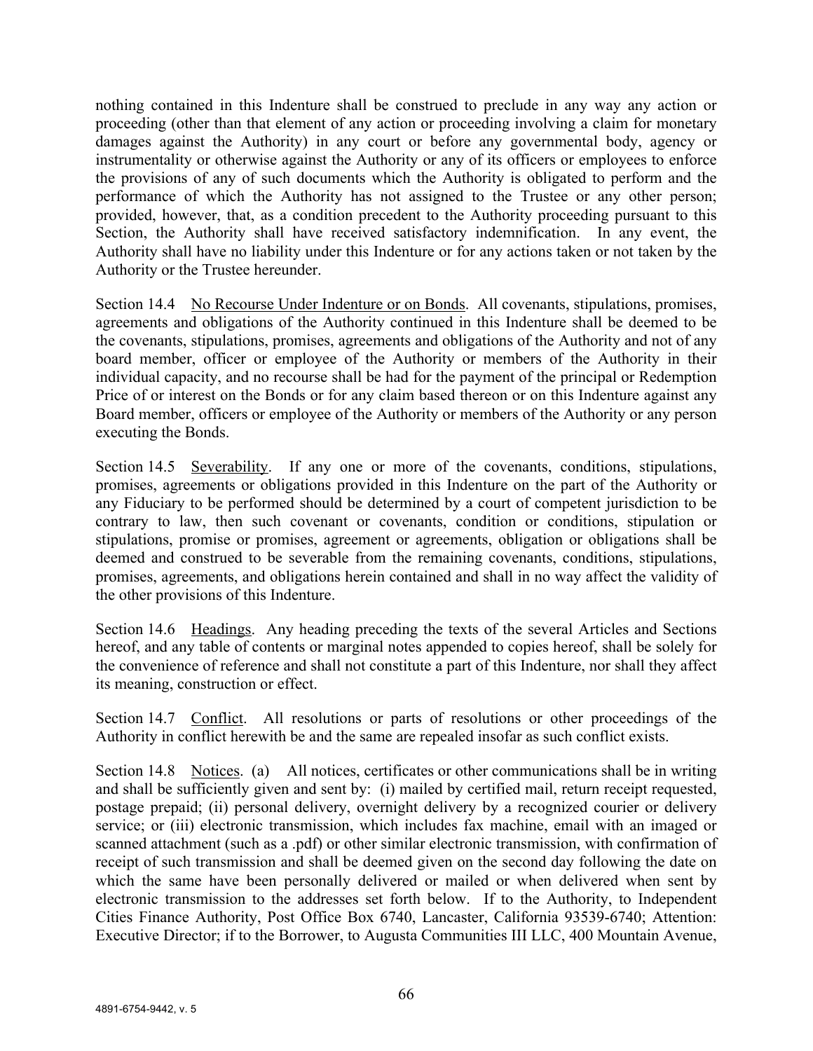nothing contained in this Indenture shall be construed to preclude in any way any action or proceeding (other than that element of any action or proceeding involving a claim for monetary damages against the Authority) in any court or before any governmental body, agency or instrumentality or otherwise against the Authority or any of its officers or employees to enforce the provisions of any of such documents which the Authority is obligated to perform and the performance of which the Authority has not assigned to the Trustee or any other person; provided, however, that, as a condition precedent to the Authority proceeding pursuant to this Section, the Authority shall have received satisfactory indemnification. In any event, the Authority shall have no liability under this Indenture or for any actions taken or not taken by the Authority or the Trustee hereunder.

Section 14.4 No Recourse Under Indenture or on Bonds. All covenants, stipulations, promises, agreements and obligations of the Authority continued in this Indenture shall be deemed to be the covenants, stipulations, promises, agreements and obligations of the Authority and not of any board member, officer or employee of the Authority or members of the Authority in their individual capacity, and no recourse shall be had for the payment of the principal or Redemption Price of or interest on the Bonds or for any claim based thereon or on this Indenture against any Board member, officers or employee of the Authority or members of the Authority or any person executing the Bonds.

Section 14.5 Severability. If any one or more of the covenants, conditions, stipulations, promises, agreements or obligations provided in this Indenture on the part of the Authority or any Fiduciary to be performed should be determined by a court of competent jurisdiction to be contrary to law, then such covenant or covenants, condition or conditions, stipulation or stipulations, promise or promises, agreement or agreements, obligation or obligations shall be deemed and construed to be severable from the remaining covenants, conditions, stipulations, promises, agreements, and obligations herein contained and shall in no way affect the validity of the other provisions of this Indenture.

Section 14.6 Headings. Any heading preceding the texts of the several Articles and Sections hereof, and any table of contents or marginal notes appended to copies hereof, shall be solely for the convenience of reference and shall not constitute a part of this Indenture, nor shall they affect its meaning, construction or effect.

Section 14.7 Conflict. All resolutions or parts of resolutions or other proceedings of the Authority in conflict herewith be and the same are repealed insofar as such conflict exists.

Section 14.8 Notices. (a) All notices, certificates or other communications shall be in writing and shall be sufficiently given and sent by: (i) mailed by certified mail, return receipt requested, postage prepaid; (ii) personal delivery, overnight delivery by a recognized courier or delivery service; or (iii) electronic transmission, which includes fax machine, email with an imaged or scanned attachment (such as a .pdf) or other similar electronic transmission, with confirmation of receipt of such transmission and shall be deemed given on the second day following the date on which the same have been personally delivered or mailed or when delivered when sent by electronic transmission to the addresses set forth below. If to the Authority, to Independent Cities Finance Authority, Post Office Box 6740, Lancaster, California 93539-6740; Attention: Executive Director; if to the Borrower, to Augusta Communities III LLC, 400 Mountain Avenue,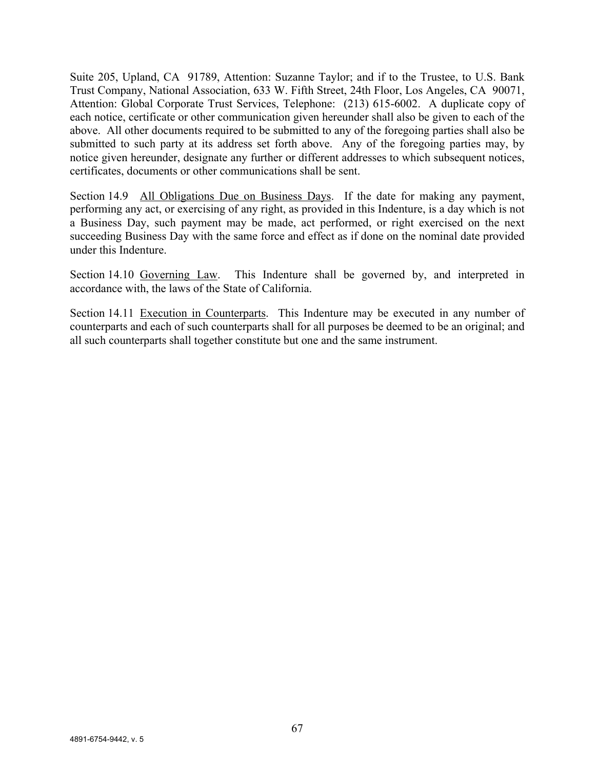Suite 205, Upland, CA 91789, Attention: Suzanne Taylor; and if to the Trustee, to U.S. Bank Trust Company, National Association, 633 W. Fifth Street, 24th Floor, Los Angeles, CA 90071, Attention: Global Corporate Trust Services, Telephone: (213) 615-6002. A duplicate copy of each notice, certificate or other communication given hereunder shall also be given to each of the above. All other documents required to be submitted to any of the foregoing parties shall also be submitted to such party at its address set forth above. Any of the foregoing parties may, by notice given hereunder, designate any further or different addresses to which subsequent notices, certificates, documents or other communications shall be sent.

Section 14.9 All Obligations Due on Business Days. If the date for making any payment, performing any act, or exercising of any right, as provided in this Indenture, is a day which is not a Business Day, such payment may be made, act performed, or right exercised on the next succeeding Business Day with the same force and effect as if done on the nominal date provided under this Indenture.

Section 14.10 Governing Law. This Indenture shall be governed by, and interpreted in accordance with, the laws of the State of California.

Section 14.11 Execution in Counterparts. This Indenture may be executed in any number of counterparts and each of such counterparts shall for all purposes be deemed to be an original; and all such counterparts shall together constitute but one and the same instrument.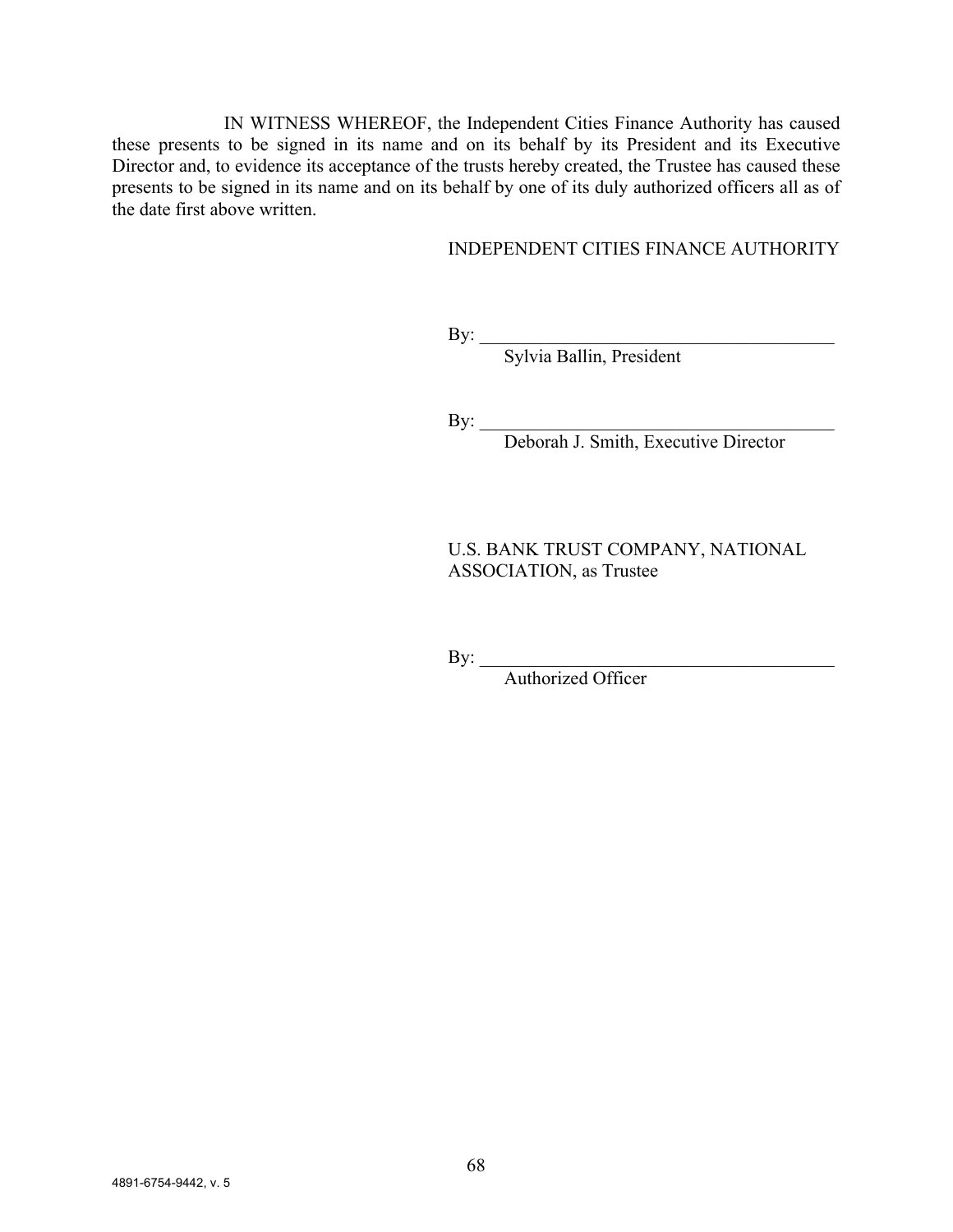IN WITNESS WHEREOF, the Independent Cities Finance Authority has caused these presents to be signed in its name and on its behalf by its President and its Executive Director and, to evidence its acceptance of the trusts hereby created, the Trustee has caused these presents to be signed in its name and on its behalf by one of its duly authorized officers all as of the date first above written.

INDEPENDENT CITIES FINANCE AUTHORITY

By: ________________________________________
Sylvia Ballin, President

By: ________________________________________
Deborah J. Smith, Executive Director

U.S. BANK TRUST COMPANY, NATIONAL ASSOCIATION, as Trustee

By: ________________________________________
Authorized Officer

4891-6754-9442, v. 5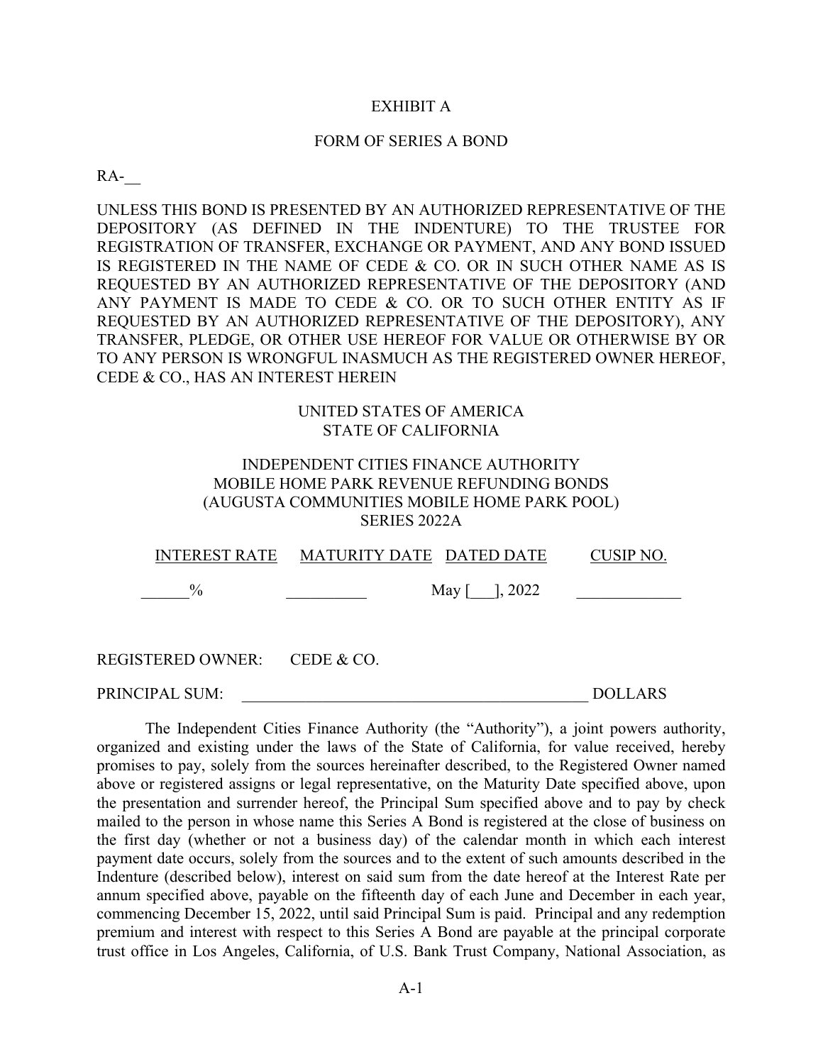EXHIBIT A

FORM OF SERIES A BOND

RA-__

UNLESS THIS BOND IS PRESENTED BY AN AUTHORIZED REPRESENTATIVE OF THE DEPOSITORY (AS DEFINED IN THE INDENTURE) TO THE TRUSTEE FOR REGISTRATION OF TRANSFER, EXCHANGE OR PAYMENT, AND ANY BOND ISSUED IS REGISTERED IN THE NAME OF CEDE & CO. OR IN SUCH OTHER NAME AS IS REQUESTED BY AN AUTHORIZED REPRESENTATIVE OF THE DEPOSITORY (AND ANY PAYMENT IS MADE TO CEDE & CO. OR TO SUCH OTHER ENTITY AS IF REQUESTED BY AN AUTHORIZED REPRESENTATIVE OF THE DEPOSITORY), ANY TRANSFER, PLEDGE, OR OTHER USE HEREOF FOR VALUE OR OTHERWISE BY OR TO ANY PERSON IS WRONGFUL INASMUCH AS THE REGISTERED OWNER HEREOF, CEDE & CO., HAS AN INTEREST HEREIN

UNITED STATES OF AMERICA
STATE OF CALIFORNIA

INDEPENDENT CITIES FINANCE AUTHORITY
MOBILE HOME PARK REVENUE REFUNDING BONDS
(AUGUSTA COMMUNITIES MOBILE HOME PARK POOL)
SERIES 2022A

| INTEREST RATE | MATURITY DATE | DATED DATE | CUSIP NO. |
|---|---|---|---|
| ______% | __________ | May [___], 2022 | _____________ |

REGISTERED OWNER: CEDE & CO.

PRINCIPAL SUM: ____________________________________________ DOLLARS

The Independent Cities Finance Authority (the "Authority"), a joint powers authority, organized and existing under the laws of the State of California, for value received, hereby promises to pay, solely from the sources hereinafter described, to the Registered Owner named above or registered assigns or legal representative, on the Maturity Date specified above, upon the presentation and surrender hereof, the Principal Sum specified above and to pay by check mailed to the person in whose name this Series A Bond is registered at the close of business on the first day (whether or not a business day) of the calendar month in which each interest payment date occurs, solely from the sources and to the extent of such amounts described in the Indenture (described below), interest on said sum from the date hereof at the Interest Rate per annum specified above, payable on the fifteenth day of each June and December in each year, commencing December 15, 2022, until said Principal Sum is paid. Principal and any redemption premium and interest with respect to this Series A Bond are payable at the principal corporate trust office in Los Angeles, California, of U.S. Bank Trust Company, National Association, as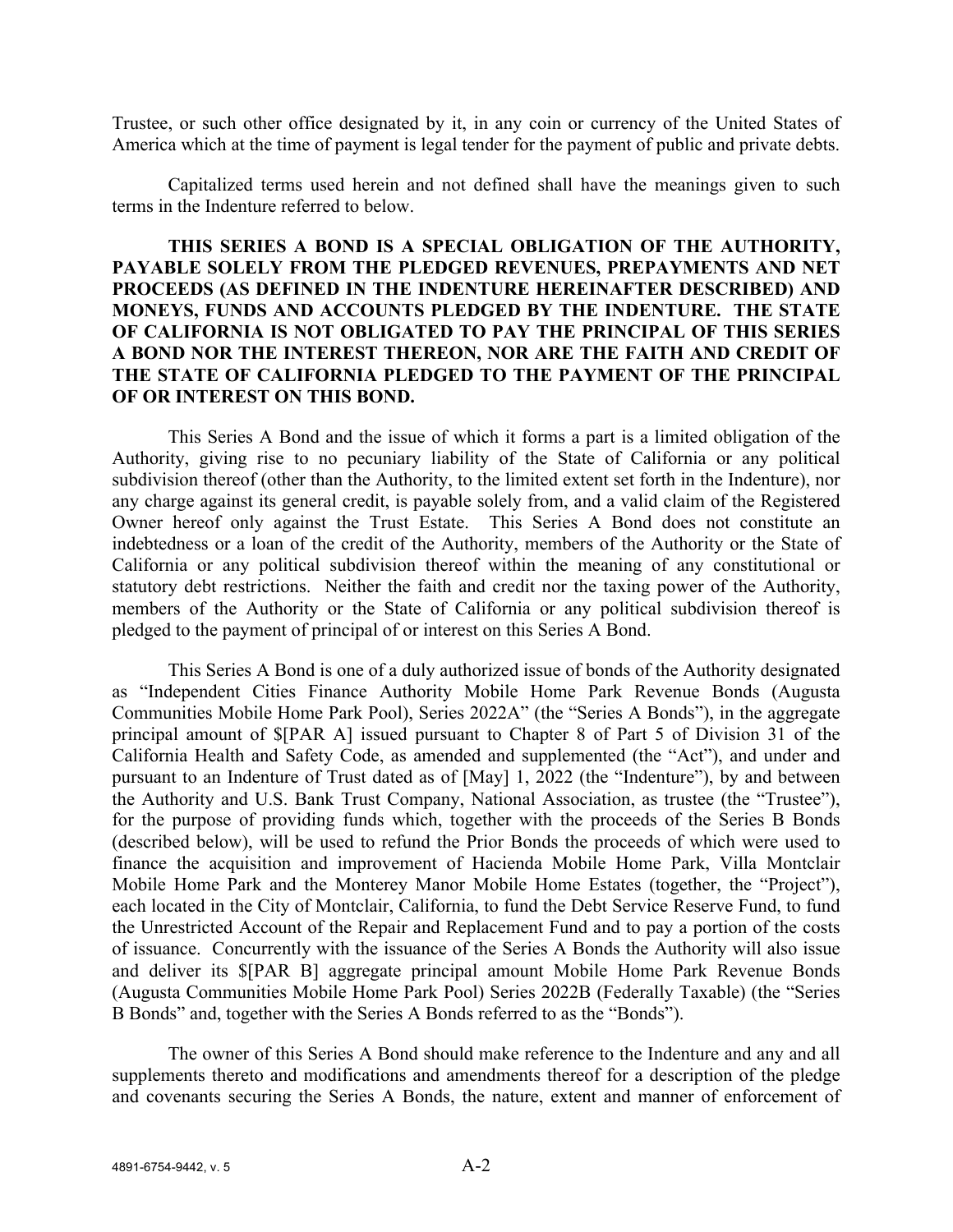Trustee, or such other office designated by it, in any coin or currency of the United States of America which at the time of payment is legal tender for the payment of public and private debts.

Capitalized terms used herein and not defined shall have the meanings given to such terms in the Indenture referred to below.

**THIS SERIES A BOND IS A SPECIAL OBLIGATION OF THE AUTHORITY, PAYABLE SOLELY FROM THE PLEDGED REVENUES, PREPAYMENTS AND NET PROCEEDS (AS DEFINED IN THE INDENTURE HEREINAFTER DESCRIBED) AND MONEYS, FUNDS AND ACCOUNTS PLEDGED BY THE INDENTURE. THE STATE OF CALIFORNIA IS NOT OBLIGATED TO PAY THE PRINCIPAL OF THIS SERIES A BOND NOR THE INTEREST THEREON, NOR ARE THE FAITH AND CREDIT OF THE STATE OF CALIFORNIA PLEDGED TO THE PAYMENT OF THE PRINCIPAL OF OR INTEREST ON THIS BOND.**

This Series A Bond and the issue of which it forms a part is a limited obligation of the Authority, giving rise to no pecuniary liability of the State of California or any political subdivision thereof (other than the Authority, to the limited extent set forth in the Indenture), nor any charge against its general credit, is payable solely from, and a valid claim of the Registered Owner hereof only against the Trust Estate. This Series A Bond does not constitute an indebtedness or a loan of the credit of the Authority, members of the Authority or the State of California or any political subdivision thereof within the meaning of any constitutional or statutory debt restrictions. Neither the faith and credit nor the taxing power of the Authority, members of the Authority or the State of California or any political subdivision thereof is pledged to the payment of principal of or interest on this Series A Bond.

This Series A Bond is one of a duly authorized issue of bonds of the Authority designated as "Independent Cities Finance Authority Mobile Home Park Revenue Bonds (Augusta Communities Mobile Home Park Pool), Series 2022A" (the "Series A Bonds"), in the aggregate principal amount of $[PAR A] issued pursuant to Chapter 8 of Part 5 of Division 31 of the California Health and Safety Code, as amended and supplemented (the "Act"), and under and pursuant to an Indenture of Trust dated as of [May] 1, 2022 (the "Indenture"), by and between the Authority and U.S. Bank Trust Company, National Association, as trustee (the "Trustee"), for the purpose of providing funds which, together with the proceeds of the Series B Bonds (described below), will be used to refund the Prior Bonds the proceeds of which were used to finance the acquisition and improvement of Hacienda Mobile Home Park, Villa Montclair Mobile Home Park and the Monterey Manor Mobile Home Estates (together, the "Project"), each located in the City of Montclair, California, to fund the Debt Service Reserve Fund, to fund the Unrestricted Account of the Repair and Replacement Fund and to pay a portion of the costs of issuance. Concurrently with the issuance of the Series A Bonds the Authority will also issue and deliver its $[PAR B] aggregate principal amount Mobile Home Park Revenue Bonds (Augusta Communities Mobile Home Park Pool) Series 2022B (Federally Taxable) (the "Series B Bonds" and, together with the Series A Bonds referred to as the "Bonds").

The owner of this Series A Bond should make reference to the Indenture and any and all supplements thereto and modifications and amendments thereof for a description of the pledge and covenants securing the Series A Bonds, the nature, extent and manner of enforcement of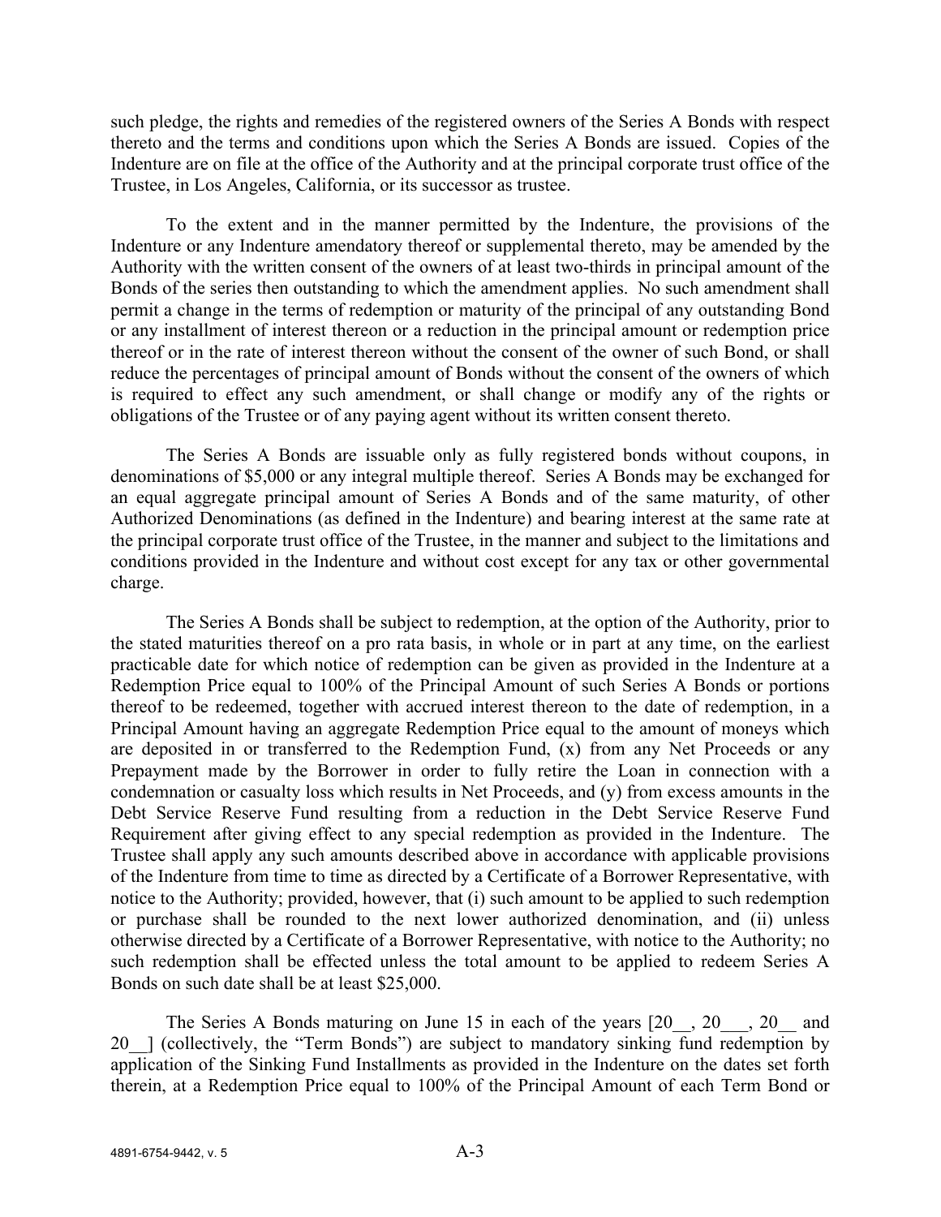such pledge, the rights and remedies of the registered owners of the Series A Bonds with respect thereto and the terms and conditions upon which the Series A Bonds are issued. Copies of the Indenture are on file at the office of the Authority and at the principal corporate trust office of the Trustee, in Los Angeles, California, or its successor as trustee.

To the extent and in the manner permitted by the Indenture, the provisions of the Indenture or any Indenture amendatory thereof or supplemental thereto, may be amended by the Authority with the written consent of the owners of at least two-thirds in principal amount of the Bonds of the series then outstanding to which the amendment applies. No such amendment shall permit a change in the terms of redemption or maturity of the principal of any outstanding Bond or any installment of interest thereon or a reduction in the principal amount or redemption price thereof or in the rate of interest thereon without the consent of the owner of such Bond, or shall reduce the percentages of principal amount of Bonds without the consent of the owners of which is required to effect any such amendment, or shall change or modify any of the rights or obligations of the Trustee or of any paying agent without its written consent thereto.

The Series A Bonds are issuable only as fully registered bonds without coupons, in denominations of $5,000 or any integral multiple thereof. Series A Bonds may be exchanged for an equal aggregate principal amount of Series A Bonds and of the same maturity, of other Authorized Denominations (as defined in the Indenture) and bearing interest at the same rate at the principal corporate trust office of the Trustee, in the manner and subject to the limitations and conditions provided in the Indenture and without cost except for any tax or other governmental charge.

The Series A Bonds shall be subject to redemption, at the option of the Authority, prior to the stated maturities thereof on a pro rata basis, in whole or in part at any time, on the earliest practicable date for which notice of redemption can be given as provided in the Indenture at a Redemption Price equal to 100% of the Principal Amount of such Series A Bonds or portions thereof to be redeemed, together with accrued interest thereon to the date of redemption, in a Principal Amount having an aggregate Redemption Price equal to the amount of moneys which are deposited in or transferred to the Redemption Fund, (x) from any Net Proceeds or any Prepayment made by the Borrower in order to fully retire the Loan in connection with a condemnation or casualty loss which results in Net Proceeds, and (y) from excess amounts in the Debt Service Reserve Fund resulting from a reduction in the Debt Service Reserve Fund Requirement after giving effect to any special redemption as provided in the Indenture. The Trustee shall apply any such amounts described above in accordance with applicable provisions of the Indenture from time to time as directed by a Certificate of a Borrower Representative, with notice to the Authority; provided, however, that (i) such amount to be applied to such redemption or purchase shall be rounded to the next lower authorized denomination, and (ii) unless otherwise directed by a Certificate of a Borrower Representative, with notice to the Authority; no such redemption shall be effected unless the total amount to be applied to redeem Series A Bonds on such date shall be at least $25,000.

The Series A Bonds maturing on June 15 in each of the years [20__, 20___, 20__ and 20__] (collectively, the "Term Bonds") are subject to mandatory sinking fund redemption by application of the Sinking Fund Installments as provided in the Indenture on the dates set forth therein, at a Redemption Price equal to 100% of the Principal Amount of each Term Bond or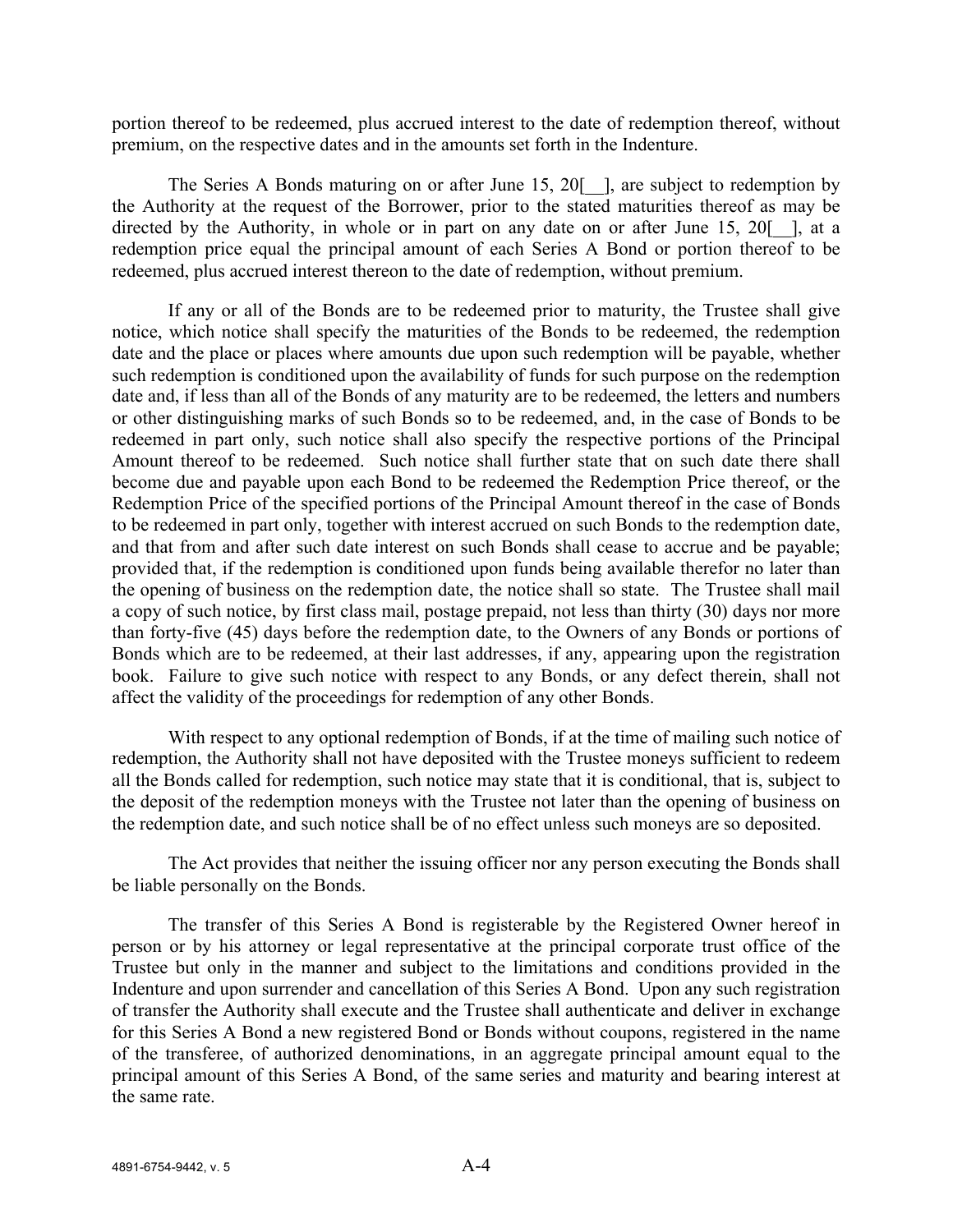portion thereof to be redeemed, plus accrued interest to the date of redemption thereof, without premium, on the respective dates and in the amounts set forth in the Indenture.

The Series A Bonds maturing on or after June 15, 20[__], are subject to redemption by the Authority at the request of the Borrower, prior to the stated maturities thereof as may be directed by the Authority, in whole or in part on any date on or after June 15, 20[__], at a redemption price equal the principal amount of each Series A Bond or portion thereof to be redeemed, plus accrued interest thereon to the date of redemption, without premium.

If any or all of the Bonds are to be redeemed prior to maturity, the Trustee shall give notice, which notice shall specify the maturities of the Bonds to be redeemed, the redemption date and the place or places where amounts due upon such redemption will be payable, whether such redemption is conditioned upon the availability of funds for such purpose on the redemption date and, if less than all of the Bonds of any maturity are to be redeemed, the letters and numbers or other distinguishing marks of such Bonds so to be redeemed, and, in the case of Bonds to be redeemed in part only, such notice shall also specify the respective portions of the Principal Amount thereof to be redeemed. Such notice shall further state that on such date there shall become due and payable upon each Bond to be redeemed the Redemption Price thereof, or the Redemption Price of the specified portions of the Principal Amount thereof in the case of Bonds to be redeemed in part only, together with interest accrued on such Bonds to the redemption date, and that from and after such date interest on such Bonds shall cease to accrue and be payable; provided that, if the redemption is conditioned upon funds being available therefor no later than the opening of business on the redemption date, the notice shall so state. The Trustee shall mail a copy of such notice, by first class mail, postage prepaid, not less than thirty (30) days nor more than forty-five (45) days before the redemption date, to the Owners of any Bonds or portions of Bonds which are to be redeemed, at their last addresses, if any, appearing upon the registration book. Failure to give such notice with respect to any Bonds, or any defect therein, shall not affect the validity of the proceedings for redemption of any other Bonds.

With respect to any optional redemption of Bonds, if at the time of mailing such notice of redemption, the Authority shall not have deposited with the Trustee moneys sufficient to redeem all the Bonds called for redemption, such notice may state that it is conditional, that is, subject to the deposit of the redemption moneys with the Trustee not later than the opening of business on the redemption date, and such notice shall be of no effect unless such moneys are so deposited.

The Act provides that neither the issuing officer nor any person executing the Bonds shall be liable personally on the Bonds.

The transfer of this Series A Bond is registerable by the Registered Owner hereof in person or by his attorney or legal representative at the principal corporate trust office of the Trustee but only in the manner and subject to the limitations and conditions provided in the Indenture and upon surrender and cancellation of this Series A Bond. Upon any such registration of transfer the Authority shall execute and the Trustee shall authenticate and deliver in exchange for this Series A Bond a new registered Bond or Bonds without coupons, registered in the name of the transferee, of authorized denominations, in an aggregate principal amount equal to the principal amount of this Series A Bond, of the same series and maturity and bearing interest at the same rate.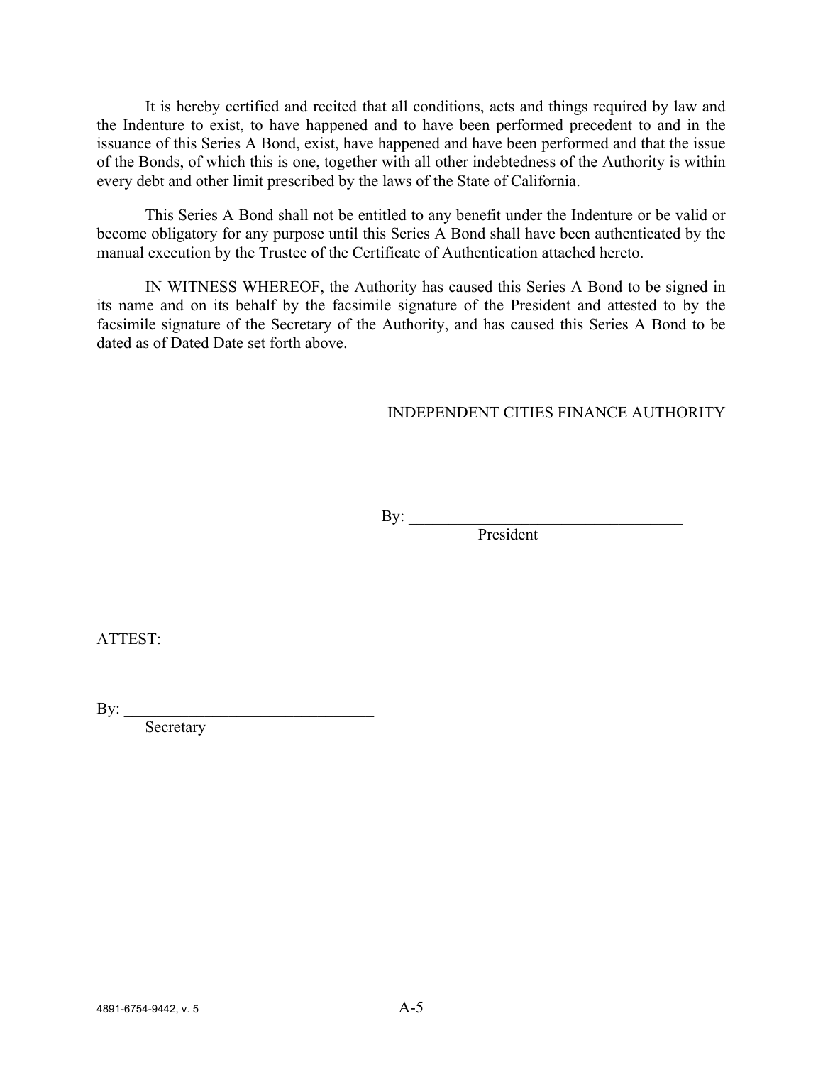It is hereby certified and recited that all conditions, acts and things required by law and the Indenture to exist, to have happened and to have been performed precedent to and in the issuance of this Series A Bond, exist, have happened and have been performed and that the issue of the Bonds, of which this is one, together with all other indebtedness of the Authority is within every debt and other limit prescribed by the laws of the State of California.

This Series A Bond shall not be entitled to any benefit under the Indenture or be valid or become obligatory for any purpose until this Series A Bond shall have been authenticated by the manual execution by the Trustee of the Certificate of Authentication attached hereto.

IN WITNESS WHEREOF, the Authority has caused this Series A Bond to be signed in its name and on its behalf by the facsimile signature of the President and attested to by the facsimile signature of the Secretary of the Authority, and has caused this Series A Bond to be dated as of Dated Date set forth above.

INDEPENDENT CITIES FINANCE AUTHORITY

By: ___________________________________
President

ATTEST:

By: _______________________________
Secretary

4891-6754-9442, v. 5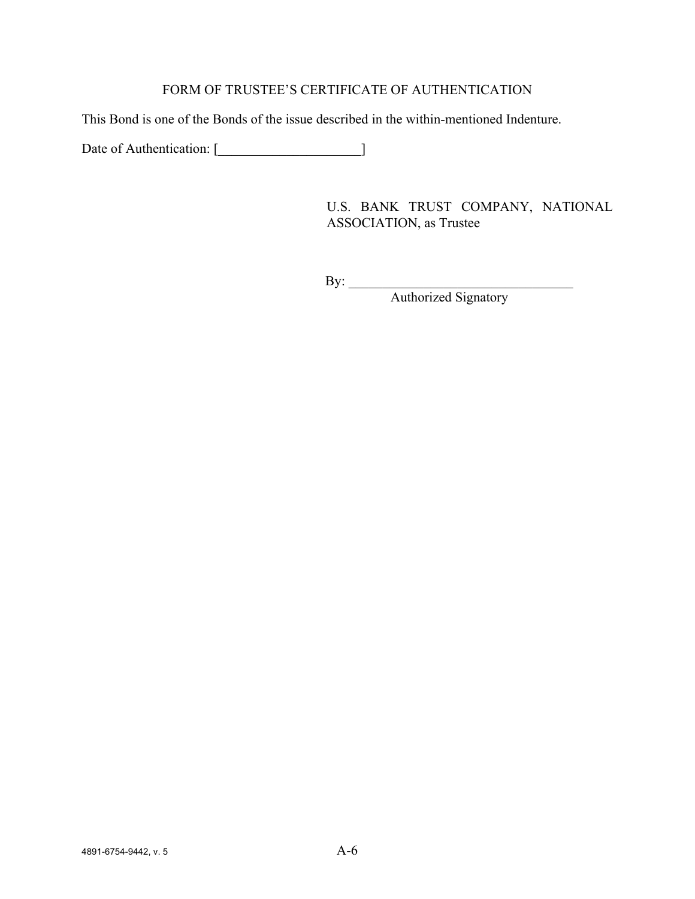FORM OF TRUSTEE'S CERTIFICATE OF AUTHENTICATION

This Bond is one of the Bonds of the issue described in the within-mentioned Indenture.

Date of Authentication: [_____________________]

U.S. BANK TRUST COMPANY, NATIONAL ASSOCIATION, as Trustee

By: _________________________________
Authorized Signatory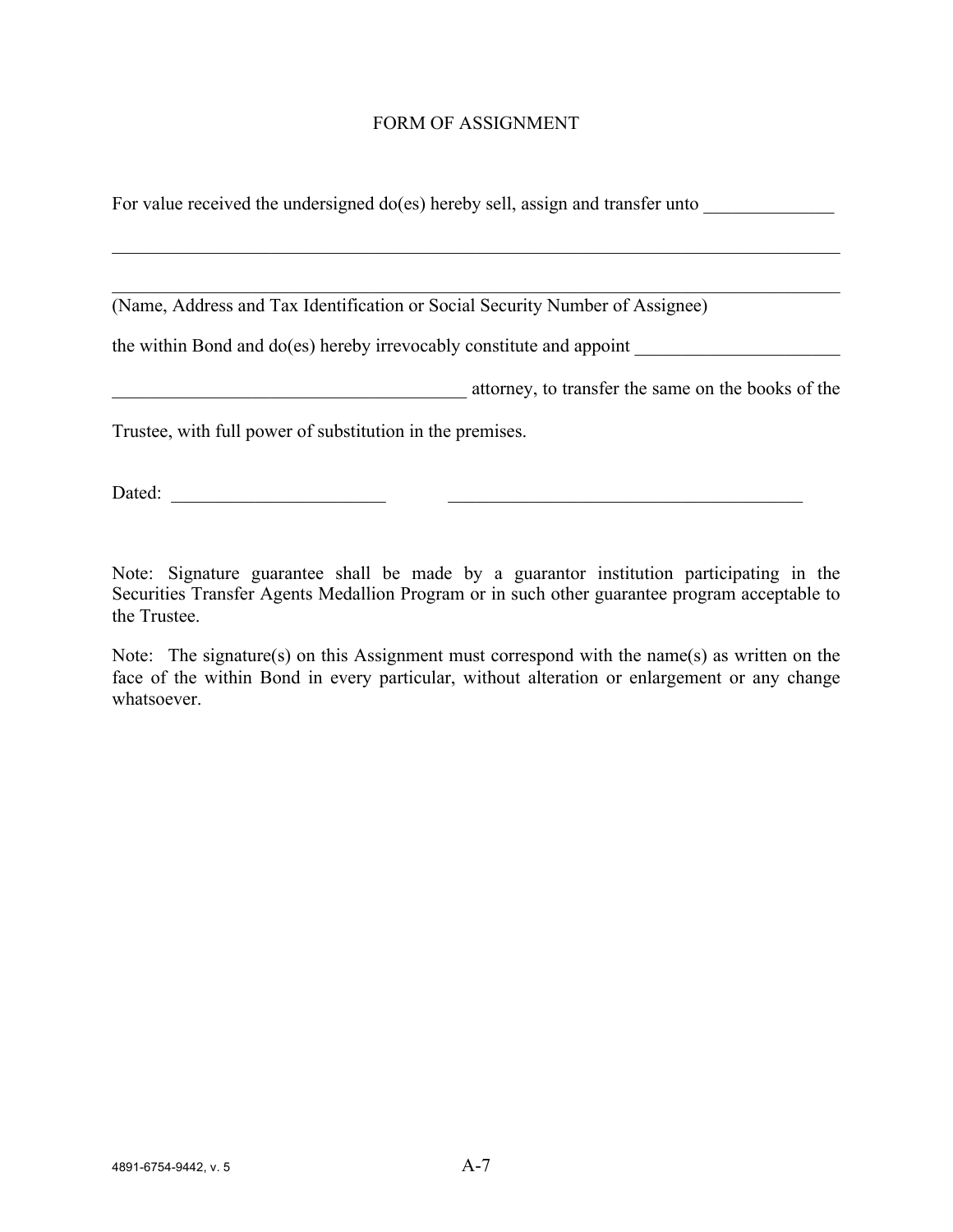# FORM OF ASSIGNMENT

For value received the undersigned do(es) hereby sell, assign and transfer unto ______________

_______________________________________________________________________________

_______________________________________________________________________________

(Name, Address and Tax Identification or Social Security Number of Assignee)

the within Bond and do(es) hereby irrevocably constitute and appoint ______________________

_______________________________________ attorney, to transfer the same on the books of the Trustee, with full power of substitution in the premises.

Dated: _______________________ _______________________________________

Note: Signature guarantee shall be made by a guarantor institution participating in the Securities Transfer Agents Medallion Program or in such other guarantee program acceptable to the Trustee.

Note: The signature(s) on this Assignment must correspond with the name(s) as written on the face of the within Bond in every particular, without alteration or enlargement or any change whatsoever.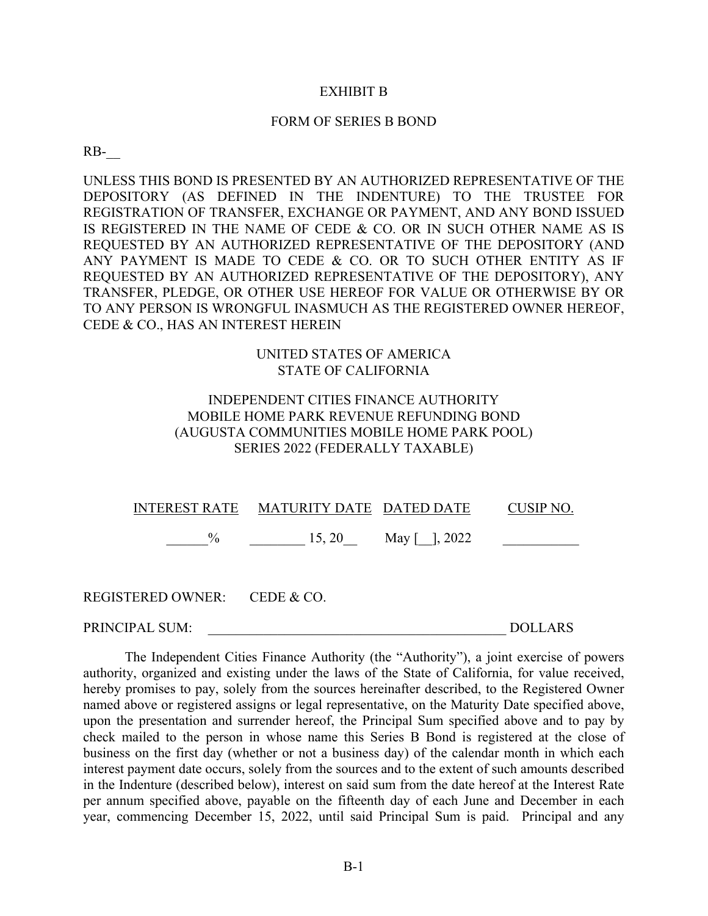# EXHIBIT B

## FORM OF SERIES B BOND

RB-__

UNLESS THIS BOND IS PRESENTED BY AN AUTHORIZED REPRESENTATIVE OF THE DEPOSITORY (AS DEFINED IN THE INDENTURE) TO THE TRUSTEE FOR REGISTRATION OF TRANSFER, EXCHANGE OR PAYMENT, AND ANY BOND ISSUED IS REGISTERED IN THE NAME OF CEDE & CO. OR IN SUCH OTHER NAME AS IS REQUESTED BY AN AUTHORIZED REPRESENTATIVE OF THE DEPOSITORY (AND ANY PAYMENT IS MADE TO CEDE & CO. OR TO SUCH OTHER ENTITY AS IF REQUESTED BY AN AUTHORIZED REPRESENTATIVE OF THE DEPOSITORY), ANY TRANSFER, PLEDGE, OR OTHER USE HEREOF FOR VALUE OR OTHERWISE BY OR TO ANY PERSON IS WRONGFUL INASMUCH AS THE REGISTERED OWNER HEREOF, CEDE & CO., HAS AN INTEREST HEREIN

UNITED STATES OF AMERICA
STATE OF CALIFORNIA

INDEPENDENT CITIES FINANCE AUTHORITY
MOBILE HOME PARK REVENUE REFUNDING BOND
(AUGUSTA COMMUNITIES MOBILE HOME PARK POOL)
SERIES 2022 (FEDERALLY TAXABLE)

| INTEREST RATE | MATURITY DATE | DATED DATE | CUSIP NO. |
|---|---|---|---|
| ______% | ________ 15, 20__ | May [__], 2022 | ___________ |

REGISTERED OWNER: CEDE & CO.

PRINCIPAL SUM: ____________________________________________ DOLLARS

The Independent Cities Finance Authority (the "Authority"), a joint exercise of powers authority, organized and existing under the laws of the State of California, for value received, hereby promises to pay, solely from the sources hereinafter described, to the Registered Owner named above or registered assigns or legal representative, on the Maturity Date specified above, upon the presentation and surrender hereof, the Principal Sum specified above and to pay by check mailed to the person in whose name this Series B Bond is registered at the close of business on the first day (whether or not a business day) of the calendar month in which each interest payment date occurs, solely from the sources and to the extent of such amounts described in the Indenture (described below), interest on said sum from the date hereof at the Interest Rate per annum specified above, payable on the fifteenth day of each June and December in each year, commencing December 15, 2022, until said Principal Sum is paid. Principal and any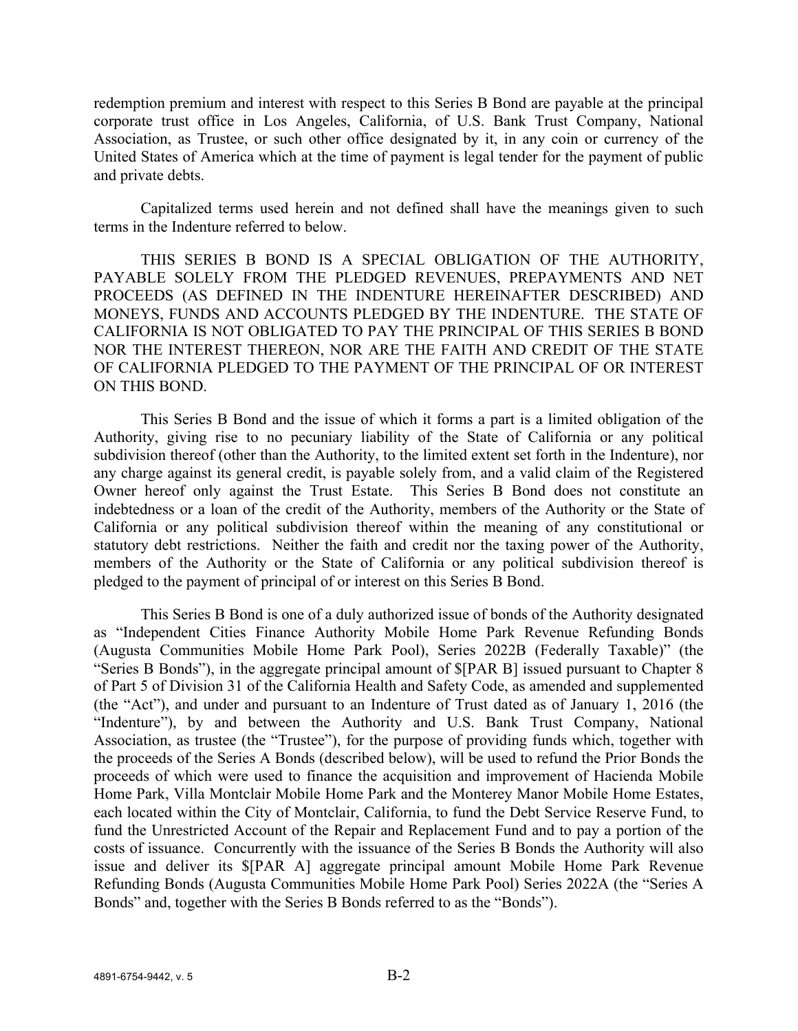redemption premium and interest with respect to this Series B Bond are payable at the principal corporate trust office in Los Angeles, California, of U.S. Bank Trust Company, National Association, as Trustee, or such other office designated by it, in any coin or currency of the United States of America which at the time of payment is legal tender for the payment of public and private debts.

Capitalized terms used herein and not defined shall have the meanings given to such terms in the Indenture referred to below.

THIS SERIES B BOND IS A SPECIAL OBLIGATION OF THE AUTHORITY, PAYABLE SOLELY FROM THE PLEDGED REVENUES, PREPAYMENTS AND NET PROCEEDS (AS DEFINED IN THE INDENTURE HEREINAFTER DESCRIBED) AND MONEYS, FUNDS AND ACCOUNTS PLEDGED BY THE INDENTURE. THE STATE OF CALIFORNIA IS NOT OBLIGATED TO PAY THE PRINCIPAL OF THIS SERIES B BOND NOR THE INTEREST THEREON, NOR ARE THE FAITH AND CREDIT OF THE STATE OF CALIFORNIA PLEDGED TO THE PAYMENT OF THE PRINCIPAL OF OR INTEREST ON THIS BOND.

This Series B Bond and the issue of which it forms a part is a limited obligation of the Authority, giving rise to no pecuniary liability of the State of California or any political subdivision thereof (other than the Authority, to the limited extent set forth in the Indenture), nor any charge against its general credit, is payable solely from, and a valid claim of the Registered Owner hereof only against the Trust Estate. This Series B Bond does not constitute an indebtedness or a loan of the credit of the Authority, members of the Authority or the State of California or any political subdivision thereof within the meaning of any constitutional or statutory debt restrictions. Neither the faith and credit nor the taxing power of the Authority, members of the Authority or the State of California or any political subdivision thereof is pledged to the payment of principal of or interest on this Series B Bond.

This Series B Bond is one of a duly authorized issue of bonds of the Authority designated as "Independent Cities Finance Authority Mobile Home Park Revenue Refunding Bonds (Augusta Communities Mobile Home Park Pool), Series 2022B (Federally Taxable)" (the "Series B Bonds"), in the aggregate principal amount of $[PAR B] issued pursuant to Chapter 8 of Part 5 of Division 31 of the California Health and Safety Code, as amended and supplemented (the "Act"), and under and pursuant to an Indenture of Trust dated as of January 1, 2016 (the "Indenture"), by and between the Authority and U.S. Bank Trust Company, National Association, as trustee (the "Trustee"), for the purpose of providing funds which, together with the proceeds of the Series A Bonds (described below), will be used to refund the Prior Bonds the proceeds of which were used to finance the acquisition and improvement of Hacienda Mobile Home Park, Villa Montclair Mobile Home Park and the Monterey Manor Mobile Home Estates, each located within the City of Montclair, California, to fund the Debt Service Reserve Fund, to fund the Unrestricted Account of the Repair and Replacement Fund and to pay a portion of the costs of issuance. Concurrently with the issuance of the Series B Bonds the Authority will also issue and deliver its $[PAR A] aggregate principal amount Mobile Home Park Revenue Refunding Bonds (Augusta Communities Mobile Home Park Pool) Series 2022A (the "Series A Bonds" and, together with the Series B Bonds referred to as the "Bonds").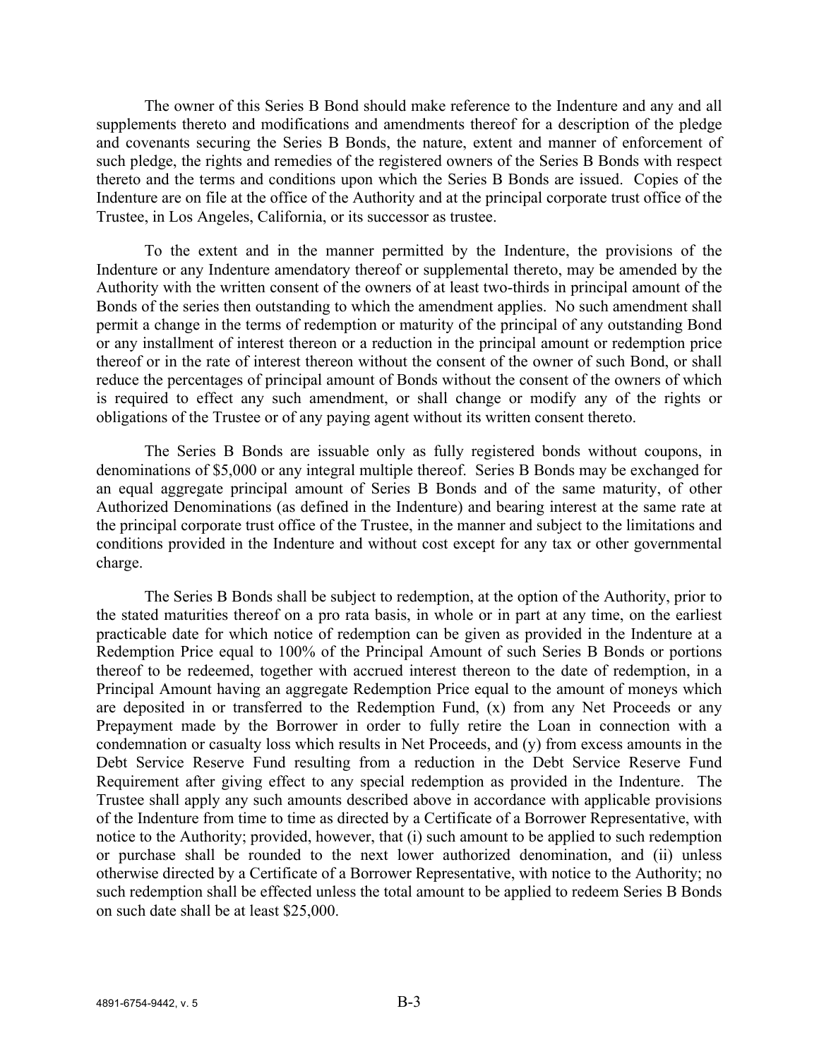The owner of this Series B Bond should make reference to the Indenture and any and all supplements thereto and modifications and amendments thereof for a description of the pledge and covenants securing the Series B Bonds, the nature, extent and manner of enforcement of such pledge, the rights and remedies of the registered owners of the Series B Bonds with respect thereto and the terms and conditions upon which the Series B Bonds are issued. Copies of the Indenture are on file at the office of the Authority and at the principal corporate trust office of the Trustee, in Los Angeles, California, or its successor as trustee.

To the extent and in the manner permitted by the Indenture, the provisions of the Indenture or any Indenture amendatory thereof or supplemental thereto, may be amended by the Authority with the written consent of the owners of at least two-thirds in principal amount of the Bonds of the series then outstanding to which the amendment applies. No such amendment shall permit a change in the terms of redemption or maturity of the principal of any outstanding Bond or any installment of interest thereon or a reduction in the principal amount or redemption price thereof or in the rate of interest thereon without the consent of the owner of such Bond, or shall reduce the percentages of principal amount of Bonds without the consent of the owners of which is required to effect any such amendment, or shall change or modify any of the rights or obligations of the Trustee or of any paying agent without its written consent thereto.

The Series B Bonds are issuable only as fully registered bonds without coupons, in denominations of $5,000 or any integral multiple thereof. Series B Bonds may be exchanged for an equal aggregate principal amount of Series B Bonds and of the same maturity, of other Authorized Denominations (as defined in the Indenture) and bearing interest at the same rate at the principal corporate trust office of the Trustee, in the manner and subject to the limitations and conditions provided in the Indenture and without cost except for any tax or other governmental charge.

The Series B Bonds shall be subject to redemption, at the option of the Authority, prior to the stated maturities thereof on a pro rata basis, in whole or in part at any time, on the earliest practicable date for which notice of redemption can be given as provided in the Indenture at a Redemption Price equal to 100% of the Principal Amount of such Series B Bonds or portions thereof to be redeemed, together with accrued interest thereon to the date of redemption, in a Principal Amount having an aggregate Redemption Price equal to the amount of moneys which are deposited in or transferred to the Redemption Fund, (x) from any Net Proceeds or any Prepayment made by the Borrower in order to fully retire the Loan in connection with a condemnation or casualty loss which results in Net Proceeds, and (y) from excess amounts in the Debt Service Reserve Fund resulting from a reduction in the Debt Service Reserve Fund Requirement after giving effect to any special redemption as provided in the Indenture. The Trustee shall apply any such amounts described above in accordance with applicable provisions of the Indenture from time to time as directed by a Certificate of a Borrower Representative, with notice to the Authority; provided, however, that (i) such amount to be applied to such redemption or purchase shall be rounded to the next lower authorized denomination, and (ii) unless otherwise directed by a Certificate of a Borrower Representative, with notice to the Authority; no such redemption shall be effected unless the total amount to be applied to redeem Series B Bonds on such date shall be at least $25,000.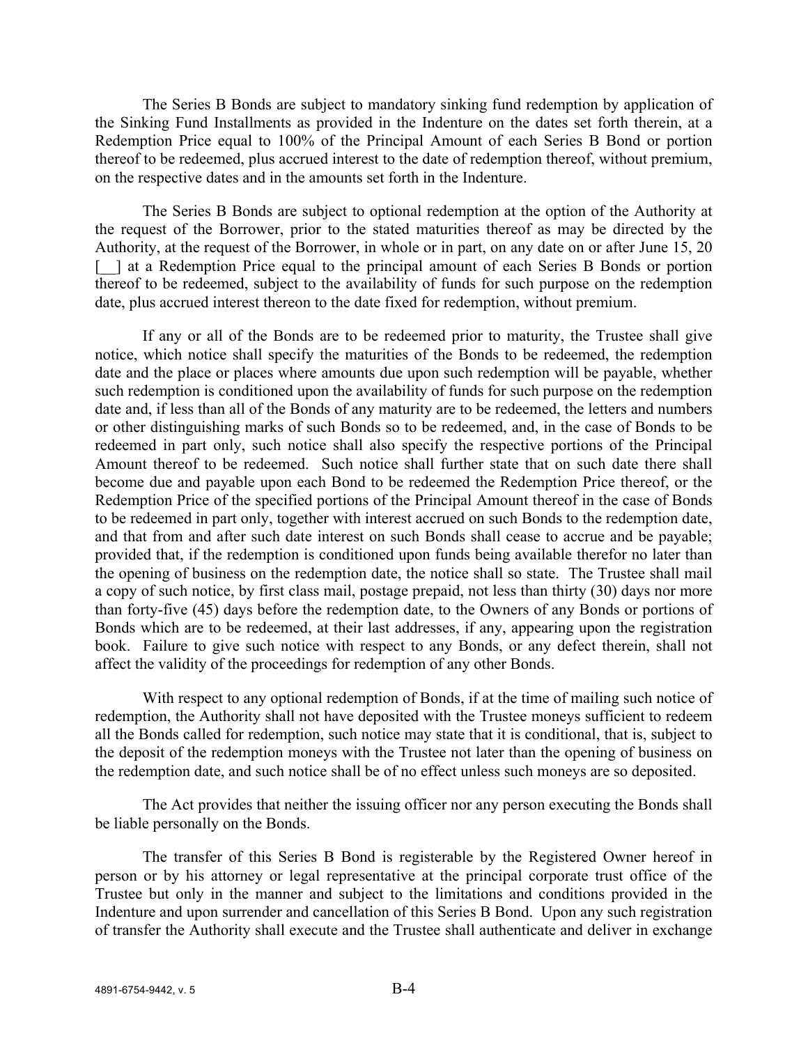The Series B Bonds are subject to mandatory sinking fund redemption by application of the Sinking Fund Installments as provided in the Indenture on the dates set forth therein, at a Redemption Price equal to 100% of the Principal Amount of each Series B Bond or portion thereof to be redeemed, plus accrued interest to the date of redemption thereof, without premium, on the respective dates and in the amounts set forth in the Indenture.

The Series B Bonds are subject to optional redemption at the option of the Authority at the request of the Borrower, prior to the stated maturities thereof as may be directed by the Authority, at the request of the Borrower, in whole or in part, on any date on or after June 15, 20 [__] at a Redemption Price equal to the principal amount of each Series B Bonds or portion thereof to be redeemed, subject to the availability of funds for such purpose on the redemption date, plus accrued interest thereon to the date fixed for redemption, without premium.

If any or all of the Bonds are to be redeemed prior to maturity, the Trustee shall give notice, which notice shall specify the maturities of the Bonds to be redeemed, the redemption date and the place or places where amounts due upon such redemption will be payable, whether such redemption is conditioned upon the availability of funds for such purpose on the redemption date and, if less than all of the Bonds of any maturity are to be redeemed, the letters and numbers or other distinguishing marks of such Bonds so to be redeemed, and, in the case of Bonds to be redeemed in part only, such notice shall also specify the respective portions of the Principal Amount thereof to be redeemed. Such notice shall further state that on such date there shall become due and payable upon each Bond to be redeemed the Redemption Price thereof, or the Redemption Price of the specified portions of the Principal Amount thereof in the case of Bonds to be redeemed in part only, together with interest accrued on such Bonds to the redemption date, and that from and after such date interest on such Bonds shall cease to accrue and be payable; provided that, if the redemption is conditioned upon funds being available therefor no later than the opening of business on the redemption date, the notice shall so state. The Trustee shall mail a copy of such notice, by first class mail, postage prepaid, not less than thirty (30) days nor more than forty-five (45) days before the redemption date, to the Owners of any Bonds or portions of Bonds which are to be redeemed, at their last addresses, if any, appearing upon the registration book. Failure to give such notice with respect to any Bonds, or any defect therein, shall not affect the validity of the proceedings for redemption of any other Bonds.

With respect to any optional redemption of Bonds, if at the time of mailing such notice of redemption, the Authority shall not have deposited with the Trustee moneys sufficient to redeem all the Bonds called for redemption, such notice may state that it is conditional, that is, subject to the deposit of the redemption moneys with the Trustee not later than the opening of business on the redemption date, and such notice shall be of no effect unless such moneys are so deposited.

The Act provides that neither the issuing officer nor any person executing the Bonds shall be liable personally on the Bonds.

The transfer of this Series B Bond is registerable by the Registered Owner hereof in person or by his attorney or legal representative at the principal corporate trust office of the Trustee but only in the manner and subject to the limitations and conditions provided in the Indenture and upon surrender and cancellation of this Series B Bond. Upon any such registration of transfer the Authority shall execute and the Trustee shall authenticate and deliver in exchange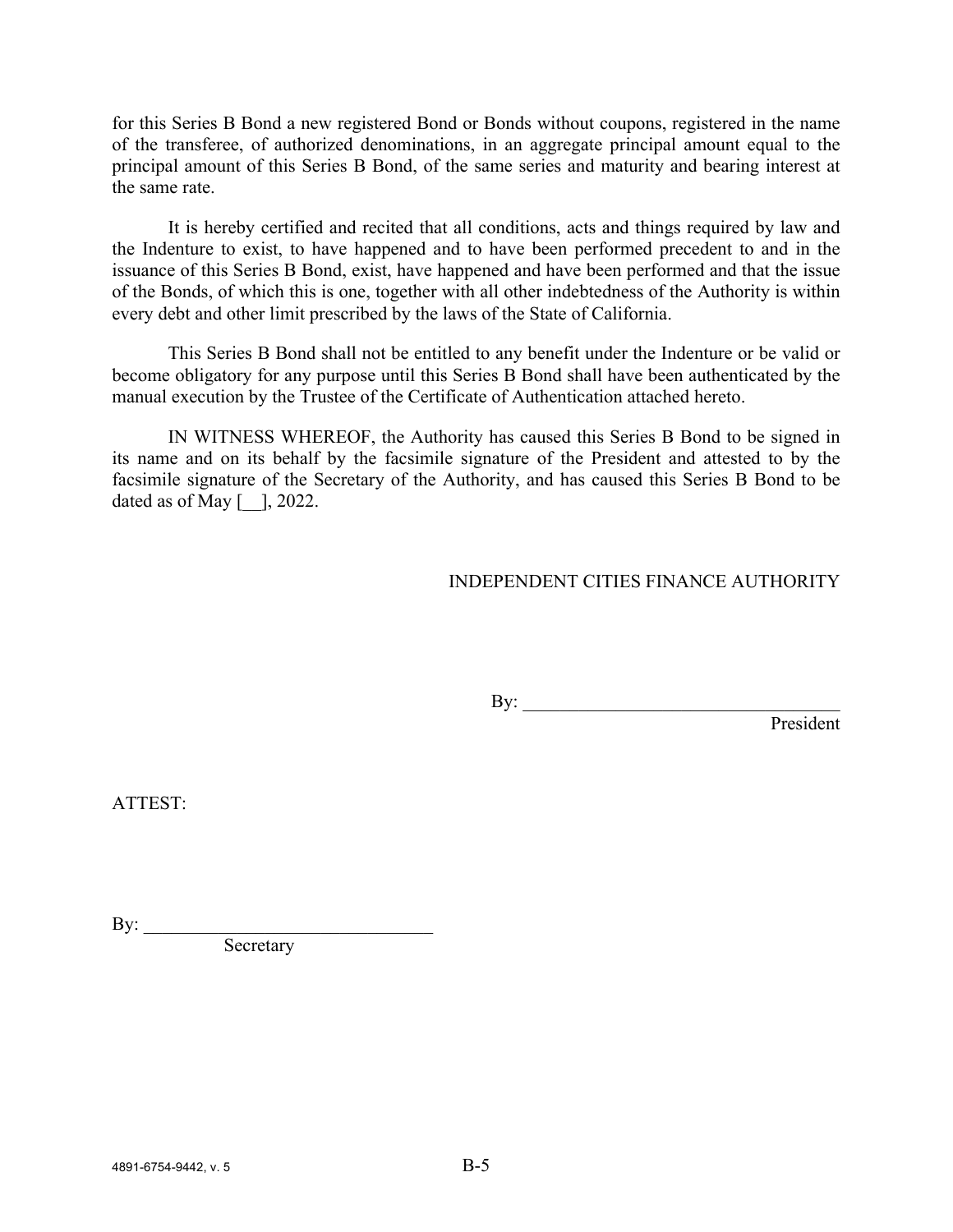for this Series B Bond a new registered Bond or Bonds without coupons, registered in the name of the transferee, of authorized denominations, in an aggregate principal amount equal to the principal amount of this Series B Bond, of the same series and maturity and bearing interest at the same rate.

It is hereby certified and recited that all conditions, acts and things required by law and the Indenture to exist, to have happened and to have been performed precedent to and in the issuance of this Series B Bond, exist, have happened and have been performed and that the issue of the Bonds, of which this is one, together with all other indebtedness of the Authority is within every debt and other limit prescribed by the laws of the State of California.

This Series B Bond shall not be entitled to any benefit under the Indenture or be valid or become obligatory for any purpose until this Series B Bond shall have been authenticated by the manual execution by the Trustee of the Certificate of Authentication attached hereto.

IN WITNESS WHEREOF, the Authority has caused this Series B Bond to be signed in its name and on its behalf by the facsimile signature of the President and attested to by the facsimile signature of the Secretary of the Authority, and has caused this Series B Bond to be dated as of May [__], 2022.

INDEPENDENT CITIES FINANCE AUTHORITY

By: ___________________________________
President

ATTEST:

By: ________________________________
Secretary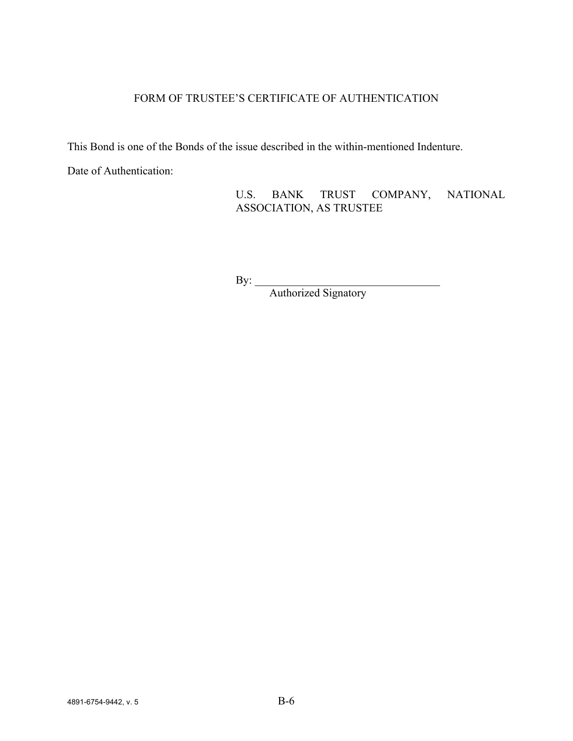FORM OF TRUSTEE'S CERTIFICATE OF AUTHENTICATION

This Bond is one of the Bonds of the issue described in the within-mentioned Indenture.

Date of Authentication:

U.S. BANK TRUST COMPANY, NATIONAL ASSOCIATION, AS TRUSTEE

By: _________________________________
Authorized Signatory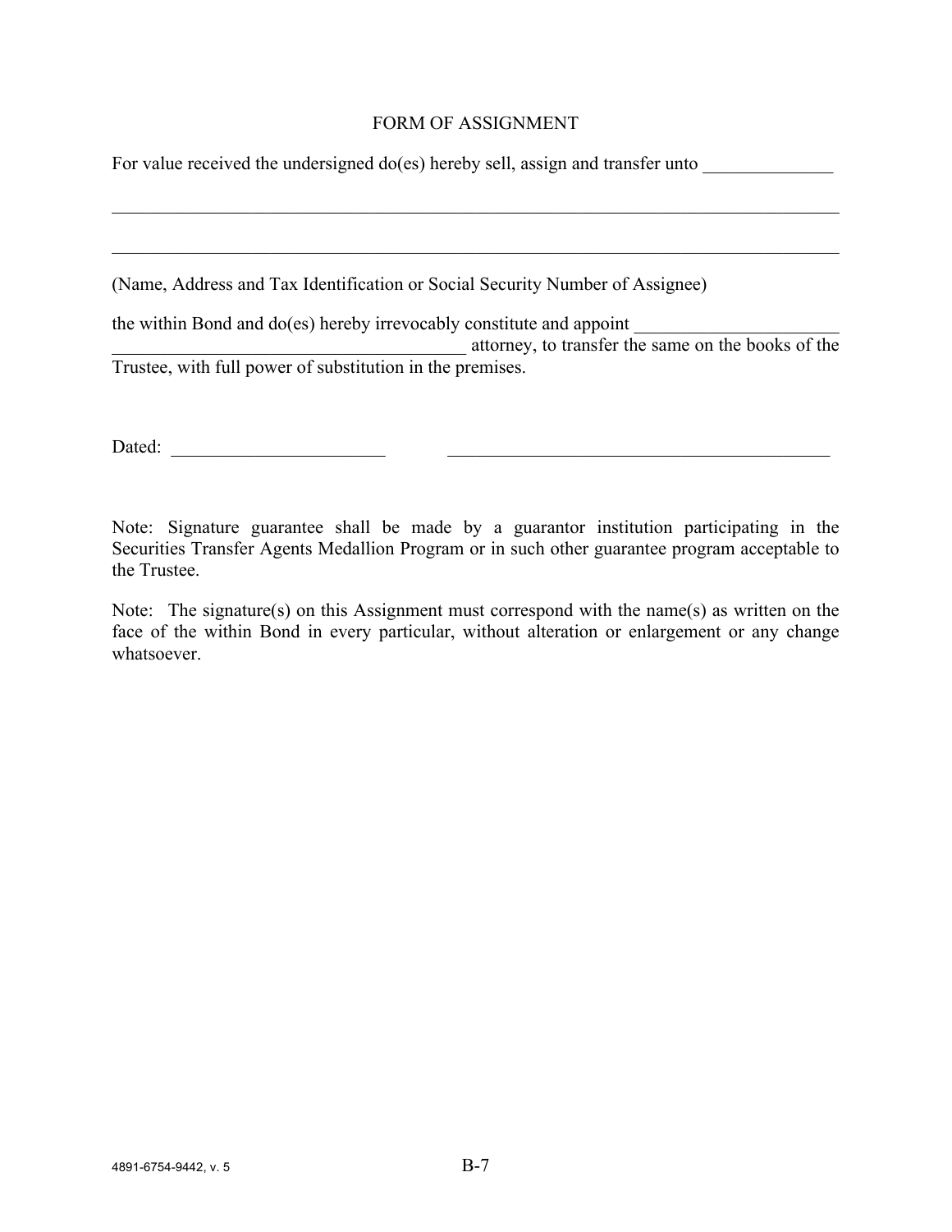FORM OF ASSIGNMENT

For value received the undersigned do(es) hereby sell, assign and transfer unto ______________

_______________________________________________________________________________

_______________________________________________________________________________

(Name, Address and Tax Identification or Social Security Number of Assignee)

the within Bond and do(es) hereby irrevocably constitute and appoint ______________________ _______________________________________ attorney, to transfer the same on the books of the Trustee, with full power of substitution in the premises.

Dated: ________________________          ____________________________________________

Note: Signature guarantee shall be made by a guarantor institution participating in the Securities Transfer Agents Medallion Program or in such other guarantee program acceptable to the Trustee.

Note: The signature(s) on this Assignment must correspond with the name(s) as written on the face of the within Bond in every particular, without alteration or enlargement or any change whatsoever.